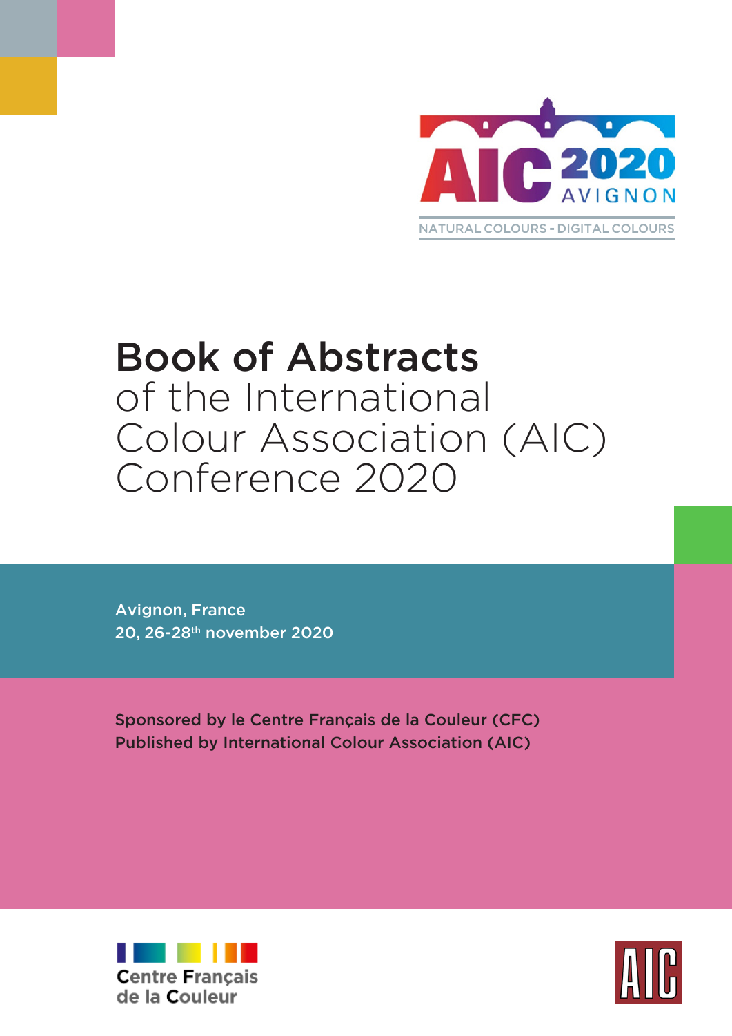AIC 2020 AVIGNON

NATURAL COLOURS - DIGITAL COLOURS

# Book of Abstracts of the International Colour Association (AIC) Conference 2020

Avignon, France
20, 26-28th november 2020

Sponsored by le Centre Français de la Couleur (CFC)
Published by International Colour Association (AIC)

Centre Français de la Couleur

AIC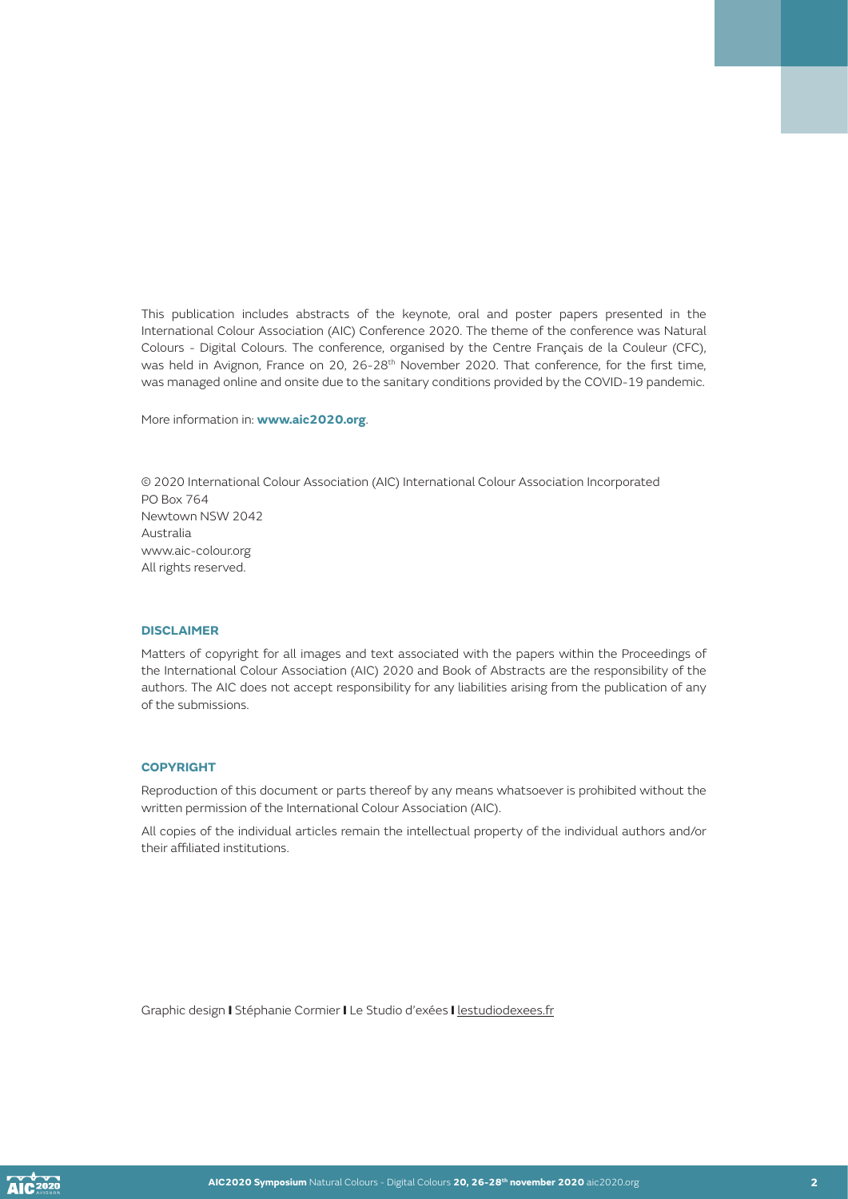This publication includes abstracts of the keynote, oral and poster papers presented in the International Colour Association (AIC) Conference 2020. The theme of the conference was Natural Colours - Digital Colours. The conference, organised by the Centre Français de la Couleur (CFC), was held in Avignon, France on 20, 26-28th November 2020. That conference, for the first time, was managed online and onsite due to the sanitary conditions provided by the COVID-19 pandemic.

More information in: **www.aic2020.org**.

© 2020 International Colour Association (AIC) International Colour Association Incorporated
PO Box 764
Newtown NSW 2042
Australia
www.aic-colour.org
All rights reserved.

### DISCLAIMER

Matters of copyright for all images and text associated with the papers within the Proceedings of the International Colour Association (AIC) 2020 and Book of Abstracts are the responsibility of the authors. The AIC does not accept responsibility for any liabilities arising from the publication of any of the submissions.

### COPYRIGHT

Reproduction of this document or parts thereof by any means whatsoever is prohibited without the written permission of the International Colour Association (AIC).

All copies of the individual articles remain the intellectual property of the individual authors and/or their affiliated institutions.

Graphic design | Stéphanie Cormier | Le Studio d'exées | lestudiodexees.fr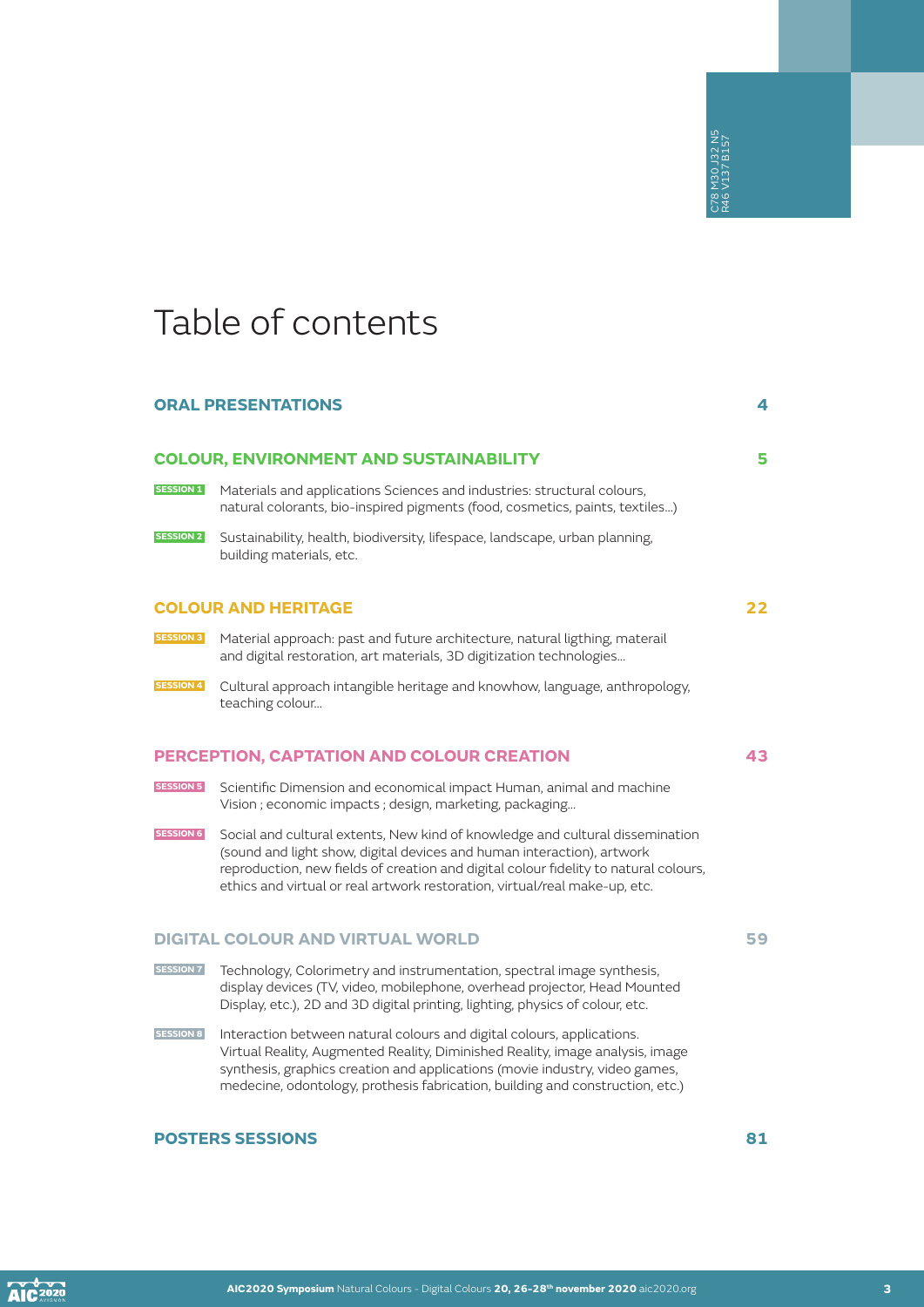# Table of contents

| | | |
|---|---|---|
| **ORAL PRESENTATIONS** | | **4** |
| **COLOUR, ENVIRONMENT AND SUSTAINABILITY** | | **5** |
| SESSION 1 | Materials and applications Sciences and industries: structural colours, natural colorants, bio-inspired pigments (food, cosmetics, paints, textiles...) | |
| SESSION 2 | Sustainability, health, biodiversity, lifespace, landscape, urban planning, building materials, etc. | |
| **COLOUR AND HERITAGE** | | **22** |
| SESSION 3 | Material approach: past and future architecture, natural ligthing, materail and digital restoration, art materials, 3D digitization technologies... | |
| SESSION 4 | Cultural approach intangible heritage and knowhow, language, anthropology, teaching colour... | |
| **PERCEPTION, CAPTATION AND COLOUR CREATION** | | **43** |
| SESSION 5 | Scientific Dimension and economical impact Human, animal and machine Vision ; economic impacts ; design, marketing, packaging... | |
| SESSION 6 | Social and cultural extents, New kind of knowledge and cultural dissemination (sound and light show, digital devices and human interaction), artwork reproduction, new fields of creation and digital colour fidelity to natural colours, ethics and virtual or real artwork restoration, virtual/real make-up, etc. | |
| **DIGITAL COLOUR AND VIRTUAL WORLD** | | **59** |
| SESSION 7 | Technology, Colorimetry and instrumentation, spectral image synthesis, display devices (TV, video, mobilephone, overhead projector, Head Mounted Display, etc.), 2D and 3D digital printing, lighting, physics of colour, etc. | |
| SESSION 8 | Interaction between natural colours and digital colours, applications. Virtual Reality, Augmented Reality, Diminished Reality, image analysis, image synthesis, graphics creation and applications (movie industry, video games, medecine, odontology, prothesis fabrication, building and construction, etc.) | |
| **POSTERS SESSIONS** | | **81** |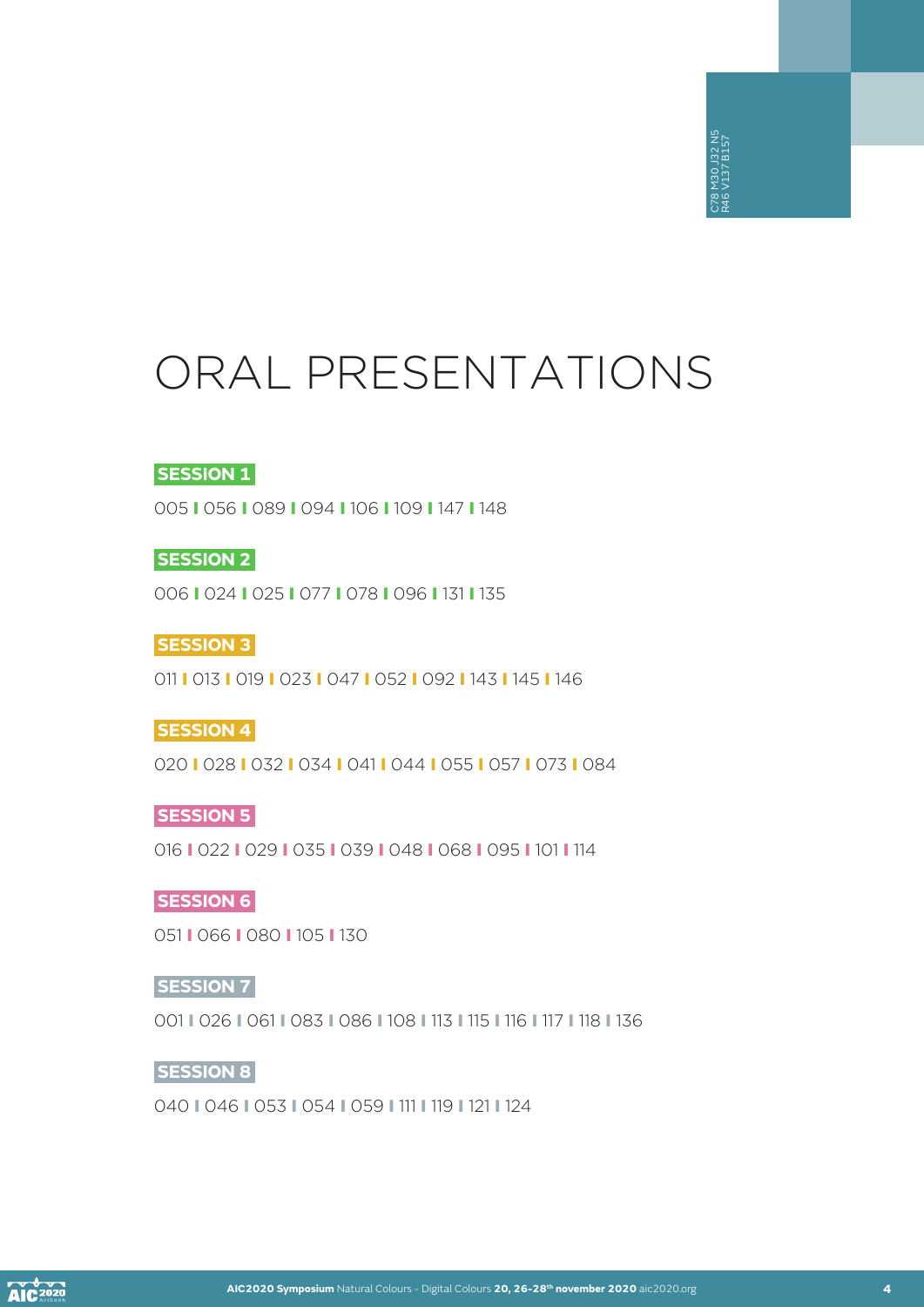# ORAL PRESENTATIONS

**SESSION 1**

005 | 056 | 089 | 094 | 106 | 109 | 147 | 148

**SESSION 2**

006 | 024 | 025 | 077 | 078 | 096 | 131 | 135

**SESSION 3**

011 | 013 | 019 | 023 | 047 | 052 | 092 | 143 | 145 | 146

**SESSION 4**

020 | 028 | 032 | 034 | 041 | 044 | 055 | 057 | 073 | 084

**SESSION 5**

016 | 022 | 029 | 035 | 039 | 048 | 068 | 095 | 101 | 114

**SESSION 6**

051 | 066 | 080 | 105 | 130

**SESSION 7**

001 | 026 | 061 | 083 | 086 | 108 | 113 | 115 | 116 | 117 | 118 | 136

**SESSION 8**

040 | 046 | 053 | 054 | 059 | 111 | 119 | 121 | 124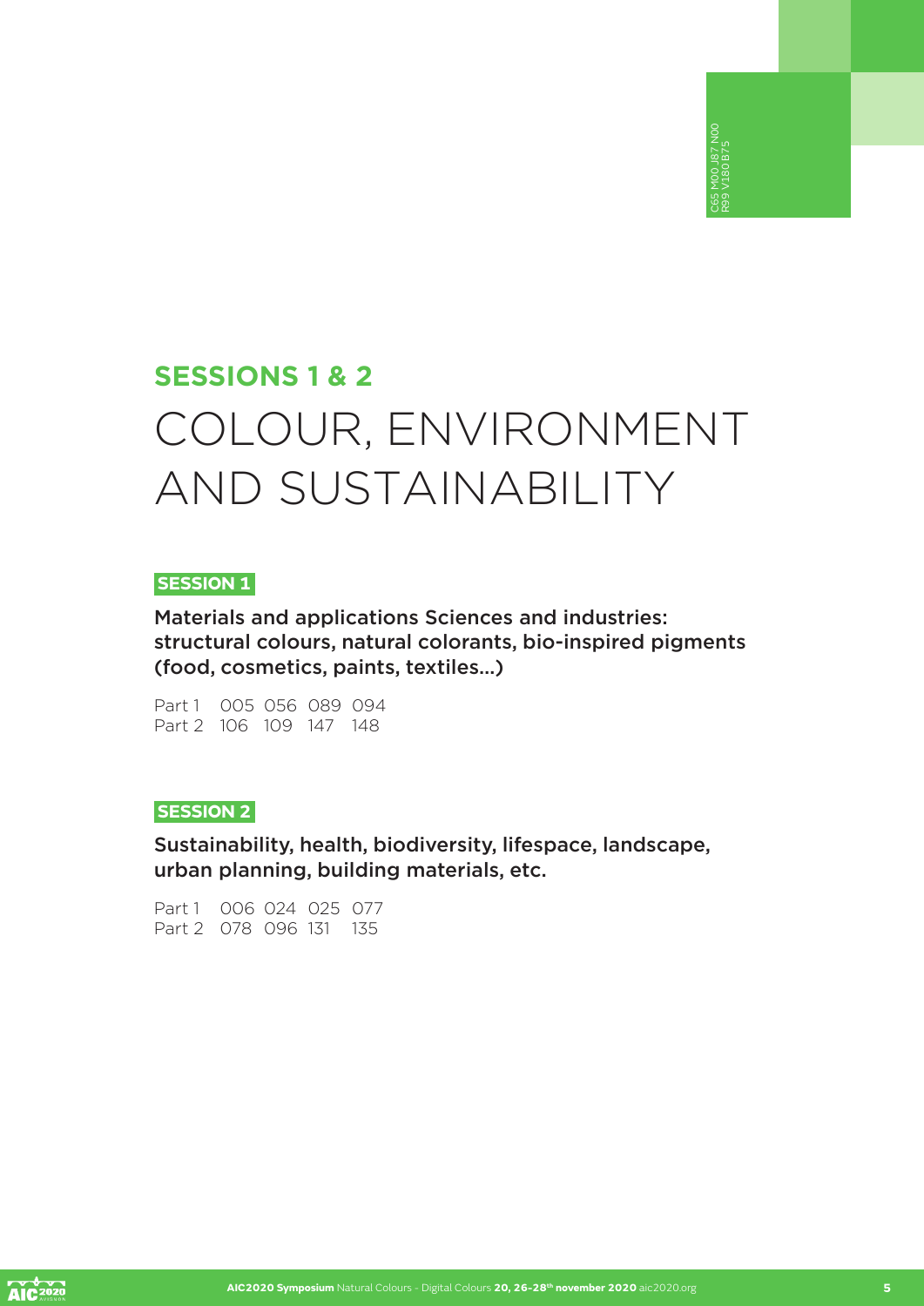## SESSIONS 1 & 2

# COLOUR, ENVIRONMENT AND SUSTAINABILITY

**SESSION 1**

**Materials and applications Sciences and industries: structural colours, natural colorants, bio-inspired pigments (food, cosmetics, paints, textiles...)**

Part 1 005 056 089 094
Part 2 106 109 147 148

**SESSION 2**

**Sustainability, health, biodiversity, lifespace, landscape, urban planning, building materials, etc.**

Part 1 006 024 025 077
Part 2 078 096 131 135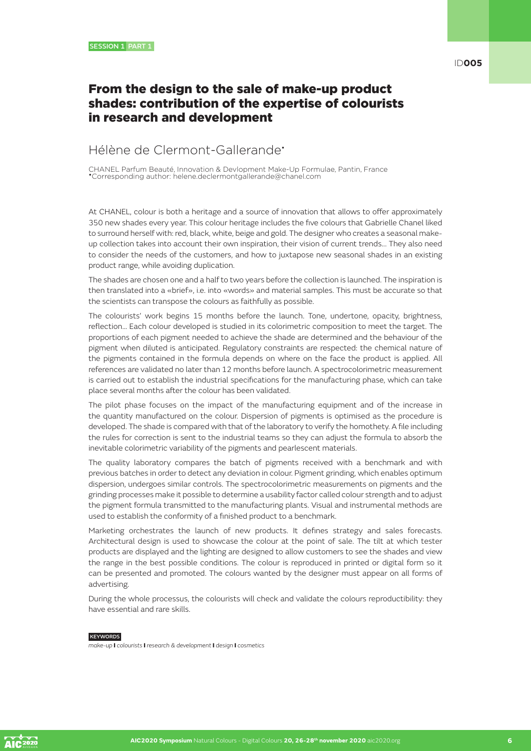# From the design to the sale of make-up product shades: contribution of the expertise of colourists in research and development

## Hélène de Clermont-Gallerande*

CHANEL Parfum Beauté, Innovation & Devlopment Make-Up Formulae, Pantin, France
*Corresponding author: helene.declermontgallerande@chanel.com

At CHANEL, colour is both a heritage and a source of innovation that allows to offer approximately 350 new shades every year. This colour heritage includes the five colours that Gabrielle Chanel liked to surround herself with: red, black, white, beige and gold. The designer who creates a seasonal make-up collection takes into account their own inspiration, their vision of current trends... They also need to consider the needs of the customers, and how to juxtapose new seasonal shades in an existing product range, while avoiding duplication.

The shades are chosen one and a half to two years before the collection is launched. The inspiration is then translated into a «brief», i.e. into «words» and material samples. This must be accurate so that the scientists can transpose the colours as faithfully as possible.

The colourists' work begins 15 months before the launch. Tone, undertone, opacity, brightness, reflection... Each colour developed is studied in its colorimetric composition to meet the target. The proportions of each pigment needed to achieve the shade are determined and the behaviour of the pigment when diluted is anticipated. Regulatory constraints are respected: the chemical nature of the pigments contained in the formula depends on where on the face the product is applied. All references are validated no later than 12 months before launch. A spectrocolorimetric measurement is carried out to establish the industrial specifications for the manufacturing phase, which can take place several months after the colour has been validated.

The pilot phase focuses on the impact of the manufacturing equipment and of the increase in the quantity manufactured on the colour. Dispersion of pigments is optimised as the procedure is developed. The shade is compared with that of the laboratory to verify the homothety. A file including the rules for correction is sent to the industrial teams so they can adjust the formula to absorb the inevitable colorimetric variability of the pigments and pearlescent materials.

The quality laboratory compares the batch of pigments received with a benchmark and with previous batches in order to detect any deviation in colour. Pigment grinding, which enables optimum dispersion, undergoes similar controls. The spectrocolorimetric measurements on pigments and the grinding processes make it possible to determine a usability factor called colour strength and to adjust the pigment formula transmitted to the manufacturing plants. Visual and instrumental methods are used to establish the conformity of a finished product to a benchmark.

Marketing orchestrates the launch of new products. It defines strategy and sales forecasts. Architectural design is used to showcase the colour at the point of sale. The tilt at which tester products are displayed and the lighting are designed to allow customers to see the shades and view the range in the best possible conditions. The colour is reproduced in printed or digital form so it can be presented and promoted. The colours wanted by the designer must appear on all forms of advertising.

During the whole processus, the colourists will check and validate the colours reproductibility: they have essential and rare skills.

**KEYWORDS**

*make-up* | *colourists* | *research & development* | *design* | *cosmetics*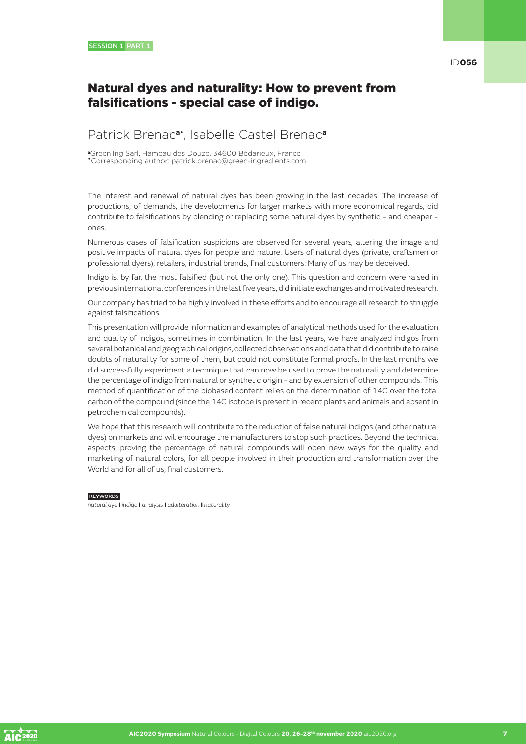SESSION 1 PART 1

ID056

# Natural dyes and naturality: How to prevent from falsifications - special case of indigo.

Patrick Brenac[a•], Isabelle Castel Brenac[a]

[a]Green'Ing Sarl, Hameau des Douze, 34600 Bédarieux, France
[•]Corresponding author: patrick.brenac@green-ingredients.com

The interest and renewal of natural dyes has been growing in the last decades. The increase of productions, of demands, the developments for larger markets with more economical regards, did contribute to falsifications by blending or replacing some natural dyes by synthetic - and cheaper - ones.

Numerous cases of falsification suspicions are observed for several years, altering the image and positive impacts of natural dyes for people and nature. Users of natural dyes (private, craftsmen or professional dyers), retailers, industrial brands, final customers: Many of us may be deceived.

Indigo is, by far, the most falsified (but not the only one). This question and concern were raised in previous international conferences in the last five years, did initiate exchanges and motivated research.

Our company has tried to be highly involved in these efforts and to encourage all research to struggle against falsifications.

This presentation will provide information and examples of analytical methods used for the evaluation and quality of indigos, sometimes in combination. In the last years, we have analyzed indigos from several botanical and geographical origins, collected observations and data that did contribute to raise doubts of naturality for some of them, but could not constitute formal proofs. In the last months we did successfully experiment a technique that can now be used to prove the naturality and determine the percentage of indigo from natural or synthetic origin - and by extension of other compounds. This method of quantification of the biobased content relies on the determination of 14C over the total carbon of the compound (since the 14C isotope is present in recent plants and animals and absent in petrochemical compounds).

We hope that this research will contribute to the reduction of false natural indigos (and other natural dyes) on markets and will encourage the manufacturers to stop such practices. Beyond the technical aspects, proving the percentage of natural compounds will open new ways for the quality and marketing of natural colors, for all people involved in their production and transformation over the World and for all of us, final customers.

KEYWORDS

*natural dye* **I** *indigo* **I** *analysis* **I** *adulteration* **I** *naturality*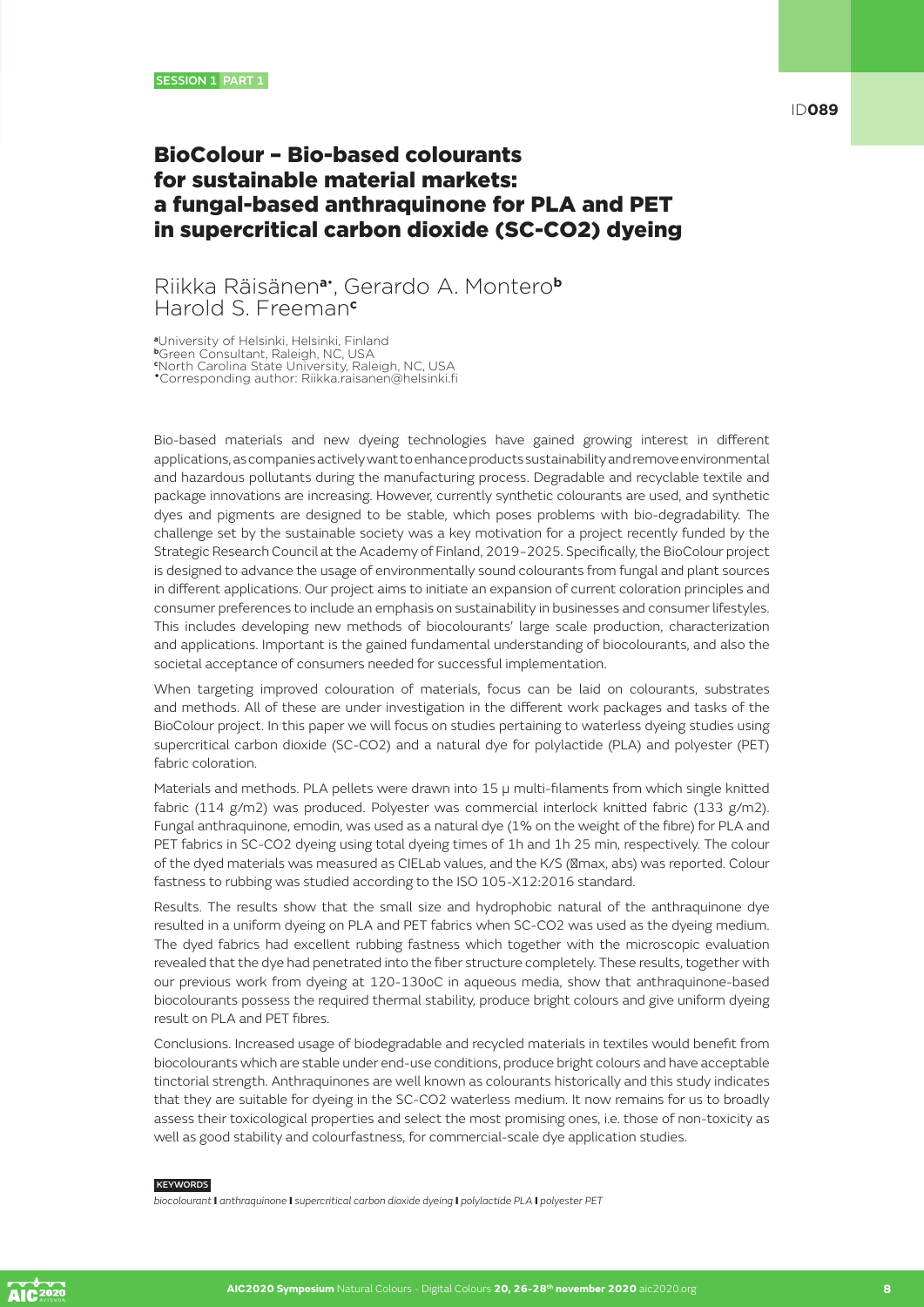SESSION 1 PART 1

ID**089**

# BioColour – Bio-based colourants for sustainable material markets: a fungal-based anthraquinone for PLA and PET in supercritical carbon dioxide (SC-CO2) dyeing

Riikka Räisänen[a*], Gerardo A. Montero[b]
Harold S. Freeman[c]

[a]University of Helsinki, Helsinki, Finland
[b]Green Consultant, Raleigh, NC, USA
[c]North Carolina State University, Raleigh, NC, USA
[*]Corresponding author: Riikka.raisanen@helsinki.fi

Bio-based materials and new dyeing technologies have gained growing interest in different applications, as companies actively want to enhance products sustainability and remove environmental and hazardous pollutants during the manufacturing process. Degradable and recyclable textile and package innovations are increasing. However, currently synthetic colourants are used, and synthetic dyes and pigments are designed to be stable, which poses problems with bio-degradability. The challenge set by the sustainable society was a key motivation for a project recently funded by the Strategic Research Council at the Academy of Finland, 2019–2025. Specifically, the BioColour project is designed to advance the usage of environmentally sound colourants from fungal and plant sources in different applications. Our project aims to initiate an expansion of current coloration principles and consumer preferences to include an emphasis on sustainability in businesses and consumer lifestyles. This includes developing new methods of biocolourants' large scale production, characterization and applications. Important is the gained fundamental understanding of biocolourants, and also the societal acceptance of consumers needed for successful implementation.

When targeting improved colouration of materials, focus can be laid on colourants, substrates and methods. All of these are under investigation in the different work packages and tasks of the BioColour project. In this paper we will focus on studies pertaining to waterless dyeing studies using supercritical carbon dioxide (SC-CO2) and a natural dye for polylactide (PLA) and polyester (PET) fabric coloration.

Materials and methods. PLA pellets were drawn into 15 μ multi-filaments from which single knitted fabric (114 g/m2) was produced. Polyester was commercial interlock knitted fabric (133 g/m2). Fungal anthraquinone, emodin, was used as a natural dye (1% on the weight of the fibre) for PLA and PET fabrics in SC-CO2 dyeing using total dyeing times of 1h and 1h 25 min, respectively. The colour of the dyed materials was measured as CIELab values, and the K/S (λmax, abs) was reported. Colour fastness to rubbing was studied according to the ISO 105-X12:2016 standard.

Results. The results show that the small size and hydrophobic natural of the anthraquinone dye resulted in a uniform dyeing on PLA and PET fabrics when SC-CO2 was used as the dyeing medium. The dyed fabrics had excellent rubbing fastness which together with the microscopic evaluation revealed that the dye had penetrated into the fiber structure completely. These results, together with our previous work from dyeing at 120-130oC in aqueous media, show that anthraquinone-based biocolourants possess the required thermal stability, produce bright colours and give uniform dyeing result on PLA and PET fibres.

Conclusions. Increased usage of biodegradable and recycled materials in textiles would benefit from biocolourants which are stable under end-use conditions, produce bright colours and have acceptable tinctorial strength. Anthraquinones are well known as colourants historically and this study indicates that they are suitable for dyeing in the SC-CO2 waterless medium. It now remains for us to broadly assess their toxicological properties and select the most promising ones, i.e. those of non-toxicity as well as good stability and colourfastness, for commercial-scale dye application studies.

KEYWORDS

*biocolourant* **I** *anthraquinone* **I** *supercritical carbon dioxide dyeing* **I** *polylactide PLA* **I** *polyester PET*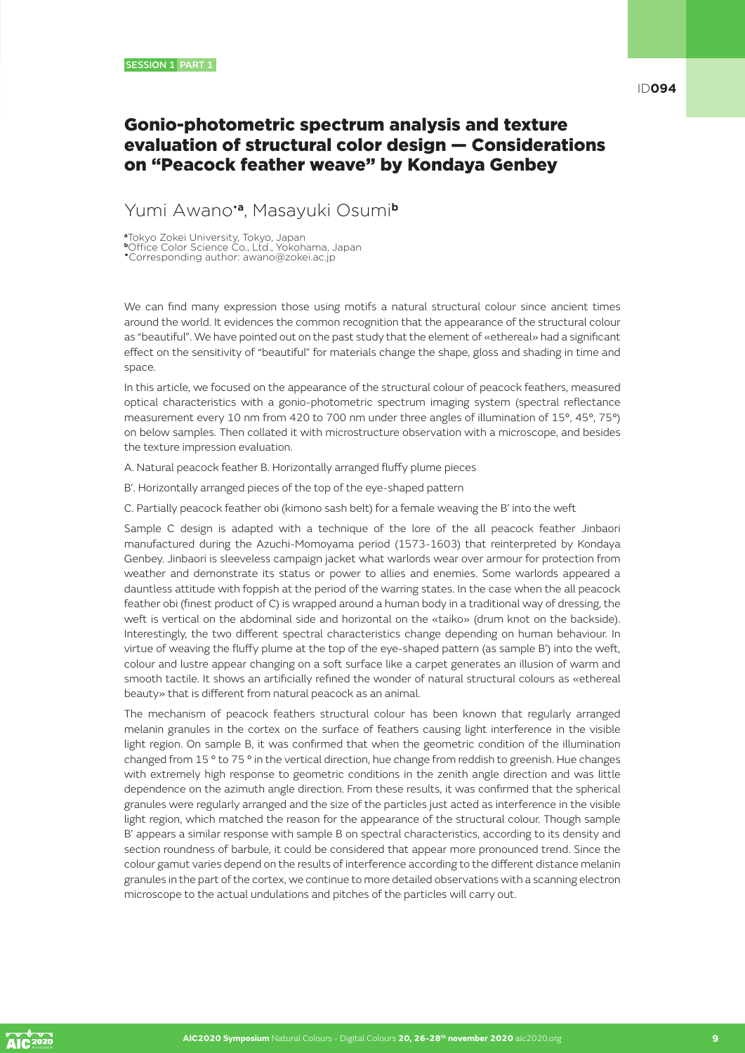# Gonio-photometric spectrum analysis and texture evaluation of structural color design — Considerations on "Peacock feather weave" by Kondaya Genbey

Yumi Awano[*a], Masayuki Osumi[b]

[a]Tokyo Zokei University, Tokyo, Japan
[b]Office Color Science Co., Ltd., Yokohama, Japan
[*]Corresponding author: awano@zokei.ac.jp

We can find many expression those using motifs a natural structural colour since ancient times around the world. It evidences the common recognition that the appearance of the structural colour as "beautiful". We have pointed out on the past study that the element of «ethereal» had a significant effect on the sensitivity of "beautiful" for materials change the shape, gloss and shading in time and space.

In this article, we focused on the appearance of the structural colour of peacock feathers, measured optical characteristics with a gonio-photometric spectrum imaging system (spectral reflectance measurement every 10 nm from 420 to 700 nm under three angles of illumination of 15°, 45°, 75°) on below samples. Then collated it with microstructure observation with a microscope, and besides the texture impression evaluation.

A. Natural peacock feather B. Horizontally arranged fluffy plume pieces

B'. Horizontally arranged pieces of the top of the eye-shaped pattern

C. Partially peacock feather obi (kimono sash belt) for a female weaving the B' into the weft

Sample C design is adapted with a technique of the lore of the all peacock feather Jinbaori manufactured during the Azuchi-Momoyama period (1573-1603) that reinterpreted by Kondaya Genbey. Jinbaori is sleeveless campaign jacket what warlords wear over armour for protection from weather and demonstrate its status or power to allies and enemies. Some warlords appeared a dauntless attitude with foppish at the period of the warring states. In the case when the all peacock feather obi (finest product of C) is wrapped around a human body in a traditional way of dressing, the weft is vertical on the abdominal side and horizontal on the «taiko» (drum knot on the backside). Interestingly, the two different spectral characteristics change depending on human behaviour. In virtue of weaving the fluffy plume at the top of the eye-shaped pattern (as sample B') into the weft, colour and lustre appear changing on a soft surface like a carpet generates an illusion of warm and smooth tactile. It shows an artificially refined the wonder of natural structural colours as «ethereal beauty» that is different from natural peacock as an animal.

The mechanism of peacock feathers structural colour has been known that regularly arranged melanin granules in the cortex on the surface of feathers causing light interference in the visible light region. On sample B, it was confirmed that when the geometric condition of the illumination changed from 15 ° to 75 ° in the vertical direction, hue change from reddish to greenish. Hue changes with extremely high response to geometric conditions in the zenith angle direction and was little dependence on the azimuth angle direction. From these results, it was confirmed that the spherical granules were regularly arranged and the size of the particles just acted as interference in the visible light region, which matched the reason for the appearance of the structural colour. Though sample B' appears a similar response with sample B on spectral characteristics, according to its density and section roundness of barbule, it could be considered that appear more pronounced trend. Since the colour gamut varies depend on the results of interference according to the different distance melanin granules in the part of the cortex, we continue to more detailed observations with a scanning electron microscope to the actual undulations and pitches of the particles will carry out.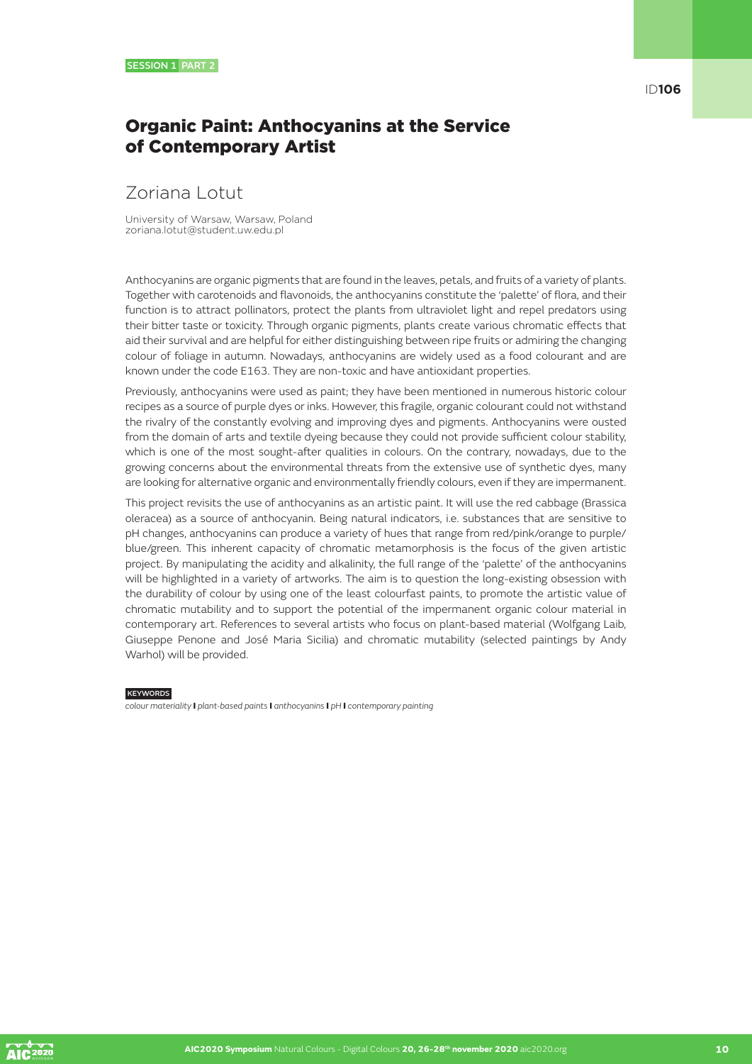SESSION 1 PART 2

ID106

# Organic Paint: Anthocyanins at the Service of Contemporary Artist

## Zoriana Lotut

University of Warsaw, Warsaw, Poland
zoriana.lotut@student.uw.edu.pl

Anthocyanins are organic pigments that are found in the leaves, petals, and fruits of a variety of plants. Together with carotenoids and flavonoids, the anthocyanins constitute the 'palette' of flora, and their function is to attract pollinators, protect the plants from ultraviolet light and repel predators using their bitter taste or toxicity. Through organic pigments, plants create various chromatic effects that aid their survival and are helpful for either distinguishing between ripe fruits or admiring the changing colour of foliage in autumn. Nowadays, anthocyanins are widely used as a food colourant and are known under the code E163. They are non-toxic and have antioxidant properties.

Previously, anthocyanins were used as paint; they have been mentioned in numerous historic colour recipes as a source of purple dyes or inks. However, this fragile, organic colourant could not withstand the rivalry of the constantly evolving and improving dyes and pigments. Anthocyanins were ousted from the domain of arts and textile dyeing because they could not provide sufficient colour stability, which is one of the most sought-after qualities in colours. On the contrary, nowadays, due to the growing concerns about the environmental threats from the extensive use of synthetic dyes, many are looking for alternative organic and environmentally friendly colours, even if they are impermanent.

This project revisits the use of anthocyanins as an artistic paint. It will use the red cabbage (Brassica oleracea) as a source of anthocyanin. Being natural indicators, i.e. substances that are sensitive to pH changes, anthocyanins can produce a variety of hues that range from red/pink/orange to purple/blue/green. This inherent capacity of chromatic metamorphosis is the focus of the given artistic project. By manipulating the acidity and alkalinity, the full range of the 'palette' of the anthocyanins will be highlighted in a variety of artworks. The aim is to question the long-existing obsession with the durability of colour by using one of the least colourfast paints, to promote the artistic value of chromatic mutability and to support the potential of the impermanent organic colour material in contemporary art. References to several artists who focus on plant-based material (Wolfgang Laib, Giuseppe Penone and José Maria Sicilia) and chromatic mutability (selected paintings by Andy Warhol) will be provided.

KEYWORDS

*colour materiality* | *plant-based paints* | *anthocyanins* | *pH* | *contemporary painting*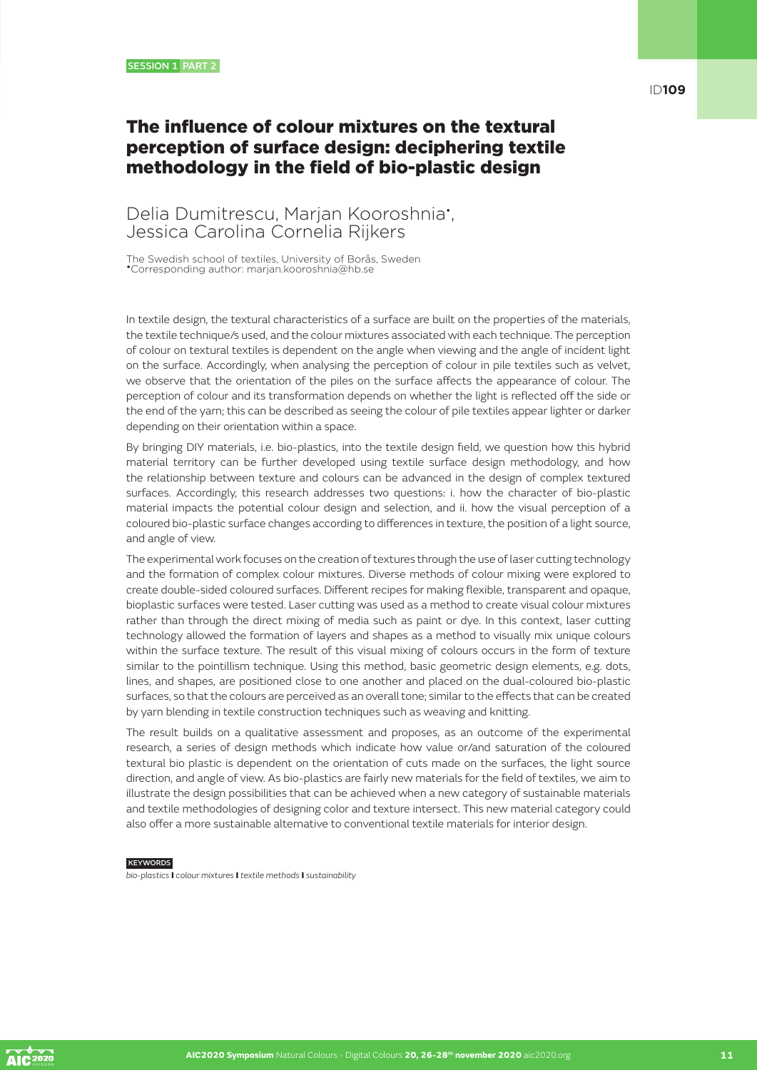SESSION 1 PART 2

ID**109**

# The influence of colour mixtures on the textural perception of surface design: deciphering textile methodology in the field of bio-plastic design

Delia Dumitrescu, Marjan Kooroshnia*, Jessica Carolina Cornelia Rijkers

The Swedish school of textiles, University of Borås, Sweden
*Corresponding author: marjan.kooroshnia@hb.se

In textile design, the textural characteristics of a surface are built on the properties of the materials, the textile technique/s used, and the colour mixtures associated with each technique. The perception of colour on textural textiles is dependent on the angle when viewing and the angle of incident light on the surface. Accordingly, when analysing the perception of colour in pile textiles such as velvet, we observe that the orientation of the piles on the surface affects the appearance of colour. The perception of colour and its transformation depends on whether the light is reflected off the side or the end of the yarn; this can be described as seeing the colour of pile textiles appear lighter or darker depending on their orientation within a space.

By bringing DIY materials, i.e. bio-plastics, into the textile design field, we question how this hybrid material territory can be further developed using textile surface design methodology, and how the relationship between texture and colours can be advanced in the design of complex textured surfaces. Accordingly, this research addresses two questions: i. how the character of bio-plastic material impacts the potential colour design and selection, and ii. how the visual perception of a coloured bio-plastic surface changes according to differences in texture, the position of a light source, and angle of view.

The experimental work focuses on the creation of textures through the use of laser cutting technology and the formation of complex colour mixtures. Diverse methods of colour mixing were explored to create double-sided coloured surfaces. Different recipes for making flexible, transparent and opaque, bioplastic surfaces were tested. Laser cutting was used as a method to create visual colour mixtures rather than through the direct mixing of media such as paint or dye. In this context, laser cutting technology allowed the formation of layers and shapes as a method to visually mix unique colours within the surface texture. The result of this visual mixing of colours occurs in the form of texture similar to the pointillism technique. Using this method, basic geometric design elements, e.g. dots, lines, and shapes, are positioned close to one another and placed on the dual-coloured bio-plastic surfaces, so that the colours are perceived as an overall tone; similar to the effects that can be created by yarn blending in textile construction techniques such as weaving and knitting.

The result builds on a qualitative assessment and proposes, as an outcome of the experimental research, a series of design methods which indicate how value or/and saturation of the coloured textural bio plastic is dependent on the orientation of cuts made on the surfaces, the light source direction, and angle of view. As bio-plastics are fairly new materials for the field of textiles, we aim to illustrate the design possibilities that can be achieved when a new category of sustainable materials and textile methodologies of designing color and texture intersect. This new material category could also offer a more sustainable alternative to conventional textile materials for interior design.

**KEYWORDS**

*bio-plastics* **I** *colour mixtures* **I** *textile methods* **I** *sustainability*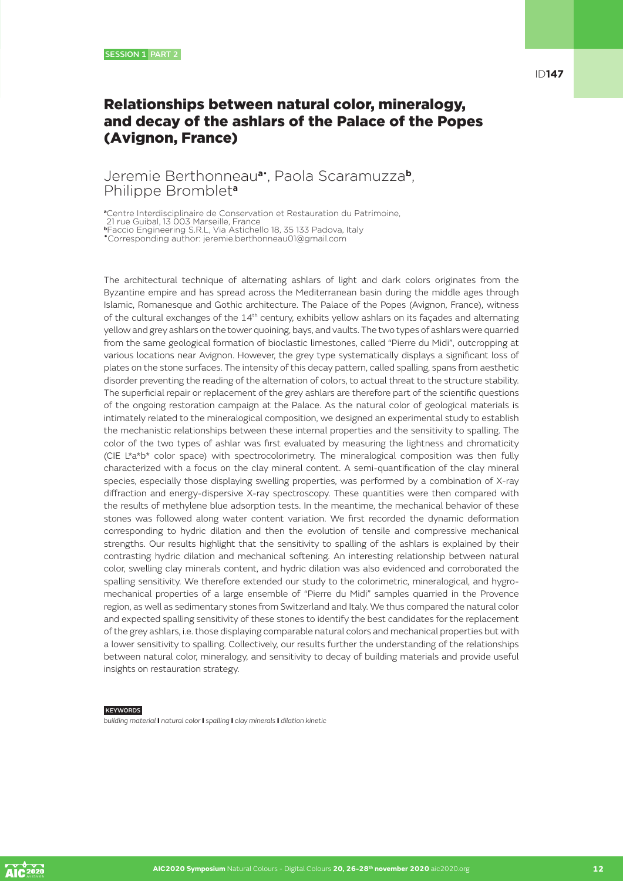SESSION 1 PART 2

ID**147**

# Relationships between natural color, mineralogy, and decay of the ashlars of the Palace of the Popes (Avignon, France)

Jeremie Berthonneau[a•], Paola Scaramuzza[b], Philippe Bromblet[a]

[a]Centre Interdisciplinaire de Conservation et Restauration du Patrimoine, 21 rue Guibal, 13 003 Marseille, France
[b]Faccio Engineering S.R.L, Via Astichello 18, 35 133 Padova, Italy
[•]Corresponding author: jeremie.berthonneau01@gmail.com

The architectural technique of alternating ashlars of light and dark colors originates from the Byzantine empire and has spread across the Mediterranean basin during the middle ages through Islamic, Romanesque and Gothic architecture. The Palace of the Popes (Avignon, France), witness of the cultural exchanges of the 14th century, exhibits yellow ashlars on its façades and alternating yellow and grey ashlars on the tower quoining, bays, and vaults. The two types of ashlars were quarried from the same geological formation of bioclastic limestones, called "Pierre du Midi", outcropping at various locations near Avignon. However, the grey type systematically displays a significant loss of plates on the stone surfaces. The intensity of this decay pattern, called spalling, spans from aesthetic disorder preventing the reading of the alternation of colors, to actual threat to the structure stability. The superficial repair or replacement of the grey ashlars are therefore part of the scientific questions of the ongoing restoration campaign at the Palace. As the natural color of geological materials is intimately related to the mineralogical composition, we designed an experimental study to establish the mechanistic relationships between these internal properties and the sensitivity to spalling. The color of the two types of ashlar was first evaluated by measuring the lightness and chromaticity (CIE L*a*b* color space) with spectrocolorimetry. The mineralogical composition was then fully characterized with a focus on the clay mineral content. A semi-quantification of the clay mineral species, especially those displaying swelling properties, was performed by a combination of X-ray diffraction and energy-dispersive X-ray spectroscopy. These quantities were then compared with the results of methylene blue adsorption tests. In the meantime, the mechanical behavior of these stones was followed along water content variation. We first recorded the dynamic deformation corresponding to hydric dilation and then the evolution of tensile and compressive mechanical strengths. Our results highlight that the sensitivity to spalling of the ashlars is explained by their contrasting hydric dilation and mechanical softening. An interesting relationship between natural color, swelling clay minerals content, and hydric dilation was also evidenced and corroborated the spalling sensitivity. We therefore extended our study to the colorimetric, mineralogical, and hygro-mechanical properties of a large ensemble of "Pierre du Midi" samples quarried in the Provence region, as well as sedimentary stones from Switzerland and Italy. We thus compared the natural color and expected spalling sensitivity of these stones to identify the best candidates for the replacement of the grey ashlars, i.e. those displaying comparable natural colors and mechanical properties but with a lower sensitivity to spalling. Collectively, our results further the understanding of the relationships between natural color, mineralogy, and sensitivity to decay of building materials and provide useful insights on restauration strategy.

**KEYWORDS**

*building material* **I** *natural color* **I** *spalling* **I** *clay minerals* **I** *dilation kinetic*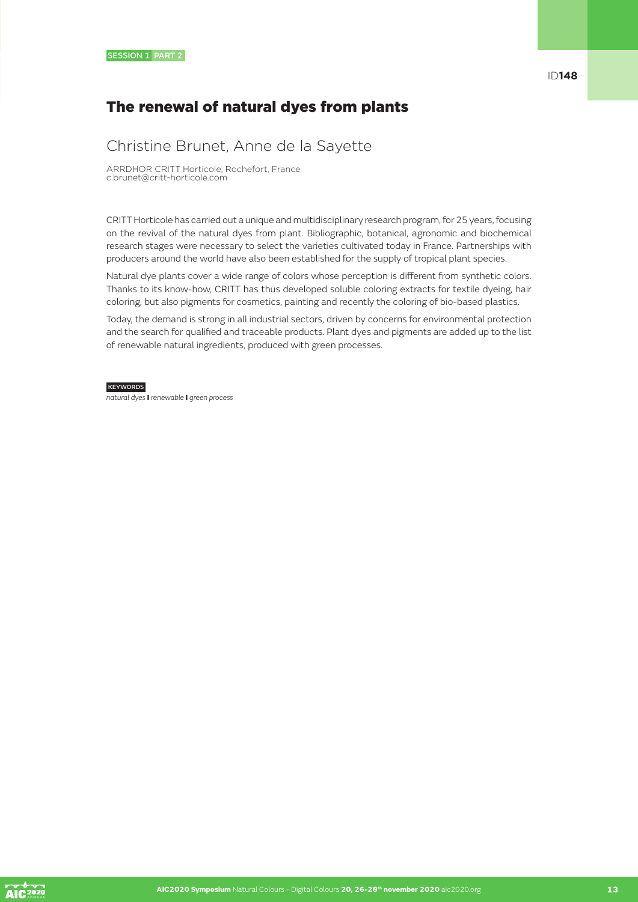SESSION 1 PART 2

ID**148**

# The renewal of natural dyes from plants

## Christine Brunet, Anne de la Sayette

ARRDHOR CRITT Horticole, Rochefort, France
c.brunet@critt-horticole.com

CRITT Horticole has carried out a unique and multidisciplinary research program, for 25 years, focusing on the revival of the natural dyes from plant. Bibliographic, botanical, agronomic and biochemical research stages were necessary to select the varieties cultivated today in France. Partnerships with producers around the world have also been established for the supply of tropical plant species.

Natural dye plants cover a wide range of colors whose perception is different from synthetic colors. Thanks to its know-how, CRITT has thus developed soluble coloring extracts for textile dyeing, hair coloring, but also pigments for cosmetics, painting and recently the coloring of bio-based plastics.

Today, the demand is strong in all industrial sectors, driven by concerns for environmental protection and the search for qualified and traceable products. Plant dyes and pigments are added up to the list of renewable natural ingredients, produced with green processes.

KEYWORDS

*natural dyes* **I** *renewable* **I** *green process*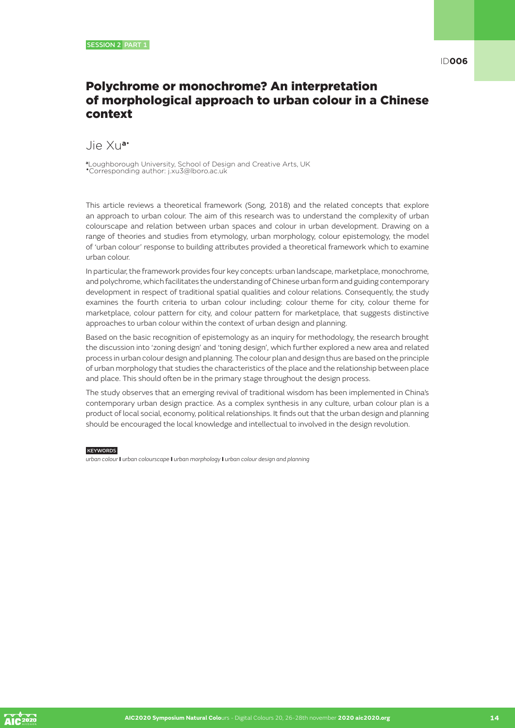SESSION 2 PART 1

ID**006**

# Polychrome or monochrome? An interpretation of morphological approach to urban colour in a Chinese context

Jie Xu[a*]

[a]Loughborough University, School of Design and Creative Arts, UK
[*]Corresponding author: j.xu3@lboro.ac.uk

This article reviews a theoretical framework (Song, 2018) and the related concepts that explore an approach to urban colour. The aim of this research was to understand the complexity of urban colourscape and relation between urban spaces and colour in urban development. Drawing on a range of theories and studies from etymology, urban morphology, colour epistemology, the model of 'urban colour' response to building attributes provided a theoretical framework which to examine urban colour.

In particular, the framework provides four key concepts: urban landscape, marketplace, monochrome, and polychrome, which facilitates the understanding of Chinese urban form and guiding contemporary development in respect of traditional spatial qualities and colour relations. Consequently, the study examines the fourth criteria to urban colour including: colour theme for city, colour theme for marketplace, colour pattern for city, and colour pattern for marketplace, that suggests distinctive approaches to urban colour within the context of urban design and planning.

Based on the basic recognition of epistemology as an inquiry for methodology, the research brought the discussion into 'zoning design' and 'toning design', which further explored a new area and related process in urban colour design and planning. The colour plan and design thus are based on the principle of urban morphology that studies the characteristics of the place and the relationship between place and place. This should often be in the primary stage throughout the design process.

The study observes that an emerging revival of traditional wisdom has been implemented in China's contemporary urban design practice. As a complex synthesis in any culture, urban colour plan is a product of local social, economy, political relationships. It finds out that the urban design and planning should be encouraged the local knowledge and intellectual to involved in the design revolution.

KEYWORDS

*urban colour* I *urban colourscape* I *urban morphology* I *urban colour design and planning*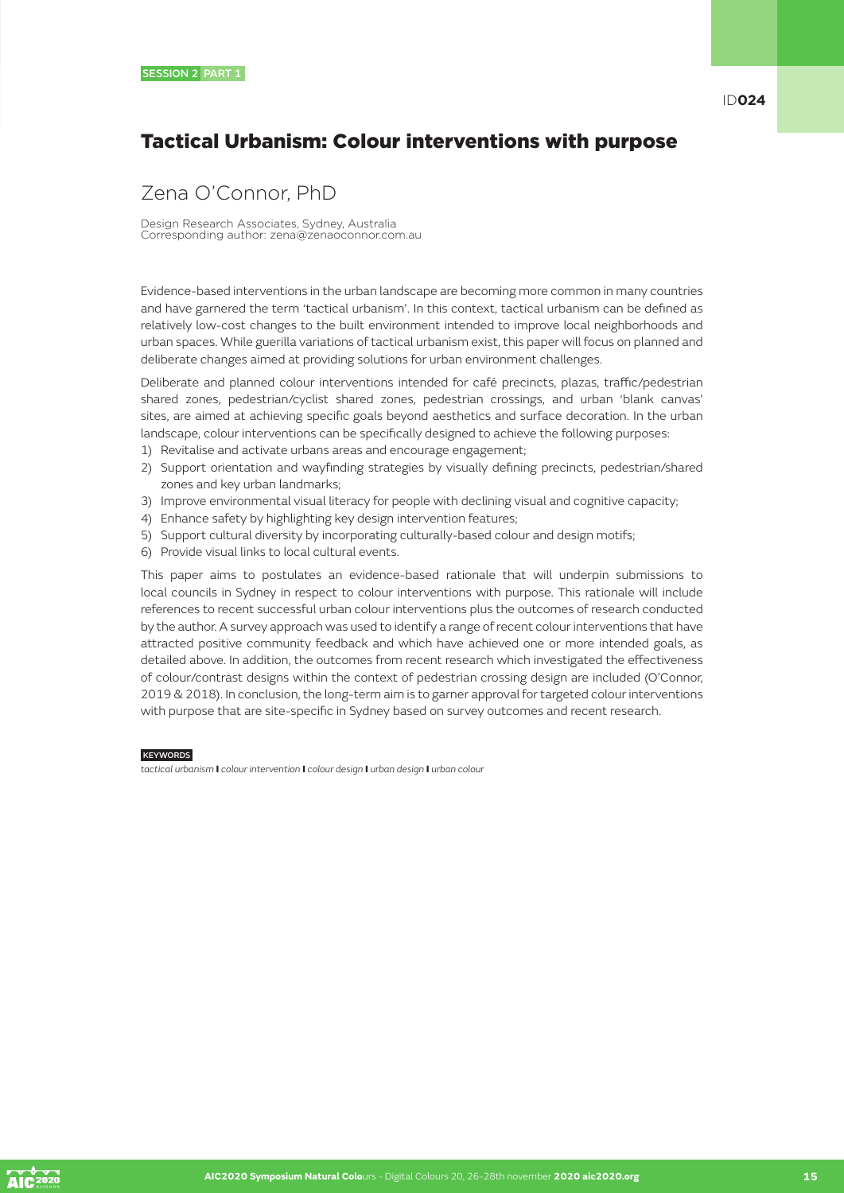SESSION 2 PART 1

ID**024**

# Tactical Urbanism: Colour interventions with purpose

## Zena O'Connor, PhD

Design Research Associates, Sydney, Australia
Corresponding author: zena@zenaoconnor.com.au

Evidence-based interventions in the urban landscape are becoming more common in many countries and have garnered the term 'tactical urbanism'. In this context, tactical urbanism can be defined as relatively low-cost changes to the built environment intended to improve local neighborhoods and urban spaces. While guerilla variations of tactical urbanism exist, this paper will focus on planned and deliberate changes aimed at providing solutions for urban environment challenges.

Deliberate and planned colour interventions intended for café precincts, plazas, traffic/pedestrian shared zones, pedestrian/cyclist shared zones, pedestrian crossings, and urban 'blank canvas' sites, are aimed at achieving specific goals beyond aesthetics and surface decoration. In the urban landscape, colour interventions can be specifically designed to achieve the following purposes:

1) Revitalise and activate urbans areas and encourage engagement;
2) Support orientation and wayfinding strategies by visually defining precincts, pedestrian/shared zones and key urban landmarks;
3) Improve environmental visual literacy for people with declining visual and cognitive capacity;
4) Enhance safety by highlighting key design intervention features;
5) Support cultural diversity by incorporating culturally-based colour and design motifs;
6) Provide visual links to local cultural events.

This paper aims to postulates an evidence-based rationale that will underpin submissions to local councils in Sydney in respect to colour interventions with purpose. This rationale will include references to recent successful urban colour interventions plus the outcomes of research conducted by the author. A survey approach was used to identify a range of recent colour interventions that have attracted positive community feedback and which have achieved one or more intended goals, as detailed above. In addition, the outcomes from recent research which investigated the effectiveness of colour/contrast designs within the context of pedestrian crossing design are included (O'Connor, 2019 & 2018). In conclusion, the long-term aim is to garner approval for targeted colour interventions with purpose that are site-specific in Sydney based on survey outcomes and recent research.

KEYWORDS

*tactical urbanism* **I** *colour intervention* **I** *colour design* **I** *urban design* **I** *urban colour*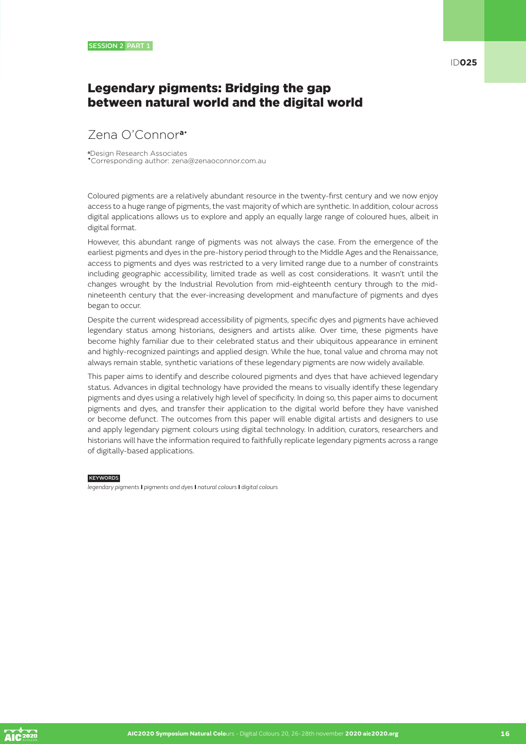SESSION 2 PART 1

ID025

# Legendary pigments: Bridging the gap between natural world and the digital world

## Zena O'Connor[a*]

[a] Design Research Associates
[*] Corresponding author: zena@zenaoconnor.com.au

Coloured pigments are a relatively abundant resource in the twenty-first century and we now enjoy access to a huge range of pigments, the vast majority of which are synthetic. In addition, colour across digital applications allows us to explore and apply an equally large range of coloured hues, albeit in digital format.

However, this abundant range of pigments was not always the case. From the emergence of the earliest pigments and dyes in the pre-history period through to the Middle Ages and the Renaissance, access to pigments and dyes was restricted to a very limited range due to a number of constraints including geographic accessibility, limited trade as well as cost considerations. It wasn't until the changes wrought by the Industrial Revolution from mid-eighteenth century through to the mid-nineteenth century that the ever-increasing development and manufacture of pigments and dyes began to occur.

Despite the current widespread accessibility of pigments, specific dyes and pigments have achieved legendary status among historians, designers and artists alike. Over time, these pigments have become highly familiar due to their celebrated status and their ubiquitous appearance in eminent and highly-recognized paintings and applied design. While the hue, tonal value and chroma may not always remain stable, synthetic variations of these legendary pigments are now widely available.

This paper aims to identify and describe coloured pigments and dyes that have achieved legendary status. Advances in digital technology have provided the means to visually identify these legendary pigments and dyes using a relatively high level of specificity. In doing so, this paper aims to document pigments and dyes, and transfer their application to the digital world before they have vanished or become defunct. The outcomes from this paper will enable digital artists and designers to use and apply legendary pigment colours using digital technology. In addition, curators, researchers and historians will have the information required to faithfully replicate legendary pigments across a range of digitally-based applications.

KEYWORDS

*legendary pigments* **I** *pigments and dyes* **I** *natural colours* **I** *digital colours*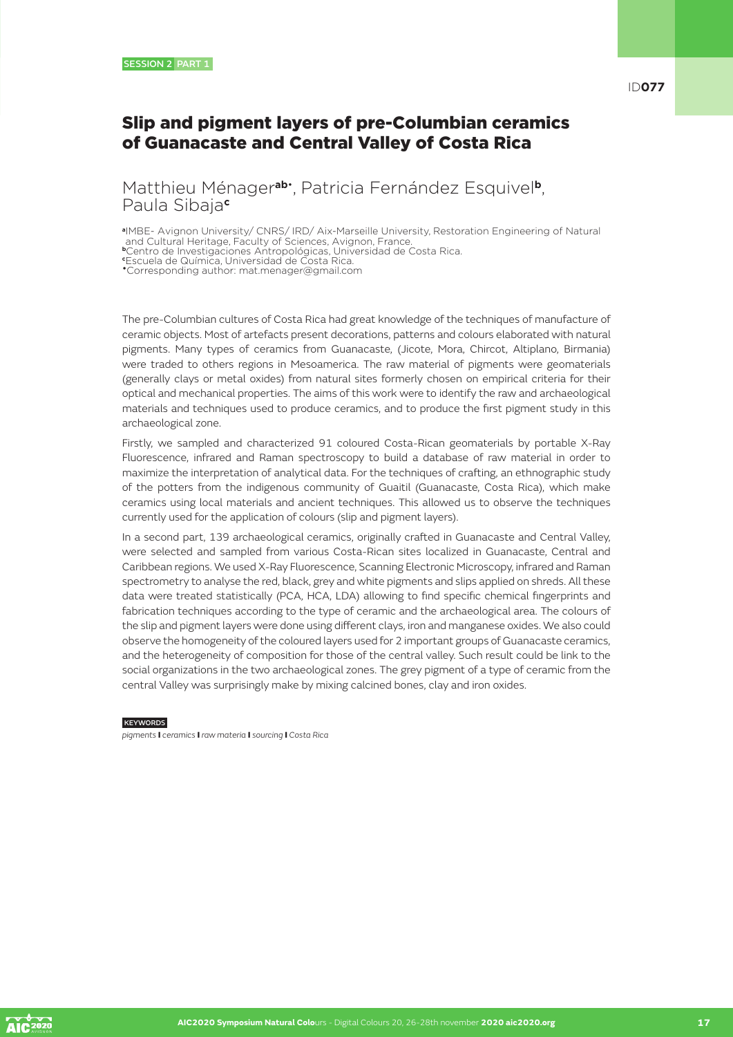SESSION 2 PART 1

ID**077**

# Slip and pigment layers of pre-Columbian ceramics of Guanacaste and Central Valley of Costa Rica

Matthieu Ménager[ab•], Patricia Fernández Esquivel[b], Paula Sibaja[c]

[a]IMBE- Avignon University/ CNRS/ IRD/ Aix-Marseille University, Restoration Engineering of Natural and Cultural Heritage, Faculty of Sciences, Avignon, France.
[b]Centro de Investigaciones Antropológicas, Universidad de Costa Rica.
[c]Escuela de Química, Universidad de Costa Rica.
[•]Corresponding author: mat.menager@gmail.com

The pre-Columbian cultures of Costa Rica had great knowledge of the techniques of manufacture of ceramic objects. Most of artefacts present decorations, patterns and colours elaborated with natural pigments. Many types of ceramics from Guanacaste, (Jicote, Mora, Chircot, Altiplano, Birmania) were traded to others regions in Mesoamerica. The raw material of pigments were geomaterials (generally clays or metal oxides) from natural sites formerly chosen on empirical criteria for their optical and mechanical properties. The aims of this work were to identify the raw and archaeological materials and techniques used to produce ceramics, and to produce the first pigment study in this archaeological zone.

Firstly, we sampled and characterized 91 coloured Costa-Rican geomaterials by portable X-Ray Fluorescence, infrared and Raman spectroscopy to build a database of raw material in order to maximize the interpretation of analytical data. For the techniques of crafting, an ethnographic study of the potters from the indigenous community of Guaitil (Guanacaste, Costa Rica), which make ceramics using local materials and ancient techniques. This allowed us to observe the techniques currently used for the application of colours (slip and pigment layers).

In a second part, 139 archaeological ceramics, originally crafted in Guanacaste and Central Valley, were selected and sampled from various Costa-Rican sites localized in Guanacaste, Central and Caribbean regions. We used X-Ray Fluorescence, Scanning Electronic Microscopy, infrared and Raman spectrometry to analyse the red, black, grey and white pigments and slips applied on shreds. All these data were treated statistically (PCA, HCA, LDA) allowing to find specific chemical fingerprints and fabrication techniques according to the type of ceramic and the archaeological area. The colours of the slip and pigment layers were done using different clays, iron and manganese oxides. We also could observe the homogeneity of the coloured layers used for 2 important groups of Guanacaste ceramics, and the heterogeneity of composition for those of the central valley. Such result could be link to the social organizations in the two archaeological zones. The grey pigment of a type of ceramic from the central Valley was surprisingly make by mixing calcined bones, clay and iron oxides.

KEYWORDS

*pigments* **|** *ceramics* **|** *raw materia* **|** *sourcing* **|** *Costa Rica*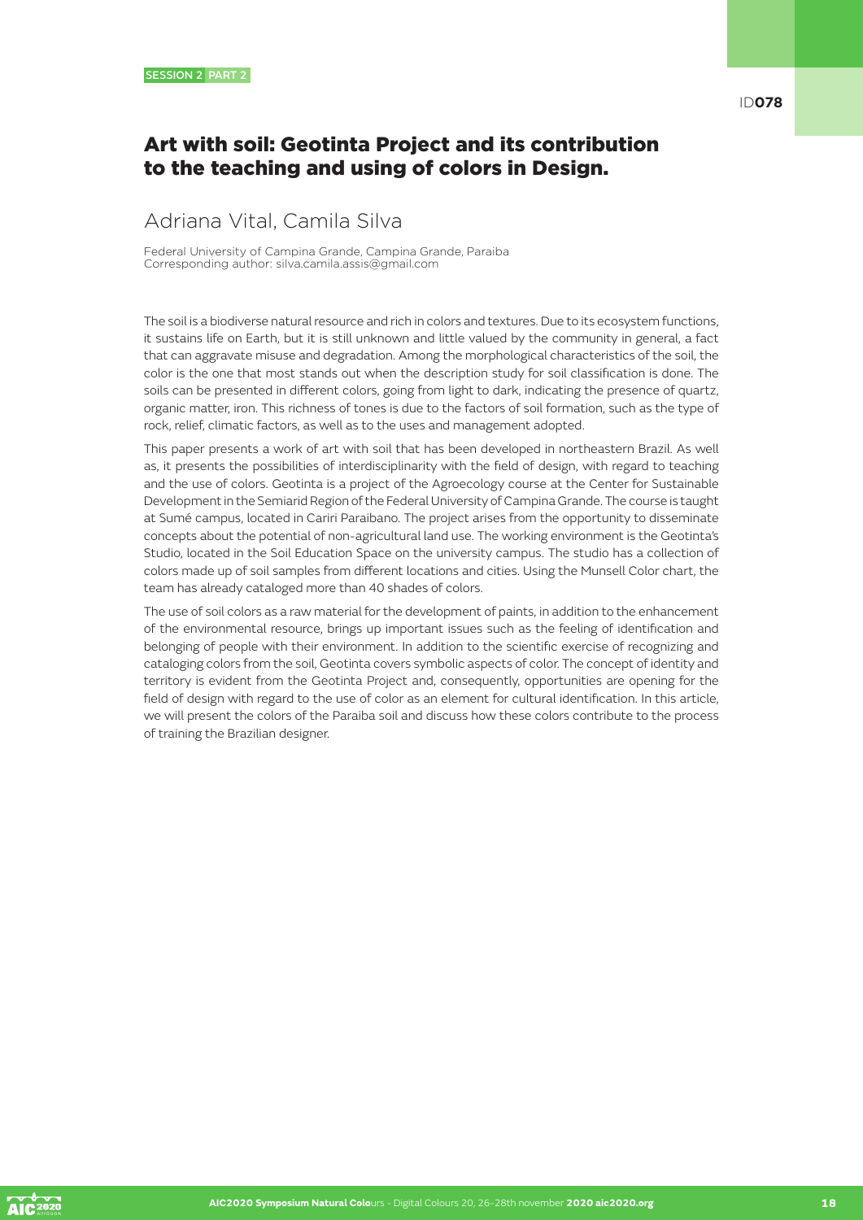SESSION 2 PART 2

ID**078**

# Art with soil: Geotinta Project and its contribution to the teaching and using of colors in Design.

## Adriana Vital, Camila Silva

Federal University of Campina Grande, Campina Grande, Paraiba
Corresponding author: silva.camila.assis@gmail.com

The soil is a biodiverse natural resource and rich in colors and textures. Due to its ecosystem functions, it sustains life on Earth, but it is still unknown and little valued by the community in general, a fact that can aggravate misuse and degradation. Among the morphological characteristics of the soil, the color is the one that most stands out when the description study for soil classification is done. The soils can be presented in different colors, going from light to dark, indicating the presence of quartz, organic matter, iron. This richness of tones is due to the factors of soil formation, such as the type of rock, relief, climatic factors, as well as to the uses and management adopted.

This paper presents a work of art with soil that has been developed in northeastern Brazil. As well as, it presents the possibilities of interdisciplinarity with the field of design, with regard to teaching and the use of colors. Geotinta is a project of the Agroecology course at the Center for Sustainable Development in the Semiarid Region of the Federal University of Campina Grande. The course is taught at Sumé campus, located in Cariri Paraibano. The project arises from the opportunity to disseminate concepts about the potential of non-agricultural land use. The working environment is the Geotinta's Studio, located in the Soil Education Space on the university campus. The studio has a collection of colors made up of soil samples from different locations and cities. Using the Munsell Color chart, the team has already cataloged more than 40 shades of colors.

The use of soil colors as a raw material for the development of paints, in addition to the enhancement of the environmental resource, brings up important issues such as the feeling of identification and belonging of people with their environment. In addition to the scientific exercise of recognizing and cataloging colors from the soil, Geotinta covers symbolic aspects of color. The concept of identity and territory is evident from the Geotinta Project and, consequently, opportunities are opening for the field of design with regard to the use of color as an element for cultural identification. In this article, we will present the colors of the Paraiba soil and discuss how these colors contribute to the process of training the Brazilian designer.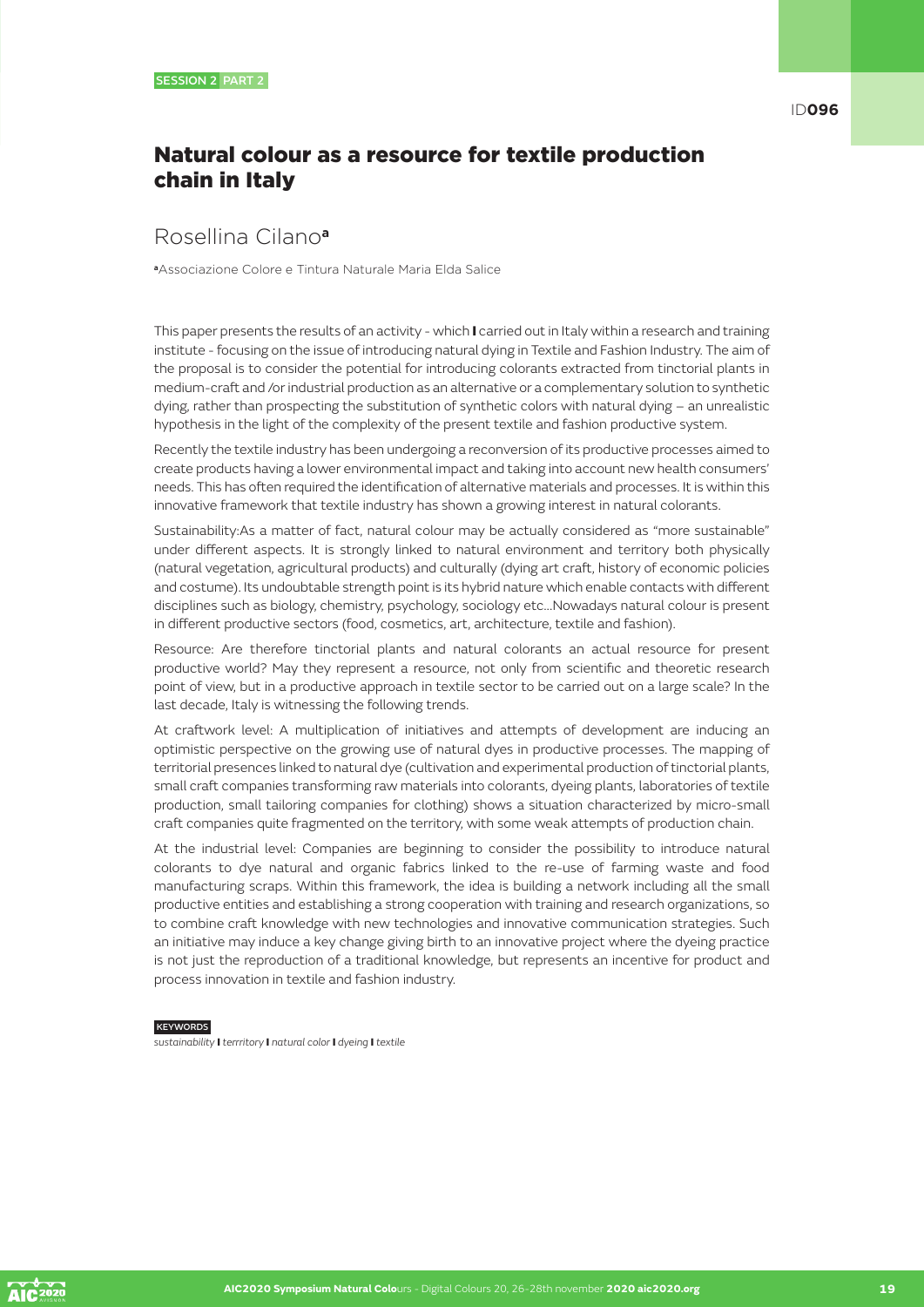SESSION 2 PART 2

ID**096**

# Natural colour as a resource for textile production chain in Italy

## Rosellina Cilano[a]

[a]Associazione Colore e Tintura Naturale Maria Elda Salice

This paper presents the results of an activity - which **I** carried out in Italy within a research and training institute - focusing on the issue of introducing natural dying in Textile and Fashion Industry. The aim of the proposal is to consider the potential for introducing colorants extracted from tinctorial plants in medium-craft and /or industrial production as an alternative or a complementary solution to synthetic dying, rather than prospecting the substitution of synthetic colors with natural dying – an unrealistic hypothesis in the light of the complexity of the present textile and fashion productive system.

Recently the textile industry has been undergoing a reconversion of its productive processes aimed to create products having a lower environmental impact and taking into account new health consumers' needs. This has often required the identification of alternative materials and processes. It is within this innovative framework that textile industry has shown a growing interest in natural colorants.

Sustainability:As a matter of fact, natural colour may be actually considered as "more sustainable" under different aspects. It is strongly linked to natural environment and territory both physically (natural vegetation, agricultural products) and culturally (dying art craft, history of economic policies and costume). Its undoubtable strength point is its hybrid nature which enable contacts with different disciplines such as biology, chemistry, psychology, sociology etc...Nowadays natural colour is present in different productive sectors (food, cosmetics, art, architecture, textile and fashion).

Resource: Are therefore tinctorial plants and natural colorants an actual resource for present productive world? May they represent a resource, not only from scientific and theoretic research point of view, but in a productive approach in textile sector to be carried out on a large scale? In the last decade, Italy is witnessing the following trends.

At craftwork level: A multiplication of initiatives and attempts of development are inducing an optimistic perspective on the growing use of natural dyes in productive processes. The mapping of territorial presences linked to natural dye (cultivation and experimental production of tinctorial plants, small craft companies transforming raw materials into colorants, dyeing plants, laboratories of textile production, small tailoring companies for clothing) shows a situation characterized by micro-small craft companies quite fragmented on the territory, with some weak attempts of production chain.

At the industrial level: Companies are beginning to consider the possibility to introduce natural colorants to dye natural and organic fabrics linked to the re-use of farming waste and food manufacturing scraps. Within this framework, the idea is building a network including all the small productive entities and establishing a strong cooperation with training and research organizations, so to combine craft knowledge with new technologies and innovative communication strategies. Such an initiative may induce a key change giving birth to an innovative project where the dyeing practice is not just the reproduction of a traditional knowledge, but represents an incentive for product and process innovation in textile and fashion industry.

**KEYWORDS**

*sustainability* **I** *terrritory* **I** *natural color* **I** *dyeing* **I** *textile*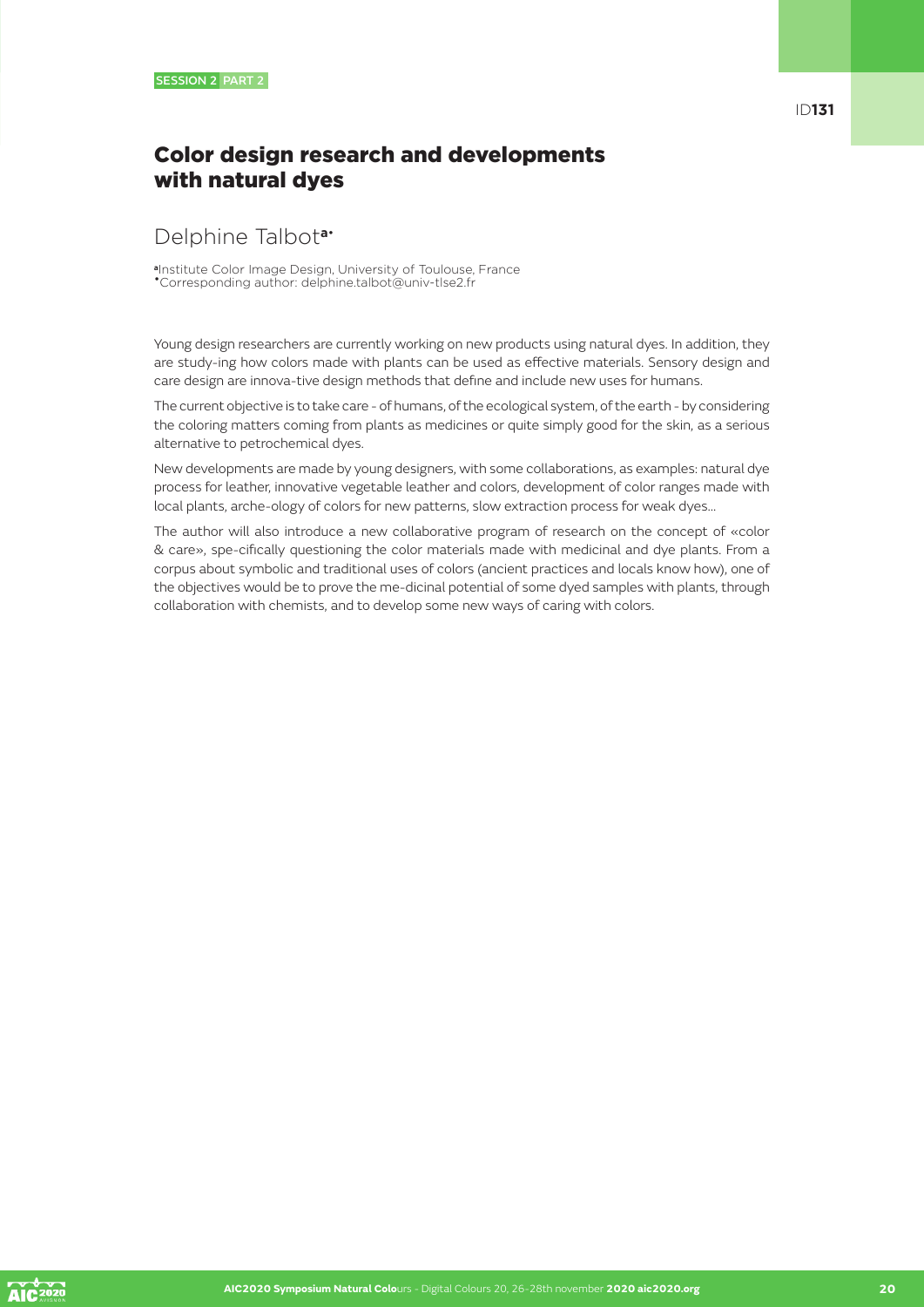SESSION 2 PART 2

ID**131**

# Color design research and developments with natural dyes

## Delphine Talbot[a•]

[a]Institute Color Image Design, University of Toulouse, France
[•]Corresponding author: delphine.talbot@univ-tlse2.fr

Young design researchers are currently working on new products using natural dyes. In addition, they are study-ing how colors made with plants can be used as effective materials. Sensory design and care design are innova-tive design methods that define and include new uses for humans.

The current objective is to take care - of humans, of the ecological system, of the earth - by considering the coloring matters coming from plants as medicines or quite simply good for the skin, as a serious alternative to petrochemical dyes.

New developments are made by young designers, with some collaborations, as examples: natural dye process for leather, innovative vegetable leather and colors, development of color ranges made with local plants, arche-ology of colors for new patterns, slow extraction process for weak dyes...

The author will also introduce a new collaborative program of research on the concept of «color & care», spe-cifically questioning the color materials made with medicinal and dye plants. From a corpus about symbolic and traditional uses of colors (ancient practices and locals know how), one of the objectives would be to prove the me-dicinal potential of some dyed samples with plants, through collaboration with chemists, and to develop some new ways of caring with colors.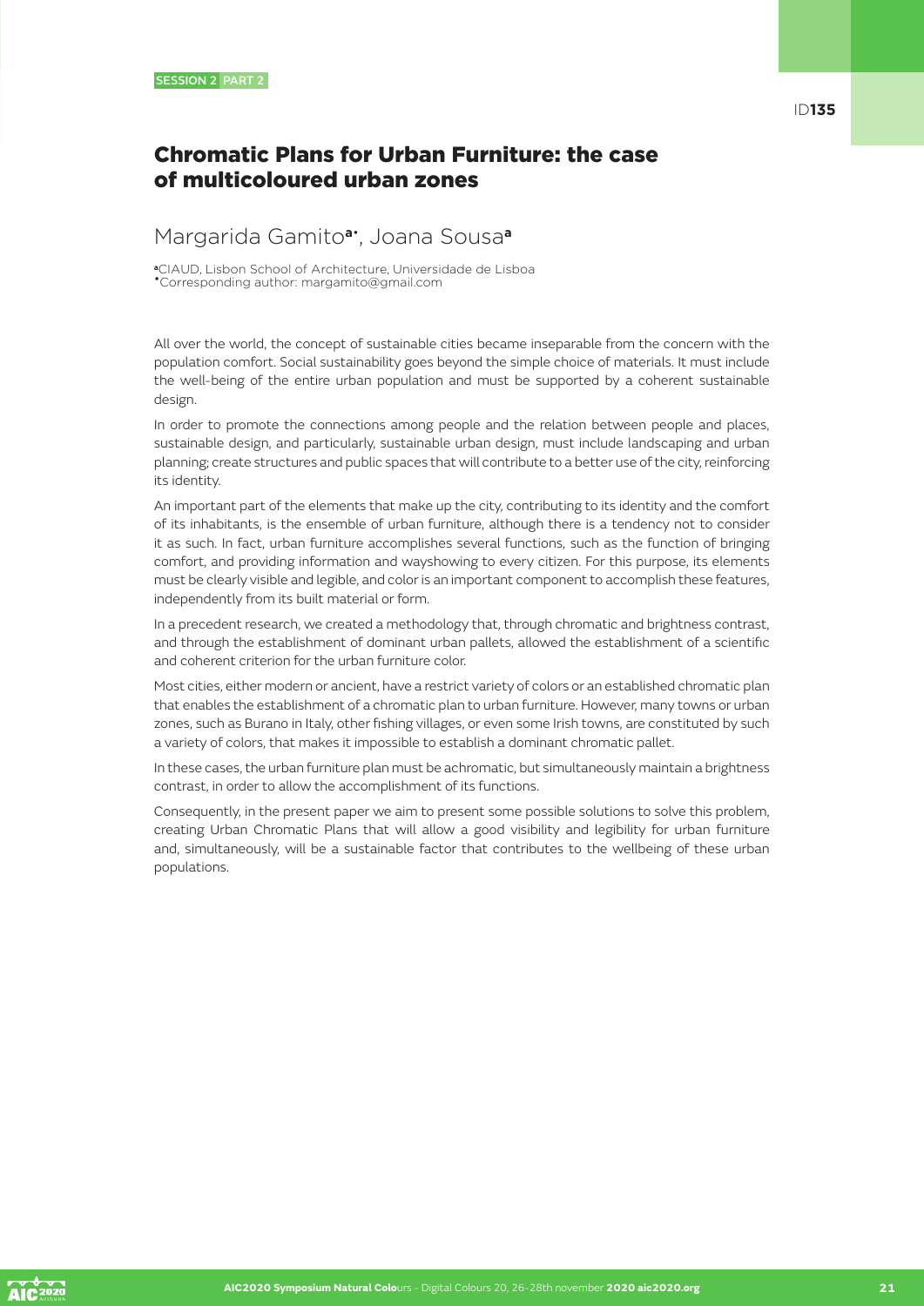SESSION 2 PART 2

ID**135**

# Chromatic Plans for Urban Furniture: the case of multicoloured urban zones

## Margarida Gamito[a,•], Joana Sousa[a]

[a]CIAUD, Lisbon School of Architecture, Universidade de Lisboa
[•]Corresponding author: margamito@gmail.com

All over the world, the concept of sustainable cities became inseparable from the concern with the population comfort. Social sustainability goes beyond the simple choice of materials. It must include the well-being of the entire urban population and must be supported by a coherent sustainable design.

In order to promote the connections among people and the relation between people and places, sustainable design, and particularly, sustainable urban design, must include landscaping and urban planning; create structures and public spaces that will contribute to a better use of the city, reinforcing its identity.

An important part of the elements that make up the city, contributing to its identity and the comfort of its inhabitants, is the ensemble of urban furniture, although there is a tendency not to consider it as such. In fact, urban furniture accomplishes several functions, such as the function of bringing comfort, and providing information and wayshowing to every citizen. For this purpose, its elements must be clearly visible and legible, and color is an important component to accomplish these features, independently from its built material or form.

In a precedent research, we created a methodology that, through chromatic and brightness contrast, and through the establishment of dominant urban pallets, allowed the establishment of a scientific and coherent criterion for the urban furniture color.

Most cities, either modern or ancient, have a restrict variety of colors or an established chromatic plan that enables the establishment of a chromatic plan to urban furniture. However, many towns or urban zones, such as Burano in Italy, other fishing villages, or even some Irish towns, are constituted by such a variety of colors, that makes it impossible to establish a dominant chromatic pallet.

In these cases, the urban furniture plan must be achromatic, but simultaneously maintain a brightness contrast, in order to allow the accomplishment of its functions.

Consequently, in the present paper we aim to present some possible solutions to solve this problem, creating Urban Chromatic Plans that will allow a good visibility and legibility for urban furniture and, simultaneously, will be a sustainable factor that contributes to the wellbeing of these urban populations.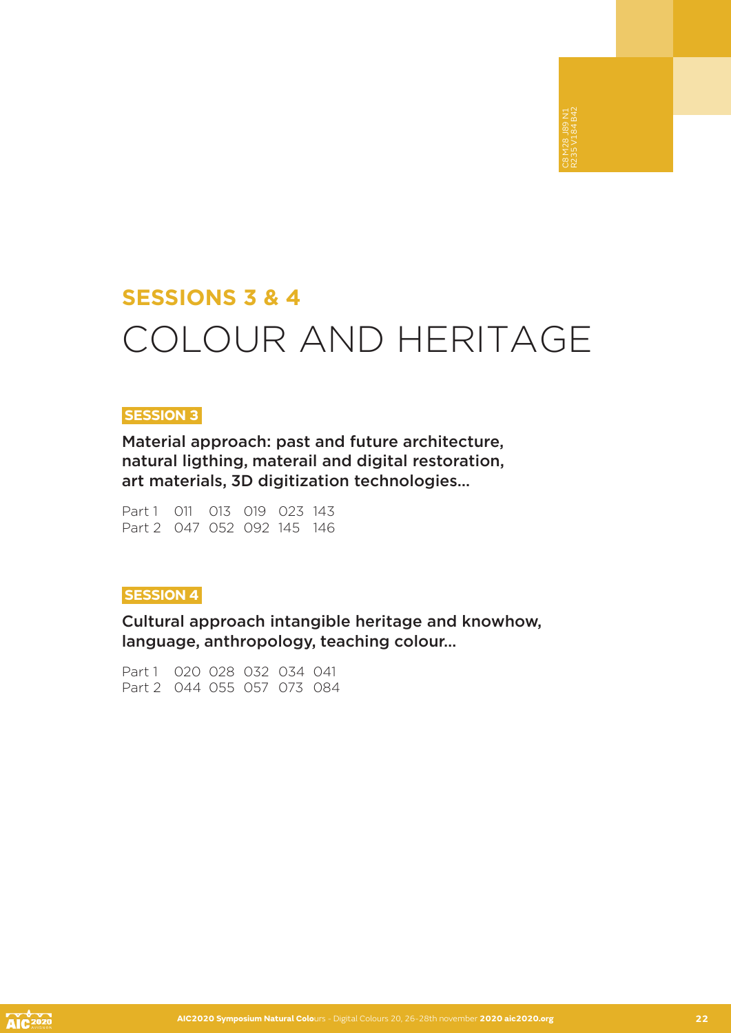## SESSIONS 3 & 4

# COLOUR AND HERITAGE

**SESSION 3**

Material approach: past and future architecture, natural ligthing, materail and digital restoration, art materials, 3D digitization technologies...

Part 1 011 013 019 023 143
Part 2 047 052 092 145 146

**SESSION 4**

Cultural approach intangible heritage and knowhow, language, anthropology, teaching colour...

Part 1 020 028 032 034 041
Part 2 044 055 057 073 084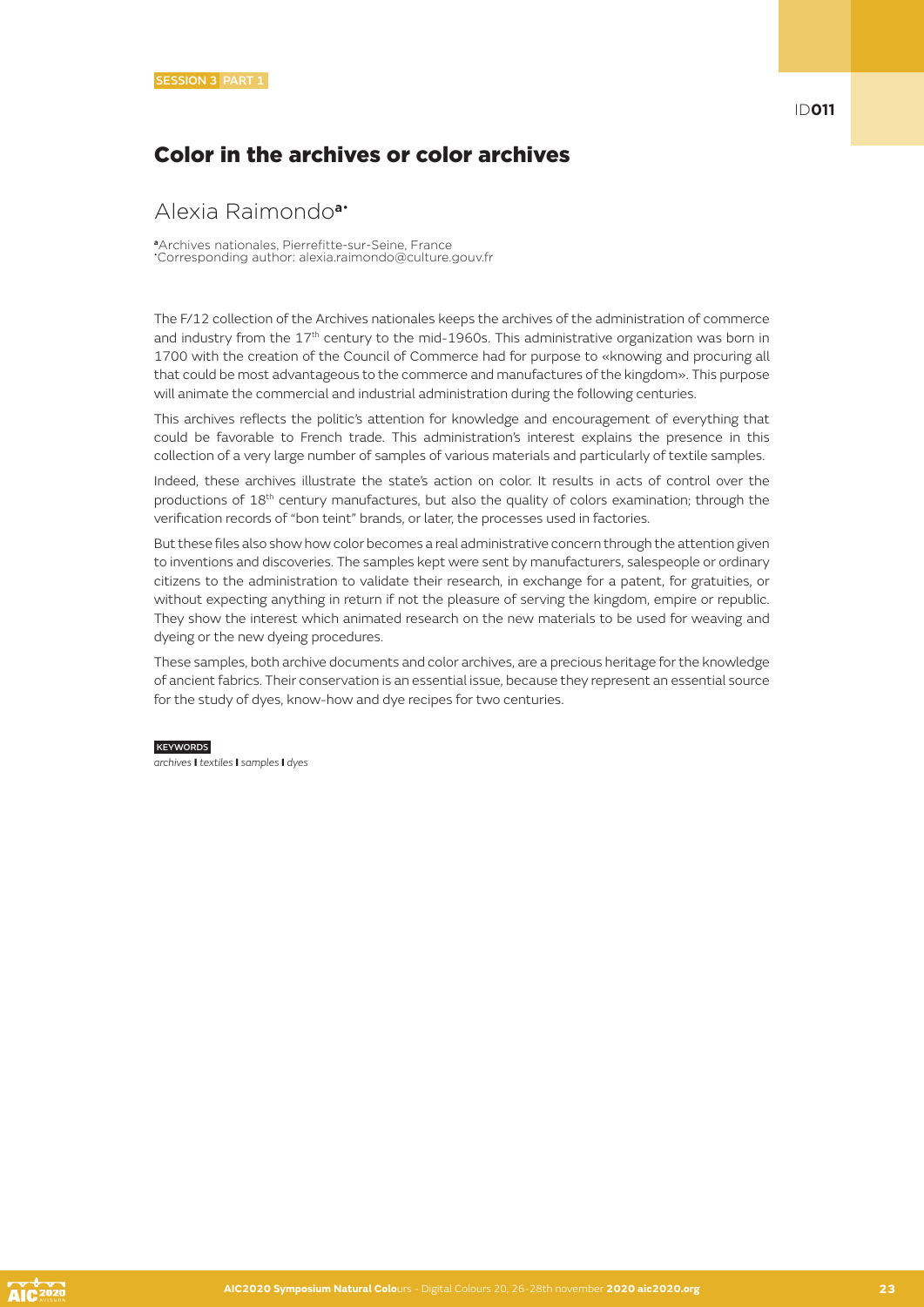SESSION 3 PART 1

ID011

# Color in the archives or color archives

## Alexia Raimondo[a*]

[a]Archives nationales, Pierrefitte-sur-Seine, France
*Corresponding author: alexia.raimondo@culture.gouv.fr

The F/12 collection of the Archives nationales keeps the archives of the administration of commerce and industry from the 17th century to the mid-1960s. This administrative organization was born in 1700 with the creation of the Council of Commerce had for purpose to «knowing and procuring all that could be most advantageous to the commerce and manufactures of the kingdom». This purpose will animate the commercial and industrial administration during the following centuries.

This archives reflects the politic's attention for knowledge and encouragement of everything that could be favorable to French trade. This administration's interest explains the presence in this collection of a very large number of samples of various materials and particularly of textile samples.

Indeed, these archives illustrate the state's action on color. It results in acts of control over the productions of 18th century manufactures, but also the quality of colors examination; through the verification records of "bon teint" brands, or later, the processes used in factories.

But these files also show how color becomes a real administrative concern through the attention given to inventions and discoveries. The samples kept were sent by manufacturers, salespeople or ordinary citizens to the administration to validate their research, in exchange for a patent, for gratuities, or without expecting anything in return if not the pleasure of serving the kingdom, empire or republic. They show the interest which animated research on the new materials to be used for weaving and dyeing or the new dyeing procedures.

These samples, both archive documents and color archives, are a precious heritage for the knowledge of ancient fabrics. Their conservation is an essential issue, because they represent an essential source for the study of dyes, know-how and dye recipes for two centuries.

KEYWORDS

*archives* **I** *textiles* **I** *samples* **I** *dyes*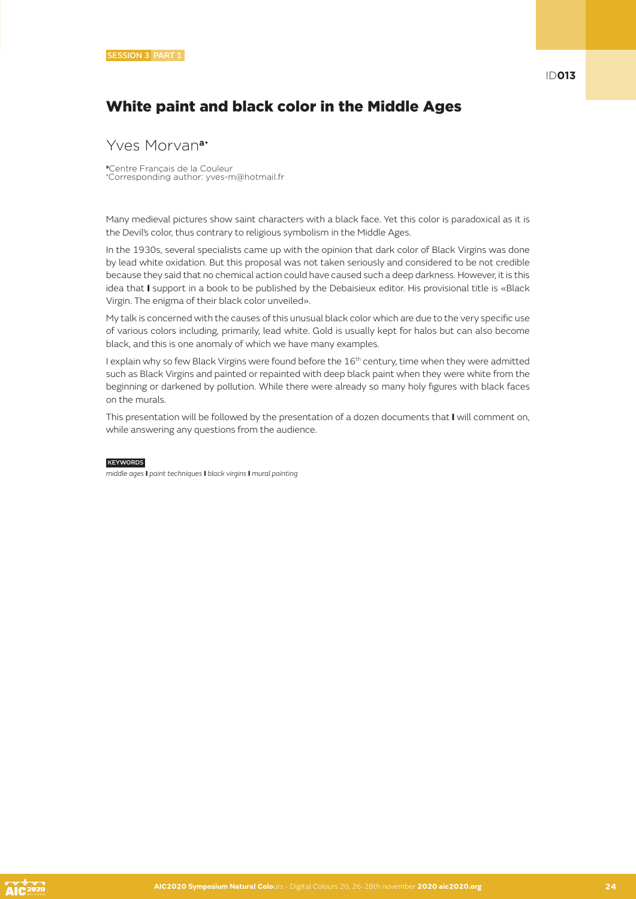SESSION 3 PART 1

ID013

# White paint and black color in the Middle Ages

Yves Morvan[a*]

[a]Centre Français de la Couleur
*Corresponding author: yves-m@hotmail.fr

Many medieval pictures show saint characters with a black face. Yet this color is paradoxical as it is the Devil's color, thus contrary to religious symbolism in the Middle Ages.

In the 1930s, several specialists came up with the opinion that dark color of Black Virgins was done by lead white oxidation. But this proposal was not taken seriously and considered to be not credible because they said that no chemical action could have caused such a deep darkness. However, it is this idea that I support in a book to be published by the Debaisieux editor. His provisional title is «Black Virgin. The enigma of their black color unveiled».

My talk is concerned with the causes of this unusual black color which are due to the very specific use of various colors including, primarily, lead white. Gold is usually kept for halos but can also become black, and this is one anomaly of which we have many examples.

I explain why so few Black Virgins were found before the 16th century, time when they were admitted such as Black Virgins and painted or repainted with deep black paint when they were white from the beginning or darkened by pollution. While there were already so many holy figures with black faces on the murals.

This presentation will be followed by the presentation of a dozen documents that I will comment on, while answering any questions from the audience.

KEYWORDS

*middle ages* I *paint techniques* I *black virgins* I *mural painting*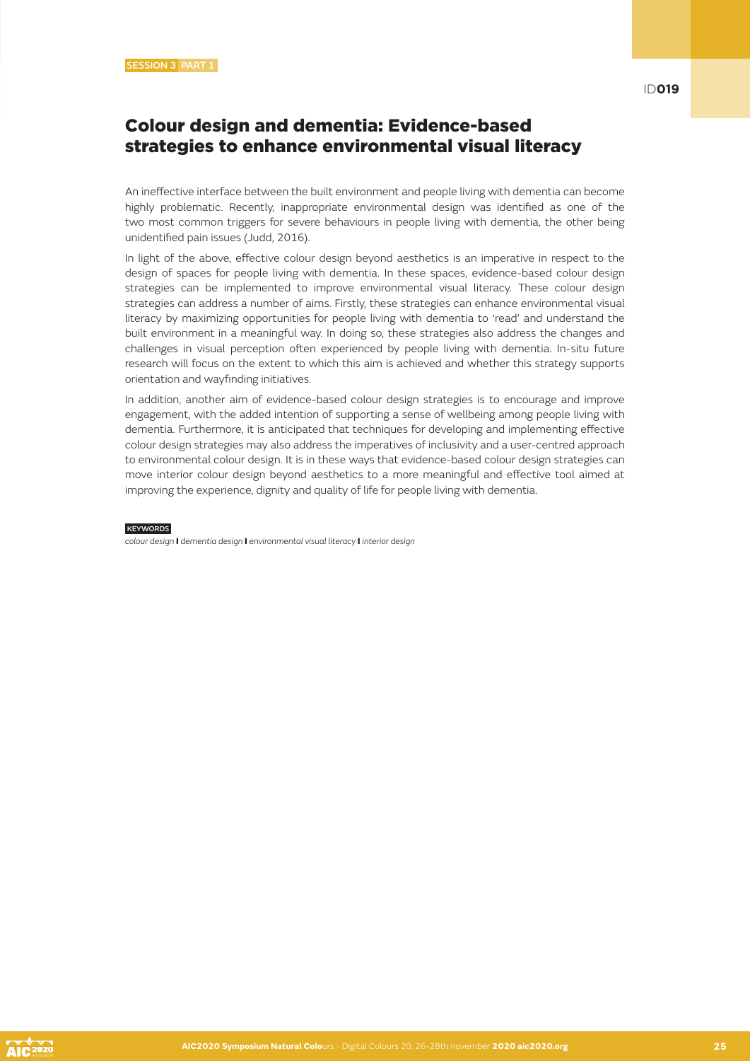SESSION 3 PART 1

ID019

# Colour design and dementia: Evidence-based strategies to enhance environmental visual literacy

An ineffective interface between the built environment and people living with dementia can become highly problematic. Recently, inappropriate environmental design was identified as one of the two most common triggers for severe behaviours in people living with dementia, the other being unidentified pain issues (Judd, 2016).

In light of the above, effective colour design beyond aesthetics is an imperative in respect to the design of spaces for people living with dementia. In these spaces, evidence-based colour design strategies can be implemented to improve environmental visual literacy. These colour design strategies can address a number of aims. Firstly, these strategies can enhance environmental visual literacy by maximizing opportunities for people living with dementia to 'read' and understand the built environment in a meaningful way. In doing so, these strategies also address the changes and challenges in visual perception often experienced by people living with dementia. In-situ future research will focus on the extent to which this aim is achieved and whether this strategy supports orientation and wayfinding initiatives.

In addition, another aim of evidence-based colour design strategies is to encourage and improve engagement, with the added intention of supporting a sense of wellbeing among people living with dementia. Furthermore, it is anticipated that techniques for developing and implementing effective colour design strategies may also address the imperatives of inclusivity and a user-centred approach to environmental colour design. It is in these ways that evidence-based colour design strategies can move interior colour design beyond aesthetics to a more meaningful and effective tool aimed at improving the experience, dignity and quality of life for people living with dementia.

**KEYWORDS**

*colour design* **I** *dementia design* **I** *environmental visual literacy* **I** *interior design*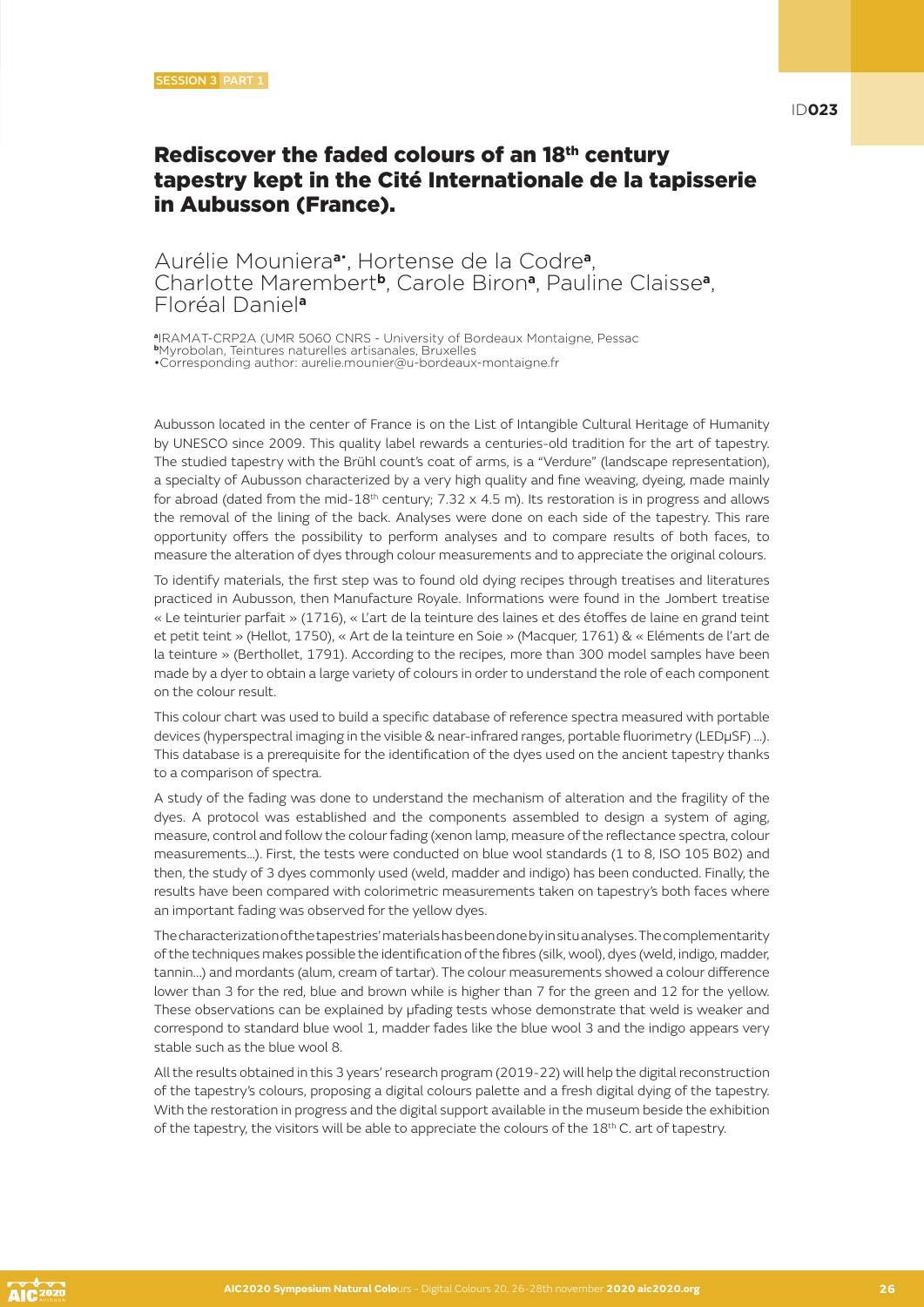SESSION 3 PART 1

ID023

# Rediscover the faded colours of an 18th century tapestry kept in the Cité Internationale de la tapisserie in Aubusson (France).

Aurélie Mounier[a•], Hortense de la Codre[a], Charlotte Marembert[b], Carole Biron[a], Pauline Claisse[a], Floréal Daniel[a]

[a]IRAMAT-CRP2A (UMR 5060 CNRS - University of Bordeaux Montaigne, Pessac
[b]Myrobolan, Teintures naturelles artisanales, Bruxelles
•Corresponding author: aurelie.mounier@u-bordeaux-montaigne.fr

Aubusson located in the center of France is on the List of Intangible Cultural Heritage of Humanity by UNESCO since 2009. This quality label rewards a centuries-old tradition for the art of tapestry. The studied tapestry with the Brühl count's coat of arms, is a "Verdure" (landscape representation), a specialty of Aubusson characterized by a very high quality and fine weaving, dyeing, made mainly for abroad (dated from the mid-18th century; 7.32 x 4.5 m). Its restoration is in progress and allows the removal of the lining of the back. Analyses were done on each side of the tapestry. This rare opportunity offers the possibility to perform analyses and to compare results of both faces, to measure the alteration of dyes through colour measurements and to appreciate the original colours.

To identify materials, the first step was to found old dying recipes through treatises and literatures practiced in Aubusson, then Manufacture Royale. Informations were found in the Jombert treatise « Le teinturier parfait » (1716), « L'art de la teinture des laines et des étoffes de laine en grand teint et petit teint » (Hellot, 1750), « Art de la teinture en Soie » (Macquer, 1761) & « Eléments de l'art de la teinture » (Berthollet, 1791). According to the recipes, more than 300 model samples have been made by a dyer to obtain a large variety of colours in order to understand the role of each component on the colour result.

This colour chart was used to build a specific database of reference spectra measured with portable devices (hyperspectral imaging in the visible & near-infrared ranges, portable fluorimetry (LEDµSF) ...). This database is a prerequisite for the identification of the dyes used on the ancient tapestry thanks to a comparison of spectra.

A study of the fading was done to understand the mechanism of alteration and the fragility of the dyes. A protocol was established and the components assembled to design a system of aging, measure, control and follow the colour fading (xenon lamp, measure of the reflectance spectra, colour measurements...). First, the tests were conducted on blue wool standards (1 to 8, ISO 105 B02) and then, the study of 3 dyes commonly used (weld, madder and indigo) has been conducted. Finally, the results have been compared with colorimetric measurements taken on tapestry's both faces where an important fading was observed for the yellow dyes.

The characterization of the tapestries' materials has been done by in situ analyses. The complementarity of the techniques makes possible the identification of the fibres (silk, wool), dyes (weld, indigo, madder, tannin...) and mordants (alum, cream of tartar). The colour measurements showed a colour difference lower than 3 for the red, blue and brown while is higher than 7 for the green and 12 for the yellow. These observations can be explained by µfading tests whose demonstrate that weld is weaker and correspond to standard blue wool 1, madder fades like the blue wool 3 and the indigo appears very stable such as the blue wool 8.

All the results obtained in this 3 years' research program (2019-22) will help the digital reconstruction of the tapestry's colours, proposing a digital colours palette and a fresh digital dying of the tapestry. With the restoration in progress and the digital support available in the museum beside the exhibition of the tapestry, the visitors will be able to appreciate the colours of the 18th C. art of tapestry.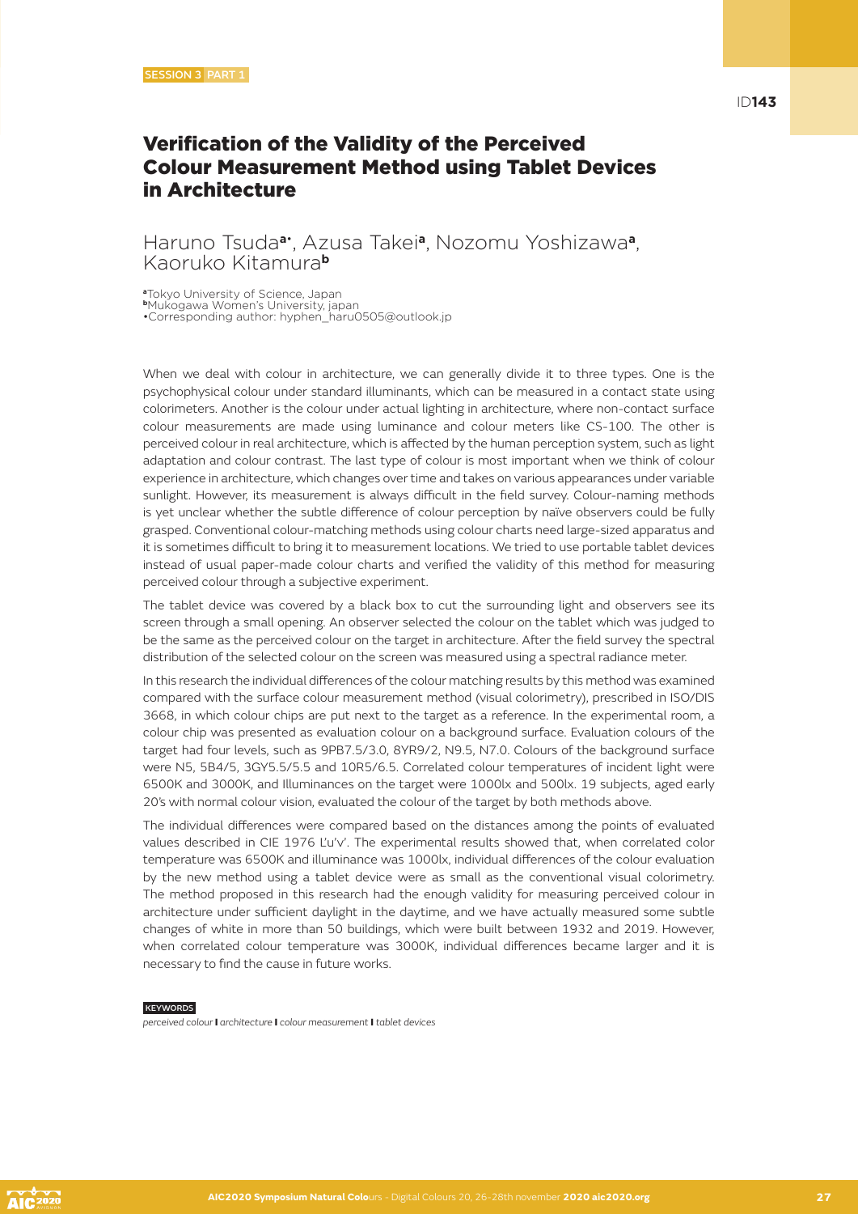SESSION 3 PART 1

ID**143**

# Verification of the Validity of the Perceived Colour Measurement Method using Tablet Devices in Architecture

## Haruno Tsuda[a•], Azusa Takei[a], Nozomu Yoshizawa[a], Kaoruko Kitamura[b]

[a]Tokyo University of Science, Japan
[b]Mukogawa Women's University, japan
•Corresponding author: hyphen_haru0505@outlook.jp

When we deal with colour in architecture, we can generally divide it to three types. One is the psychophysical colour under standard illuminants, which can be measured in a contact state using colorimeters. Another is the colour under actual lighting in architecture, where non-contact surface colour measurements are made using luminance and colour meters like CS-100. The other is perceived colour in real architecture, which is affected by the human perception system, such as light adaptation and colour contrast. The last type of colour is most important when we think of colour experience in architecture, which changes over time and takes on various appearances under variable sunlight. However, its measurement is always difficult in the field survey. Colour-naming methods is yet unclear whether the subtle difference of colour perception by naïve observers could be fully grasped. Conventional colour-matching methods using colour charts need large-sized apparatus and it is sometimes difficult to bring it to measurement locations. We tried to use portable tablet devices instead of usual paper-made colour charts and verified the validity of this method for measuring perceived colour through a subjective experiment.

The tablet device was covered by a black box to cut the surrounding light and observers see its screen through a small opening. An observer selected the colour on the tablet which was judged to be the same as the perceived colour on the target in architecture. After the field survey the spectral distribution of the selected colour on the screen was measured using a spectral radiance meter.

In this research the individual differences of the colour matching results by this method was examined compared with the surface colour measurement method (visual colorimetry), prescribed in ISO/DIS 3668, in which colour chips are put next to the target as a reference. In the experimental room, a colour chip was presented as evaluation colour on a background surface. Evaluation colours of the target had four levels, such as 9PB7.5/3.0, 8YR9/2, N9.5, N7.0. Colours of the background surface were N5, 5B4/5, 3GY5.5/5.5 and 10R5/6.5. Correlated colour temperatures of incident light were 6500K and 3000K, and Illuminances on the target were 1000lx and 500lx. 19 subjects, aged early 20's with normal colour vision, evaluated the colour of the target by both methods above.

The individual differences were compared based on the distances among the points of evaluated values described in CIE 1976 L'u'v'. The experimental results showed that, when correlated color temperature was 6500K and illuminance was 1000lx, individual differences of the colour evaluation by the new method using a tablet device were as small as the conventional visual colorimetry. The method proposed in this research had the enough validity for measuring perceived colour in architecture under sufficient daylight in the daytime, and we have actually measured some subtle changes of white in more than 50 buildings, which were built between 1932 and 2019. However, when correlated colour temperature was 3000K, individual differences became larger and it is necessary to find the cause in future works.

KEYWORDS

*perceived colour* **I** *architecture* **I** *colour measurement* **I** *tablet devices*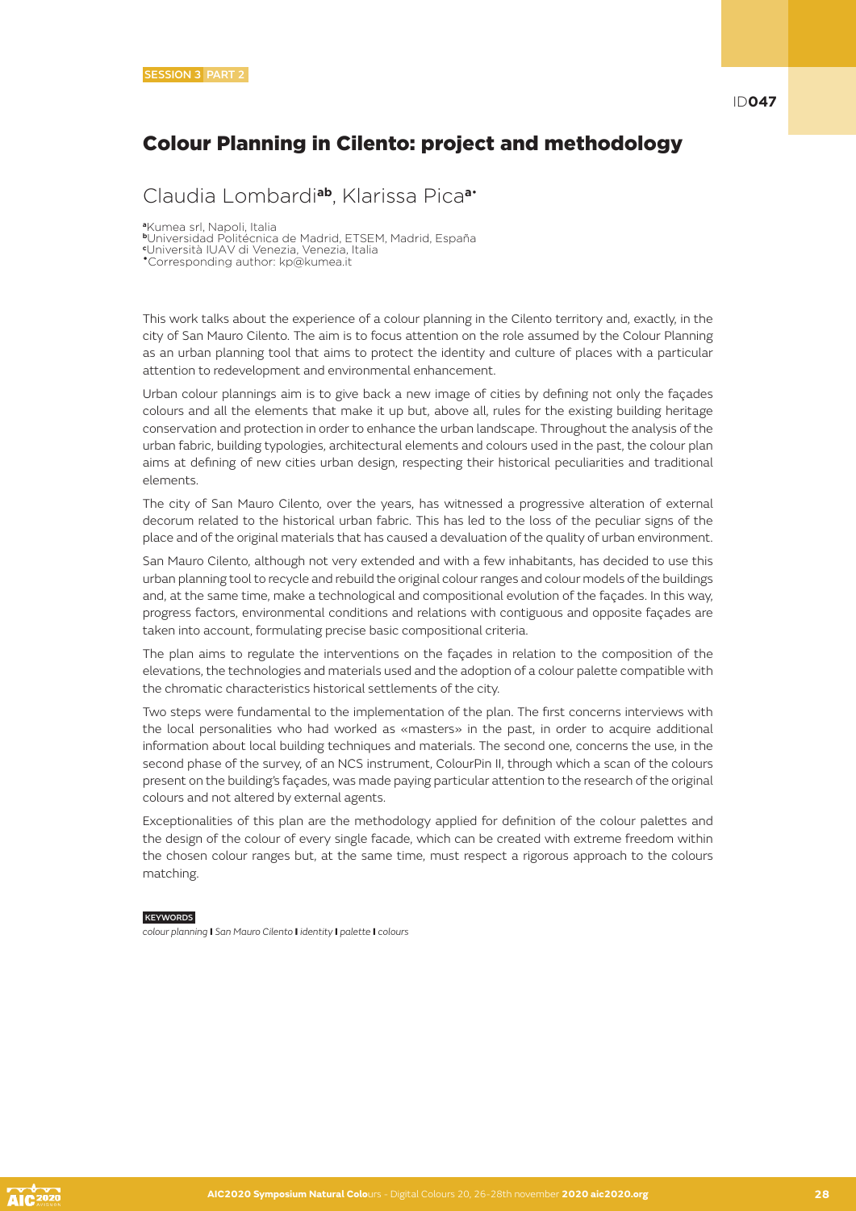SESSION 3 PART 2

ID047

# Colour Planning in Cilento: project and methodology

## Claudia Lombardi[ab], Klarissa Pica[a•]

[a]Kumea srl, Napoli, Italia
[b]Universidad Politécnica de Madrid, ETSEM, Madrid, España
[c]Università IUAV di Venezia, Venezia, Italia
[•]Corresponding author: kp@kumea.it

This work talks about the experience of a colour planning in the Cilento territory and, exactly, in the city of San Mauro Cilento. The aim is to focus attention on the role assumed by the Colour Planning as an urban planning tool that aims to protect the identity and culture of places with a particular attention to redevelopment and environmental enhancement.

Urban colour plannings aim is to give back a new image of cities by defining not only the façades colours and all the elements that make it up but, above all, rules for the existing building heritage conservation and protection in order to enhance the urban landscape. Throughout the analysis of the urban fabric, building typologies, architectural elements and colours used in the past, the colour plan aims at defining of new cities urban design, respecting their historical peculiarities and traditional elements.

The city of San Mauro Cilento, over the years, has witnessed a progressive alteration of external decorum related to the historical urban fabric. This has led to the loss of the peculiar signs of the place and of the original materials that has caused a devaluation of the quality of urban environment.

San Mauro Cilento, although not very extended and with a few inhabitants, has decided to use this urban planning tool to recycle and rebuild the original colour ranges and colour models of the buildings and, at the same time, make a technological and compositional evolution of the façades. In this way, progress factors, environmental conditions and relations with contiguous and opposite façades are taken into account, formulating precise basic compositional criteria.

The plan aims to regulate the interventions on the façades in relation to the composition of the elevations, the technologies and materials used and the adoption of a colour palette compatible with the chromatic characteristics historical settlements of the city.

Two steps were fundamental to the implementation of the plan. The first concerns interviews with the local personalities who had worked as «masters» in the past, in order to acquire additional information about local building techniques and materials. The second one, concerns the use, in the second phase of the survey, of an NCS instrument, ColourPin II, through which a scan of the colours present on the building's façades, was made paying particular attention to the research of the original colours and not altered by external agents.

Exceptionalities of this plan are the methodology applied for definition of the colour palettes and the design of the colour of every single facade, which can be created with extreme freedom within the chosen colour ranges but, at the same time, must respect a rigorous approach to the colours matching.

KEYWORDS

*colour planning* **I** *San Mauro Cilento* **I** *identity* **I** *palette* **I** *colours*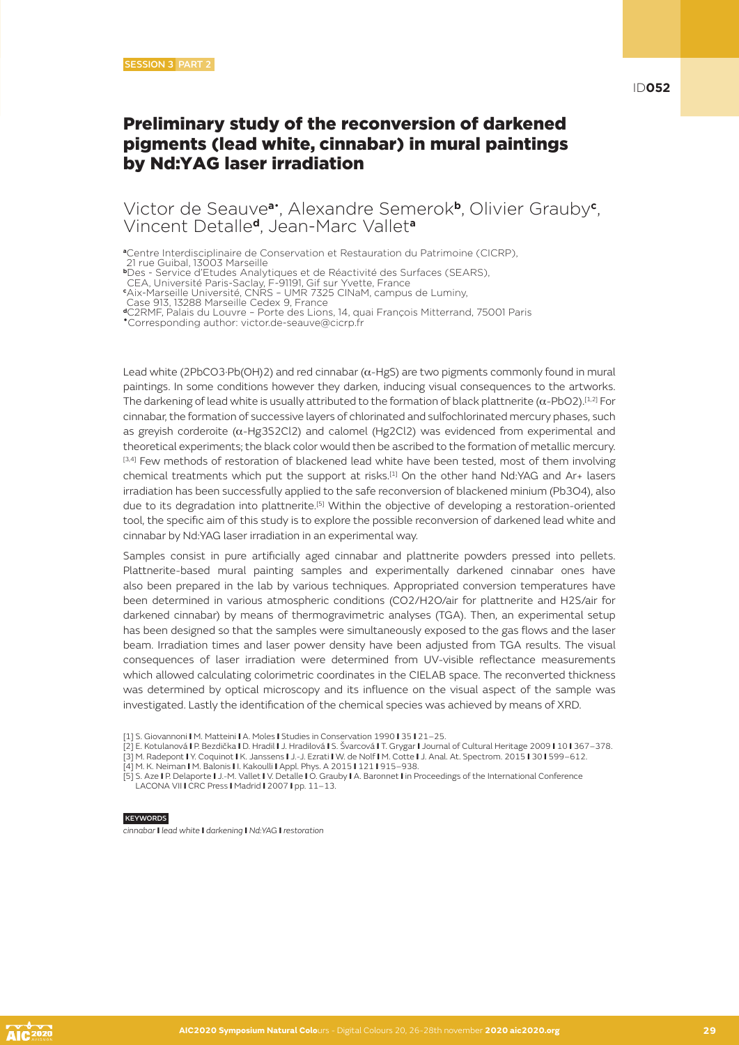SESSION 3 PART 2

ID052

# Preliminary study of the reconversion of darkened pigments (lead white, cinnabar) in mural paintings by Nd:YAG laser irradiation

Victor de Seauve[a*], Alexandre Semerok[b], Olivier Grauby[c], Vincent Detalle[d], Jean-Marc Vallet[a]

[a]Centre Interdisciplinaire de Conservation et Restauration du Patrimoine (CICRP), 21 rue Guibal, 13003 Marseille
[b]Des - Service d'Etudes Analytiques et de Réactivité des Surfaces (SEARS), CEA, Université Paris-Saclay, F-91191, Gif sur Yvette, France
[c]Aix-Marseille Université, CNRS – UMR 7325 CINaM, campus de Luminy, Case 913, 13288 Marseille Cedex 9, France
[d]C2RMF, Palais du Louvre – Porte des Lions, 14, quai François Mitterrand, 75001 Paris
[*]Corresponding author: victor.de-seauve@cicrp.fr

Lead white ($2PbCO_3{\cdot}Pb(OH)_2$) and red cinnabar ($\alpha$-HgS) are two pigments commonly found in mural paintings. In some conditions however they darken, inducing visual consequences to the artworks. The darkening of lead white is usually attributed to the formation of black plattnerite ($\alpha$-$PbO_2$).[1,2] For cinnabar, the formation of successive layers of chlorinated and sulfochlorinated mercury phases, such as greyish corderoite ($\alpha$-$Hg_3S_2Cl_2$) and calomel ($Hg_2Cl_2$) was evidenced from experimental and theoretical experiments; the black color would then be ascribed to the formation of metallic mercury.[3,4] Few methods of restoration of blackened lead white have been tested, most of them involving chemical treatments which put the support at risks.[1] On the other hand Nd:YAG and Ar+ lasers irradiation has been successfully applied to the safe reconversion of blackened minium ($Pb_3O_4$), also due to its degradation into plattnerite.[5] Within the objective of developing a restoration-oriented tool, the specific aim of this study is to explore the possible reconversion of darkened lead white and cinnabar by Nd:YAG laser irradiation in an experimental way.

Samples consist in pure artificially aged cinnabar and plattnerite powders pressed into pellets. Plattnerite-based mural painting samples and experimentally darkened cinnabar ones have also been prepared in the lab by various techniques. Appropriated conversion temperatures have been determined in various atmospheric conditions ($CO_2$/$H_2O$/air for plattnerite and $H_2S$/air for darkened cinnabar) by means of thermogravimetric analyses (TGA). Then, an experimental setup has been designed so that the samples were simultaneously exposed to the gas flows and the laser beam. Irradiation times and laser power density have been adjusted from TGA results. The visual consequences of laser irradiation were determined from UV-visible reflectance measurements which allowed calculating colorimetric coordinates in the CIELAB space. The reconverted thickness was determined by optical microscopy and its influence on the visual aspect of the sample was investigated. Lastly the identification of the chemical species was achieved by means of XRD.

[1] S. Giovannoni | M. Matteini | A. Moles | Studies in Conservation 1990 | 35 | 21–25.
[2] E. Kotulanová | P. Bezdička | D. Hradil | J. Hradilová | S. Švarcová | T. Grygar | Journal of Cultural Heritage 2009 | 10 | 367–378.
[3] M. Radepont | Y. Coquinot | K. Janssens | J.-J. Ezrati | W. de Nolf | M. Cotte | J. Anal. At. Spectrom. 2015 | 30 | 599–612.
[4] M. K. Neiman | M. Balonis | I. Kakoulli | Appl. Phys. A 2015 | 121 | 915–938.
[5] S. Aze | P. Delaporte | J.-M. Vallet | V. Detalle | O. Grauby | A. Baronnet | in Proceedings of the International Conference LACONA VII | CRC Press | Madrid | 2007 | pp. 11–13.

KEYWORDS

*cinnabar | lead white | darkening | Nd:YAG | restoration*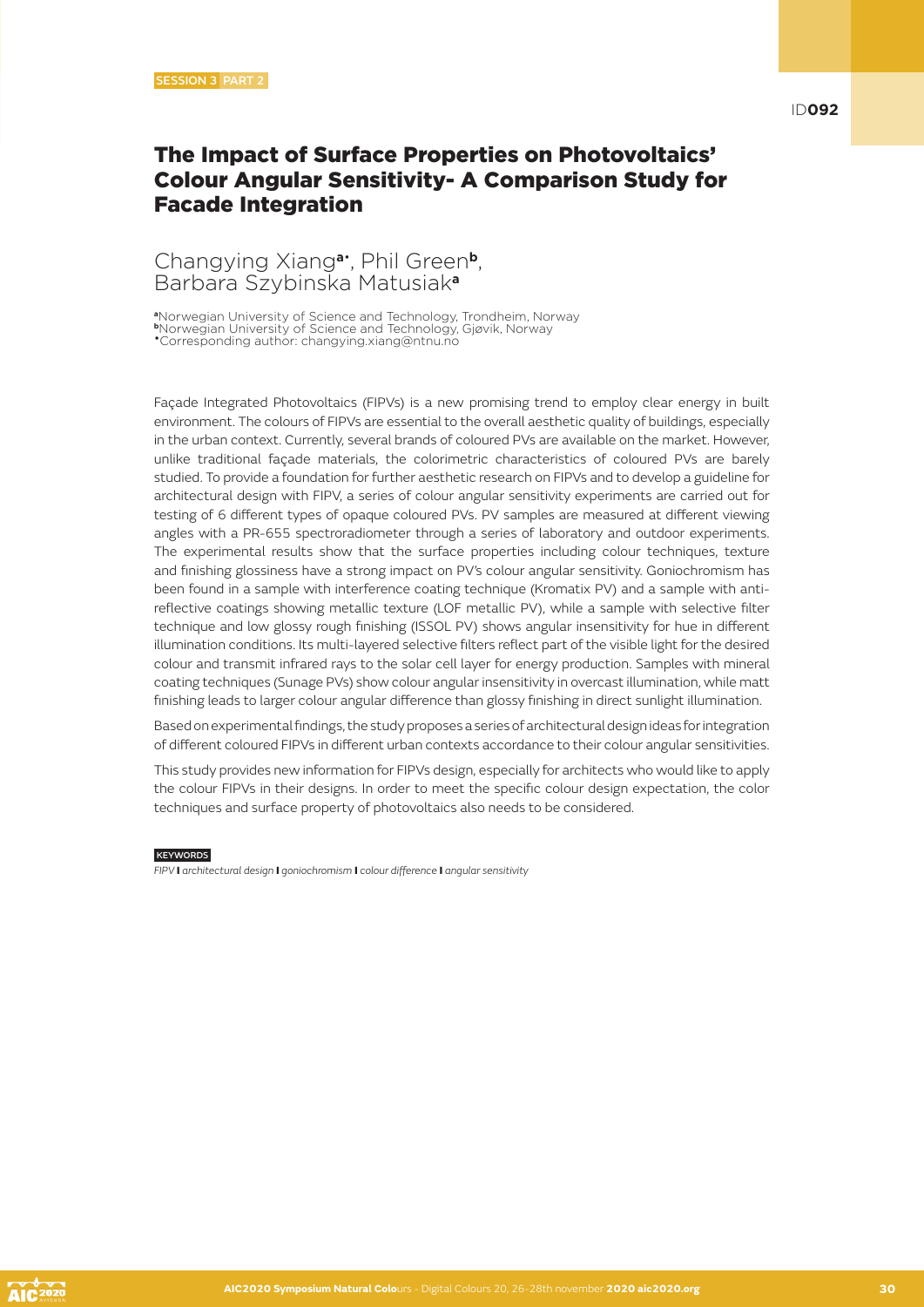SESSION 3 PART 2

ID092

# The Impact of Surface Properties on Photovoltaics' Colour Angular Sensitivity- A Comparison Study for Facade Integration

Changying Xiang[a*], Phil Green[b], Barbara Szybinska Matusiak[a]

[a]Norwegian University of Science and Technology, Trondheim, Norway
[b]Norwegian University of Science and Technology, Gjøvik, Norway
[*]Corresponding author: changying.xiang@ntnu.no

Façade Integrated Photovoltaics (FIPVs) is a new promising trend to employ clear energy in built environment. The colours of FIPVs are essential to the overall aesthetic quality of buildings, especially in the urban context. Currently, several brands of coloured PVs are available on the market. However, unlike traditional façade materials, the colorimetric characteristics of coloured PVs are barely studied. To provide a foundation for further aesthetic research on FIPVs and to develop a guideline for architectural design with FIPV, a series of colour angular sensitivity experiments are carried out for testing of 6 different types of opaque coloured PVs. PV samples are measured at different viewing angles with a PR-655 spectroradiometer through a series of laboratory and outdoor experiments. The experimental results show that the surface properties including colour techniques, texture and finishing glossiness have a strong impact on PV's colour angular sensitivity. Goniochromism has been found in a sample with interference coating technique (Kromatix PV) and a sample with anti-reflective coatings showing metallic texture (LOF metallic PV), while a sample with selective filter technique and low glossy rough finishing (ISSOL PV) shows angular insensitivity for hue in different illumination conditions. Its multi-layered selective filters reflect part of the visible light for the desired colour and transmit infrared rays to the solar cell layer for energy production. Samples with mineral coating techniques (Sunage PVs) show colour angular insensitivity in overcast illumination, while matt finishing leads to larger colour angular difference than glossy finishing in direct sunlight illumination.

Based on experimental findings, the study proposes a series of architectural design ideas for integration of different coloured FIPVs in different urban contexts accordance to their colour angular sensitivities.

This study provides new information for FIPVs design, especially for architects who would like to apply the colour FIPVs in their designs. In order to meet the specific colour design expectation, the color techniques and surface property of photovoltaics also needs to be considered.

KEYWORDS

*FIPV* **I** *architectural design* **I** *goniochromism* **I** *colour difference* **I** *angular sensitivity*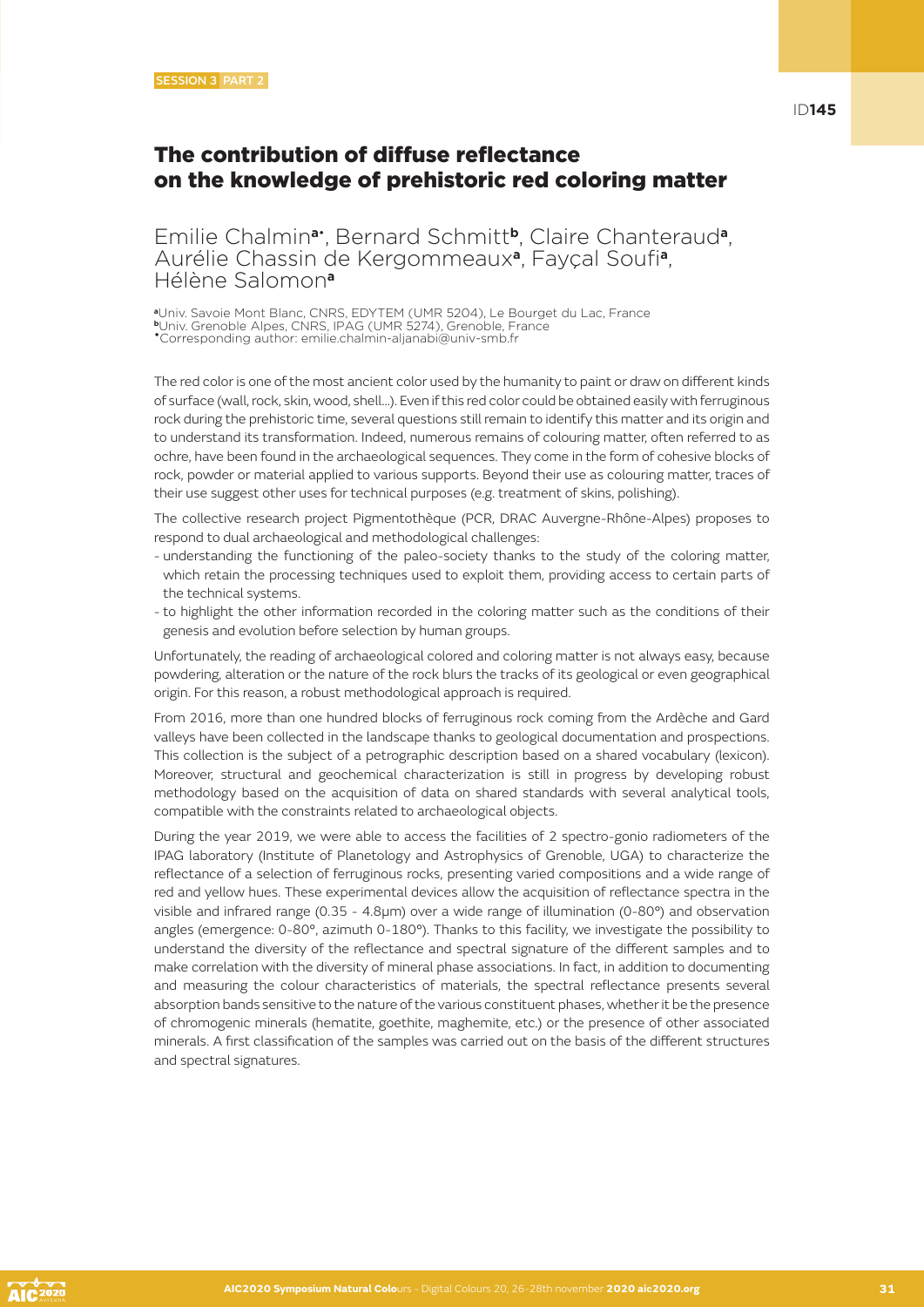SESSION 3 PART 2

ID**145**

# The contribution of diffuse reflectance on the knowledge of prehistoric red coloring matter

Emilie Chalmin[a*], Bernard Schmitt[b], Claire Chanteraud[a], Aurélie Chassin de Kergommeaux[a], Fayçal Soufi[a], Hélène Salomon[a]

[a]Univ. Savoie Mont Blanc, CNRS, EDYTEM (UMR 5204), Le Bourget du Lac, France
[b]Univ. Grenoble Alpes, CNRS, IPAG (UMR 5274), Grenoble, France
[*]Corresponding author: emilie.chalmin-aljanabi@univ-smb.fr

The red color is one of the most ancient color used by the humanity to paint or draw on different kinds of surface (wall, rock, skin, wood, shell...). Even if this red color could be obtained easily with ferruginous rock during the prehistoric time, several questions still remain to identify this matter and its origin and to understand its transformation. Indeed, numerous remains of colouring matter, often referred to as ochre, have been found in the archaeological sequences. They come in the form of cohesive blocks of rock, powder or material applied to various supports. Beyond their use as colouring matter, traces of their use suggest other uses for technical purposes (e.g. treatment of skins, polishing).

The collective research project Pigmentothèque (PCR, DRAC Auvergne-Rhône-Alpes) proposes to respond to dual archaeological and methodological challenges:

- understanding the functioning of the paleo-society thanks to the study of the coloring matter, which retain the processing techniques used to exploit them, providing access to certain parts of the technical systems.
- to highlight the other information recorded in the coloring matter such as the conditions of their genesis and evolution before selection by human groups.

Unfortunately, the reading of archaeological colored and coloring matter is not always easy, because powdering, alteration or the nature of the rock blurs the tracks of its geological or even geographical origin. For this reason, a robust methodological approach is required.

From 2016, more than one hundred blocks of ferruginous rock coming from the Ardèche and Gard valleys have been collected in the landscape thanks to geological documentation and prospections. This collection is the subject of a petrographic description based on a shared vocabulary (lexicon). Moreover, structural and geochemical characterization is still in progress by developing robust methodology based on the acquisition of data on shared standards with several analytical tools, compatible with the constraints related to archaeological objects.

During the year 2019, we were able to access the facilities of 2 spectro-gonio radiometers of the IPAG laboratory (Institute of Planetology and Astrophysics of Grenoble, UGA) to characterize the reflectance of a selection of ferruginous rocks, presenting varied compositions and a wide range of red and yellow hues. These experimental devices allow the acquisition of reflectance spectra in the visible and infrared range (0.35 - 4.8µm) over a wide range of illumination (0-80°) and observation angles (emergence: 0-80°, azimuth 0-180°). Thanks to this facility, we investigate the possibility to understand the diversity of the reflectance and spectral signature of the different samples and to make correlation with the diversity of mineral phase associations. In fact, in addition to documenting and measuring the colour characteristics of materials, the spectral reflectance presents several absorption bands sensitive to the nature of the various constituent phases, whether it be the presence of chromogenic minerals (hematite, goethite, maghemite, etc.) or the presence of other associated minerals. A first classification of the samples was carried out on the basis of the different structures and spectral signatures.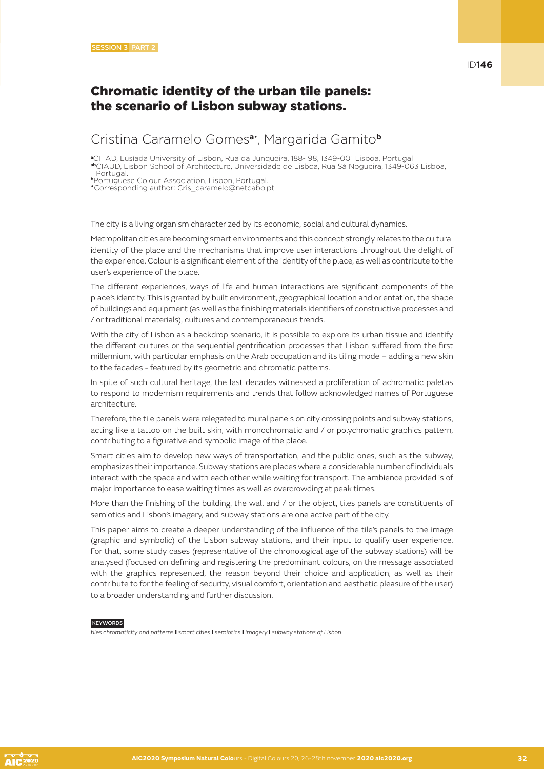SESSION 3 PART 2

ID146

# Chromatic identity of the urban tile panels: the scenario of Lisbon subway stations.

## Cristina Caramelo Gomes[a*], Margarida Gamito[b]

[a]CITAD, Lusíada University of Lisbon, Rua da Junqueira, 188-198, 1349-001 Lisboa, Portugal
[ab]CIAUD, Lisbon School of Architecture, Universidade de Lisboa, Rua Sá Nogueira, 1349-063 Lisboa, Portugal.
[b]Portuguese Colour Association, Lisbon, Portugal.
[*]Corresponding author: Cris_caramelo@netcabo.pt

The city is a living organism characterized by its economic, social and cultural dynamics.

Metropolitan cities are becoming smart environments and this concept strongly relates to the cultural identity of the place and the mechanisms that improve user interactions throughout the delight of the experience. Colour is a significant element of the identity of the place, as well as contribute to the user's experience of the place.

The different experiences, ways of life and human interactions are significant components of the place's identity. This is granted by built environment, geographical location and orientation, the shape of buildings and equipment (as well as the finishing materials identifiers of constructive processes and / or traditional materials), cultures and contemporaneous trends.

With the city of Lisbon as a backdrop scenario, it is possible to explore its urban tissue and identify the different cultures or the sequential gentrification processes that Lisbon suffered from the first millennium, with particular emphasis on the Arab occupation and its tiling mode – adding a new skin to the facades - featured by its geometric and chromatic patterns.

In spite of such cultural heritage, the last decades witnessed a proliferation of achromatic paletas to respond to modernism requirements and trends that follow acknowledged names of Portuguese architecture.

Therefore, the tile panels were relegated to mural panels on city crossing points and subway stations, acting like a tattoo on the built skin, with monochromatic and / or polychromatic graphics pattern, contributing to a figurative and symbolic image of the place.

Smart cities aim to develop new ways of transportation, and the public ones, such as the subway, emphasizes their importance. Subway stations are places where a considerable number of individuals interact with the space and with each other while waiting for transport. The ambience provided is of major importance to ease waiting times as well as overcrowding at peak times.

More than the finishing of the building, the wall and / or the object, tiles panels are constituents of semiotics and Lisbon's imagery, and subway stations are one active part of the city.

This paper aims to create a deeper understanding of the influence of the tile's panels to the image (graphic and symbolic) of the Lisbon subway stations, and their input to qualify user experience. For that, some study cases (representative of the chronological age of the subway stations) will be analysed (focused on defining and registering the predominant colours, on the message associated with the graphics represented, the reason beyond their choice and application, as well as their contribute to for the feeling of security, visual comfort, orientation and aesthetic pleasure of the user) to a broader understanding and further discussion.

KEYWORDS

*tiles chromaticity and patterns* **|** *smart cities* **|** *semiotics* **|** *imagery* **|** *subway stations of Lisbon*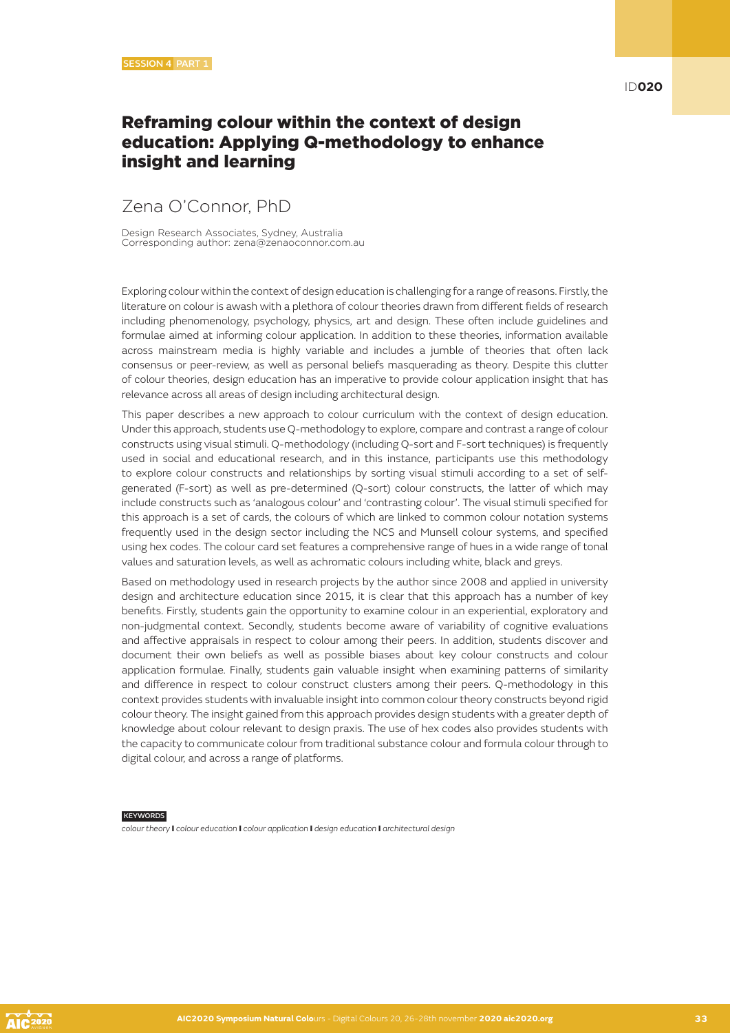SESSION 4 PART 1

ID**020**

# Reframing colour within the context of design education: Applying Q-methodology to enhance insight and learning

## Zena O'Connor, PhD

Design Research Associates, Sydney, Australia
Corresponding author: zena@zenaoconnor.com.au

Exploring colour within the context of design education is challenging for a range of reasons. Firstly, the literature on colour is awash with a plethora of colour theories drawn from different fields of research including phenomenology, psychology, physics, art and design. These often include guidelines and formulae aimed at informing colour application. In addition to these theories, information available across mainstream media is highly variable and includes a jumble of theories that often lack consensus or peer-review, as well as personal beliefs masquerading as theory. Despite this clutter of colour theories, design education has an imperative to provide colour application insight that has relevance across all areas of design including architectural design.

This paper describes a new approach to colour curriculum with the context of design education. Under this approach, students use Q-methodology to explore, compare and contrast a range of colour constructs using visual stimuli. Q-methodology (including Q-sort and F-sort techniques) is frequently used in social and educational research, and in this instance, participants use this methodology to explore colour constructs and relationships by sorting visual stimuli according to a set of self-generated (F-sort) as well as pre-determined (Q-sort) colour constructs, the latter of which may include constructs such as 'analogous colour' and 'contrasting colour'. The visual stimuli specified for this approach is a set of cards, the colours of which are linked to common colour notation systems frequently used in the design sector including the NCS and Munsell colour systems, and specified using hex codes. The colour card set features a comprehensive range of hues in a wide range of tonal values and saturation levels, as well as achromatic colours including white, black and greys.

Based on methodology used in research projects by the author since 2008 and applied in university design and architecture education since 2015, it is clear that this approach has a number of key benefits. Firstly, students gain the opportunity to examine colour in an experiential, exploratory and non-judgmental context. Secondly, students become aware of variability of cognitive evaluations and affective appraisals in respect to colour among their peers. In addition, students discover and document their own beliefs as well as possible biases about key colour constructs and colour application formulae. Finally, students gain valuable insight when examining patterns of similarity and difference in respect to colour construct clusters among their peers. Q-methodology in this context provides students with invaluable insight into common colour theory constructs beyond rigid colour theory. The insight gained from this approach provides design students with a greater depth of knowledge about colour relevant to design praxis. The use of hex codes also provides students with the capacity to communicate colour from traditional substance colour and formula colour through to digital colour, and across a range of platforms.

**KEYWORDS**

*colour theory* | *colour education* | *colour application* | *design education* | *architectural design*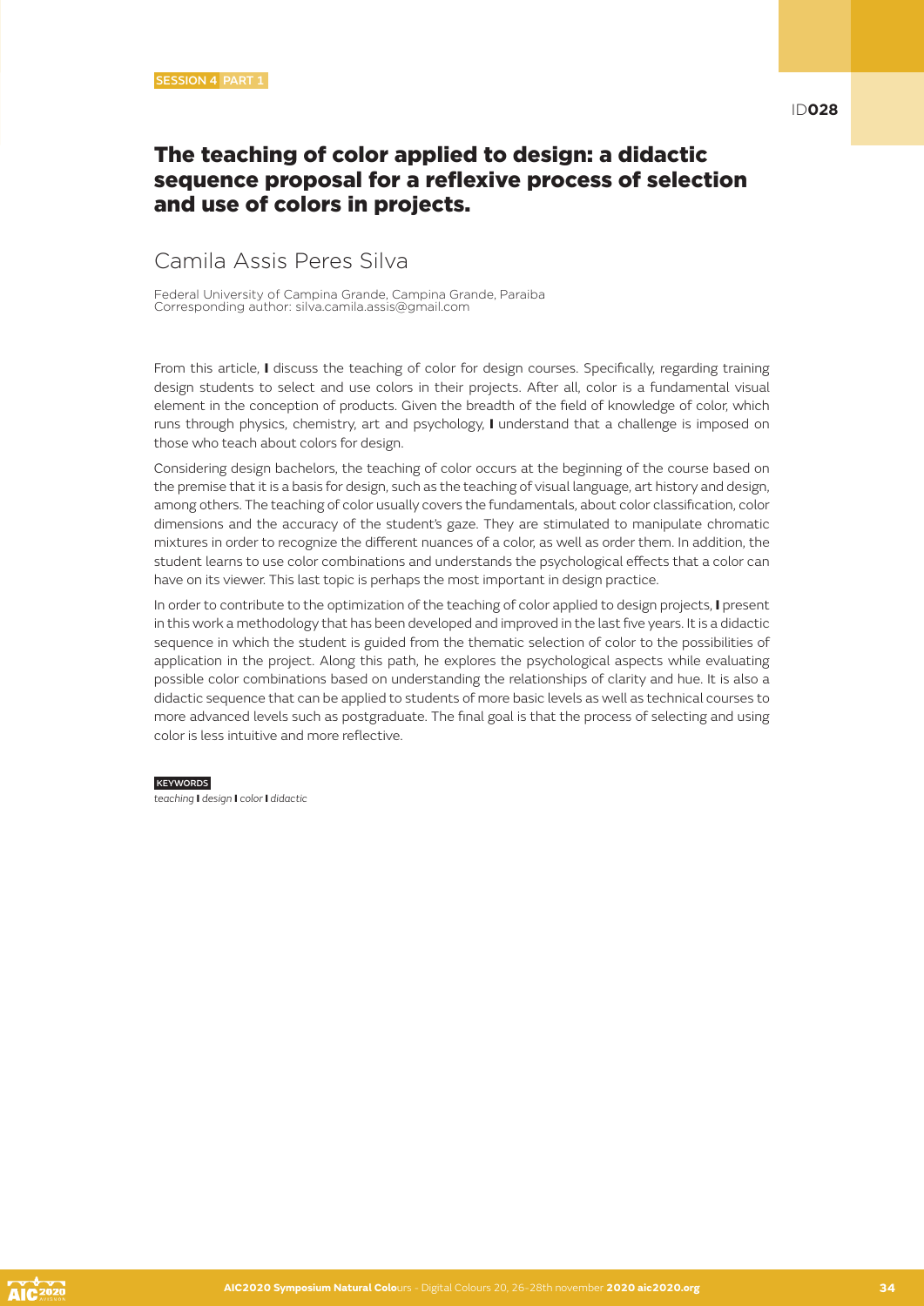SESSION 4 PART 1

ID**028**

# The teaching of color applied to design: a didactic sequence proposal for a reflexive process of selection and use of colors in projects.

## Camila Assis Peres Silva

Federal University of Campina Grande, Campina Grande, Paraiba
Corresponding author: silva.camila.assis@gmail.com

From this article, I discuss the teaching of color for design courses. Specifically, regarding training design students to select and use colors in their projects. After all, color is a fundamental visual element in the conception of products. Given the breadth of the field of knowledge of color, which runs through physics, chemistry, art and psychology, I understand that a challenge is imposed on those who teach about colors for design.

Considering design bachelors, the teaching of color occurs at the beginning of the course based on the premise that it is a basis for design, such as the teaching of visual language, art history and design, among others. The teaching of color usually covers the fundamentals, about color classification, color dimensions and the accuracy of the student's gaze. They are stimulated to manipulate chromatic mixtures in order to recognize the different nuances of a color, as well as order them. In addition, the student learns to use color combinations and understands the psychological effects that a color can have on its viewer. This last topic is perhaps the most important in design practice.

In order to contribute to the optimization of the teaching of color applied to design projects, I present in this work a methodology that has been developed and improved in the last five years. It is a didactic sequence in which the student is guided from the thematic selection of color to the possibilities of application in the project. Along this path, he explores the psychological aspects while evaluating possible color combinations based on understanding the relationships of clarity and hue. It is also a didactic sequence that can be applied to students of more basic levels as well as technical courses to more advanced levels such as postgraduate. The final goal is that the process of selecting and using color is less intuitive and more reflective.

KEYWORDS
*teaching* I *design* I *color* I *didactic*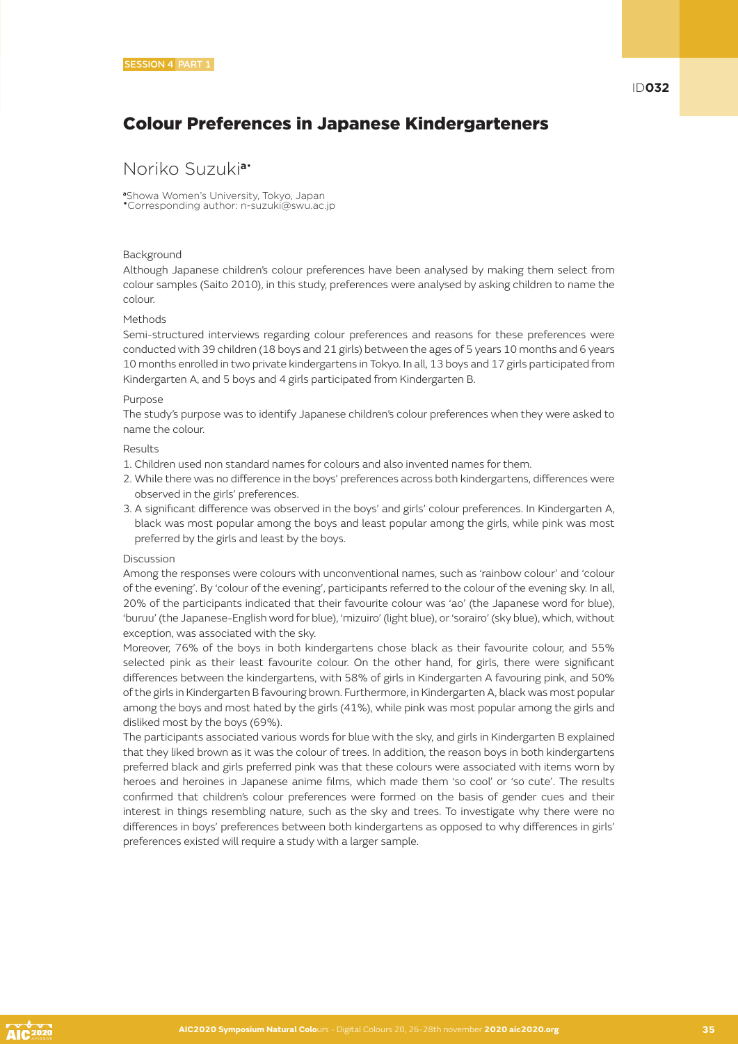SESSION 4 PART 1

ID032

# Colour Preferences in Japanese Kindergarteners

## Noriko Suzuki[a*]

[a]Showa Women's University, Tokyo, Japan
[*]Corresponding author: n-suzuki@swu.ac.jp

### Background

Although Japanese children's colour preferences have been analysed by making them select from colour samples (Saito 2010), in this study, preferences were analysed by asking children to name the colour.

### Methods

Semi-structured interviews regarding colour preferences and reasons for these preferences were conducted with 39 children (18 boys and 21 girls) between the ages of 5 years 10 months and 6 years 10 months enrolled in two private kindergartens in Tokyo. In all, 13 boys and 17 girls participated from Kindergarten A, and 5 boys and 4 girls participated from Kindergarten B.

### Purpose

The study's purpose was to identify Japanese children's colour preferences when they were asked to name the colour.

### Results

1. Children used non standard names for colours and also invented names for them.
2. While there was no difference in the boys' preferences across both kindergartens, differences were observed in the girls' preferences.
3. A significant difference was observed in the boys' and girls' colour preferences. In Kindergarten A, black was most popular among the boys and least popular among the girls, while pink was most preferred by the girls and least by the boys.

### Discussion

Among the responses were colours with unconventional names, such as 'rainbow colour' and 'colour of the evening'. By 'colour of the evening', participants referred to the colour of the evening sky. In all, 20% of the participants indicated that their favourite colour was 'ao' (the Japanese word for blue), 'buruu' (the Japanese-English word for blue), 'mizuiro' (light blue), or 'sorairo' (sky blue), which, without exception, was associated with the sky.

Moreover, 76% of the boys in both kindergartens chose black as their favourite colour, and 55% selected pink as their least favourite colour. On the other hand, for girls, there were significant differences between the kindergartens, with 58% of girls in Kindergarten A favouring pink, and 50% of the girls in Kindergarten B favouring brown. Furthermore, in Kindergarten A, black was most popular among the boys and most hated by the girls (41%), while pink was most popular among the girls and disliked most by the boys (69%).

The participants associated various words for blue with the sky, and girls in Kindergarten B explained that they liked brown as it was the colour of trees. In addition, the reason boys in both kindergartens preferred black and girls preferred pink was that these colours were associated with items worn by heroes and heroines in Japanese anime films, which made them 'so cool' or 'so cute'. The results confirmed that children's colour preferences were formed on the basis of gender cues and their interest in things resembling nature, such as the sky and trees. To investigate why there were no differences in boys' preferences between both kindergartens as opposed to why differences in girls' preferences existed will require a study with a larger sample.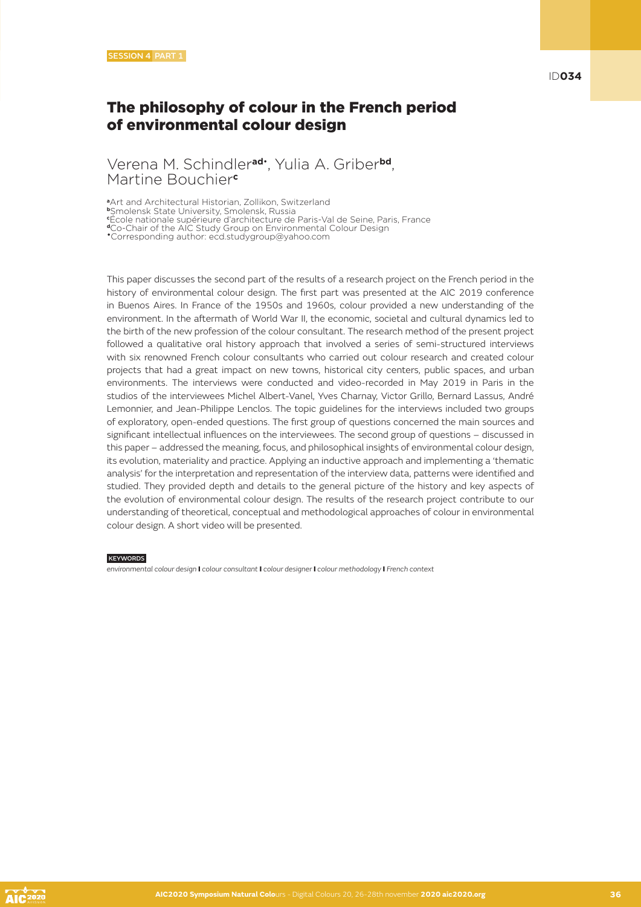SESSION 4 PART 1

ID034

# The philosophy of colour in the French period of environmental colour design

Verena M. Schindler[ad•], Yulia A. Griber[bd], Martine Bouchier[c]

[a]Art and Architectural Historian, Zollikon, Switzerland
[b]Smolensk State University, Smolensk, Russia
[c]École nationale supérieure d'architecture de Paris-Val de Seine, Paris, France
[d]Co-Chair of the AIC Study Group on Environmental Colour Design
[•]Corresponding author: ecd.studygroup@yahoo.com

This paper discusses the second part of the results of a research project on the French period in the history of environmental colour design. The first part was presented at the AIC 2019 conference in Buenos Aires. In France of the 1950s and 1960s, colour provided a new understanding of the environment. In the aftermath of World War II, the economic, societal and cultural dynamics led to the birth of the new profession of the colour consultant. The research method of the present project followed a qualitative oral history approach that involved a series of semi-structured interviews with six renowned French colour consultants who carried out colour research and created colour projects that had a great impact on new towns, historical city centers, public spaces, and urban environments. The interviews were conducted and video-recorded in May 2019 in Paris in the studios of the interviewees Michel Albert-Vanel, Yves Charnay, Victor Grillo, Bernard Lassus, André Lemonnier, and Jean-Philippe Lenclos. The topic guidelines for the interviews included two groups of exploratory, open-ended questions. The first group of questions concerned the main sources and significant intellectual influences on the interviewees. The second group of questions – discussed in this paper – addressed the meaning, focus, and philosophical insights of environmental colour design, its evolution, materiality and practice. Applying an inductive approach and implementing a 'thematic analysis' for the interpretation and representation of the interview data, patterns were identified and studied. They provided depth and details to the general picture of the history and key aspects of the evolution of environmental colour design. The results of the research project contribute to our understanding of theoretical, conceptual and methodological approaches of colour in environmental colour design. A short video will be presented.

KEYWORDS

*environmental colour design* I *colour consultant* I *colour designer* I *colour methodology* I *French context*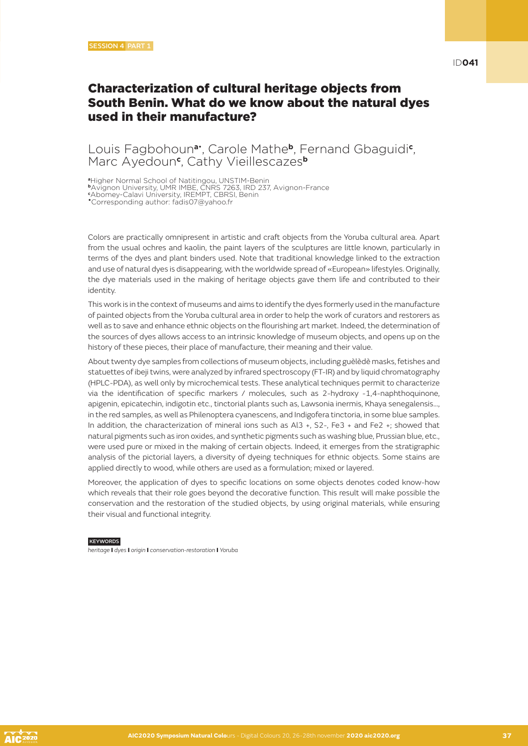SESSION 4 PART 1

ID**041**

# Characterization of cultural heritage objects from South Benin. What do we know about the natural dyes used in their manufacture?

Louis Fagbohoun[a*], Carole Mathe[b], Fernand Gbaguidi[c], Marc Ayedoun[c], Cathy Vieillescazes[b]

[a]Higher Normal School of Natitingou, UNSTIM-Benin
[b]Avignon University, UMR IMBE, CNRS 7263, IRD 237, Avignon-France
[c]Abomey-Calavi University, IREMPT, CBRSI, Benin
[*]Corresponding author: fadis07@yahoo.fr

Colors are practically omnipresent in artistic and craft objects from the Yoruba cultural area. Apart from the usual ochres and kaolin, the paint layers of the sculptures are little known, particularly in terms of the dyes and plant binders used. Note that traditional knowledge linked to the extraction and use of natural dyes is disappearing, with the worldwide spread of «European» lifestyles. Originally, the dye materials used in the making of heritage objects gave them life and contributed to their identity.

This work is in the context of museums and aims to identify the dyes formerly used in the manufacture of painted objects from the Yoruba cultural area in order to help the work of curators and restorers as well as to save and enhance ethnic objects on the flourishing art market. Indeed, the determination of the sources of dyes allows access to an intrinsic knowledge of museum objects, and opens up on the history of these pieces, their place of manufacture, their meaning and their value.

About twenty dye samples from collections of museum objects, including guèlèdè masks, fetishes and statuettes of ibeji twins, were analyzed by infrared spectroscopy (FT-IR) and by liquid chromatography (HPLC-PDA), as well only by microchemical tests. These analytical techniques permit to characterize via the identification of specific markers / molecules, such as 2-hydroxy -1,4-naphthoquinone, apigenin, epicatechin, indigotin etc., tinctorial plants such as, Lawsonia inermis, Khaya senegalensis..., in the red samples, as well as Philenoptera cyanescens, and Indigofera tinctoria, in some blue samples. In addition, the characterization of mineral ions such as $Al^{3+}$, $S^{2-}$, $Fe^{3+}$ and $Fe^{2+}$; showed that natural pigments such as iron oxides, and synthetic pigments such as washing blue, Prussian blue, etc., were used pure or mixed in the making of certain objects. Indeed, it emerges from the stratigraphic analysis of the pictorial layers, a diversity of dyeing techniques for ethnic objects. Some stains are applied directly to wood, while others are used as a formulation; mixed or layered.

Moreover, the application of dyes to specific locations on some objects denotes coded know-how which reveals that their role goes beyond the decorative function. This result will make possible the conservation and the restoration of the studied objects, by using original materials, while ensuring their visual and functional integrity.

KEYWORDS

*heritage* **I** *dyes* **I** *origin* **I** *conservation-restoration* **I** *Yoruba*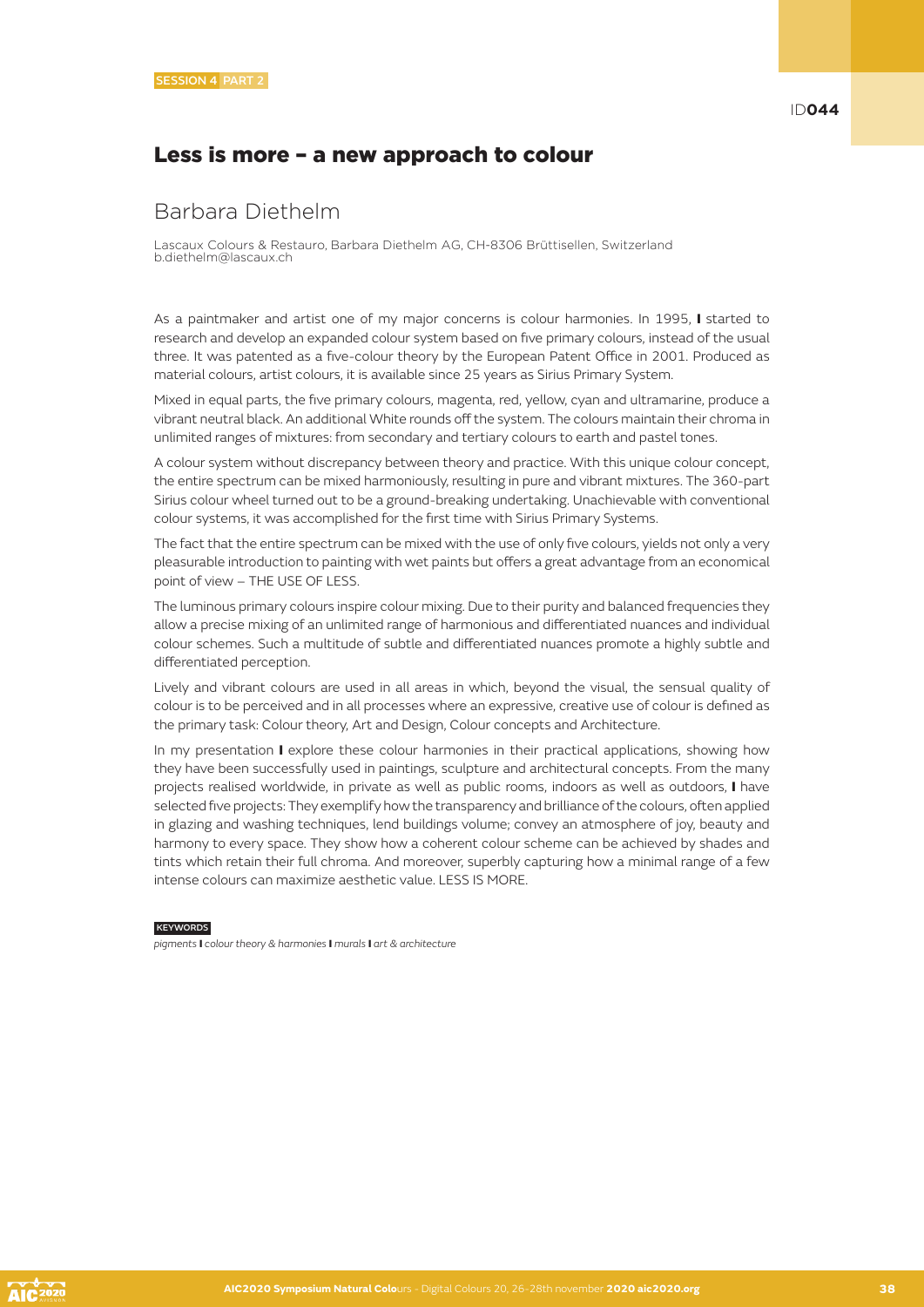SESSION 4 PART 2

ID**044**

# Less is more – a new approach to colour

## Barbara Diethelm

Lascaux Colours & Restauro, Barbara Diethelm AG, CH-8306 Brüttisellen, Switzerland
b.diethelm@lascaux.ch

As a paintmaker and artist one of my major concerns is colour harmonies. In 1995, I started to research and develop an expanded colour system based on five primary colours, instead of the usual three. It was patented as a five-colour theory by the European Patent Office in 2001. Produced as material colours, artist colours, it is available since 25 years as Sirius Primary System.

Mixed in equal parts, the five primary colours, magenta, red, yellow, cyan and ultramarine, produce a vibrant neutral black. An additional White rounds off the system. The colours maintain their chroma in unlimited ranges of mixtures: from secondary and tertiary colours to earth and pastel tones.

A colour system without discrepancy between theory and practice. With this unique colour concept, the entire spectrum can be mixed harmoniously, resulting in pure and vibrant mixtures. The 360-part Sirius colour wheel turned out to be a ground-breaking undertaking. Unachievable with conventional colour systems, it was accomplished for the first time with Sirius Primary Systems.

The fact that the entire spectrum can be mixed with the use of only five colours, yields not only a very pleasurable introduction to painting with wet paints but offers a great advantage from an economical point of view – THE USE OF LESS.

The luminous primary colours inspire colour mixing. Due to their purity and balanced frequencies they allow a precise mixing of an unlimited range of harmonious and differentiated nuances and individual colour schemes. Such a multitude of subtle and differentiated nuances promote a highly subtle and differentiated perception.

Lively and vibrant colours are used in all areas in which, beyond the visual, the sensual quality of colour is to be perceived and in all processes where an expressive, creative use of colour is defined as the primary task: Colour theory, Art and Design, Colour concepts and Architecture.

In my presentation I explore these colour harmonies in their practical applications, showing how they have been successfully used in paintings, sculpture and architectural concepts. From the many projects realised worldwide, in private as well as public rooms, indoors as well as outdoors, I have selected five projects: They exemplify how the transparency and brilliance of the colours, often applied in glazing and washing techniques, lend buildings volume; convey an atmosphere of joy, beauty and harmony to every space. They show how a coherent colour scheme can be achieved by shades and tints which retain their full chroma. And moreover, superbly capturing how a minimal range of a few intense colours can maximize aesthetic value. LESS IS MORE.

KEYWORDS

*pigments* I *colour theory & harmonies* I *murals* I *art & architecture*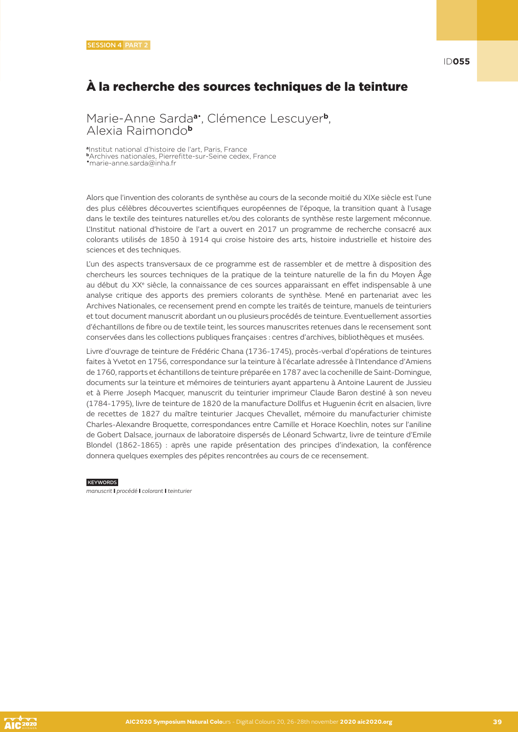SESSION 4 PART 2

ID055

# À la recherche des sources techniques de la teinture

Marie-Anne Sarda[a•], Clémence Lescuyer[b], Alexia Raimondo[b]

[a]Institut national d'histoire de l'art, Paris, France
[b]Archives nationales, Pierrefitte-sur-Seine cedex, France
[•]marie-anne.sarda@inha.fr

Alors que l'invention des colorants de synthèse au cours de la seconde moitié du XIXe siècle est l'une des plus célèbres découvertes scientifiques européennes de l'époque, la transition quant à l'usage dans le textile des teintures naturelles et/ou des colorants de synthèse reste largement méconnue. L'Institut national d'histoire de l'art a ouvert en 2017 un programme de recherche consacré aux colorants utilisés de 1850 à 1914 qui croise histoire des arts, histoire industrielle et histoire des sciences et des techniques.

L'un des aspects transversaux de ce programme est de rassembler et de mettre à disposition des chercheurs les sources techniques de la pratique de la teinture naturelle de la fin du Moyen Âge au début du XX[e] siècle, la connaissance de ces sources apparaissant en effet indispensable à une analyse critique des apports des premiers colorants de synthèse. Mené en partenariat avec les Archives Nationales, ce recensement prend en compte les traités de teinture, manuels de teinturiers et tout document manuscrit abordant un ou plusieurs procédés de teinture. Eventuellement assorties d'échantillons de fibre ou de textile teint, les sources manuscrites retenues dans le recensement sont conservées dans les collections publiques françaises : centres d'archives, bibliothèques et musées.

Livre d'ouvrage de teinture de Frédéric Chana (1736-1745), procès-verbal d'opérations de teintures faites à Yvetot en 1756, correspondance sur la teinture à l'écarlate adressée à l'Intendance d'Amiens de 1760, rapports et échantillons de teinture préparée en 1787 avec la cochenille de Saint-Domingue, documents sur la teinture et mémoires de teinturiers ayant appartenu à Antoine Laurent de Jussieu et à Pierre Joseph Macquer, manuscrit du teinturier imprimeur Claude Baron destiné à son neveu (1784-1795), livre de teinture de 1820 de la manufacture Dollfus et Huguenin écrit en alsacien, livre de recettes de 1827 du maître teinturier Jacques Chevallet, mémoire du manufacturier chimiste Charles-Alexandre Broquette, correspondances entre Camille et Horace Koechlin, notes sur l'aniline de Gobert Dalsace, journaux de laboratoire dispersés de Léonard Schwartz, livre de teinture d'Emile Blondel (1862-1865) : après une rapide présentation des principes d'indexation, la conférence donnera quelques exemples des pépites rencontrées au cours de ce recensement.

**KEYWORDS**

*manuscrit* **I** *procédé* **I** *colorant* **I** *teinturier*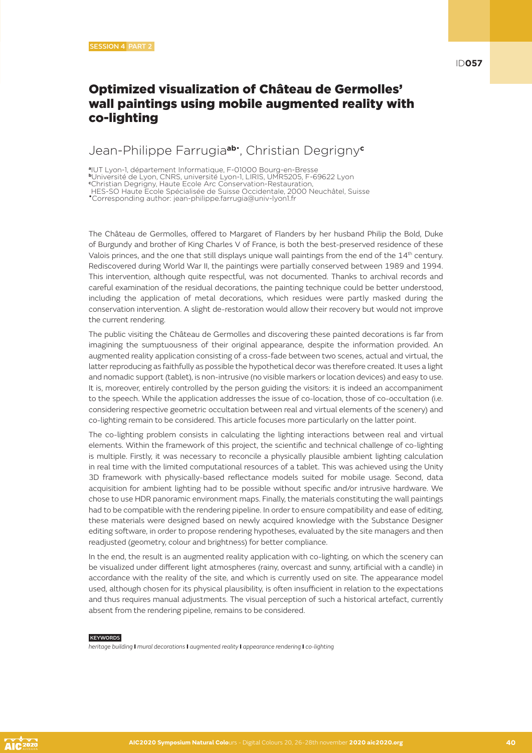SESSION 4 PART 2

ID057

# Optimized visualization of Château de Germolles' wall paintings using mobile augmented reality with co-lighting

Jean-Philippe Farrugia[ab*], Christian Degrigny[c]

[a]IUT Lyon-1, département Informatique, F-01000 Bourg-en-Bresse
[b]Université de Lyon, CNRS, université Lyon-1, LIRIS, UMR5205, F-69622 Lyon
[c]Christian Degrigny, Haute Ecole Arc Conservation-Restauration, HES-SO Haute Ecole Spécialisée de Suisse Occidentale, 2000 Neuchâtel, Suisse
[*]Corresponding author: jean-philippe.farrugia@univ-lyon1.fr

The Château de Germolles, offered to Margaret of Flanders by her husband Philip the Bold, Duke of Burgundy and brother of King Charles V of France, is both the best-preserved residence of these Valois princes, and the one that still displays unique wall paintings from the end of the 14th century. Rediscovered during World War II, the paintings were partially conserved between 1989 and 1994. This intervention, although quite respectful, was not documented. Thanks to archival records and careful examination of the residual decorations, the painting technique could be better understood, including the application of metal decorations, which residues were partly masked during the conservation intervention. A slight de-restoration would allow their recovery but would not improve the current rendering.

The public visiting the Château de Germolles and discovering these painted decorations is far from imagining the sumptuousness of their original appearance, despite the information provided. An augmented reality application consisting of a cross-fade between two scenes, actual and virtual, the latter reproducing as faithfully as possible the hypothetical decor was therefore created. It uses a light and nomadic support (tablet), is non-intrusive (no visible markers or location devices) and easy to use. It is, moreover, entirely controlled by the person guiding the visitors: it is indeed an accompaniment to the speech. While the application addresses the issue of co-location, those of co-occultation (i.e. considering respective geometric occultation between real and virtual elements of the scenery) and co-lighting remain to be considered. This article focuses more particularly on the latter point.

The co-lighting problem consists in calculating the lighting interactions between real and virtual elements. Within the framework of this project, the scientific and technical challenge of co-lighting is multiple. Firstly, it was necessary to reconcile a physically plausible ambient lighting calculation in real time with the limited computational resources of a tablet. This was achieved using the Unity 3D framework with physically-based reflectance models suited for mobile usage. Second, data acquisition for ambient lighting had to be possible without specific and/or intrusive hardware. We chose to use HDR panoramic environment maps. Finally, the materials constituting the wall paintings had to be compatible with the rendering pipeline. In order to ensure compatibility and ease of editing, these materials were designed based on newly acquired knowledge with the Substance Designer editing software, in order to propose rendering hypotheses, evaluated by the site managers and then readjusted (geometry, colour and brightness) for better compliance.

In the end, the result is an augmented reality application with co-lighting, on which the scenery can be visualized under different light atmospheres (rainy, overcast and sunny, artificial with a candle) in accordance with the reality of the site, and which is currently used on site. The appearance model used, although chosen for its physical plausibility, is often insufficient in relation to the expectations and thus requires manual adjustments. The visual perception of such a historical artefact, currently absent from the rendering pipeline, remains to be considered.

KEYWORDS

*heritage building* | *mural decorations* | *augmented reality* | *appearance rendering* | *co-lighting*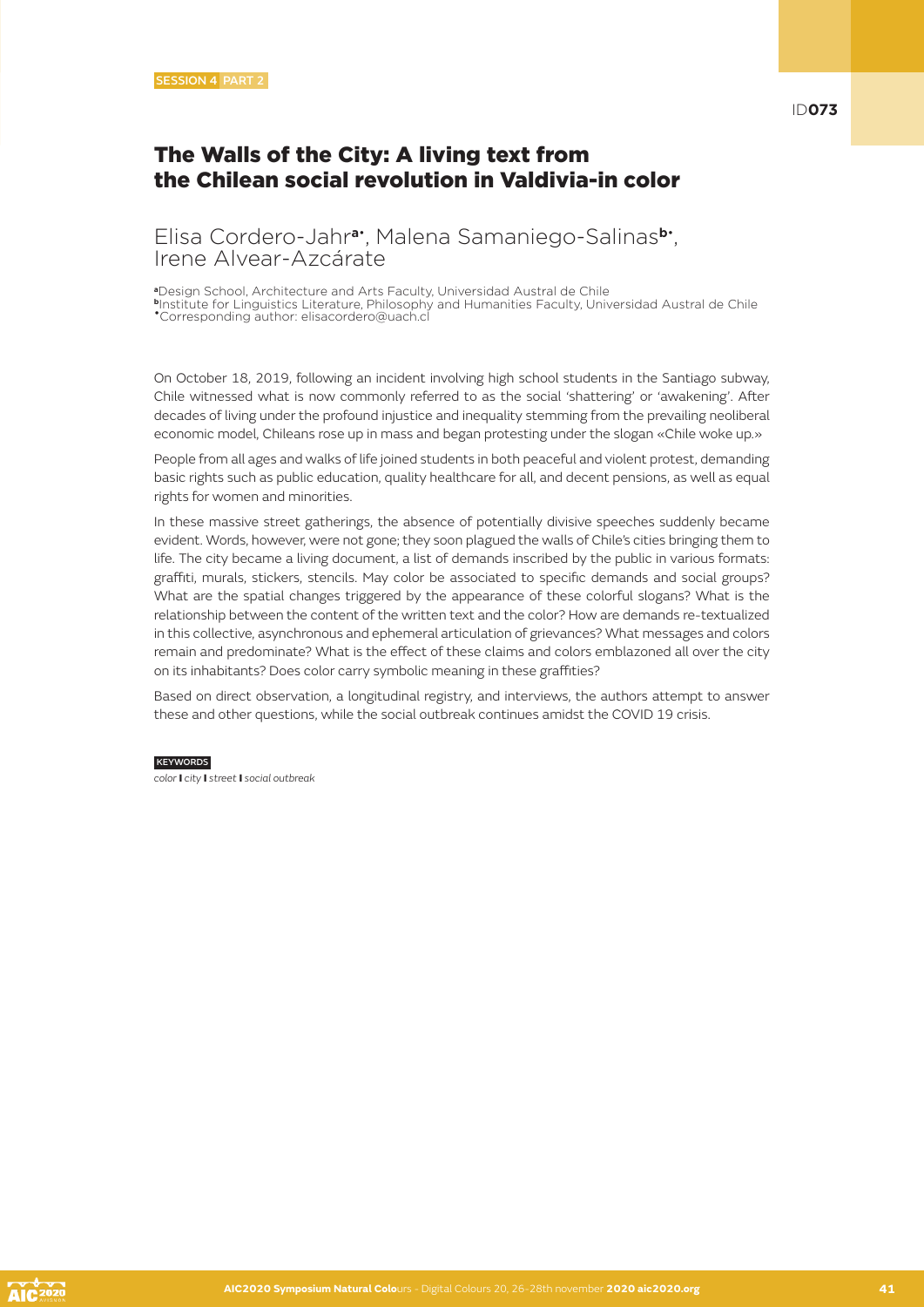SESSION 4 PART 2

ID073

# The Walls of the City: A living text from the Chilean social revolution in Valdivia-in color

Elisa Cordero-Jahr[a•], Malena Samaniego-Salinas[b•], Irene Alvear-Azcárate

[a]Design School, Architecture and Arts Faculty, Universidad Austral de Chile
[b]Institute for Linguistics Literature, Philosophy and Humanities Faculty, Universidad Austral de Chile
[•]Corresponding author: elisacordero@uach.cl

On October 18, 2019, following an incident involving high school students in the Santiago subway, Chile witnessed what is now commonly referred to as the social 'shattering' or 'awakening'. After decades of living under the profound injustice and inequality stemming from the prevailing neoliberal economic model, Chileans rose up in mass and began protesting under the slogan «Chile woke up.»

People from all ages and walks of life joined students in both peaceful and violent protest, demanding basic rights such as public education, quality healthcare for all, and decent pensions, as well as equal rights for women and minorities.

In these massive street gatherings, the absence of potentially divisive speeches suddenly became evident. Words, however, were not gone; they soon plagued the walls of Chile's cities bringing them to life. The city became a living document, a list of demands inscribed by the public in various formats: graffiti, murals, stickers, stencils. May color be associated to specific demands and social groups? What are the spatial changes triggered by the appearance of these colorful slogans? What is the relationship between the content of the written text and the color? How are demands re-textualized in this collective, asynchronous and ephemeral articulation of grievances? What messages and colors remain and predominate? What is the effect of these claims and colors emblazoned all over the city on its inhabitants? Does color carry symbolic meaning in these graffities?

Based on direct observation, a longitudinal registry, and interviews, the authors attempt to answer these and other questions, while the social outbreak continues amidst the COVID 19 crisis.

KEYWORDS

*color* **I** *city* **I** *street* **I** *social outbreak*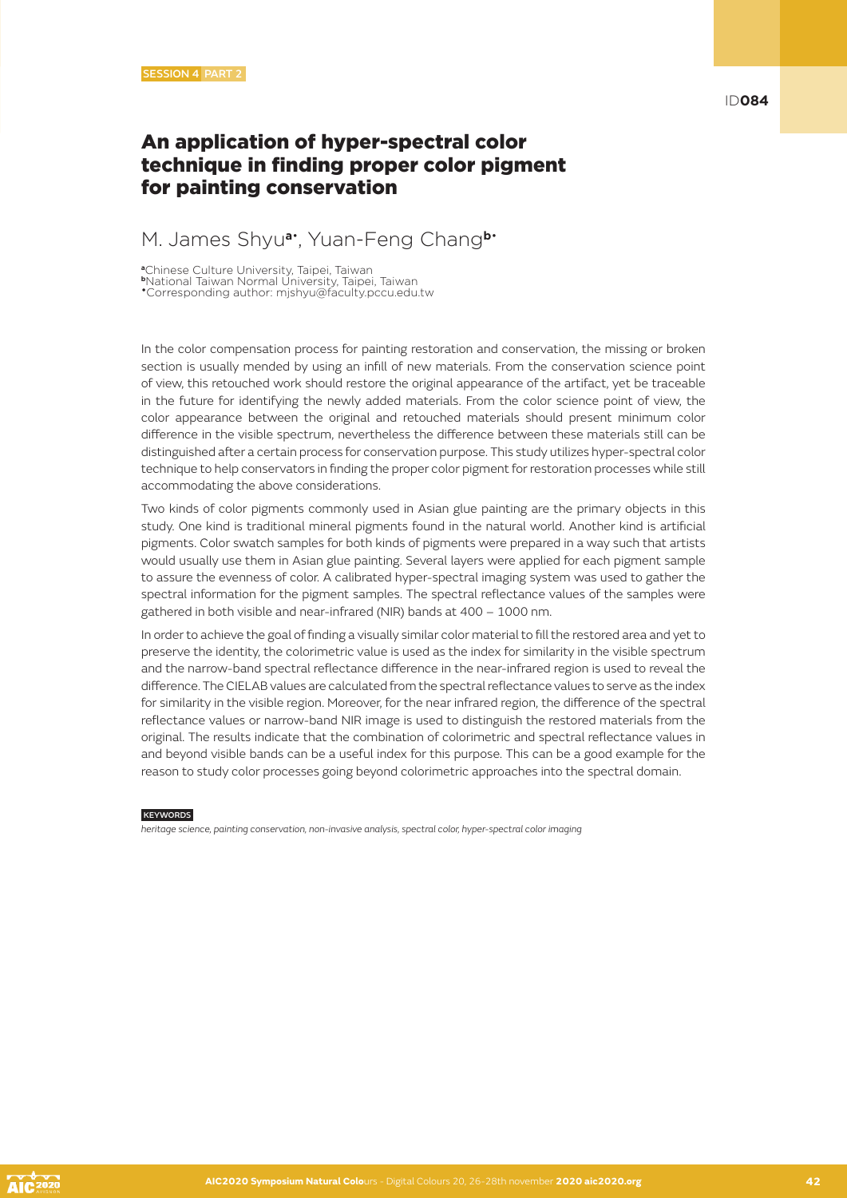SESSION 4 PART 2

ID**084**

# An application of hyper-spectral color technique in finding proper color pigment for painting conservation

M. James Shyu[a•], Yuan-Feng Chang[b•]

[a] Chinese Culture University, Taipei, Taiwan
[b] National Taiwan Normal University, Taipei, Taiwan
[•] Corresponding author: mjshyu@faculty.pccu.edu.tw

In the color compensation process for painting restoration and conservation, the missing or broken section is usually mended by using an infill of new materials. From the conservation science point of view, this retouched work should restore the original appearance of the artifact, yet be traceable in the future for identifying the newly added materials. From the color science point of view, the color appearance between the original and retouched materials should present minimum color difference in the visible spectrum, nevertheless the difference between these materials still can be distinguished after a certain process for conservation purpose. This study utilizes hyper-spectral color technique to help conservators in finding the proper color pigment for restoration processes while still accommodating the above considerations.

Two kinds of color pigments commonly used in Asian glue painting are the primary objects in this study. One kind is traditional mineral pigments found in the natural world. Another kind is artificial pigments. Color swatch samples for both kinds of pigments were prepared in a way such that artists would usually use them in Asian glue painting. Several layers were applied for each pigment sample to assure the evenness of color. A calibrated hyper-spectral imaging system was used to gather the spectral information for the pigment samples. The spectral reflectance values of the samples were gathered in both visible and near-infrared (NIR) bands at 400 – 1000 nm.

In order to achieve the goal of finding a visually similar color material to fill the restored area and yet to preserve the identity, the colorimetric value is used as the index for similarity in the visible spectrum and the narrow-band spectral reflectance difference in the near-infrared region is used to reveal the difference. The CIELAB values are calculated from the spectral reflectance values to serve as the index for similarity in the visible region. Moreover, for the near infrared region, the difference of the spectral reflectance values or narrow-band NIR image is used to distinguish the restored materials from the original. The results indicate that the combination of colorimetric and spectral reflectance values in and beyond visible bands can be a useful index for this purpose. This can be a good example for the reason to study color processes going beyond colorimetric approaches into the spectral domain.

KEYWORDS

*heritage science, painting conservation, non-invasive analysis, spectral color, hyper-spectral color imaging*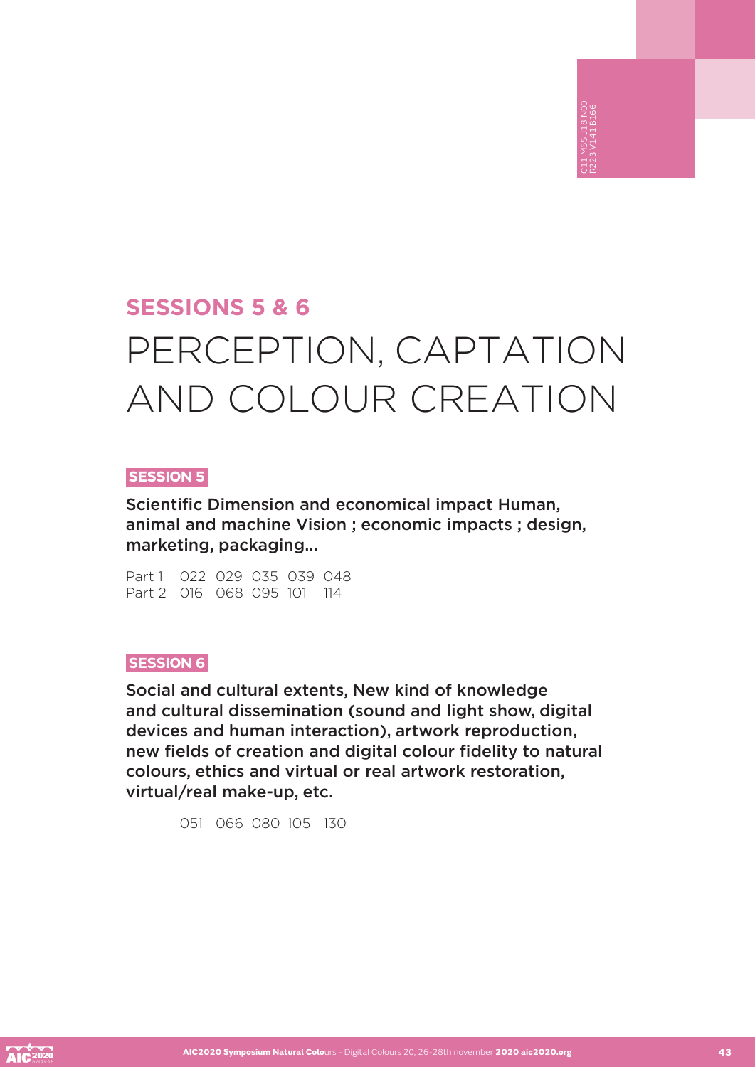## SESSIONS 5 & 6

# PERCEPTION, CAPTATION AND COLOUR CREATION

**SESSION 5**

**Scientific Dimension and economical impact Human, animal and machine Vision ; economic impacts ; design, marketing, packaging...**

Part 1 022 029 035 039 048
Part 2 016 068 095 101 114

**SESSION 6**

**Social and cultural extents, New kind of knowledge and cultural dissemination (sound and light show, digital devices and human interaction), artwork reproduction, new fields of creation and digital colour fidelity to natural colours, ethics and virtual or real artwork restoration, virtual/real make-up, etc.**

051 066 080 105 130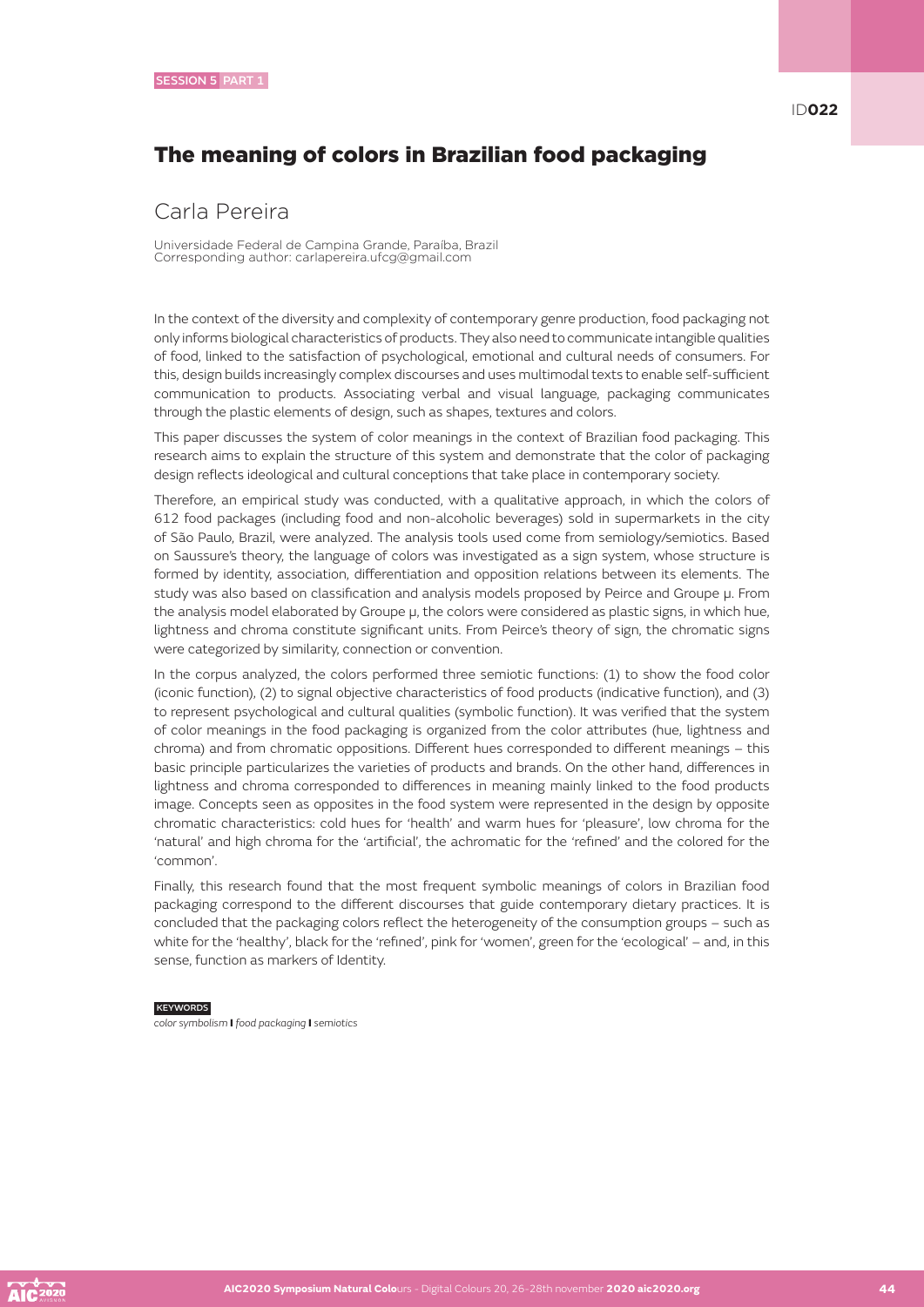SESSION 5 PART 1

ID**022**

# The meaning of colors in Brazilian food packaging

## Carla Pereira

Universidade Federal de Campina Grande, Paraíba, Brazil
Corresponding author: carlapereira.ufcg@gmail.com

In the context of the diversity and complexity of contemporary genre production, food packaging not only informs biological characteristics of products. They also need to communicate intangible qualities of food, linked to the satisfaction of psychological, emotional and cultural needs of consumers. For this, design builds increasingly complex discourses and uses multimodal texts to enable self-sufficient communication to products. Associating verbal and visual language, packaging communicates through the plastic elements of design, such as shapes, textures and colors.

This paper discusses the system of color meanings in the context of Brazilian food packaging. This research aims to explain the structure of this system and demonstrate that the color of packaging design reflects ideological and cultural conceptions that take place in contemporary society.

Therefore, an empirical study was conducted, with a qualitative approach, in which the colors of 612 food packages (including food and non-alcoholic beverages) sold in supermarkets in the city of São Paulo, Brazil, were analyzed. The analysis tools used come from semiology/semiotics. Based on Saussure's theory, the language of colors was investigated as a sign system, whose structure is formed by identity, association, differentiation and opposition relations between its elements. The study was also based on classification and analysis models proposed by Peirce and Groupe µ. From the analysis model elaborated by Groupe µ, the colors were considered as plastic signs, in which hue, lightness and chroma constitute significant units. From Peirce's theory of sign, the chromatic signs were categorized by similarity, connection or convention.

In the corpus analyzed, the colors performed three semiotic functions: (1) to show the food color (iconic function), (2) to signal objective characteristics of food products (indicative function), and (3) to represent psychological and cultural qualities (symbolic function). It was verified that the system of color meanings in the food packaging is organized from the color attributes (hue, lightness and chroma) and from chromatic oppositions. Different hues corresponded to different meanings – this basic principle particularizes the varieties of products and brands. On the other hand, differences in lightness and chroma corresponded to differences in meaning mainly linked to the food products image. Concepts seen as opposites in the food system were represented in the design by opposite chromatic characteristics: cold hues for 'health' and warm hues for 'pleasure', low chroma for the 'natural' and high chroma for the 'artificial', the achromatic for the 'refined' and the colored for the 'common'.

Finally, this research found that the most frequent symbolic meanings of colors in Brazilian food packaging correspond to the different discourses that guide contemporary dietary practices. It is concluded that the packaging colors reflect the heterogeneity of the consumption groups – such as white for the 'healthy', black for the 'refined', pink for 'women', green for the 'ecological' – and, in this sense, function as markers of Identity.

**KEYWORDS**

*color symbolism* **I** *food packaging* **I** *semiotics*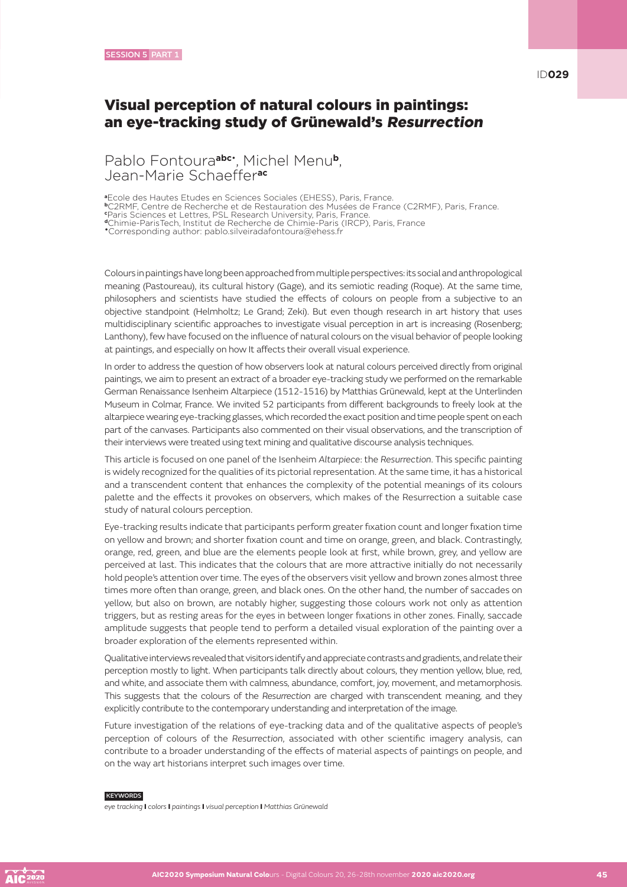SESSION 5 PART 1

ID**029**

# Visual perception of natural colours in paintings: an eye-tracking study of Grünewald's *Resurrection*

Pablo Fontoura[abc•], Michel Menu[b], Jean-Marie Schaeffer[ac]

[a]Ecole des Hautes Etudes en Sciences Sociales (EHESS), Paris, France.
[b]C2RMF, Centre de Recherche et de Restauration des Musées de France (C2RMF), Paris, France.
[c]Paris Sciences et Lettres, PSL Research University, Paris, France.
[d]Chimie-ParisTech, Institut de Recherche de Chimie-Paris (IRCP), Paris, France
[•]Corresponding author: pablo.silveiradafontoura@ehess.fr

Colours in paintings have long been approached from multiple perspectives: its social and anthropological meaning (Pastoureau), its cultural history (Gage), and its semiotic reading (Roque). At the same time, philosophers and scientists have studied the effects of colours on people from a subjective to an objective standpoint (Helmholtz; Le Grand; Zeki). But even though research in art history that uses multidisciplinary scientific approaches to investigate visual perception in art is increasing (Rosenberg; Lanthony), few have focused on the influence of natural colours on the visual behavior of people looking at paintings, and especially on how It affects their overall visual experience.

In order to address the question of how observers look at natural colours perceived directly from original paintings, we aim to present an extract of a broader eye-tracking study we performed on the remarkable German Renaissance Isenheim Altarpiece (1512-1516) by Matthias Grünewald, kept at the Unterlinden Museum in Colmar, France. We invited 52 participants from different backgrounds to freely look at the altarpiece wearing eye-tracking glasses, which recorded the exact position and time people spent on each part of the canvases. Participants also commented on their visual observations, and the transcription of their interviews were treated using text mining and qualitative discourse analysis techniques.

This article is focused on one panel of the Isenheim *Altarpiece*: the *Resurrection*. This specific painting is widely recognized for the qualities of its pictorial representation. At the same time, it has a historical and a transcendent content that enhances the complexity of the potential meanings of its colours palette and the effects it provokes on observers, which makes of the Resurrection a suitable case study of natural colours perception.

Eye-tracking results indicate that participants perform greater fixation count and longer fixation time on yellow and brown; and shorter fixation count and time on orange, green, and black. Contrastingly, orange, red, green, and blue are the elements people look at first, while brown, grey, and yellow are perceived at last. This indicates that the colours that are more attractive initially do not necessarily hold people's attention over time. The eyes of the observers visit yellow and brown zones almost three times more often than orange, green, and black ones. On the other hand, the number of saccades on yellow, but also on brown, are notably higher, suggesting those colours work not only as attention triggers, but as resting areas for the eyes in between longer fixations in other zones. Finally, saccade amplitude suggests that people tend to perform a detailed visual exploration of the painting over a broader exploration of the elements represented within.

Qualitative interviews revealed that visitors identify and appreciate contrasts and gradients, and relate their perception mostly to light. When participants talk directly about colours, they mention yellow, blue, red, and white, and associate them with calmness, abundance, comfort, joy, movement, and metamorphosis. This suggests that the colours of the *Resurrection* are charged with transcendent meaning, and they explicitly contribute to the contemporary understanding and interpretation of the image.

Future investigation of the relations of eye-tracking data and of the qualitative aspects of people's perception of colours of the *Resurrection*, associated with other scientific imagery analysis, can contribute to a broader understanding of the effects of material aspects of paintings on people, and on the way art historians interpret such images over time.

**KEYWORDS**

*eye tracking* | *colors* | *paintings* | *visual perception* | *Matthias Grünewald*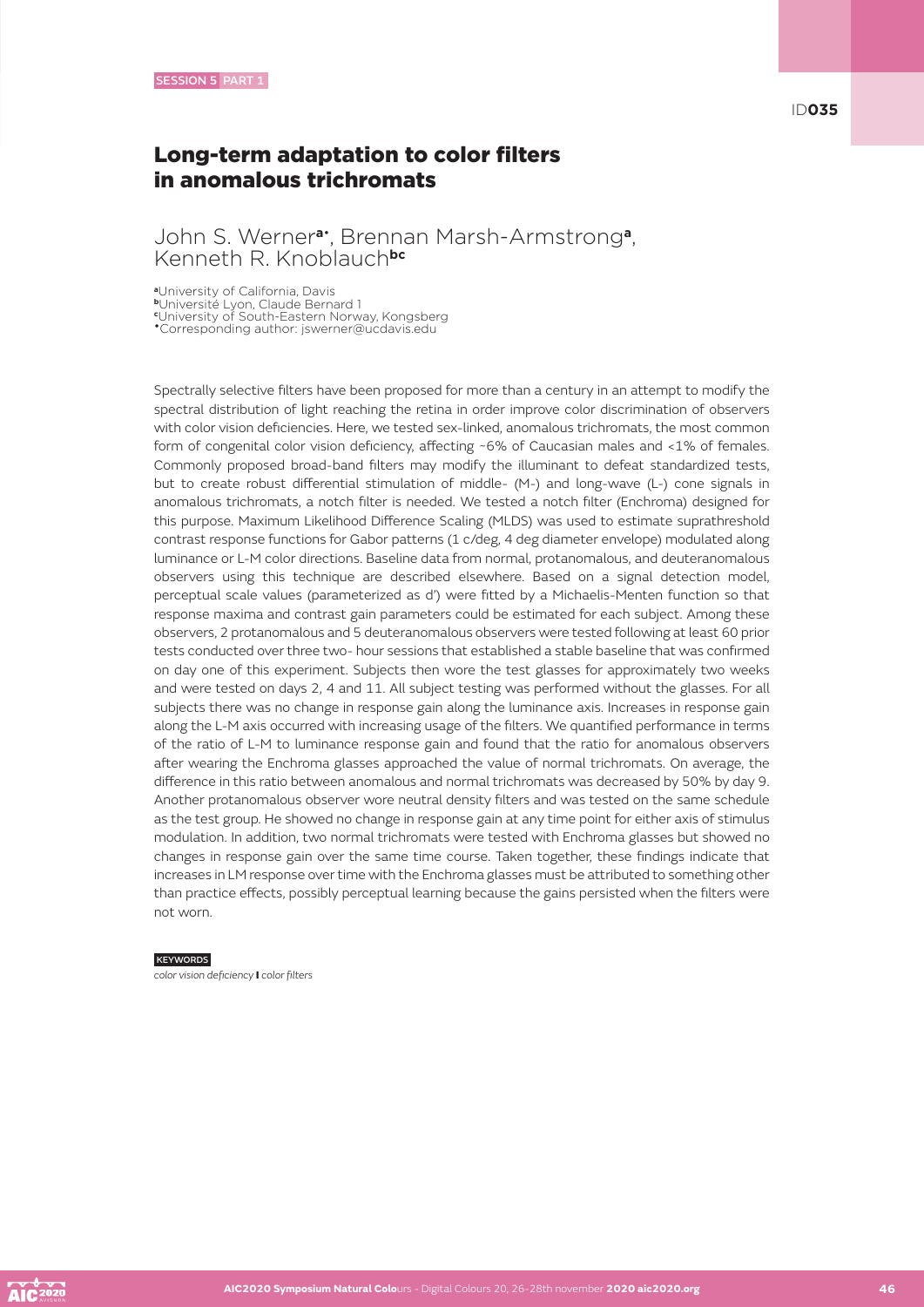SESSION 5 PART 1

ID035

# Long-term adaptation to color filters in anomalous trichromats

John S. Werner[a•], Brennan Marsh-Armstrong[a], Kenneth R. Knoblauch[bc]

[a]University of California, Davis
[b]Université Lyon, Claude Bernard 1
[c]University of South-Eastern Norway, Kongsberg
[•]Corresponding author: jswerner@ucdavis.edu

Spectrally selective filters have been proposed for more than a century in an attempt to modify the spectral distribution of light reaching the retina in order improve color discrimination of observers with color vision deficiencies. Here, we tested sex-linked, anomalous trichromats, the most common form of congenital color vision deficiency, affecting ~6% of Caucasian males and <1% of females. Commonly proposed broad-band filters may modify the illuminant to defeat standardized tests, but to create robust differential stimulation of middle- (M-) and long-wave (L-) cone signals in anomalous trichromats, a notch filter is needed. We tested a notch filter (Enchroma) designed for this purpose. Maximum Likelihood Difference Scaling (MLDS) was used to estimate suprathreshold contrast response functions for Gabor patterns (1 c/deg, 4 deg diameter envelope) modulated along luminance or L-M color directions. Baseline data from normal, protanomalous, and deuteranomalous observers using this technique are described elsewhere. Based on a signal detection model, perceptual scale values (parameterized as d') were fitted by a Michaelis-Menten function so that response maxima and contrast gain parameters could be estimated for each subject. Among these observers, 2 protanomalous and 5 deuteranomalous observers were tested following at least 60 prior tests conducted over three two- hour sessions that established a stable baseline that was confirmed on day one of this experiment. Subjects then wore the test glasses for approximately two weeks and were tested on days 2, 4 and 11. All subject testing was performed without the glasses. For all subjects there was no change in response gain along the luminance axis. Increases in response gain along the L-M axis occurred with increasing usage of the filters. We quantified performance in terms of the ratio of L-M to luminance response gain and found that the ratio for anomalous observers after wearing the Enchroma glasses approached the value of normal trichromats. On average, the difference in this ratio between anomalous and normal trichromats was decreased by 50% by day 9. Another protanomalous observer wore neutral density filters and was tested on the same schedule as the test group. He showed no change in response gain at any time point for either axis of stimulus modulation. In addition, two normal trichromats were tested with Enchroma glasses but showed no changes in response gain over the same time course. Taken together, these findings indicate that increases in LM response over time with the Enchroma glasses must be attributed to something other than practice effects, possibly perceptual learning because the gains persisted when the filters were not worn.

KEYWORDS

*color vision deficiency* **I** *color filters*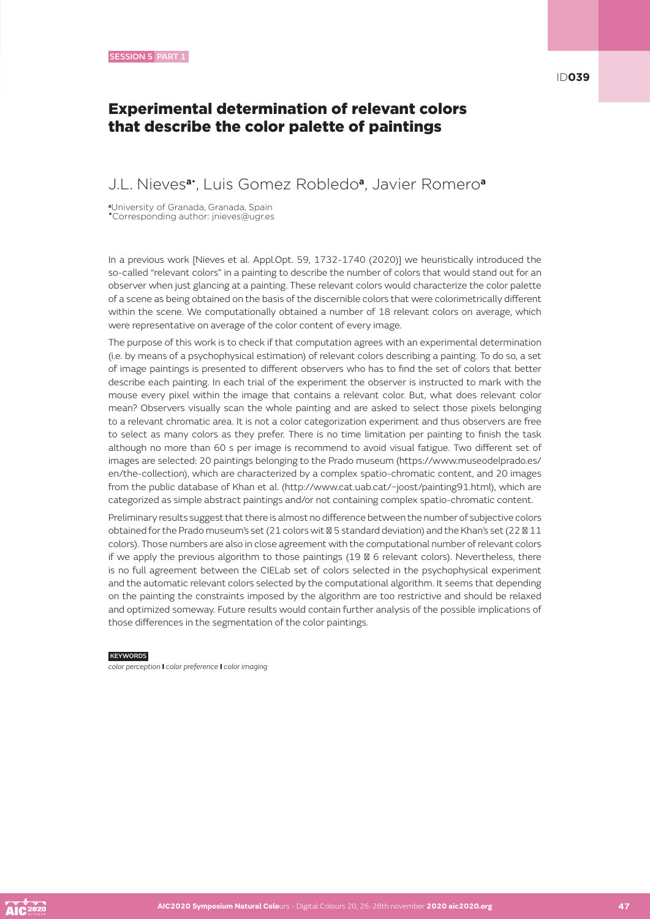SESSION 5 PART 1

ID**039**

# Experimental determination of relevant colors that describe the color palette of paintings

J.L. Nieves[a*], Luis Gomez Robledo[a], Javier Romero[a]

[a]University of Granada, Granada, Spain
[*]Corresponding author: jnieves@ugr.es

In a previous work [Nieves et al. Appl.Opt. 59, 1732-1740 (2020)] we heuristically introduced the so-called "relevant colors" in a painting to describe the number of colors that would stand out for an observer when just glancing at a painting. These relevant colors would characterize the color palette of a scene as being obtained on the basis of the discernible colors that were colorimetrically different within the scene. We computationally obtained a number of 18 relevant colors on average, which were representative on average of the color content of every image.

The purpose of this work is to check if that computation agrees with an experimental determination (i.e. by means of a psychophysical estimation) of relevant colors describing a painting. To do so, a set of image paintings is presented to different observers who has to find the set of colors that better describe each painting. In each trial of the experiment the observer is instructed to mark with the mouse every pixel within the image that contains a relevant color. But, what does relevant color mean? Observers visually scan the whole painting and are asked to select those pixels belonging to a relevant chromatic area. It is not a color categorization experiment and thus observers are free to select as many colors as they prefer. There is no time limitation per painting to finish the task although no more than 60 s per image is recommend to avoid visual fatigue. Two different set of images are selected: 20 paintings belonging to the Prado museum (https://www.museodelprado.es/en/the-collection), which are characterized by a complex spatio-chromatic content, and 20 images from the public database of Khan et al. (http://www.cat.uab.cat/~joost/painting91.html), which are categorized as simple abstract paintings and/or not containing complex spatio-chromatic content.

Preliminary results suggest that there is almost no difference between the number of subjective colors obtained for the Prado museum's set (21 colors wit ± 5 standard deviation) and the Khan's set (22 ± 11 colors). Those numbers are also in close agreement with the computational number of relevant colors if we apply the previous algorithm to those paintings (19 ± 6 relevant colors). Nevertheless, there is no full agreement between the CIELab set of colors selected in the psychophysical experiment and the automatic relevant colors selected by the computational algorithm. It seems that depending on the painting the constraints imposed by the algorithm are too restrictive and should be relaxed and optimized someway. Future results would contain further analysis of the possible implications of those differences in the segmentation of the color paintings.

**KEYWORDS**

*color perception* **I** *color preference* **I** *color imaging*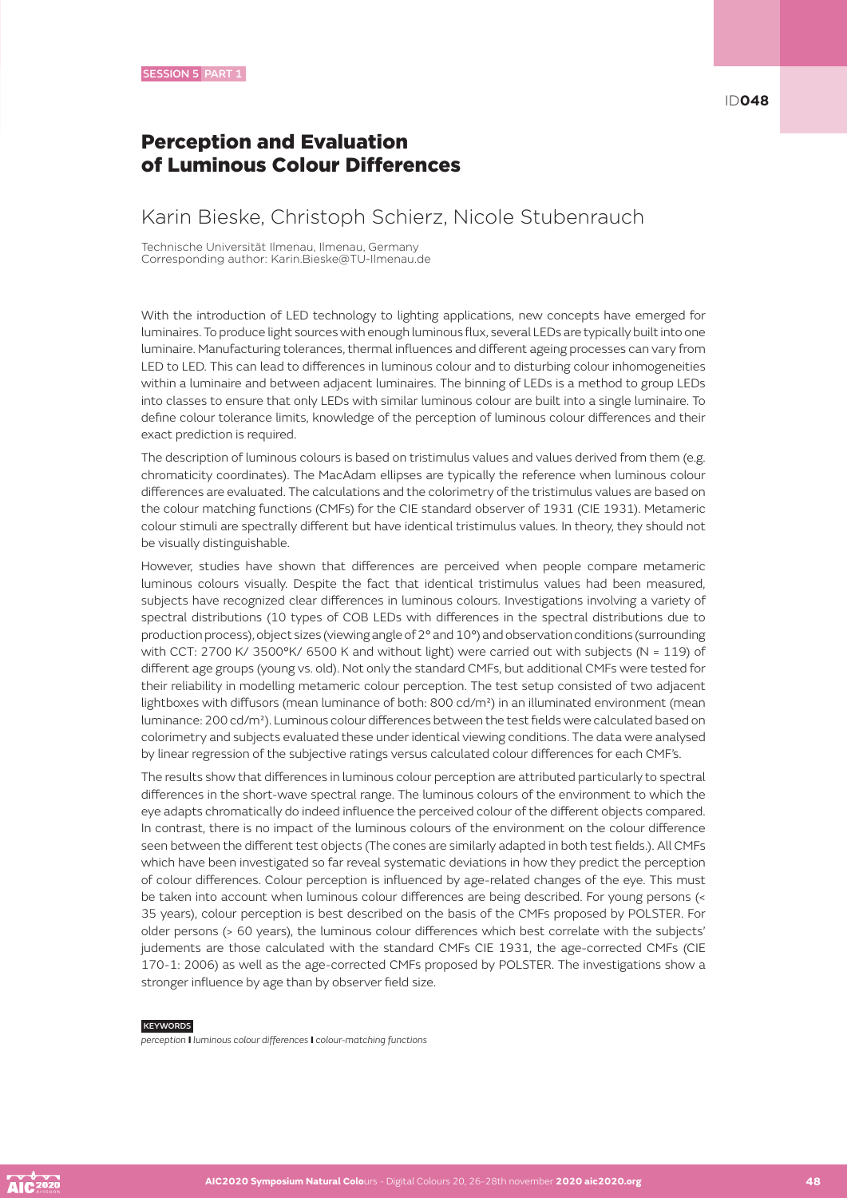SESSION 5 PART 1

ID**048**

# Perception and Evaluation of Luminous Colour Differences

## Karin Bieske, Christoph Schierz, Nicole Stubenrauch

Technische Universität Ilmenau, Ilmenau, Germany
Corresponding author: Karin.Bieske@TU-Ilmenau.de

With the introduction of LED technology to lighting applications, new concepts have emerged for luminaires. To produce light sources with enough luminous flux, several LEDs are typically built into one luminaire. Manufacturing tolerances, thermal influences and different ageing processes can vary from LED to LED. This can lead to differences in luminous colour and to disturbing colour inhomogeneities within a luminaire and between adjacent luminaires. The binning of LEDs is a method to group LEDs into classes to ensure that only LEDs with similar luminous colour are built into a single luminaire. To define colour tolerance limits, knowledge of the perception of luminous colour differences and their exact prediction is required.

The description of luminous colours is based on tristimulus values and values derived from them (e.g. chromaticity coordinates). The MacAdam ellipses are typically the reference when luminous colour differences are evaluated. The calculations and the colorimetry of the tristimulus values are based on the colour matching functions (CMFs) for the CIE standard observer of 1931 (CIE 1931). Metameric colour stimuli are spectrally different but have identical tristimulus values. In theory, they should not be visually distinguishable.

However, studies have shown that differences are perceived when people compare metameric luminous colours visually. Despite the fact that identical tristimulus values had been measured, subjects have recognized clear differences in luminous colours. Investigations involving a variety of spectral distributions (10 types of COB LEDs with differences in the spectral distributions due to production process), object sizes (viewing angle of 2° and 10°) and observation conditions (surrounding with CCT: 2700 K/ 3500°K/ 6500 K and without light) were carried out with subjects (N = 119) of different age groups (young vs. old). Not only the standard CMFs, but additional CMFs were tested for their reliability in modelling metameric colour perception. The test setup consisted of two adjacent lightboxes with diffusors (mean luminance of both: 800 cd/m²) in an illuminated environment (mean luminance: 200 cd/m²). Luminous colour differences between the test fields were calculated based on colorimetry and subjects evaluated these under identical viewing conditions. The data were analysed by linear regression of the subjective ratings versus calculated colour differences for each CMF's.

The results show that differences in luminous colour perception are attributed particularly to spectral differences in the short-wave spectral range. The luminous colours of the environment to which the eye adapts chromatically do indeed influence the perceived colour of the different objects compared. In contrast, there is no impact of the luminous colours of the environment on the colour difference seen between the different test objects (The cones are similarly adapted in both test fields.). All CMFs which have been investigated so far reveal systematic deviations in how they predict the perception of colour differences. Colour perception is influenced by age-related changes of the eye. This must be taken into account when luminous colour differences are being described. For young persons (< 35 years), colour perception is best described on the basis of the CMFs proposed by POLSTER. For older persons (> 60 years), the luminous colour differences which best correlate with the subjects' judements are those calculated with the standard CMFs CIE 1931, the age-corrected CMFs (CIE 170-1: 2006) as well as the age-corrected CMFs proposed by POLSTER. The investigations show a stronger influence by age than by observer field size.

KEYWORDS

*perception* **I** *luminous colour differences* **I** *colour-matching functions*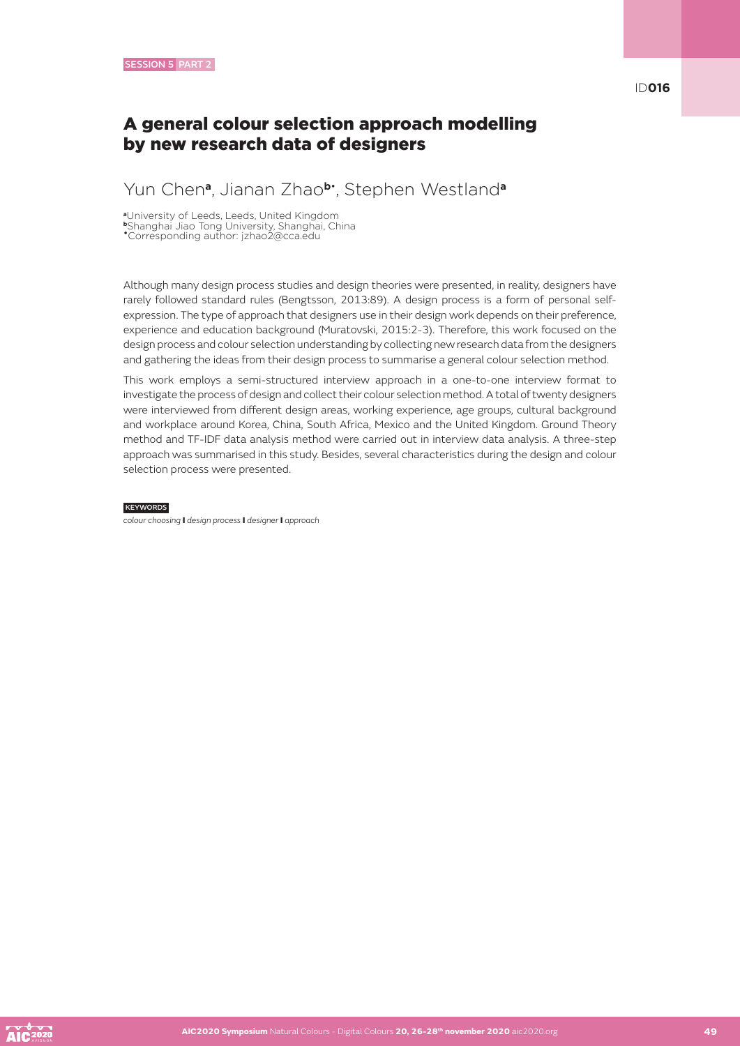SESSION 5 PART 2

ID**016**

# A general colour selection approach modelling by new research data of designers

Yun Chen[a], Jianan Zhao[b•], Stephen Westland[a]

[a] University of Leeds, Leeds, United Kingdom
[b] Shanghai Jiao Tong University, Shanghai, China
[•] Corresponding author: jzhao2@cca.edu

Although many design process studies and design theories were presented, in reality, designers have rarely followed standard rules (Bengtsson, 2013:89). A design process is a form of personal self-expression. The type of approach that designers use in their design work depends on their preference, experience and education background (Muratovski, 2015:2-3). Therefore, this work focused on the design process and colour selection understanding by collecting new research data from the designers and gathering the ideas from their design process to summarise a general colour selection method.

This work employs a semi-structured interview approach in a one-to-one interview format to investigate the process of design and collect their colour selection method. A total of twenty designers were interviewed from different design areas, working experience, age groups, cultural background and workplace around Korea, China, South Africa, Mexico and the United Kingdom. Ground Theory method and TF-IDF data analysis method were carried out in interview data analysis. A three-step approach was summarised in this study. Besides, several characteristics during the design and colour selection process were presented.

KEYWORDS

*colour choosing* | *design process* | *designer* | *approach*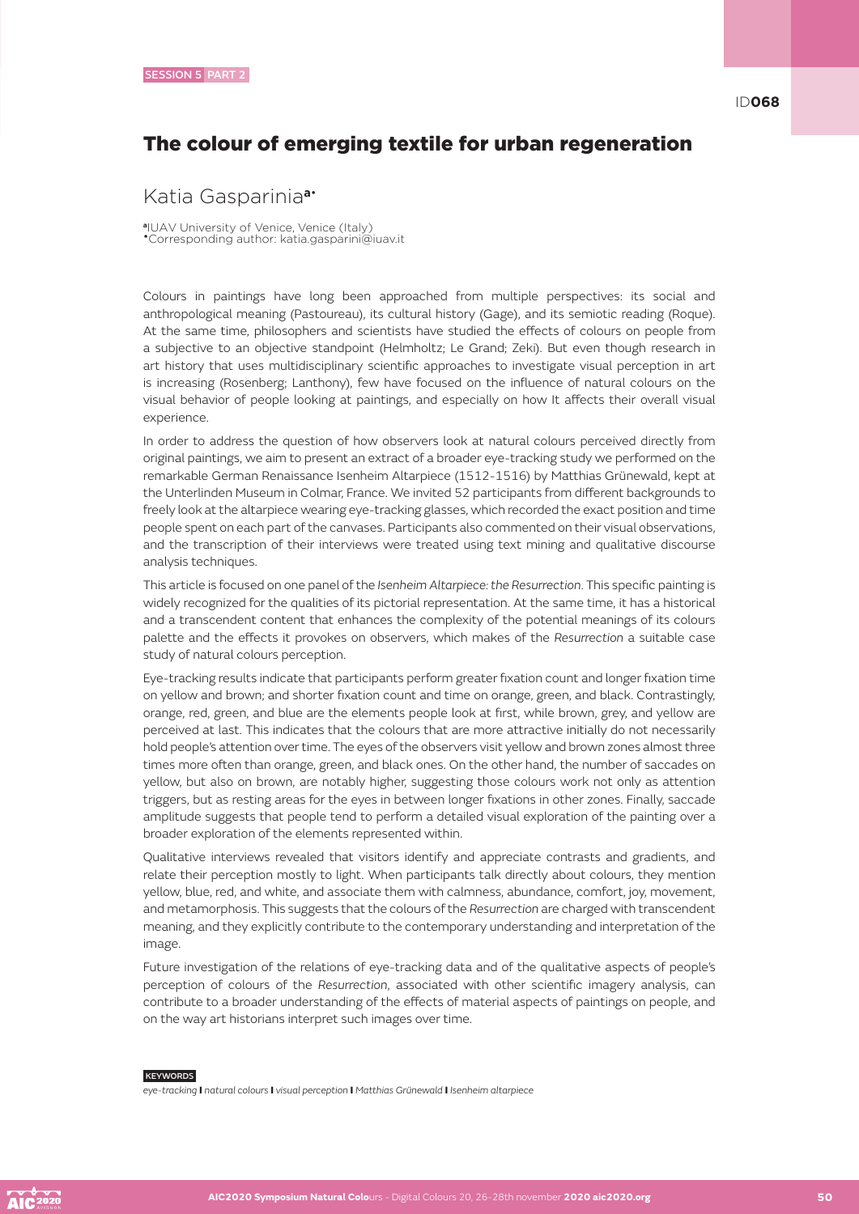SESSION 5 PART 2

ID068

# The colour of emerging textile for urban regeneration

## Katia Gasparinia[a•]

[a]IUAV University of Venice, Venice (Italy)
•Corresponding author: katia.gasparini@iuav.it

Colours in paintings have long been approached from multiple perspectives: its social and anthropological meaning (Pastoureau), its cultural history (Gage), and its semiotic reading (Roque). At the same time, philosophers and scientists have studied the effects of colours on people from a subjective to an objective standpoint (Helmholtz; Le Grand; Zeki). But even though research in art history that uses multidisciplinary scientific approaches to investigate visual perception in art is increasing (Rosenberg; Lanthony), few have focused on the influence of natural colours on the visual behavior of people looking at paintings, and especially on how It affects their overall visual experience.

In order to address the question of how observers look at natural colours perceived directly from original paintings, we aim to present an extract of a broader eye-tracking study we performed on the remarkable German Renaissance Isenheim Altarpiece (1512-1516) by Matthias Grünewald, kept at the Unterlinden Museum in Colmar, France. We invited 52 participants from different backgrounds to freely look at the altarpiece wearing eye-tracking glasses, which recorded the exact position and time people spent on each part of the canvases. Participants also commented on their visual observations, and the transcription of their interviews were treated using text mining and qualitative discourse analysis techniques.

This article is focused on one panel of the *Isenheim Altarpiece: the Resurrection*. This specific painting is widely recognized for the qualities of its pictorial representation. At the same time, it has a historical and a transcendent content that enhances the complexity of the potential meanings of its colours palette and the effects it provokes on observers, which makes of the *Resurrection* a suitable case study of natural colours perception.

Eye-tracking results indicate that participants perform greater fixation count and longer fixation time on yellow and brown; and shorter fixation count and time on orange, green, and black. Contrastingly, orange, red, green, and blue are the elements people look at first, while brown, grey, and yellow are perceived at last. This indicates that the colours that are more attractive initially do not necessarily hold people's attention over time. The eyes of the observers visit yellow and brown zones almost three times more often than orange, green, and black ones. On the other hand, the number of saccades on yellow, but also on brown, are notably higher, suggesting those colours work not only as attention triggers, but as resting areas for the eyes in between longer fixations in other zones. Finally, saccade amplitude suggests that people tend to perform a detailed visual exploration of the painting over a broader exploration of the elements represented within.

Qualitative interviews revealed that visitors identify and appreciate contrasts and gradients, and relate their perception mostly to light. When participants talk directly about colours, they mention yellow, blue, red, and white, and associate them with calmness, abundance, comfort, joy, movement, and metamorphosis. This suggests that the colours of the *Resurrection* are charged with transcendent meaning, and they explicitly contribute to the contemporary understanding and interpretation of the image.

Future investigation of the relations of eye-tracking data and of the qualitative aspects of people's perception of colours of the *Resurrection*, associated with other scientific imagery analysis, can contribute to a broader understanding of the effects of material aspects of paintings on people, and on the way art historians interpret such images over time.

KEYWORDS

*eye-tracking* I *natural colours* I *visual perception* I *Matthias Grünewald* I *Isenheim altarpiece*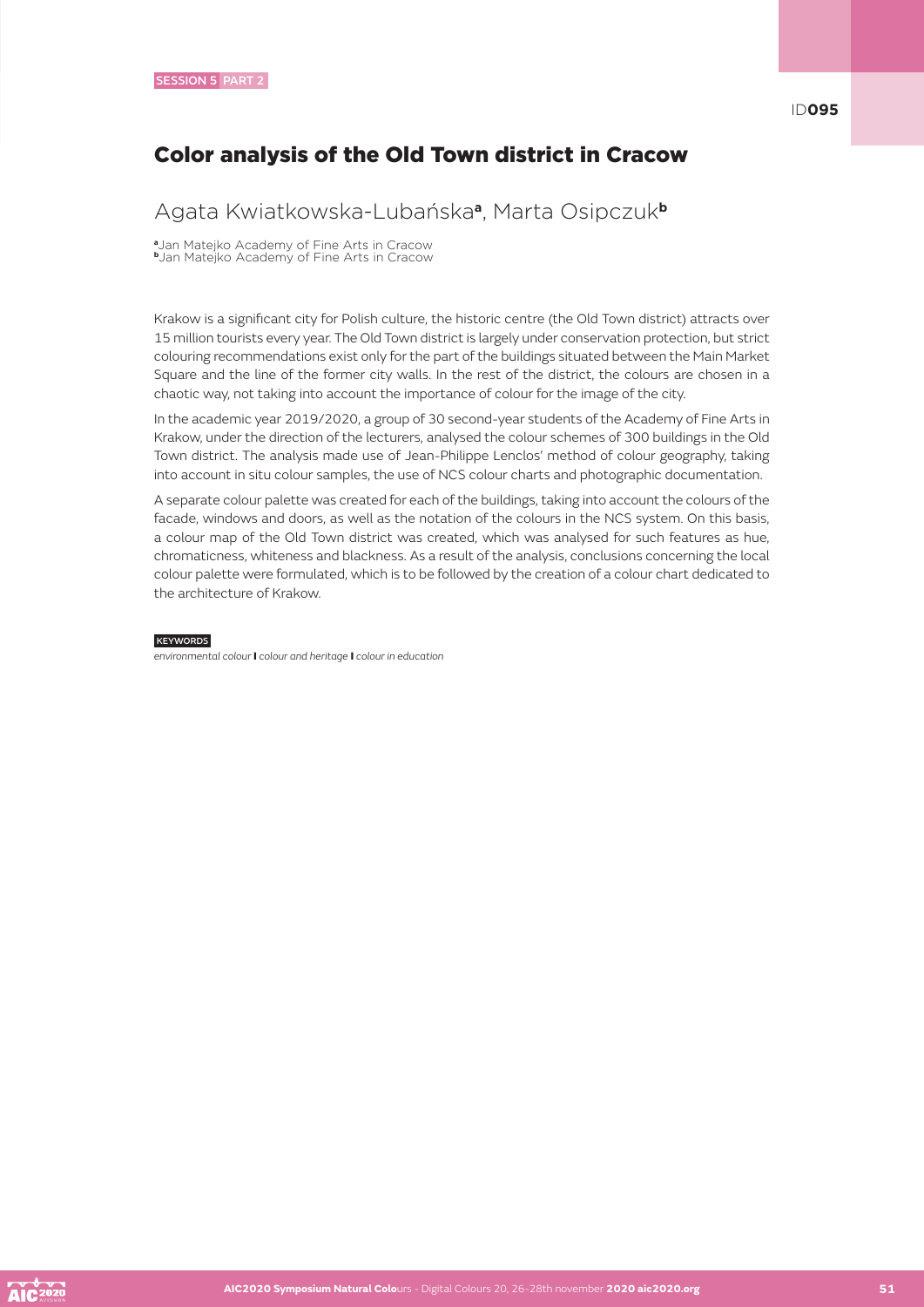SESSION 5 PART 2

ID**095**

# Color analysis of the Old Town district in Cracow

## Agata Kwiatkowska-Lubańska[a], Marta Osipczuk[b]

[a]Jan Matejko Academy of Fine Arts in Cracow
[b]Jan Matejko Academy of Fine Arts in Cracow

Krakow is a significant city for Polish culture, the historic centre (the Old Town district) attracts over 15 million tourists every year. The Old Town district is largely under conservation protection, but strict colouring recommendations exist only for the part of the buildings situated between the Main Market Square and the line of the former city walls. In the rest of the district, the colours are chosen in a chaotic way, not taking into account the importance of colour for the image of the city.

In the academic year 2019/2020, a group of 30 second-year students of the Academy of Fine Arts in Krakow, under the direction of the lecturers, analysed the colour schemes of 300 buildings in the Old Town district. The analysis made use of Jean-Philippe Lenclos' method of colour geography, taking into account in situ colour samples, the use of NCS colour charts and photographic documentation.

A separate colour palette was created for each of the buildings, taking into account the colours of the facade, windows and doors, as well as the notation of the colours in the NCS system. On this basis, a colour map of the Old Town district was created, which was analysed for such features as hue, chromaticness, whiteness and blackness. As a result of the analysis, conclusions concerning the local colour palette were formulated, which is to be followed by the creation of a colour chart dedicated to the architecture of Krakow.

KEYWORDS

*environmental colour* **I** *colour and heritage* **I** *colour in education*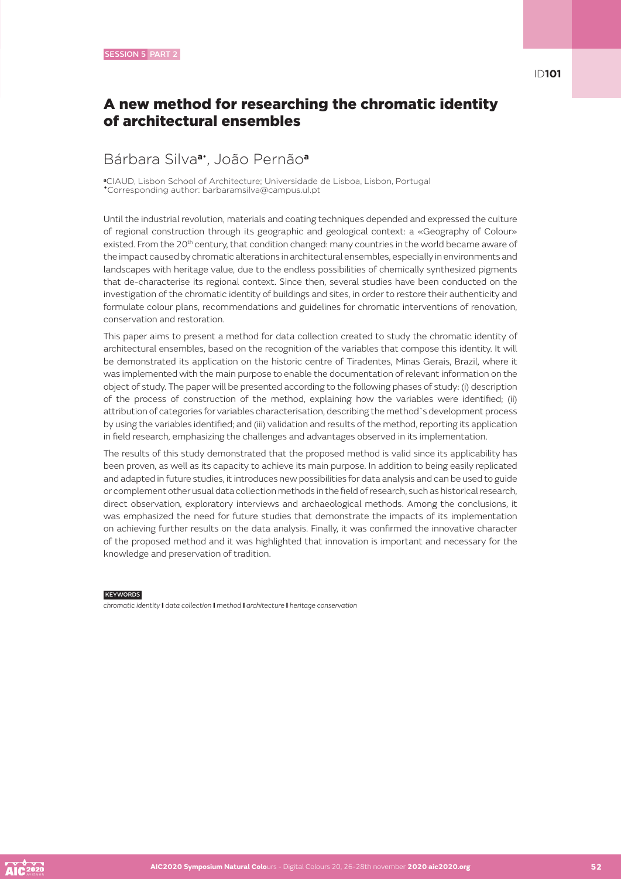SESSION 5 PART 2

ID**101**

# A new method for researching the chromatic identity of architectural ensembles

## Bárbara Silva[a•], João Pernão[a]

[a]CIAUD, Lisbon School of Architecture; Universidade de Lisboa, Lisbon, Portugal
[•]Corresponding author: barbaramsilva@campus.ul.pt

Until the industrial revolution, materials and coating techniques depended and expressed the culture of regional construction through its geographic and geological context: a «Geography of Colour» existed. From the 20th century, that condition changed: many countries in the world became aware of the impact caused by chromatic alterations in architectural ensembles, especially in environments and landscapes with heritage value, due to the endless possibilities of chemically synthesized pigments that de-characterise its regional context. Since then, several studies have been conducted on the investigation of the chromatic identity of buildings and sites, in order to restore their authenticity and formulate colour plans, recommendations and guidelines for chromatic interventions of renovation, conservation and restoration.

This paper aims to present a method for data collection created to study the chromatic identity of architectural ensembles, based on the recognition of the variables that compose this identity. It will be demonstrated its application on the historic centre of Tiradentes, Minas Gerais, Brazil, where it was implemented with the main purpose to enable the documentation of relevant information on the object of study. The paper will be presented according to the following phases of study: (i) description of the process of construction of the method, explaining how the variables were identified; (ii) attribution of categories for variables characterisation, describing the method`s development process by using the variables identified; and (iii) validation and results of the method, reporting its application in field research, emphasizing the challenges and advantages observed in its implementation.

The results of this study demonstrated that the proposed method is valid since its applicability has been proven, as well as its capacity to achieve its main purpose. In addition to being easily replicated and adapted in future studies, it introduces new possibilities for data analysis and can be used to guide or complement other usual data collection methods in the field of research, such as historical research, direct observation, exploratory interviews and archaeological methods. Among the conclusions, it was emphasized the need for future studies that demonstrate the impacts of its implementation on achieving further results on the data analysis. Finally, it was confirmed the innovative character of the proposed method and it was highlighted that innovation is important and necessary for the knowledge and preservation of tradition.

KEYWORDS

*chromatic identity* **I** *data collection* **I** *method* **I** *architecture* **I** *heritage conservation*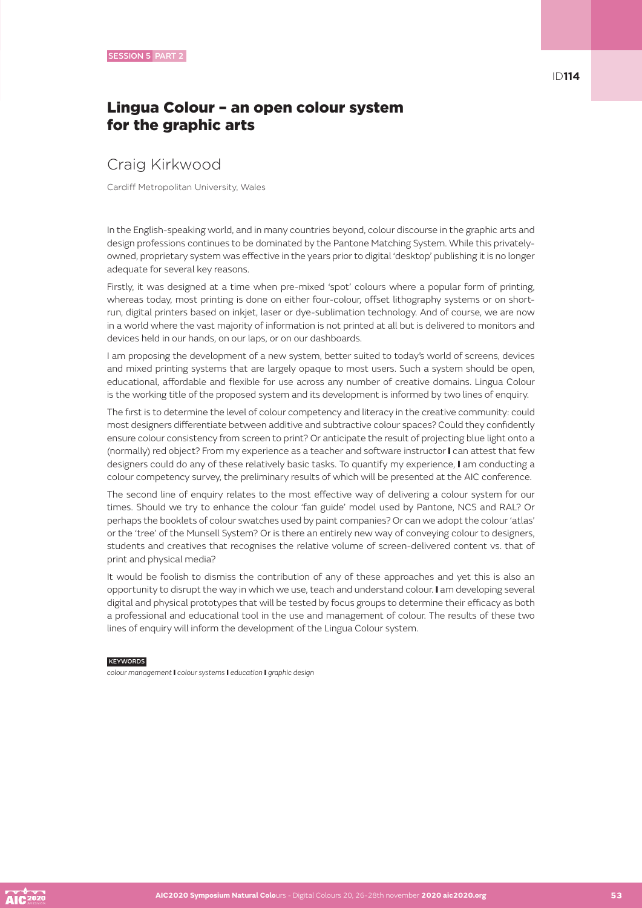SESSION 5 PART 2

ID**114**

# Lingua Colour – an open colour system for the graphic arts

## Craig Kirkwood

Cardiff Metropolitan University, Wales

In the English-speaking world, and in many countries beyond, colour discourse in the graphic arts and design professions continues to be dominated by the Pantone Matching System. While this privately-owned, proprietary system was effective in the years prior to digital 'desktop' publishing it is no longer adequate for several key reasons.

Firstly, it was designed at a time when pre-mixed 'spot' colours where a popular form of printing, whereas today, most printing is done on either four-colour, offset lithography systems or on short-run, digital printers based on inkjet, laser or dye-sublimation technology. And of course, we are now in a world where the vast majority of information is not printed at all but is delivered to monitors and devices held in our hands, on our laps, or on our dashboards.

I am proposing the development of a new system, better suited to today's world of screens, devices and mixed printing systems that are largely opaque to most users. Such a system should be open, educational, affordable and flexible for use across any number of creative domains. Lingua Colour is the working title of the proposed system and its development is informed by two lines of enquiry.

The first is to determine the level of colour competency and literacy in the creative community: could most designers differentiate between additive and subtractive colour spaces? Could they confidently ensure colour consistency from screen to print? Or anticipate the result of projecting blue light onto a (normally) red object? From my experience as a teacher and software instructor I can attest that few designers could do any of these relatively basic tasks. To quantify my experience, I am conducting a colour competency survey, the preliminary results of which will be presented at the AIC conference.

The second line of enquiry relates to the most effective way of delivering a colour system for our times. Should we try to enhance the colour 'fan guide' model used by Pantone, NCS and RAL? Or perhaps the booklets of colour swatches used by paint companies? Or can we adopt the colour 'atlas' or the 'tree' of the Munsell System? Or is there an entirely new way of conveying colour to designers, students and creatives that recognises the relative volume of screen-delivered content vs. that of print and physical media?

It would be foolish to dismiss the contribution of any of these approaches and yet this is also an opportunity to disrupt the way in which we use, teach and understand colour. I am developing several digital and physical prototypes that will be tested by focus groups to determine their efficacy as both a professional and educational tool in the use and management of colour. The results of these two lines of enquiry will inform the development of the Lingua Colour system.

**KEYWORDS**

*colour management* | *colour systems* | *education* | *graphic design*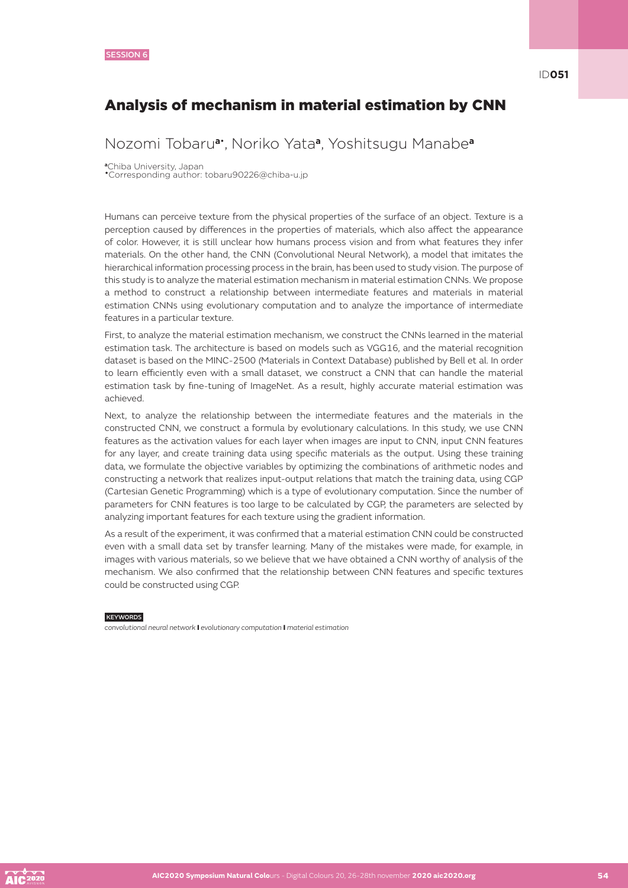SESSION 6

ID**051**

# Analysis of mechanism in material estimation by CNN

Nozomi Tobaru[a•], Noriko Yata[a], Yoshitsugu Manabe[a]

[a]Chiba University, Japan
[•]Corresponding author: tobaru90226@chiba-u.jp

Humans can perceive texture from the physical properties of the surface of an object. Texture is a perception caused by differences in the properties of materials, which also affect the appearance of color. However, it is still unclear how humans process vision and from what features they infer materials. On the other hand, the CNN (Convolutional Neural Network), a model that imitates the hierarchical information processing process in the brain, has been used to study vision. The purpose of this study is to analyze the material estimation mechanism in material estimation CNNs. We propose a method to construct a relationship between intermediate features and materials in material estimation CNNs using evolutionary computation and to analyze the importance of intermediate features in a particular texture.

First, to analyze the material estimation mechanism, we construct the CNNs learned in the material estimation task. The architecture is based on models such as VGG16, and the material recognition dataset is based on the MINC-2500 (Materials in Context Database) published by Bell et al. In order to learn efficiently even with a small dataset, we construct a CNN that can handle the material estimation task by fine-tuning of ImageNet. As a result, highly accurate material estimation was achieved.

Next, to analyze the relationship between the intermediate features and the materials in the constructed CNN, we construct a formula by evolutionary calculations. In this study, we use CNN features as the activation values for each layer when images are input to CNN, input CNN features for any layer, and create training data using specific materials as the output. Using these training data, we formulate the objective variables by optimizing the combinations of arithmetic nodes and constructing a network that realizes input-output relations that match the training data, using CGP (Cartesian Genetic Programming) which is a type of evolutionary computation. Since the number of parameters for CNN features is too large to be calculated by CGP, the parameters are selected by analyzing important features for each texture using the gradient information.

As a result of the experiment, it was confirmed that a material estimation CNN could be constructed even with a small data set by transfer learning. Many of the mistakes were made, for example, in images with various materials, so we believe that we have obtained a CNN worthy of analysis of the mechanism. We also confirmed that the relationship between CNN features and specific textures could be constructed using CGP.

**KEYWORDS**

*convolutional neural network* | *evolutionary computation* | *material estimation*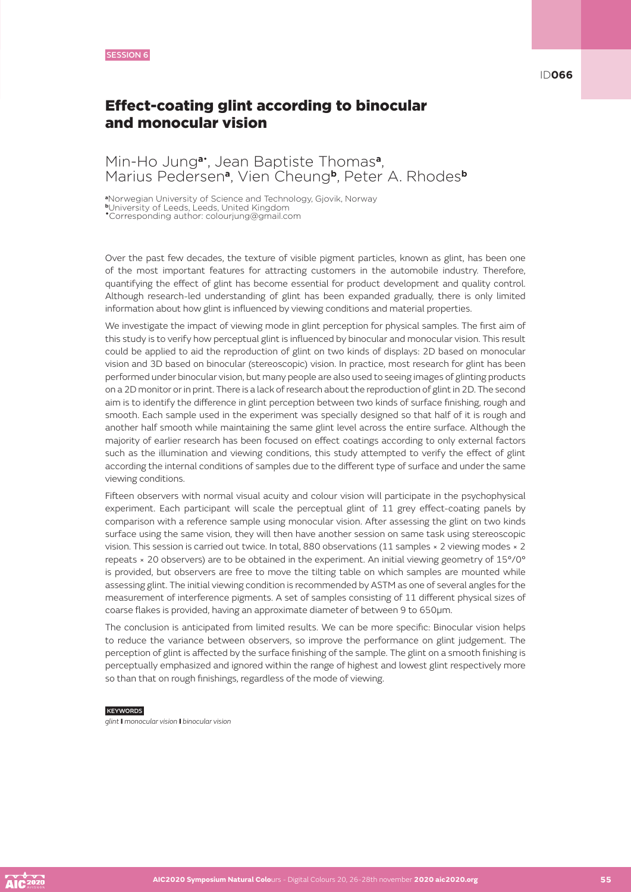SESSION 6

ID066

# Effect-coating glint according to binocular and monocular vision

Min-Ho Jung[a*], Jean Baptiste Thomas[a], Marius Pedersen[a], Vien Cheung[b], Peter A. Rhodes[b]

[a]Norwegian University of Science and Technology, Gjovik, Norway
[b]University of Leeds, Leeds, United Kingdom
[*]Corresponding author: colourjung@gmail.com

Over the past few decades, the texture of visible pigment particles, known as glint, has been one of the most important features for attracting customers in the automobile industry. Therefore, quantifying the effect of glint has become essential for product development and quality control. Although research-led understanding of glint has been expanded gradually, there is only limited information about how glint is influenced by viewing conditions and material properties.

We investigate the impact of viewing mode in glint perception for physical samples. The first aim of this study is to verify how perceptual glint is influenced by binocular and monocular vision. This result could be applied to aid the reproduction of glint on two kinds of displays: 2D based on monocular vision and 3D based on binocular (stereoscopic) vision. In practice, most research for glint has been performed under binocular vision, but many people are also used to seeing images of glinting products on a 2D monitor or in print. There is a lack of research about the reproduction of glint in 2D. The second aim is to identify the difference in glint perception between two kinds of surface finishing, rough and smooth. Each sample used in the experiment was specially designed so that half of it is rough and another half smooth while maintaining the same glint level across the entire surface. Although the majority of earlier research has been focused on effect coatings according to only external factors such as the illumination and viewing conditions, this study attempted to verify the effect of glint according the internal conditions of samples due to the different type of surface and under the same viewing conditions.

Fifteen observers with normal visual acuity and colour vision will participate in the psychophysical experiment. Each participant will scale the perceptual glint of 11 grey effect-coating panels by comparison with a reference sample using monocular vision. After assessing the glint on two kinds surface using the same vision, they will then have another session on same task using stereoscopic vision. This session is carried out twice. In total, 880 observations (11 samples × 2 viewing modes × 2 repeats × 20 observers) are to be obtained in the experiment. An initial viewing geometry of 15°/0° is provided, but observers are free to move the tilting table on which samples are mounted while assessing glint. The initial viewing condition is recommended by ASTM as one of several angles for the measurement of interference pigments. A set of samples consisting of 11 different physical sizes of coarse flakes is provided, having an approximate diameter of between 9 to 650μm.

The conclusion is anticipated from limited results. We can be more specific: Binocular vision helps to reduce the variance between observers, so improve the performance on glint judgement. The perception of glint is affected by the surface finishing of the sample. The glint on a smooth finishing is perceptually emphasized and ignored within the range of highest and lowest glint respectively more so than that on rough finishings, regardless of the mode of viewing.

KEYWORDS

*glint* | *monocular vision* | *binocular vision*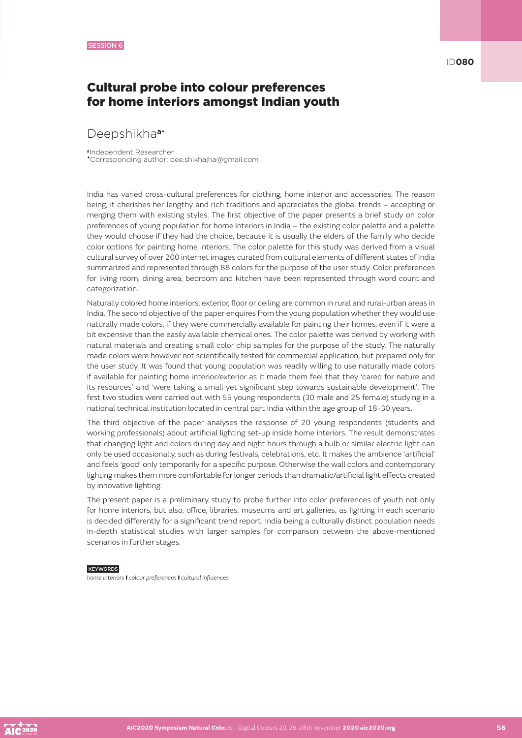SESSION 6

ID**080**

# Cultural probe into colour preferences for home interiors amongst Indian youth

## Deepshikha[a*]

[a]Independent Researcher
[*]Corresponding author: dee.shikhajha@gmail.com

India has varied cross-cultural preferences for clothing, home interior and accessories. The reason being, it cherishes her lengthy and rich traditions and appreciates the global trends – accepting or merging them with existing styles. The first objective of the paper presents a brief study on color preferences of young population for home interiors in India – the existing color palette and a palette they would choose if they had the choice, because it is usually the elders of the family who decide color options for painting home interiors. The color palette for this study was derived from a visual cultural survey of over 200 internet images curated from cultural elements of different states of India summarized and represented through 88 colors for the purpose of the user study. Color preferences for living room, dining area, bedroom and kitchen have been represented through word count and categorization.

Naturally colored home interiors, exterior, floor or ceiling are common in rural and rural-urban areas in India. The second objective of the paper enquires from the young population whether they would use naturally made colors, if they were commercially available for painting their homes, even if it were a bit expensive than the easily available chemical ones. The color palette was derived by working with natural materials and creating small color chip samples for the purpose of the study. The naturally made colors were however not scientifically tested for commercial application, but prepared only for the user study. It was found that young population was readily willing to use naturally made colors if available for painting home interior/exterior as it made them feel that they 'cared for nature and its resources' and 'were taking a small yet significant step towards sustainable development'. The first two studies were carried out with 55 young respondents (30 male and 25 female) studying in a national technical institution located in central part India within the age group of 18-30 years.

The third objective of the paper analyses the response of 20 young respondents (students and working professionals) about artificial lighting set-up inside home interiors. The result demonstrates that changing light and colors during day and night hours through a bulb or similar electric light can only be used occasionally, such as during festivals, celebrations, etc. It makes the ambience 'artificial' and feels 'good' only temporarily for a specific purpose. Otherwise the wall colors and contemporary lighting makes them more comfortable for longer periods than dramatic/artificial light effects created by innovative lighting.

The present paper is a preliminary study to probe further into color preferences of youth not only for home interiors, but also, office, libraries, museums and art galleries, as lighting in each scenario is decided differently for a significant trend report. India being a culturally distinct population needs in-depth statistical studies with larger samples for comparison between the above-mentioned scenarios in further stages.

**KEYWORDS**

*home interiors* | *colour preferences* | *cultural influences*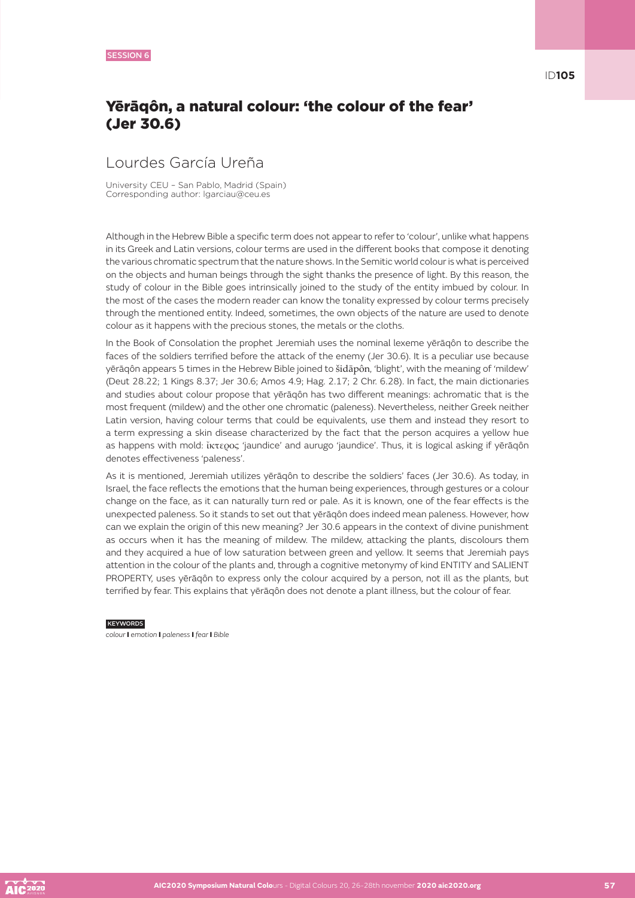SESSION 6

ID105

# Yērāqôn, a natural colour: 'the colour of the fear' (Jer 30.6)

## Lourdes García Ureña

University CEU – San Pablo, Madrid (Spain)
Corresponding author: lgarciau@ceu.es

Although in the Hebrew Bible a specific term does not appear to refer to 'colour', unlike what happens in its Greek and Latin versions, colour terms are used in the different books that compose it denoting the various chromatic spectrum that the nature shows. In the Semitic world colour is what is perceived on the objects and human beings through the sight thanks the presence of light. By this reason, the study of colour in the Bible goes intrinsically joined to the study of the entity imbued by colour. In the most of the cases the modern reader can know the tonality expressed by colour terms precisely through the mentioned entity. Indeed, sometimes, the own objects of the nature are used to denote colour as it happens with the precious stones, the metals or the cloths.

In the Book of Consolation the prophet Jeremiah uses the nominal lexeme yērāqôn to describe the faces of the soldiers terrified before the attack of the enemy (Jer 30.6). It is a peculiar use because yērāqôn appears 5 times in the Hebrew Bible joined to šidāpôn, 'blight', with the meaning of 'mildew' (Deut 28.22; 1 Kings 8.37; Jer 30.6; Amos 4.9; Hag. 2.17; 2 Chr. 6.28). In fact, the main dictionaries and studies about colour propose that yērāqôn has two different meanings: achromatic that is the most frequent (mildew) and the other one chromatic (paleness). Nevertheless, neither Greek neither Latin version, having colour terms that could be equivalents, use them and instead they resort to a term expressing a skin disease characterized by the fact that the person acquires a yellow hue as happens with mold: ἴκτερος 'jaundice' and aurugo 'jaundice'. Thus, it is logical asking if yērāqôn denotes effectiveness 'paleness'.

As it is mentioned, Jeremiah utilizes yērāqôn to describe the soldiers' faces (Jer 30.6). As today, in Israel, the face reflects the emotions that the human being experiences, through gestures or a colour change on the face, as it can naturally turn red or pale. As it is known, one of the fear effects is the unexpected paleness. So it stands to set out that yērāqôn does indeed mean paleness. However, how can we explain the origin of this new meaning? Jer 30.6 appears in the context of divine punishment as occurs when it has the meaning of mildew. The mildew, attacking the plants, discolours them and they acquired a hue of low saturation between green and yellow. It seems that Jeremiah pays attention in the colour of the plants and, through a cognitive metonymy of kind ENTITY and SALIENT PROPERTY, uses yērāqôn to express only the colour acquired by a person, not ill as the plants, but terrified by fear. This explains that yērāqôn does not denote a plant illness, but the colour of fear.

KEYWORDS

*colour* | *emotion* | *paleness* | *fear* | *Bible*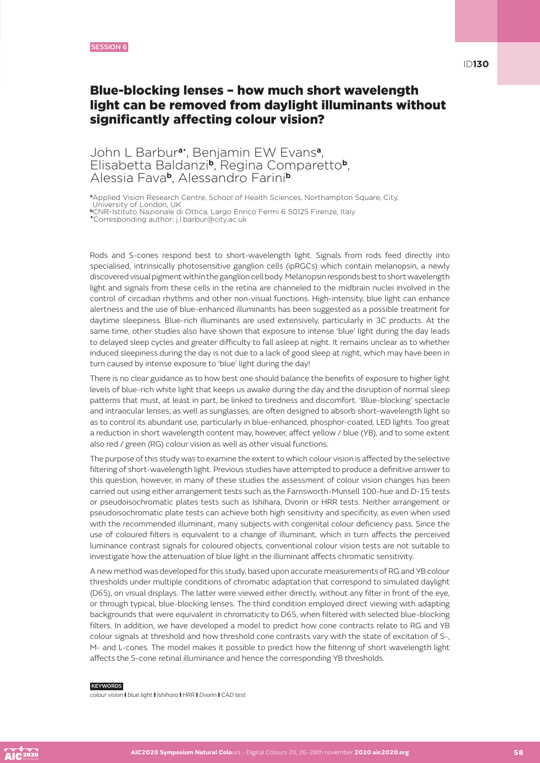SESSION 6

ID130

# Blue-blocking lenses – how much short wavelength light can be removed from daylight illuminants without significantly affecting colour vision?

John L Barbur[a•], Benjamin EW Evans[a], Elisabetta Baldanzi[b], Regina Comparetto[b], Alessia Fava[b], Alessandro Farini[b]

[a]Applied Vision Research Centre, School of Health Sciences, Northampton Square, City, University of London, UK
[b]CNR-Istituto Nazionale di Ottica, Largo Enrico Fermi 6 50125 Firenze, Italy
[•]Corresponding author: j.l.barbur@city.ac.uk

Rods and S-cones respond best to short-wavelength light. Signals from rods feed directly into specialised, intrinsically photosensitive ganglion cells (ipRGCs) which contain melanopsin, a newly discovered visual pigment within the ganglion cell body. Melanopsin responds best to short wavelength light and signals from these cells in the retina are channeled to the midbrain nuclei involved in the control of circadian rhythms and other non-visual functions. High-intensity, blue light can enhance alertness and the use of blue-enhanced illuminants has been suggested as a possible treatment for daytime sleepiness. Blue-rich illuminants are used extensively, particularly in 3C products. At the same time, other studies also have shown that exposure to intense 'blue' light during the day leads to delayed sleep cycles and greater difficulty to fall asleep at night. It remains unclear as to whether induced sleepiness during the day is not due to a lack of good sleep at night, which may have been in turn caused by intense exposure to 'blue' light during the day!

There is no clear guidance as to how best one should balance the benefits of exposure to higher light levels of blue-rich white light that keeps us awake during the day and the disruption of normal sleep patterns that must, at least in part, be linked to tiredness and discomfort. 'Blue-blocking' spectacle and intraocular lenses, as well as sunglasses, are often designed to absorb short-wavelength light so as to control its abundant use, particularly in blue-enhanced, phosphor-coated, LED lights. Too great a reduction in short wavelength content may, however, affect yellow / blue (YB), and to some extent also red / green (RG) colour vision as well as other visual functions.

The purpose of this study was to examine the extent to which colour vision is affected by the selective filtering of short-wavelength light. Previous studies have attempted to produce a definitive answer to this question, however, in many of these studies the assessment of colour vision changes has been carried out using either arrangement tests such as the Farnsworth-Munsell 100-hue and D-15 tests or pseudoisochromatic plates tests such as Ishihara, Dvorin or HRR tests. Neither arrangement or pseudoisochromatic plate tests can achieve both high sensitivity and specificity, as even when used with the recommended illuminant, many subjects with congenital colour deficiency pass. Since the use of coloured filters is equivalent to a change of illuminant, which in turn affects the perceived luminance contrast signals for coloured objects, conventional colour vision tests are not suitable to investigate how the attenuation of blue light in the illuminant affects chromatic sensitivity.

A new method was developed for this study, based upon accurate measurements of RG and YB colour thresholds under multiple conditions of chromatic adaptation that correspond to simulated daylight (D65), on visual displays. The latter were viewed either directly, without any filter in front of the eye, or through typical, blue-blocking lenses. The third condition employed direct viewing with adapting backgrounds that were equivalent in chromaticity to D65, when filtered with selected blue-blocking filters. In addition, we have developed a model to predict how cone contracts relate to RG and YB colour signals at threshold and how threshold cone contrasts vary with the state of excitation of S-, M- and L-cones. The model makes it possible to predict how the filtering of short wavelength light affects the S-cone retinal illuminance and hence the corresponding YB thresholds.

KEYWORDS

*colour vision* | *blue light* | *Ishihara* | *HRR* | *Dvorin* | *CAD test*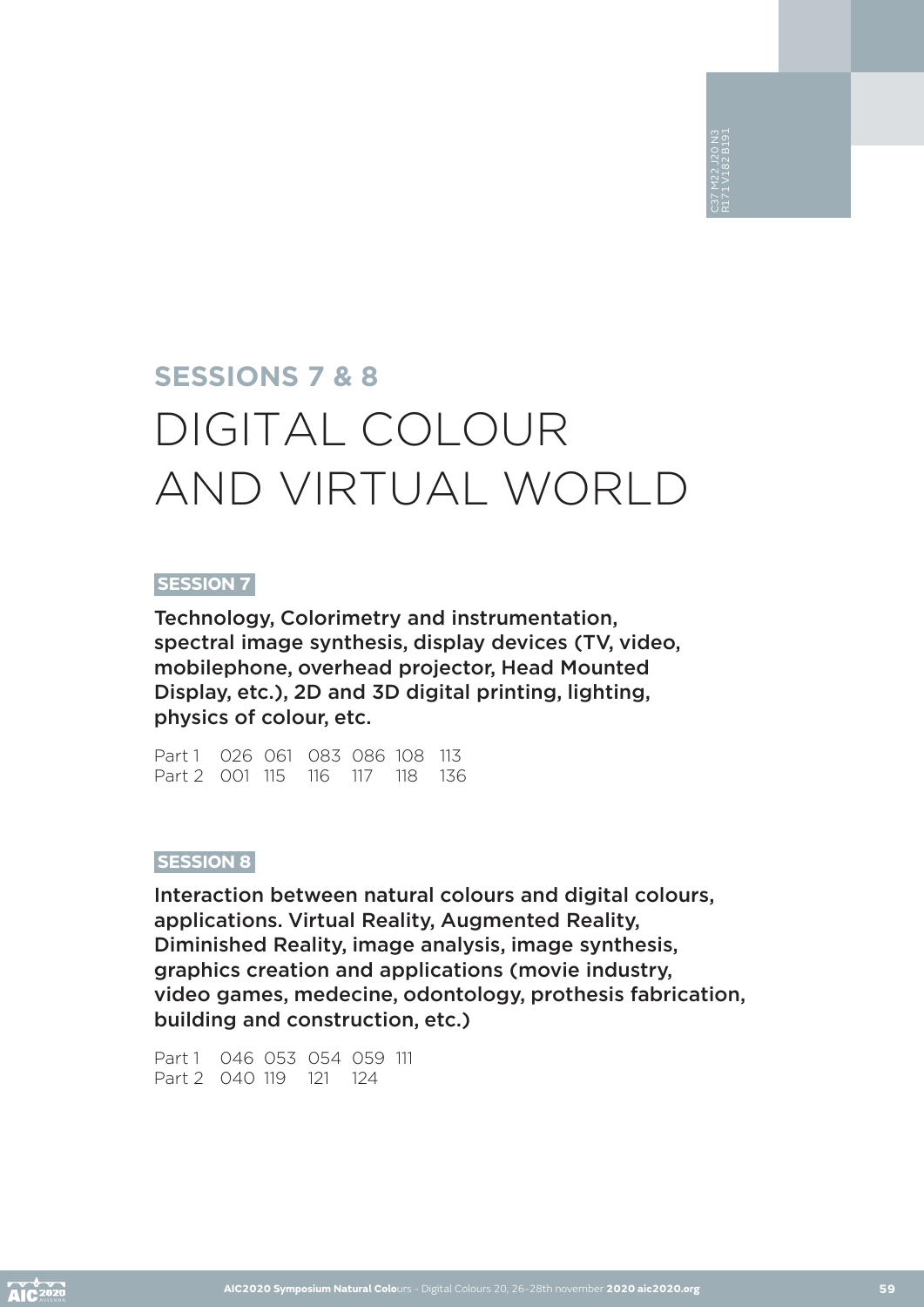## SESSIONS 7 & 8

# DIGITAL COLOUR AND VIRTUAL WORLD

**SESSION 7**

**Technology, Colorimetry and instrumentation, spectral image synthesis, display devices (TV, video, mobilephone, overhead projector, Head Mounted Display, etc.), 2D and 3D digital printing, lighting, physics of colour, etc.**

Part 1 026 061 083 086 108 113
Part 2 001 115 116 117 118 136

**SESSION 8**

**Interaction between natural colours and digital colours, applications. Virtual Reality, Augmented Reality, Diminished Reality, image analysis, image synthesis, graphics creation and applications (movie industry, video games, medecine, odontology, prothesis fabrication, building and construction, etc.)**

Part 1 046 053 054 059 111
Part 2 040 119 121 124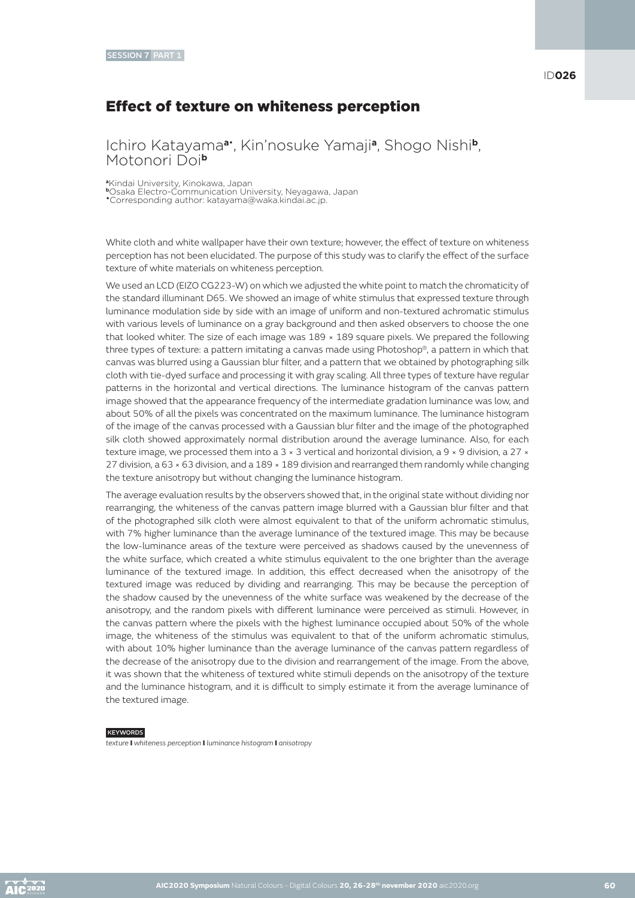SESSION 7 PART 1

ID**026**

# Effect of texture on whiteness perception

## Ichiro Katayama[a*], Kin'nosuke Yamaji[a], Shogo Nishi[b], Motonori Doi[b]

[a]Kindai University, Kinokawa, Japan
[b]Osaka Electro-Communication University, Neyagawa, Japan
[*]Corresponding author: katayama@waka.kindai.ac.jp.

White cloth and white wallpaper have their own texture; however, the effect of texture on whiteness perception has not been elucidated. The purpose of this study was to clarify the effect of the surface texture of white materials on whiteness perception.

We used an LCD (EIZO CG223-W) on which we adjusted the white point to match the chromaticity of the standard illuminant D65. We showed an image of white stimulus that expressed texture through luminance modulation side by side with an image of uniform and non-textured achromatic stimulus with various levels of luminance on a gray background and then asked observers to choose the one that looked whiter. The size of each image was 189 × 189 square pixels. We prepared the following three types of texture: a pattern imitating a canvas made using Photoshop®, a pattern in which that canvas was blurred using a Gaussian blur filter, and a pattern that we obtained by photographing silk cloth with tie-dyed surface and processing it with gray scaling. All three types of texture have regular patterns in the horizontal and vertical directions. The luminance histogram of the canvas pattern image showed that the appearance frequency of the intermediate gradation luminance was low, and about 50% of all the pixels was concentrated on the maximum luminance. The luminance histogram of the image of the canvas processed with a Gaussian blur filter and the image of the photographed silk cloth showed approximately normal distribution around the average luminance. Also, for each texture image, we processed them into a 3 × 3 vertical and horizontal division, a 9 × 9 division, a 27 × 27 division, a 63 × 63 division, and a 189 × 189 division and rearranged them randomly while changing the texture anisotropy but without changing the luminance histogram.

The average evaluation results by the observers showed that, in the original state without dividing nor rearranging, the whiteness of the canvas pattern image blurred with a Gaussian blur filter and that of the photographed silk cloth were almost equivalent to that of the uniform achromatic stimulus, with 7% higher luminance than the average luminance of the textured image. This may be because the low-luminance areas of the texture were perceived as shadows caused by the unevenness of the white surface, which created a white stimulus equivalent to the one brighter than the average luminance of the textured image. In addition, this effect decreased when the anisotropy of the textured image was reduced by dividing and rearranging. This may be because the perception of the shadow caused by the unevenness of the white surface was weakened by the decrease of the anisotropy, and the random pixels with different luminance were perceived as stimuli. However, in the canvas pattern where the pixels with the highest luminance occupied about 50% of the whole image, the whiteness of the stimulus was equivalent to that of the uniform achromatic stimulus, with about 10% higher luminance than the average luminance of the canvas pattern regardless of the decrease of the anisotropy due to the division and rearrangement of the image. From the above, it was shown that the whiteness of textured white stimuli depends on the anisotropy of the texture and the luminance histogram, and it is difficult to simply estimate it from the average luminance of the textured image.

**KEYWORDS**

*texture* **I** *whiteness perception* **I** *luminance histogram* **I** *anisotropy*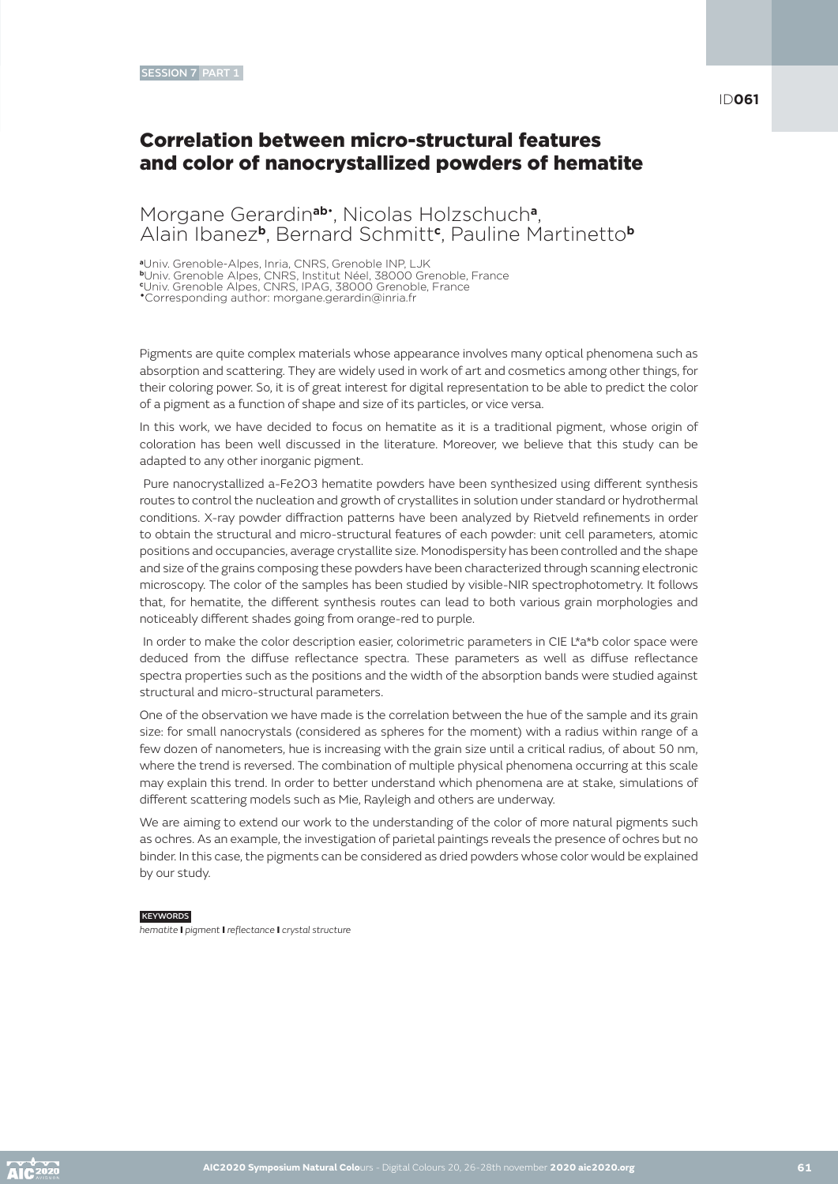SESSION 7 PART 1

ID061

# Correlation between micro-structural features and color of nanocrystallized powders of hematite

## Morgane Gerardin[a,b,*], Nicolas Holzschuch[a], Alain Ibanez[b], Bernard Schmitt[c], Pauline Martinetto[b]

[a]Univ. Grenoble-Alpes, Inria, CNRS, Grenoble INP, LJK
[b]Univ. Grenoble Alpes, CNRS, Institut Néel, 38000 Grenoble, France
[c]Univ. Grenoble Alpes, CNRS, IPAG, 38000 Grenoble, France
[*]Corresponding author: morgane.gerardin@inria.fr

Pigments are quite complex materials whose appearance involves many optical phenomena such as absorption and scattering. They are widely used in work of art and cosmetics among other things, for their coloring power. So, it is of great interest for digital representation to be able to predict the color of a pigment as a function of shape and size of its particles, or vice versa.

In this work, we have decided to focus on hematite as it is a traditional pigment, whose origin of coloration has been well discussed in the literature. Moreover, we believe that this study can be adapted to any other inorganic pigment.

Pure nanocrystallized a-$Fe_2O_3$ hematite powders have been synthesized using different synthesis routes to control the nucleation and growth of crystallites in solution under standard or hydrothermal conditions. X-ray powder diffraction patterns have been analyzed by Rietveld refinements in order to obtain the structural and micro-structural features of each powder: unit cell parameters, atomic positions and occupancies, average crystallite size. Monodispersity has been controlled and the shape and size of the grains composing these powders have been characterized through scanning electronic microscopy. The color of the samples has been studied by visible-NIR spectrophotometry. It follows that, for hematite, the different synthesis routes can lead to both various grain morphologies and noticeably different shades going from orange-red to purple.

In order to make the color description easier, colorimetric parameters in CIE L*a*b color space were deduced from the diffuse reflectance spectra. These parameters as well as diffuse reflectance spectra properties such as the positions and the width of the absorption bands were studied against structural and micro-structural parameters.

One of the observation we have made is the correlation between the hue of the sample and its grain size: for small nanocrystals (considered as spheres for the moment) with a radius within range of a few dozen of nanometers, hue is increasing with the grain size until a critical radius, of about 50 nm, where the trend is reversed. The combination of multiple physical phenomena occurring at this scale may explain this trend. In order to better understand which phenomena are at stake, simulations of different scattering models such as Mie, Rayleigh and others are underway.

We are aiming to extend our work to the understanding of the color of more natural pigments such as ochres. As an example, the investigation of parietal paintings reveals the presence of ochres but no binder. In this case, the pigments can be considered as dried powders whose color would be explained by our study.

KEYWORDS

*hematite* | *pigment* | *reflectance* | *crystal structure*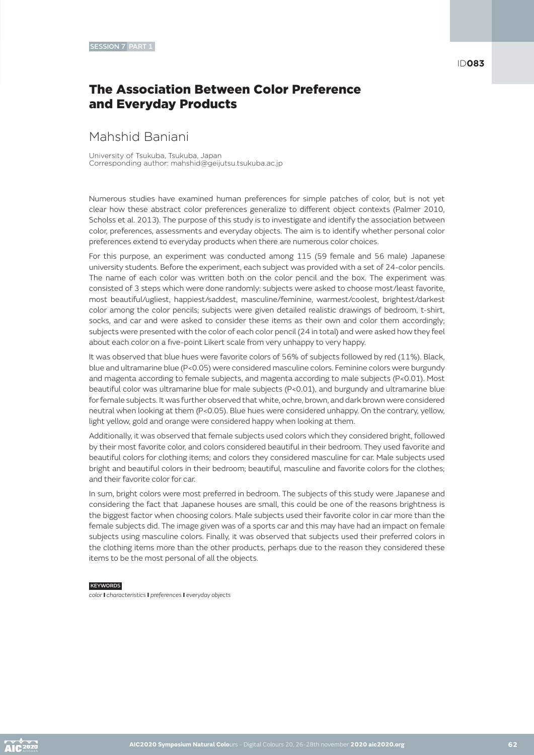# The Association Between Color Preference and Everyday Products

## Mahshid Baniani

University of Tsukuba, Tsukuba, Japan
Corresponding author: mahshid@geijutsu.tsukuba.ac.jp

Numerous studies have examined human preferences for simple patches of color, but is not yet clear how these abstract color preferences generalize to different object contexts (Palmer 2010, Scholss et al. 2013). The purpose of this study is to investigate and identify the association between color, preferences, assessments and everyday objects. The aim is to identify whether personal color preferences extend to everyday products when there are numerous color choices.

For this purpose, an experiment was conducted among 115 (59 female and 56 male) Japanese university students. Before the experiment, each subject was provided with a set of 24-color pencils. The name of each color was written both on the color pencil and the box. The experiment was consisted of 3 steps which were done randomly: subjects were asked to choose most/least favorite, most beautiful/ugliest, happiest/saddest, masculine/feminine, warmest/coolest, brightest/darkest color among the color pencils; subjects were given detailed realistic drawings of bedroom, t-shirt, socks, and car and were asked to consider these items as their own and color them accordingly; subjects were presented with the color of each color pencil (24 in total) and were asked how they feel about each color on a five-point Likert scale from very unhappy to very happy.

It was observed that blue hues were favorite colors of 56% of subjects followed by red (11%). Black, blue and ultramarine blue ($P<0.05$) were considered masculine colors. Feminine colors were burgundy and magenta according to female subjects, and magenta according to male subjects ($P<0.01$). Most beautiful color was ultramarine blue for male subjects ($P<0.01$), and burgundy and ultramarine blue for female subjects. It was further observed that white, ochre, brown, and dark brown were considered neutral when looking at them ($P<0.05$). Blue hues were considered unhappy. On the contrary, yellow, light yellow, gold and orange were considered happy when looking at them.

Additionally, it was observed that female subjects used colors which they considered bright, followed by their most favorite color, and colors considered beautiful in their bedroom. They used favorite and beautiful colors for clothing items; and colors they considered masculine for car. Male subjects used bright and beautiful colors in their bedroom; beautiful, masculine and favorite colors for the clothes; and their favorite color for car.

In sum, bright colors were most preferred in bedroom. The subjects of this study were Japanese and considering the fact that Japanese houses are small, this could be one of the reasons brightness is the biggest factor when choosing colors. Male subjects used their favorite color in car more than the female subjects did. The image given was of a sports car and this may have had an impact on female subjects using masculine colors. Finally, it was observed that subjects used their preferred colors in the clothing items more than the other products, perhaps due to the reason they considered these items to be the most personal of all the objects.

**KEYWORDS**

*color* | *characteristics* | *preferences* | *everyday objects*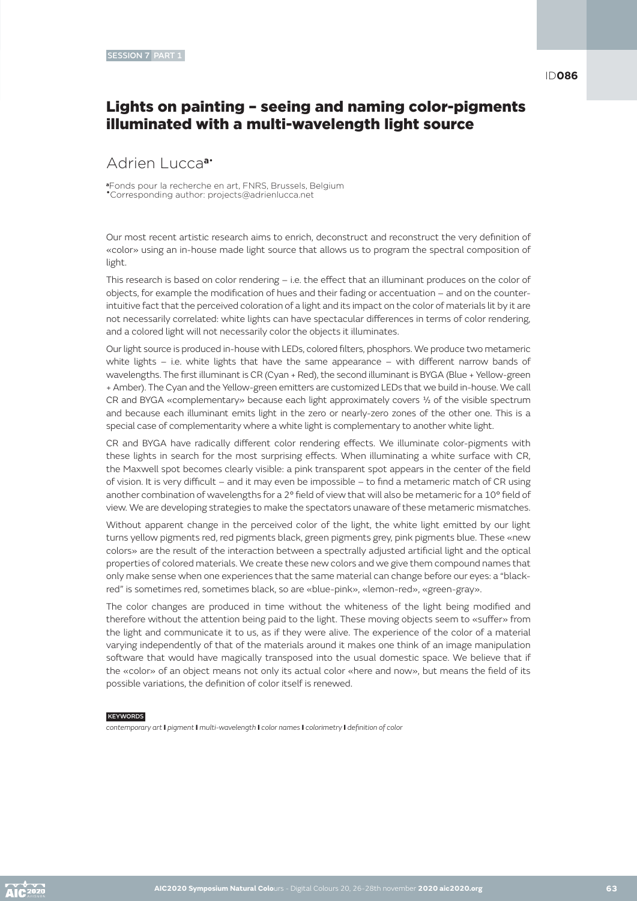SESSION 7 PART 1

ID**086**

# Lights on painting – seeing and naming color-pigments illuminated with a multi-wavelength light source

## Adrien Lucca[a•]

[a]Fonds pour la recherche en art, FNRS, Brussels, Belgium
[•]Corresponding author: projects@adrienlucca.net

Our most recent artistic research aims to enrich, deconstruct and reconstruct the very definition of «color» using an in-house made light source that allows us to program the spectral composition of light.

This research is based on color rendering – i.e. the effect that an illuminant produces on the color of objects, for example the modification of hues and their fading or accentuation – and on the counter-intuitive fact that the perceived coloration of a light and its impact on the color of materials lit by it are not necessarily correlated: white lights can have spectacular differences in terms of color rendering, and a colored light will not necessarily color the objects it illuminates.

Our light source is produced in-house with LEDs, colored filters, phosphors. We produce two metameric white lights – i.e. white lights that have the same appearance – with different narrow bands of wavelengths. The first illuminant is CR (Cyan + Red), the second illuminant is BYGA (Blue + Yellow-green + Amber). The Cyan and the Yellow-green emitters are customized LEDs that we build in-house. We call CR and BYGA «complementary» because each light approximately covers ½ of the visible spectrum and because each illuminant emits light in the zero or nearly-zero zones of the other one. This is a special case of complementarity where a white light is complementary to another white light.

CR and BYGA have radically different color rendering effects. We illuminate color-pigments with these lights in search for the most surprising effects. When illuminating a white surface with CR, the Maxwell spot becomes clearly visible: a pink transparent spot appears in the center of the field of vision. It is very difficult – and it may even be impossible – to find a metameric match of CR using another combination of wavelengths for a 2° field of view that will also be metameric for a 10° field of view. We are developing strategies to make the spectators unaware of these metameric mismatches.

Without apparent change in the perceived color of the light, the white light emitted by our light turns yellow pigments red, red pigments black, green pigments grey, pink pigments blue. These «new colors» are the result of the interaction between a spectrally adjusted artificial light and the optical properties of colored materials. We create these new colors and we give them compound names that only make sense when one experiences that the same material can change before our eyes: a "black-red" is sometimes red, sometimes black, so are «blue-pink», «lemon-red», «green-gray».

The color changes are produced in time without the whiteness of the light being modified and therefore without the attention being paid to the light. These moving objects seem to «suffer» from the light and communicate it to us, as if they were alive. The experience of the color of a material varying independently of that of the materials around it makes one think of an image manipulation software that would have magically transposed into the usual domestic space. We believe that if the «color» of an object means not only its actual color «here and now», but means the field of its possible variations, the definition of color itself is renewed.

KEYWORDS

*contemporary art* **I** *pigment* **I** *multi-wavelength* **I** *color names* **I** *colorimetry* **I** *definition of color*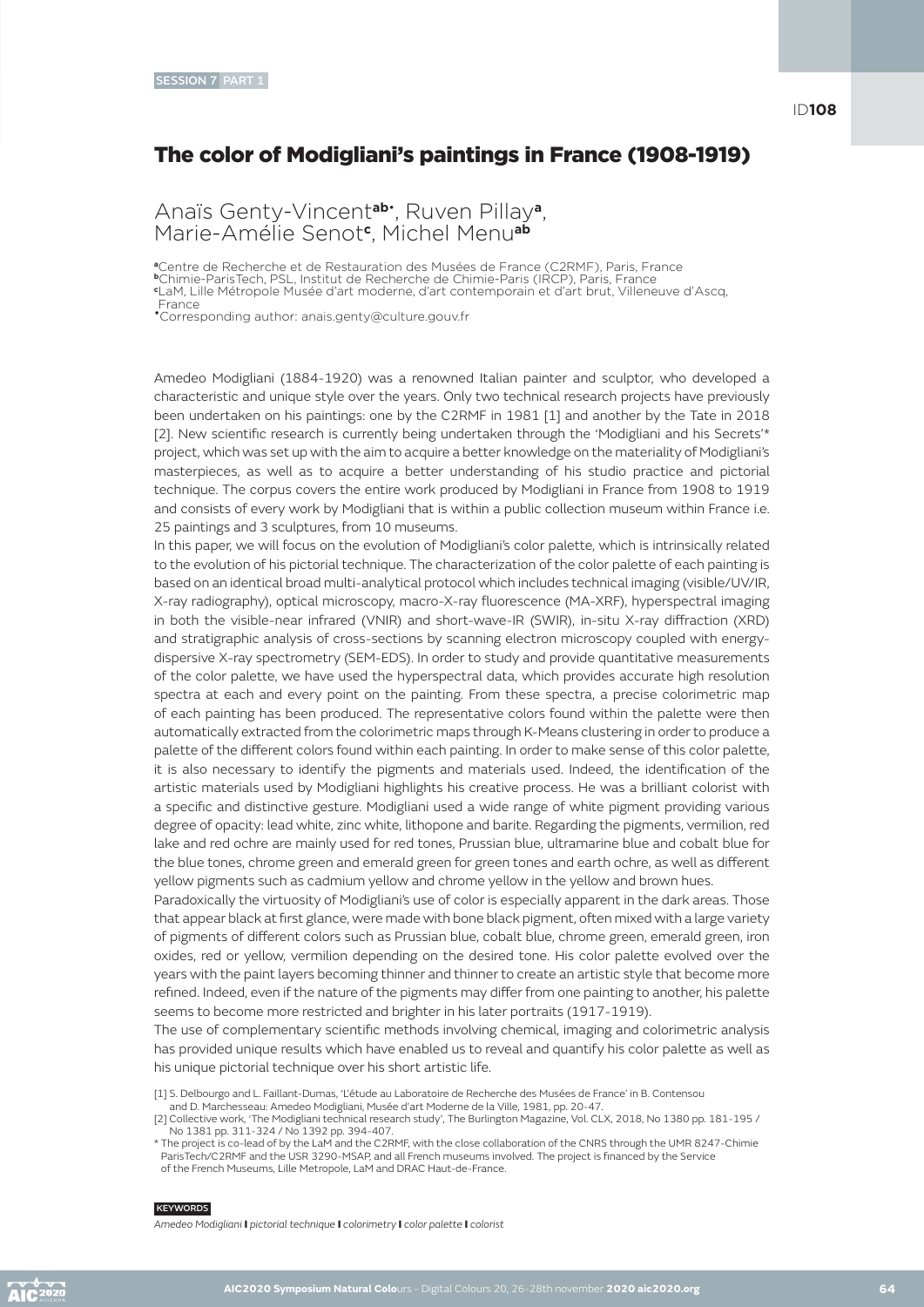SESSION 7 PART 1

ID**108**

# The color of Modigliani's paintings in France (1908-1919)

## Anaïs Genty-Vincent[ab•], Ruven Pillay[a], Marie-Amélie Senot[c], Michel Menu[ab]

[a]Centre de Recherche et de Restauration des Musées de France (C2RMF), Paris, France
[b]Chimie-ParisTech, PSL, Institut de Recherche de Chimie-Paris (IRCP), Paris, France
[c]LaM, Lille Métropole Musée d'art moderne, d'art contemporain et d'art brut, Villeneuve d'Ascq, France
[•]Corresponding author: anais.genty@culture.gouv.fr

Amedeo Modigliani (1884-1920) was a renowned Italian painter and sculptor, who developed a characteristic and unique style over the years. Only two technical research projects have previously been undertaken on his paintings: one by the C2RMF in 1981 [1] and another by the Tate in 2018 [2]. New scientific research is currently being undertaken through the 'Modigliani and his Secrets'* project, which was set up with the aim to acquire a better knowledge on the materiality of Modigliani's masterpieces, as well as to acquire a better understanding of his studio practice and pictorial technique. The corpus covers the entire work produced by Modigliani in France from 1908 to 1919 and consists of every work by Modigliani that is within a public collection museum within France i.e. 25 paintings and 3 sculptures, from 10 museums.

In this paper, we will focus on the evolution of Modigliani's color palette, which is intrinsically related to the evolution of his pictorial technique. The characterization of the color palette of each painting is based on an identical broad multi-analytical protocol which includes technical imaging (visible/UV/IR, X-ray radiography), optical microscopy, macro-X-ray fluorescence (MA-XRF), hyperspectral imaging in both the visible-near infrared (VNIR) and short-wave-IR (SWIR), in-situ X-ray diffraction (XRD) and stratigraphic analysis of cross-sections by scanning electron microscopy coupled with energy-dispersive X-ray spectrometry (SEM-EDS). In order to study and provide quantitative measurements of the color palette, we have used the hyperspectral data, which provides accurate high resolution spectra at each and every point on the painting. From these spectra, a precise colorimetric map of each painting has been produced. The representative colors found within the palette were then automatically extracted from the colorimetric maps through K-Means clustering in order to produce a palette of the different colors found within each painting. In order to make sense of this color palette, it is also necessary to identify the pigments and materials used. Indeed, the identification of the artistic materials used by Modigliani highlights his creative process. He was a brilliant colorist with a specific and distinctive gesture. Modigliani used a wide range of white pigment providing various degree of opacity: lead white, zinc white, lithopone and barite. Regarding the pigments, vermilion, red lake and red ochre are mainly used for red tones, Prussian blue, ultramarine blue and cobalt blue for the blue tones, chrome green and emerald green for green tones and earth ochre, as well as different yellow pigments such as cadmium yellow and chrome yellow in the yellow and brown hues.

Paradoxically the virtuosity of Modigliani's use of color is especially apparent in the dark areas. Those that appear black at first glance, were made with bone black pigment, often mixed with a large variety of pigments of different colors such as Prussian blue, cobalt blue, chrome green, emerald green, iron oxides, red or yellow, vermilion depending on the desired tone. His color palette evolved over the years with the paint layers becoming thinner and thinner to create an artistic style that become more refined. Indeed, even if the nature of the pigments may differ from one painting to another, his palette seems to become more restricted and brighter in his later portraits (1917-1919).

The use of complementary scientific methods involving chemical, imaging and colorimetric analysis has provided unique results which have enabled us to reveal and quantify his color palette as well as his unique pictorial technique over his short artistic life.

[1] S. Delbourgo and L. Faillant-Dumas, 'L'étude au Laboratoire de Recherche des Musées de France' in B. Contensou and D. Marchesseau: Amedeo Modigliani, Musée d'art Moderne de la Ville, 1981, pp. 20-47.
[2] Collective work, 'The Modigliani technical research study', The Burlington Magazine, Vol. CLX, 2018, No 1380 pp. 181-195 / No 1381 pp. 311-324 / No 1392 pp. 394-407.
* The project is co-lead of by the LaM and the C2RMF, with the close collaboration of the CNRS through the UMR 8247-Chimie ParisTech/C2RMF and the USR 3290-MSAP, and all French museums involved. The project is financed by the Service of the French Museums, Lille Metropole, LaM and DRAC Haut-de-France.

KEYWORDS

*Amedeo Modigliani* | *pictorial technique* | *colorimetry* | *color palette* | *colorist*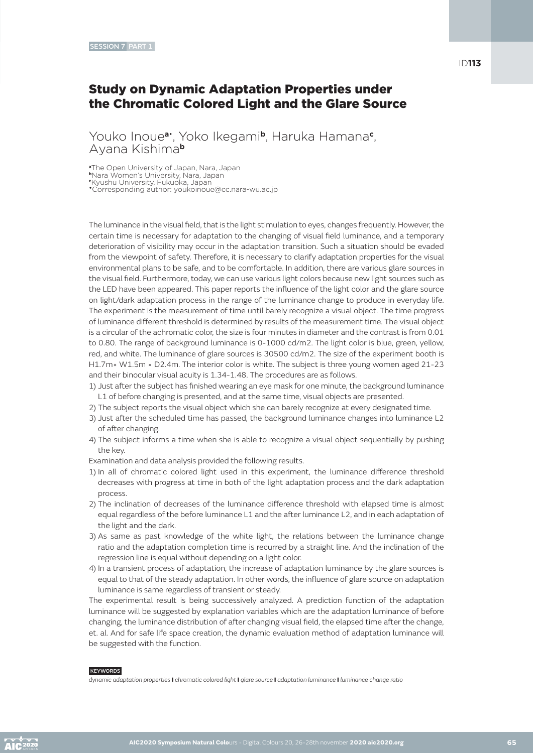# Study on Dynamic Adaptation Properties under the Chromatic Colored Light and the Glare Source

Youko Inoue[a*], Yoko Ikegami[b], Haruka Hamana[c], Ayana Kishima[b]

[a]The Open University of Japan, Nara, Japan
[b]Nara Women's University, Nara, Japan
[c]Kyushu University, Fukuoka, Japan
[*]Corresponding author: youkoinoue@cc.nara-wu.ac.jp

The luminance in the visual field, that is the light stimulation to eyes, changes frequently. However, the certain time is necessary for adaptation to the changing of visual field luminance, and a temporary deterioration of visibility may occur in the adaptation transition. Such a situation should be evaded from the viewpoint of safety. Therefore, it is necessary to clarify adaptation properties for the visual environmental plans to be safe, and to be comfortable. In addition, there are various glare sources in the visual field. Furthermore, today, we can use various light colors because new light sources such as the LED have been appeared. This paper reports the influence of the light color and the glare source on light/dark adaptation process in the range of the luminance change to produce in everyday life. The experiment is the measurement of time until barely recognize a visual object. The time progress of luminance different threshold is determined by results of the measurement time. The visual object is a circular of the achromatic color, the size is four minutes in diameter and the contrast is from 0.01 to 0.80. The range of background luminance is 0-1000 cd/m2. The light color is blue, green, yellow, red, and white. The luminance of glare sources is 30500 cd/m2. The size of the experiment booth is H1.7m× W1.5m × D2.4m. The interior color is white. The subject is three young women aged 21-23 and their binocular visual acuity is 1.34-1.48. The procedures are as follows.

1) Just after the subject has finished wearing an eye mask for one minute, the background luminance L1 of before changing is presented, and at the same time, visual objects are presented.
2) The subject reports the visual object which she can barely recognize at every designated time.
3) Just after the scheduled time has passed, the background luminance changes into luminance L2 of after changing.
4) The subject informs a time when she is able to recognize a visual object sequentially by pushing the key.

Examination and data analysis provided the following results.

1) In all of chromatic colored light used in this experiment, the luminance difference threshold decreases with progress at time in both of the light adaptation process and the dark adaptation process.
2) The inclination of decreases of the luminance difference threshold with elapsed time is almost equal regardless of the before luminance L1 and the after luminance L2, and in each adaptation of the light and the dark.
3) As same as past knowledge of the white light, the relations between the luminance change ratio and the adaptation completion time is recurred by a straight line. And the inclination of the regression line is equal without depending on a light color.
4) In a transient process of adaptation, the increase of adaptation luminance by the glare sources is equal to that of the steady adaptation. In other words, the influence of glare source on adaptation luminance is same regardless of transient or steady.

The experimental result is being successively analyzed. A prediction function of the adaptation luminance will be suggested by explanation variables which are the adaptation luminance of before changing, the luminance distribution of after changing visual field, the elapsed time after the change, et. al. And for safe life space creation, the dynamic evaluation method of adaptation luminance will be suggested with the function.

KEYWORDS

*dynamic adaptation properties* | *chromatic colored light* | *glare source* | *adaptation luminance* | *luminance change ratio*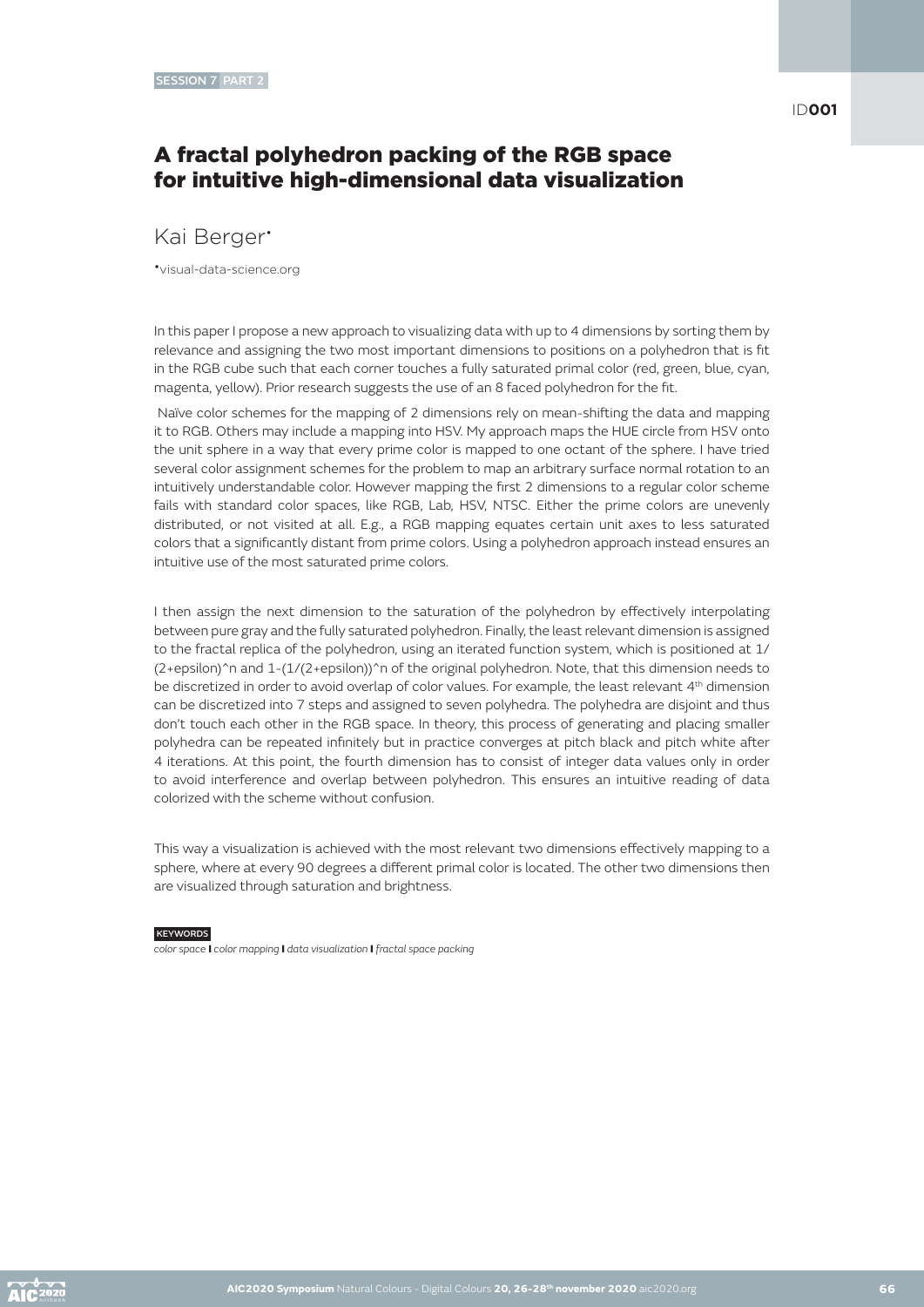SESSION 7 PART 2

ID**001**

# A fractal polyhedron packing of the RGB space for intuitive high-dimensional data visualization

Kai Berger[•]

[•]visual-data-science.org

In this paper I propose a new approach to visualizing data with up to 4 dimensions by sorting them by relevance and assigning the two most important dimensions to positions on a polyhedron that is fit in the RGB cube such that each corner touches a fully saturated primal color (red, green, blue, cyan, magenta, yellow). Prior research suggests the use of an 8 faced polyhedron for the fit.

Naïve color schemes for the mapping of 2 dimensions rely on mean-shifting the data and mapping it to RGB. Others may include a mapping into HSV. My approach maps the HUE circle from HSV onto the unit sphere in a way that every prime color is mapped to one octant of the sphere. I have tried several color assignment schemes for the problem to map an arbitrary surface normal rotation to an intuitively understandable color. However mapping the first 2 dimensions to a regular color scheme fails with standard color spaces, like RGB, Lab, HSV, NTSC. Either the prime colors are unevenly distributed, or not visited at all. E.g., a RGB mapping equates certain unit axes to less saturated colors that a significantly distant from prime colors. Using a polyhedron approach instead ensures an intuitive use of the most saturated prime colors.

I then assign the next dimension to the saturation of the polyhedron by effectively interpolating between pure gray and the fully saturated polyhedron. Finally, the least relevant dimension is assigned to the fractal replica of the polyhedron, using an iterated function system, which is positioned at 1/(2+epsilon)^n and 1-(1/(2+epsilon))^n of the original polyhedron. Note, that this dimension needs to be discretized in order to avoid overlap of color values. For example, the least relevant 4th dimension can be discretized into 7 steps and assigned to seven polyhedra. The polyhedra are disjoint and thus don't touch each other in the RGB space. In theory, this process of generating and placing smaller polyhedra can be repeated infinitely but in practice converges at pitch black and pitch white after 4 iterations. At this point, the fourth dimension has to consist of integer data values only in order to avoid interference and overlap between polyhedron. This ensures an intuitive reading of data colorized with the scheme without confusion.

This way a visualization is achieved with the most relevant two dimensions effectively mapping to a sphere, where at every 90 degrees a different primal color is located. The other two dimensions then are visualized through saturation and brightness.

KEYWORDS

*color space* | *color mapping* | *data visualization* | *fractal space packing*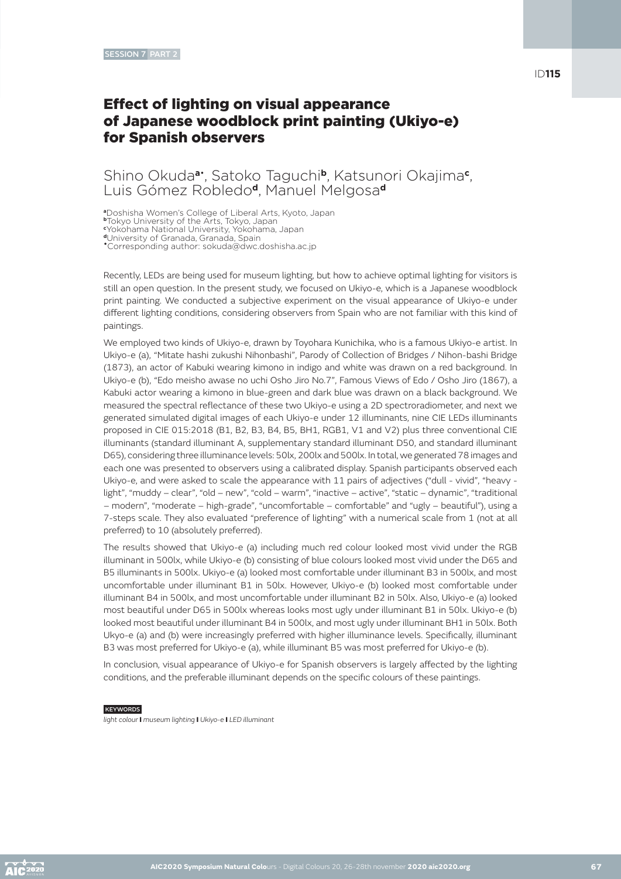SESSION 7 PART 2

ID115

# Effect of lighting on visual appearance of Japanese woodblock print painting (Ukiyo-e) for Spanish observers

Shino Okuda[a*], Satoko Taguchi[b], Katsunori Okajima[c], Luis Gómez Robledo[d], Manuel Melgosa[d]

[a]Doshisha Women's College of Liberal Arts, Kyoto, Japan
[b]Tokyo University of the Arts, Tokyo, Japan
[c]Yokohama National University, Yokohama, Japan
[d]University of Granada, Granada, Spain
[*]Corresponding author: sokuda@dwc.doshisha.ac.jp

Recently, LEDs are being used for museum lighting, but how to achieve optimal lighting for visitors is still an open question. In the present study, we focused on Ukiyo-e, which is a Japanese woodblock print painting. We conducted a subjective experiment on the visual appearance of Ukiyo-e under different lighting conditions, considering observers from Spain who are not familiar with this kind of paintings.

We employed two kinds of Ukiyo-e, drawn by Toyohara Kunichika, who is a famous Ukiyo-e artist. In Ukiyo-e (a), "Mitate hashi zukushi Nihonbashi", Parody of Collection of Bridges / Nihon-bashi Bridge (1873), an actor of Kabuki wearing kimono in indigo and white was drawn on a red background. In Ukiyo-e (b), "Edo meisho awase no uchi Osho Jiro No.7", Famous Views of Edo / Osho Jiro (1867), a Kabuki actor wearing a kimono in blue-green and dark blue was drawn on a black background. We measured the spectral reflectance of these two Ukiyo-e using a 2D spectroradiometer, and next we generated simulated digital images of each Ukiyo-e under 12 illuminants, nine CIE LEDs illuminants proposed in CIE 015:2018 (B1, B2, B3, B4, B5, BH1, RGB1, V1 and V2) plus three conventional CIE illuminants (standard illuminant A, supplementary standard illuminant D50, and standard illuminant D65), considering three illuminance levels: 50lx, 200lx and 500lx. In total, we generated 78 images and each one was presented to observers using a calibrated display. Spanish participants observed each Ukiyo-e, and were asked to scale the appearance with 11 pairs of adjectives ("dull - vivid", "heavy - light", "muddy – clear", "old – new", "cold – warm", "inactive – active", "static – dynamic", "traditional – modern", "moderate – high-grade", "uncomfortable – comfortable" and "ugly – beautiful"), using a 7-steps scale. They also evaluated "preference of lighting" with a numerical scale from 1 (not at all preferred) to 10 (absolutely preferred).

The results showed that Ukiyo-e (a) including much red colour looked most vivid under the RGB illuminant in 500lx, while Ukiyo-e (b) consisting of blue colours looked most vivid under the D65 and B5 illuminants in 500lx. Ukiyo-e (a) looked most comfortable under illuminant B3 in 500lx, and most uncomfortable under illuminant B1 in 50lx. However, Ukiyo-e (b) looked most comfortable under illuminant B4 in 500lx, and most uncomfortable under illuminant B2 in 50lx. Also, Ukiyo-e (a) looked most beautiful under D65 in 500lx whereas looks most ugly under illuminant B1 in 50lx. Ukiyo-e (b) looked most beautiful under illuminant B4 in 500lx, and most ugly under illuminant BH1 in 50lx. Both Ukyo-e (a) and (b) were increasingly preferred with higher illuminance levels. Specifically, illuminant B3 was most preferred for Ukiyo-e (a), while illuminant B5 was most preferred for Ukiyo-e (b).

In conclusion, visual appearance of Ukiyo-e for Spanish observers is largely affected by the lighting conditions, and the preferable illuminant depends on the specific colours of these paintings.

KEYWORDS

*light colour* | *museum lighting* | *Ukiyo-e* | *LED illuminant*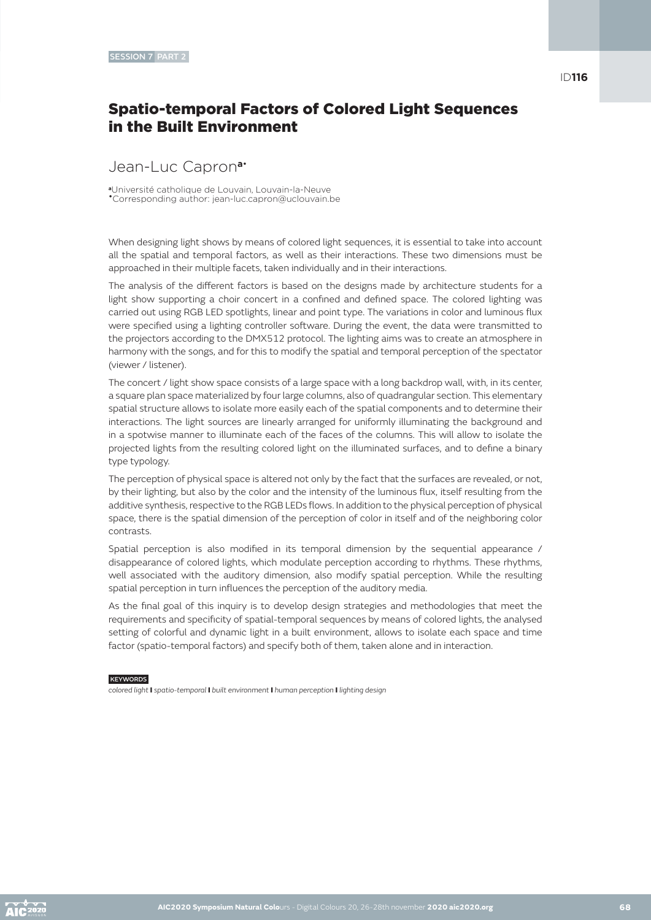SESSION 7 PART 2

ID116

# Spatio-temporal Factors of Colored Light Sequences in the Built Environment

## Jean-Luc Capron[a*]

[a]Université catholique de Louvain, Louvain-la-Neuve
[*]Corresponding author: jean-luc.capron@uclouvain.be

When designing light shows by means of colored light sequences, it is essential to take into account all the spatial and temporal factors, as well as their interactions. These two dimensions must be approached in their multiple facets, taken individually and in their interactions.

The analysis of the different factors is based on the designs made by architecture students for a light show supporting a choir concert in a confined and defined space. The colored lighting was carried out using RGB LED spotlights, linear and point type. The variations in color and luminous flux were specified using a lighting controller software. During the event, the data were transmitted to the projectors according to the DMX512 protocol. The lighting aims was to create an atmosphere in harmony with the songs, and for this to modify the spatial and temporal perception of the spectator (viewer / listener).

The concert / light show space consists of a large space with a long backdrop wall, with, in its center, a square plan space materialized by four large columns, also of quadrangular section. This elementary spatial structure allows to isolate more easily each of the spatial components and to determine their interactions. The light sources are linearly arranged for uniformly illuminating the background and in a spotwise manner to illuminate each of the faces of the columns. This will allow to isolate the projected lights from the resulting colored light on the illuminated surfaces, and to define a binary type typology.

The perception of physical space is altered not only by the fact that the surfaces are revealed, or not, by their lighting, but also by the color and the intensity of the luminous flux, itself resulting from the additive synthesis, respective to the RGB LEDs flows. In addition to the physical perception of physical space, there is the spatial dimension of the perception of color in itself and of the neighboring color contrasts.

Spatial perception is also modified in its temporal dimension by the sequential appearance / disappearance of colored lights, which modulate perception according to rhythms. These rhythms, well associated with the auditory dimension, also modify spatial perception. While the resulting spatial perception in turn influences the perception of the auditory media.

As the final goal of this inquiry is to develop design strategies and methodologies that meet the requirements and specificity of spatial-temporal sequences by means of colored lights, the analysed setting of colorful and dynamic light in a built environment, allows to isolate each space and time factor (spatio-temporal factors) and specify both of them, taken alone and in interaction.

KEYWORDS

*colored light | spatio-temporal | built environment | human perception | lighting design*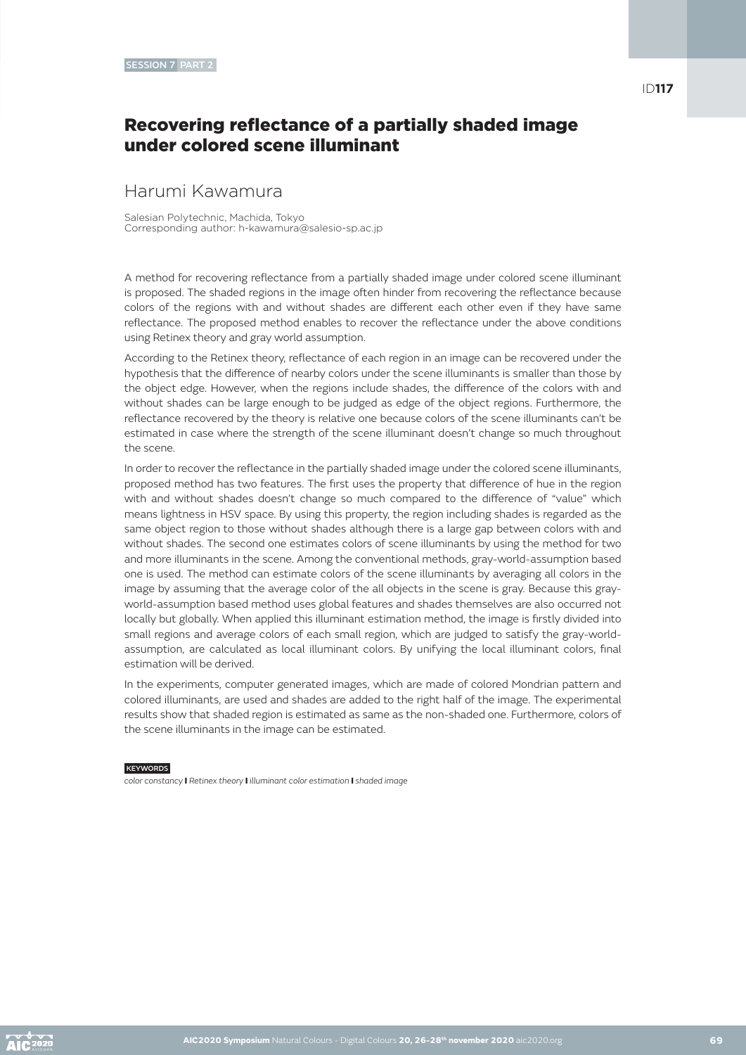SESSION 7 PART 2

ID117

# Recovering reflectance of a partially shaded image under colored scene illuminant

## Harumi Kawamura

Salesian Polytechnic, Machida, Tokyo
Corresponding author: h-kawamura@salesio-sp.ac.jp

A method for recovering reflectance from a partially shaded image under colored scene illuminant is proposed. The shaded regions in the image often hinder from recovering the reflectance because colors of the regions with and without shades are different each other even if they have same reflectance. The proposed method enables to recover the reflectance under the above conditions using Retinex theory and gray world assumption.

According to the Retinex theory, reflectance of each region in an image can be recovered under the hypothesis that the difference of nearby colors under the scene illuminants is smaller than those by the object edge. However, when the regions include shades, the difference of the colors with and without shades can be large enough to be judged as edge of the object regions. Furthermore, the reflectance recovered by the theory is relative one because colors of the scene illuminants can't be estimated in case where the strength of the scene illuminant doesn't change so much throughout the scene.

In order to recover the reflectance in the partially shaded image under the colored scene illuminants, proposed method has two features. The first uses the property that difference of hue in the region with and without shades doesn't change so much compared to the difference of "value" which means lightness in HSV space. By using this property, the region including shades is regarded as the same object region to those without shades although there is a large gap between colors with and without shades. The second one estimates colors of scene illuminants by using the method for two and more illuminants in the scene. Among the conventional methods, gray-world-assumption based one is used. The method can estimate colors of the scene illuminants by averaging all colors in the image by assuming that the average color of the all objects in the scene is gray. Because this gray-world-assumption based method uses global features and shades themselves are also occurred not locally but globally. When applied this illuminant estimation method, the image is firstly divided into small regions and average colors of each small region, which are judged to satisfy the gray-world-assumption, are calculated as local illuminant colors. By unifying the local illuminant colors, final estimation will be derived.

In the experiments, computer generated images, which are made of colored Mondrian pattern and colored illuminants, are used and shades are added to the right half of the image. The experimental results show that shaded region is estimated as same as the non-shaded one. Furthermore, colors of the scene illuminants in the image can be estimated.

KEYWORDS

*color constancy* | *Retinex theory* | *illuminant color estimation* | *shaded image*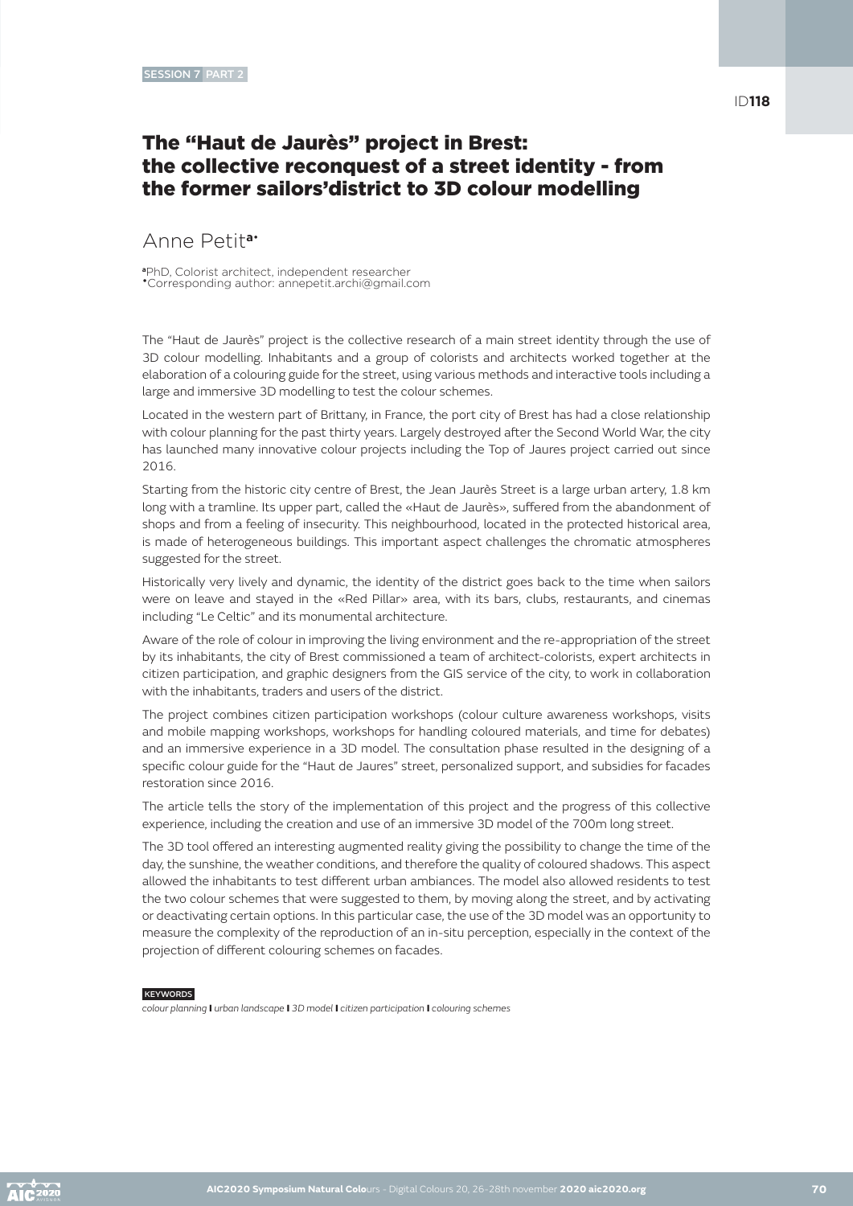SESSION 7 PART 2

ID118

# The "Haut de Jaurès" project in Brest: the collective reconquest of a street identity - from the former sailors'district to 3D colour modelling

## Anne Petit[a•]

[a]PhD, Colorist architect, independent researcher
•Corresponding author: annepetit.archi@gmail.com

The "Haut de Jaurès" project is the collective research of a main street identity through the use of 3D colour modelling. Inhabitants and a group of colorists and architects worked together at the elaboration of a colouring guide for the street, using various methods and interactive tools including a large and immersive 3D modelling to test the colour schemes.

Located in the western part of Brittany, in France, the port city of Brest has had a close relationship with colour planning for the past thirty years. Largely destroyed after the Second World War, the city has launched many innovative colour projects including the Top of Jaures project carried out since 2016.

Starting from the historic city centre of Brest, the Jean Jaurès Street is a large urban artery, 1.8 km long with a tramline. Its upper part, called the «Haut de Jaurès», suffered from the abandonment of shops and from a feeling of insecurity. This neighbourhood, located in the protected historical area, is made of heterogeneous buildings. This important aspect challenges the chromatic atmospheres suggested for the street.

Historically very lively and dynamic, the identity of the district goes back to the time when sailors were on leave and stayed in the «Red Pillar» area, with its bars, clubs, restaurants, and cinemas including "Le Celtic" and its monumental architecture.

Aware of the role of colour in improving the living environment and the re-appropriation of the street by its inhabitants, the city of Brest commissioned a team of architect-colorists, expert architects in citizen participation, and graphic designers from the GIS service of the city, to work in collaboration with the inhabitants, traders and users of the district.

The project combines citizen participation workshops (colour culture awareness workshops, visits and mobile mapping workshops, workshops for handling coloured materials, and time for debates) and an immersive experience in a 3D model. The consultation phase resulted in the designing of a specific colour guide for the "Haut de Jaures" street, personalized support, and subsidies for facades restoration since 2016.

The article tells the story of the implementation of this project and the progress of this collective experience, including the creation and use of an immersive 3D model of the 700m long street.

The 3D tool offered an interesting augmented reality giving the possibility to change the time of the day, the sunshine, the weather conditions, and therefore the quality of coloured shadows. This aspect allowed the inhabitants to test different urban ambiances. The model also allowed residents to test the two colour schemes that were suggested to them, by moving along the street, and by activating or deactivating certain options. In this particular case, the use of the 3D model was an opportunity to measure the complexity of the reproduction of an in-situ perception, especially in the context of the projection of different colouring schemes on facades.

KEYWORDS

*colour planning* **I** *urban landscape* **I** *3D model* **I** *citizen participation* **I** *colouring schemes*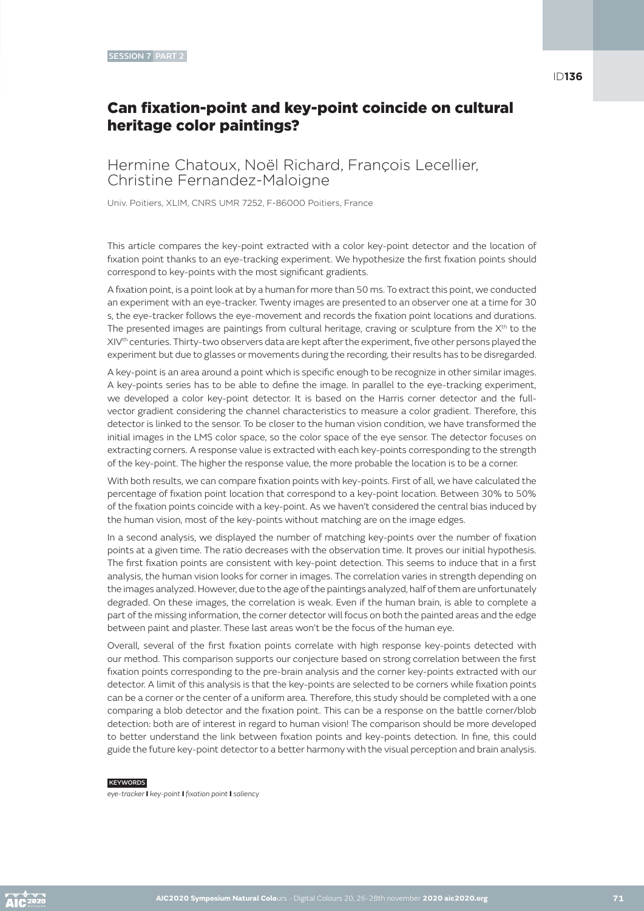SESSION 7 PART 2

ID**136**

# Can fixation-point and key-point coincide on cultural heritage color paintings?

## Hermine Chatoux, Noël Richard, François Lecellier, Christine Fernandez-Maloigne

Univ. Poitiers, XLIM, CNRS UMR 7252, F-86000 Poitiers, France

This article compares the key-point extracted with a color key-point detector and the location of fixation point thanks to an eye-tracking experiment. We hypothesize the first fixation points should correspond to key-points with the most significant gradients.

A fixation point, is a point look at by a human for more than 50 ms. To extract this point, we conducted an experiment with an eye-tracker. Twenty images are presented to an observer one at a time for 30 s, the eye-tracker follows the eye-movement and records the fixation point locations and durations. The presented images are paintings from cultural heritage, craving or sculpture from the X^th^ to the XIV^th^ centuries. Thirty-two observers data are kept after the experiment, five other persons played the experiment but due to glasses or movements during the recording, their results has to be disregarded.

A key-point is an area around a point which is specific enough to be recognize in other similar images. A key-points series has to be able to define the image. In parallel to the eye-tracking experiment, we developed a color key-point detector. It is based on the Harris corner detector and the full-vector gradient considering the channel characteristics to measure a color gradient. Therefore, this detector is linked to the sensor. To be closer to the human vision condition, we have transformed the initial images in the LMS color space, so the color space of the eye sensor. The detector focuses on extracting corners. A response value is extracted with each key-points corresponding to the strength of the key-point. The higher the response value, the more probable the location is to be a corner.

With both results, we can compare fixation points with key-points. First of all, we have calculated the percentage of fixation point location that correspond to a key-point location. Between 30% to 50% of the fixation points coincide with a key-point. As we haven't considered the central bias induced by the human vision, most of the key-points without matching are on the image edges.

In a second analysis, we displayed the number of matching key-points over the number of fixation points at a given time. The ratio decreases with the observation time. It proves our initial hypothesis. The first fixation points are consistent with key-point detection. This seems to induce that in a first analysis, the human vision looks for corner in images. The correlation varies in strength depending on the images analyzed. However, due to the age of the paintings analyzed, half of them are unfortunately degraded. On these images, the correlation is weak. Even if the human brain, is able to complete a part of the missing information, the corner detector will focus on both the painted areas and the edge between paint and plaster. These last areas won't be the focus of the human eye.

Overall, several of the first fixation points correlate with high response key-points detected with our method. This comparison supports our conjecture based on strong correlation between the first fixation points corresponding to the pre-brain analysis and the corner key-points extracted with our detector. A limit of this analysis is that the key-points are selected to be corners while fixation points can be a corner or the center of a uniform area. Therefore, this study should be completed with a one comparing a blob detector and the fixation point. This can be a response on the battle corner/blob detection: both are of interest in regard to human vision! The comparison should be more developed to better understand the link between fixation points and key-points detection. In fine, this could guide the future key-point detector to a better harmony with the visual perception and brain analysis.

KEYWORDS

*eye-tracker* **I** *key-point* **I** *fixation point* **I** *saliency*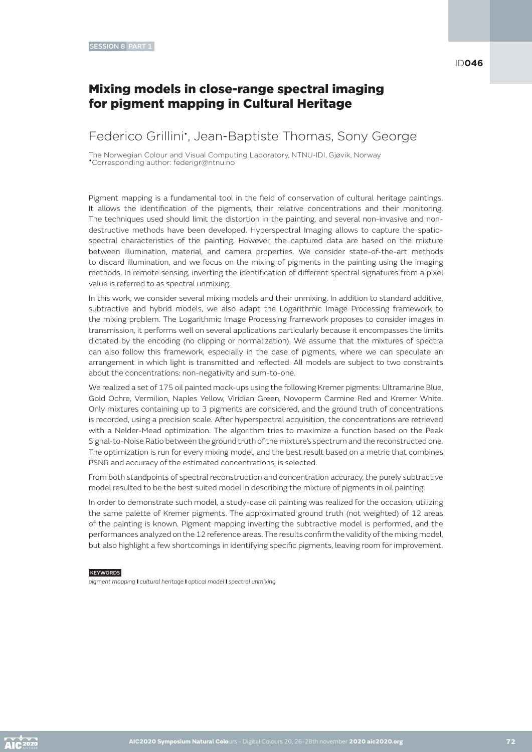SESSION 8 PART 1

ID**046**

# Mixing models in close-range spectral imaging for pigment mapping in Cultural Heritage

## Federico Grillini*, Jean-Baptiste Thomas, Sony George

The Norwegian Colour and Visual Computing Laboratory, NTNU-IDI, Gjøvik, Norway
*Corresponding author: federigr@ntnu.no

Pigment mapping is a fundamental tool in the field of conservation of cultural heritage paintings. It allows the identification of the pigments, their relative concentrations and their monitoring. The techniques used should limit the distortion in the painting, and several non-invasive and non-destructive methods have been developed. Hyperspectral Imaging allows to capture the spatio-spectral characteristics of the painting. However, the captured data are based on the mixture between illumination, material, and camera properties. We consider state-of-the-art methods to discard illumination, and we focus on the mixing of pigments in the painting using the imaging methods. In remote sensing, inverting the identification of different spectral signatures from a pixel value is referred to as spectral unmixing.

In this work, we consider several mixing models and their unmixing. In addition to standard additive, subtractive and hybrid models, we also adapt the Logarithmic Image Processing framework to the mixing problem. The Logarithmic Image Processing framework proposes to consider images in transmission, it performs well on several applications particularly because it encompasses the limits dictated by the encoding (no clipping or normalization). We assume that the mixtures of spectra can also follow this framework, especially in the case of pigments, where we can speculate an arrangement in which light is transmitted and reflected. All models are subject to two constraints about the concentrations: non-negativity and sum-to-one.

We realized a set of 175 oil painted mock-ups using the following Kremer pigments: Ultramarine Blue, Gold Ochre, Vermilion, Naples Yellow, Viridian Green, Novoperm Carmine Red and Kremer White. Only mixtures containing up to 3 pigments are considered, and the ground truth of concentrations is recorded, using a precision scale. After hyperspectral acquisition, the concentrations are retrieved with a Nelder-Mead optimization. The algorithm tries to maximize a function based on the Peak Signal-to-Noise Ratio between the ground truth of the mixture's spectrum and the reconstructed one. The optimization is run for every mixing model, and the best result based on a metric that combines PSNR and accuracy of the estimated concentrations, is selected.

From both standpoints of spectral reconstruction and concentration accuracy, the purely subtractive model resulted to be the best suited model in describing the mixture of pigments in oil painting.

In order to demonstrate such model, a study-case oil painting was realized for the occasion, utilizing the same palette of Kremer pigments. The approximated ground truth (not weighted) of 12 areas of the painting is known. Pigment mapping inverting the subtractive model is performed, and the performances analyzed on the 12 reference areas. The results confirm the validity of the mixing model, but also highlight a few shortcomings in identifying specific pigments, leaving room for improvement.

KEYWORDS

*pigment mapping* **|** *cultural heritage* **|** *optical model* **|** *spectral unmixing*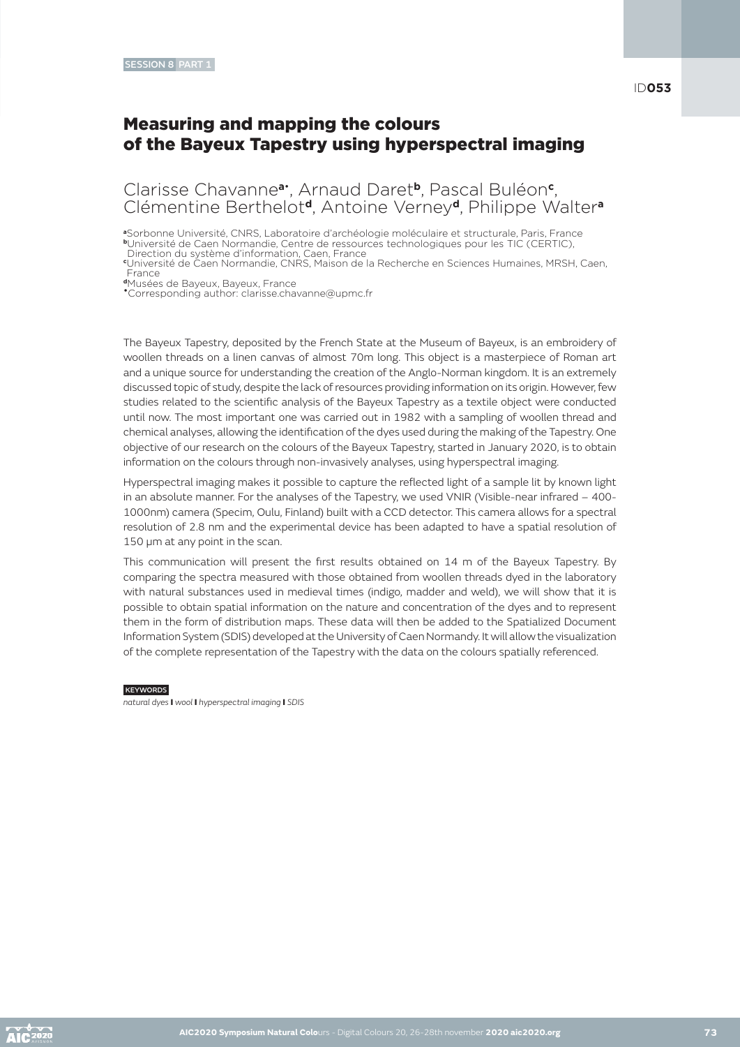SESSION 8 PART 1

ID053

# Measuring and mapping the colours of the Bayeux Tapestry using hyperspectral imaging

## Clarisse Chavanne[a*], Arnaud Daret[b], Pascal Buléon[c], Clémentine Berthelot[d], Antoine Verney[d], Philippe Walter[a]

[a]Sorbonne Université, CNRS, Laboratoire d'archéologie moléculaire et structurale, Paris, France
[b]Université de Caen Normandie, Centre de ressources technologiques pour les TIC (CERTIC), Direction du système d'information, Caen, France
[c]Université de Caen Normandie, CNRS, Maison de la Recherche en Sciences Humaines, MRSH, Caen, France
[d]Musées de Bayeux, Bayeux, France
[*]Corresponding author: clarisse.chavanne@upmc.fr

The Bayeux Tapestry, deposited by the French State at the Museum of Bayeux, is an embroidery of woollen threads on a linen canvas of almost 70m long. This object is a masterpiece of Roman art and a unique source for understanding the creation of the Anglo-Norman kingdom. It is an extremely discussed topic of study, despite the lack of resources providing information on its origin. However, few studies related to the scientific analysis of the Bayeux Tapestry as a textile object were conducted until now. The most important one was carried out in 1982 with a sampling of woollen thread and chemical analyses, allowing the identification of the dyes used during the making of the Tapestry. One objective of our research on the colours of the Bayeux Tapestry, started in January 2020, is to obtain information on the colours through non-invasively analyses, using hyperspectral imaging.

Hyperspectral imaging makes it possible to capture the reflected light of a sample lit by known light in an absolute manner. For the analyses of the Tapestry, we used VNIR (Visible-near infrared – 400-1000nm) camera (Specim, Oulu, Finland) built with a CCD detector. This camera allows for a spectral resolution of 2.8 nm and the experimental device has been adapted to have a spatial resolution of 150 µm at any point in the scan.

This communication will present the first results obtained on 14 m of the Bayeux Tapestry. By comparing the spectra measured with those obtained from woollen threads dyed in the laboratory with natural substances used in medieval times (indigo, madder and weld), we will show that it is possible to obtain spatial information on the nature and concentration of the dyes and to represent them in the form of distribution maps. These data will then be added to the Spatialized Document Information System (SDIS) developed at the University of Caen Normandy. It will allow the visualization of the complete representation of the Tapestry with the data on the colours spatially referenced.

KEYWORDS

*natural dyes* | *wool* | *hyperspectral imaging* | *SDIS*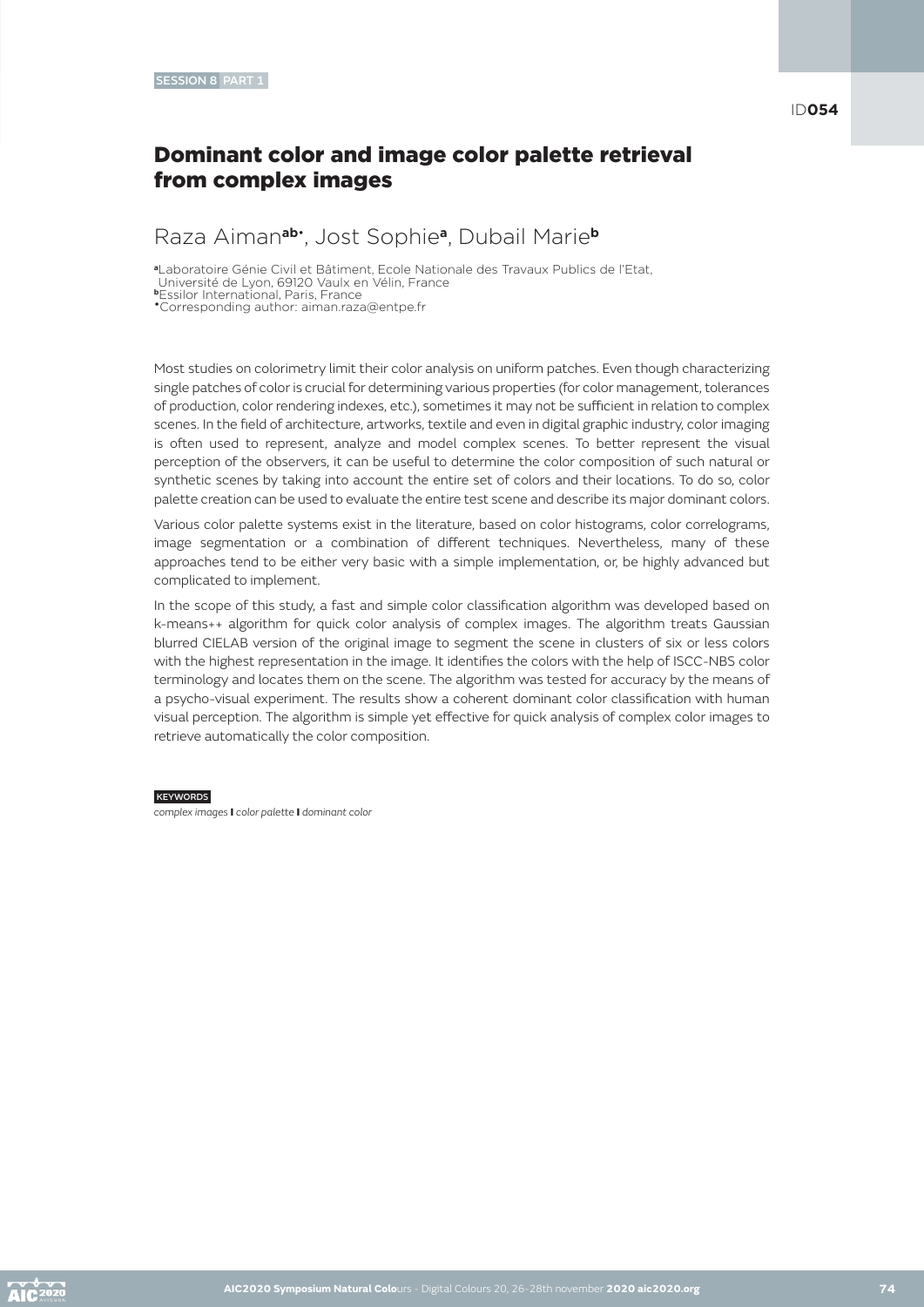SESSION 8 PART 1

ID054

# Dominant color and image color palette retrieval from complex images

## Raza Aiman[ab*], Jost Sophie[a], Dubail Marie[b]

[a]Laboratoire Génie Civil et Bâtiment, Ecole Nationale des Travaux Publics de l'Etat, Université de Lyon, 69120 Vaulx en Vélin, France
[b]Essilor International, Paris, France
[*]Corresponding author: aiman.raza@entpe.fr

Most studies on colorimetry limit their color analysis on uniform patches. Even though characterizing single patches of color is crucial for determining various properties (for color management, tolerances of production, color rendering indexes, etc.), sometimes it may not be sufficient in relation to complex scenes. In the field of architecture, artworks, textile and even in digital graphic industry, color imaging is often used to represent, analyze and model complex scenes. To better represent the visual perception of the observers, it can be useful to determine the color composition of such natural or synthetic scenes by taking into account the entire set of colors and their locations. To do so, color palette creation can be used to evaluate the entire test scene and describe its major dominant colors.

Various color palette systems exist in the literature, based on color histograms, color correlograms, image segmentation or a combination of different techniques. Nevertheless, many of these approaches tend to be either very basic with a simple implementation, or, be highly advanced but complicated to implement.

In the scope of this study, a fast and simple color classification algorithm was developed based on k-means++ algorithm for quick color analysis of complex images. The algorithm treats Gaussian blurred CIELAB version of the original image to segment the scene in clusters of six or less colors with the highest representation in the image. It identifies the colors with the help of ISCC-NBS color terminology and locates them on the scene. The algorithm was tested for accuracy by the means of a psycho-visual experiment. The results show a coherent dominant color classification with human visual perception. The algorithm is simple yet effective for quick analysis of complex color images to retrieve automatically the color composition.

KEYWORDS

*complex images* I *color palette* I *dominant color*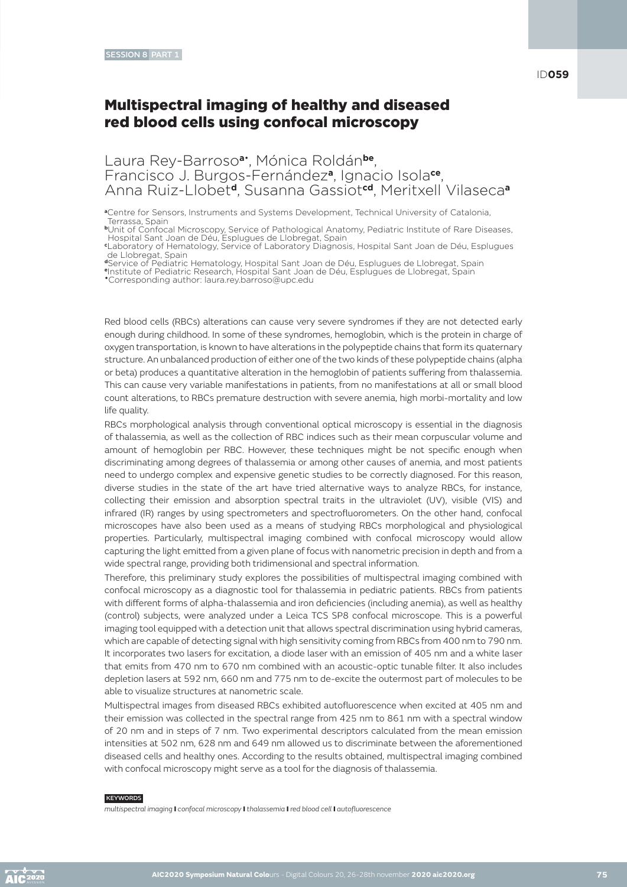SESSION 8 PART 1

ID059

# Multispectral imaging of healthy and diseased red blood cells using confocal microscopy

Laura Rey-Barroso[a*], Mónica Roldán[be], Francisco J. Burgos-Fernández[a], Ignacio Isola[ce], Anna Ruiz-Llobet[d], Susanna Gassiot[cd], Meritxell Vilaseca[a]

[a]Centre for Sensors, Instruments and Systems Development, Technical University of Catalonia, Terrassa, Spain
[b]Unit of Confocal Microscopy, Service of Pathological Anatomy, Pediatric Institute of Rare Diseases, Hospital Sant Joan de Déu, Esplugues de Llobregat, Spain
[c]Laboratory of Hematology, Service of Laboratory Diagnosis, Hospital Sant Joan de Déu, Esplugues de Llobregat, Spain
[d]Service of Pediatric Hematology, Hospital Sant Joan de Déu, Esplugues de Llobregat, Spain
[e]Institute of Pediatric Research, Hospital Sant Joan de Déu, Esplugues de Llobregat, Spain
[*]Corresponding author: laura.rey.barroso@upc.edu

Red blood cells (RBCs) alterations can cause very severe syndromes if they are not detected early enough during childhood. In some of these syndromes, hemoglobin, which is the protein in charge of oxygen transportation, is known to have alterations in the polypeptide chains that form its quaternary structure. An unbalanced production of either one of the two kinds of these polypeptide chains (alpha or beta) produces a quantitative alteration in the hemoglobin of patients suffering from thalassemia. This can cause very variable manifestations in patients, from no manifestations at all or small blood count alterations, to RBCs premature destruction with severe anemia, high morbi-mortality and low life quality.

RBCs morphological analysis through conventional optical microscopy is essential in the diagnosis of thalassemia, as well as the collection of RBC indices such as their mean corpuscular volume and amount of hemoglobin per RBC. However, these techniques might be not specific enough when discriminating among degrees of thalassemia or among other causes of anemia, and most patients need to undergo complex and expensive genetic studies to be correctly diagnosed. For this reason, diverse studies in the state of the art have tried alternative ways to analyze RBCs, for instance, collecting their emission and absorption spectral traits in the ultraviolet (UV), visible (VIS) and infrared (IR) ranges by using spectrometers and spectrofluorometers. On the other hand, confocal microscopes have also been used as a means of studying RBCs morphological and physiological properties. Particularly, multispectral imaging combined with confocal microscopy would allow capturing the light emitted from a given plane of focus with nanometric precision in depth and from a wide spectral range, providing both tridimensional and spectral information.

Therefore, this preliminary study explores the possibilities of multispectral imaging combined with confocal microscopy as a diagnostic tool for thalassemia in pediatric patients. RBCs from patients with different forms of alpha-thalassemia and iron deficiencies (including anemia), as well as healthy (control) subjects, were analyzed under a Leica TCS SP8 confocal microscope. This is a powerful imaging tool equipped with a detection unit that allows spectral discrimination using hybrid cameras, which are capable of detecting signal with high sensitivity coming from RBCs from 400 nm to 790 nm. It incorporates two lasers for excitation, a diode laser with an emission of 405 nm and a white laser that emits from 470 nm to 670 nm combined with an acoustic-optic tunable filter. It also includes depletion lasers at 592 nm, 660 nm and 775 nm to de-excite the outermost part of molecules to be able to visualize structures at nanometric scale.

Multispectral images from diseased RBCs exhibited autofluorescence when excited at 405 nm and their emission was collected in the spectral range from 425 nm to 861 nm with a spectral window of 20 nm and in steps of 7 nm. Two experimental descriptors calculated from the mean emission intensities at 502 nm, 628 nm and 649 nm allowed us to discriminate between the aforementioned diseased cells and healthy ones. According to the results obtained, multispectral imaging combined with confocal microscopy might serve as a tool for the diagnosis of thalassemia.

KEYWORDS

*multispectral imaging* I *confocal microscopy* I *thalassemia* I *red blood cell* I *autofluorescence*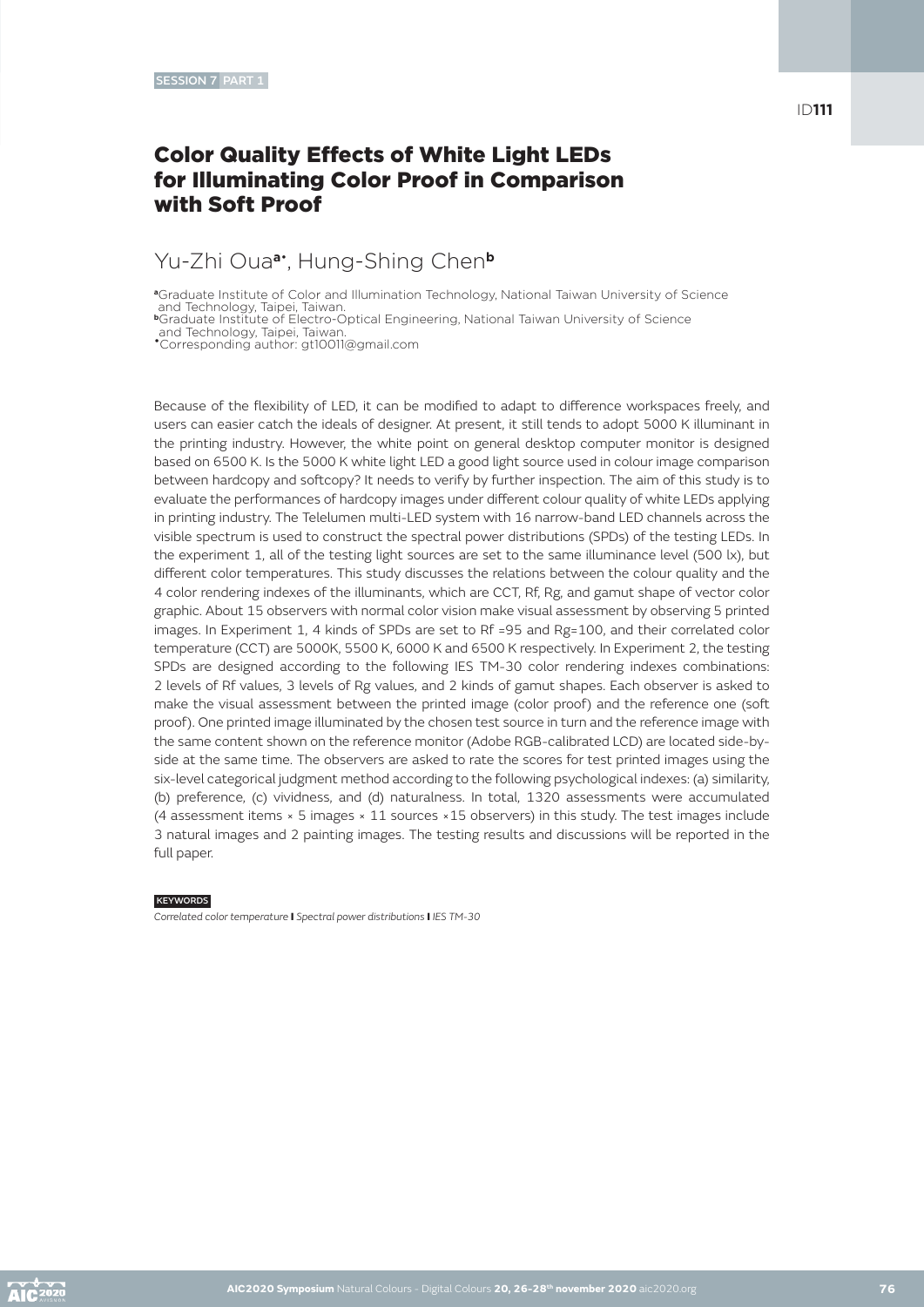SESSION 7 PART 1

ID111

# Color Quality Effects of White Light LEDs for Illuminating Color Proof in Comparison with Soft Proof

## Yu-Zhi Oua[a*], Hung-Sing Chen[b]

[a]Graduate Institute of Color and Illumination Technology, National Taiwan University of Science and Technology, Taipei, Taiwan.
[b]Graduate Institute of Electro-Optical Engineering, National Taiwan University of Science and Technology, Taipei, Taiwan.
[*]Corresponding author: gt10011@gmail.com

Because of the flexibility of LED, it can be modified to adapt to difference workspaces freely, and users can easier catch the ideals of designer. At present, it still tends to adopt 5000 K illuminant in the printing industry. However, the white point on general desktop computer monitor is designed based on 6500 K. Is the 5000 K white light LED a good light source used in colour image comparison between hardcopy and softcopy? It needs to verify by further inspection. The aim of this study is to evaluate the performances of hardcopy images under different colour quality of white LEDs applying in printing industry. The Telelumen multi-LED system with 16 narrow-band LED channels across the visible spectrum is used to construct the spectral power distributions (SPDs) of the testing LEDs. In the experiment 1, all of the testing light sources are set to the same illuminance level (500 lx), but different color temperatures. This study discusses the relations between the colour quality and the 4 color rendering indexes of the illuminants, which are CCT, Rf, Rg, and gamut shape of vector color graphic. About 15 observers with normal color vision make visual assessment by observing 5 printed images. In Experiment 1, 4 kinds of SPDs are set to Rf =95 and Rg=100, and their correlated color temperature (CCT) are 5000K, 5500 K, 6000 K and 6500 K respectively. In Experiment 2, the testing SPDs are designed according to the following IES TM-30 color rendering indexes combinations: 2 levels of Rf values, 3 levels of Rg values, and 2 kinds of gamut shapes. Each observer is asked to make the visual assessment between the printed image (color proof) and the reference one (soft proof). One printed image illuminated by the chosen test source in turn and the reference image with the same content shown on the reference monitor (Adobe RGB-calibrated LCD) are located side-by-side at the same time. The observers are asked to rate the scores for test printed images using the six-level categorical judgment method according to the following psychological indexes: (a) similarity, (b) preference, (c) vividness, and (d) naturalness. In total, 1320 assessments were accumulated (4 assessment items × 5 images × 11 sources ×15 observers) in this study. The test images include 3 natural images and 2 painting images. The testing results and discussions will be reported in the full paper.

KEYWORDS

*Correlated color temperature* | *Spectral power distributions* | *IES TM-30*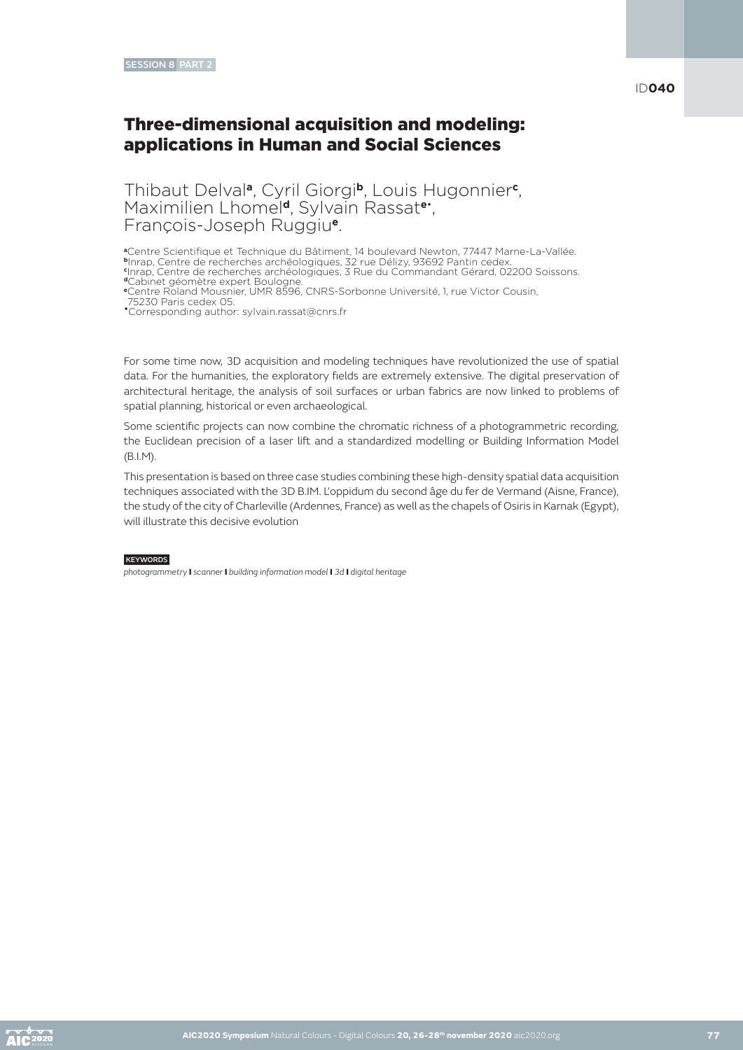SESSION 8 PART 2

ID040

# Three-dimensional acquisition and modeling: applications in Human and Social Sciences

Thibaut Delval[a], Cyril Giorgi[b], Louis Hugonnier[c], Maximilien Lhomel[d], Sylvain Rassat[e•], François-Joseph Ruggiu[e].

[a]Centre Scientifique et Technique du Bâtiment, 14 boulevard Newton, 77447 Marne-La-Vallée.
[b]Inrap, Centre de recherches archéologiques, 32 rue Délizy, 93692 Pantin cedex.
[c]Inrap, Centre de recherches archéologiques, 3 Rue du Commandant Gérard, 02200 Soissons.
[d]Cabinet géomètre expert Boulogne.
[e]Centre Roland Mousnier, UMR 8596, CNRS-Sorbonne Université, 1, rue Victor Cousin, 75230 Paris cedex 05.
•Corresponding author: sylvain.rassat@cnrs.fr

For some time now, 3D acquisition and modeling techniques have revolutionized the use of spatial data. For the humanities, the exploratory fields are extremely extensive. The digital preservation of architectural heritage, the analysis of soil surfaces or urban fabrics are now linked to problems of spatial planning, historical or even archaeological.

Some scientific projects can now combine the chromatic richness of a photogrammetric recording, the Euclidean precision of a laser lift and a standardized modelling or Building Information Model (B.I.M).

This presentation is based on three case studies combining these high-density spatial data acquisition techniques associated with the 3D B.IM. L'oppidum du second âge du fer de Vermand (Aisne, France), the study of the city of Charleville (Ardennes, France) as well as the chapels of Osiris in Karnak (Egypt), will illustrate this decisive evolution

KEYWORDS

*photogrammetry* | *scanner* | *building information model* | *3d* | *digital heritage*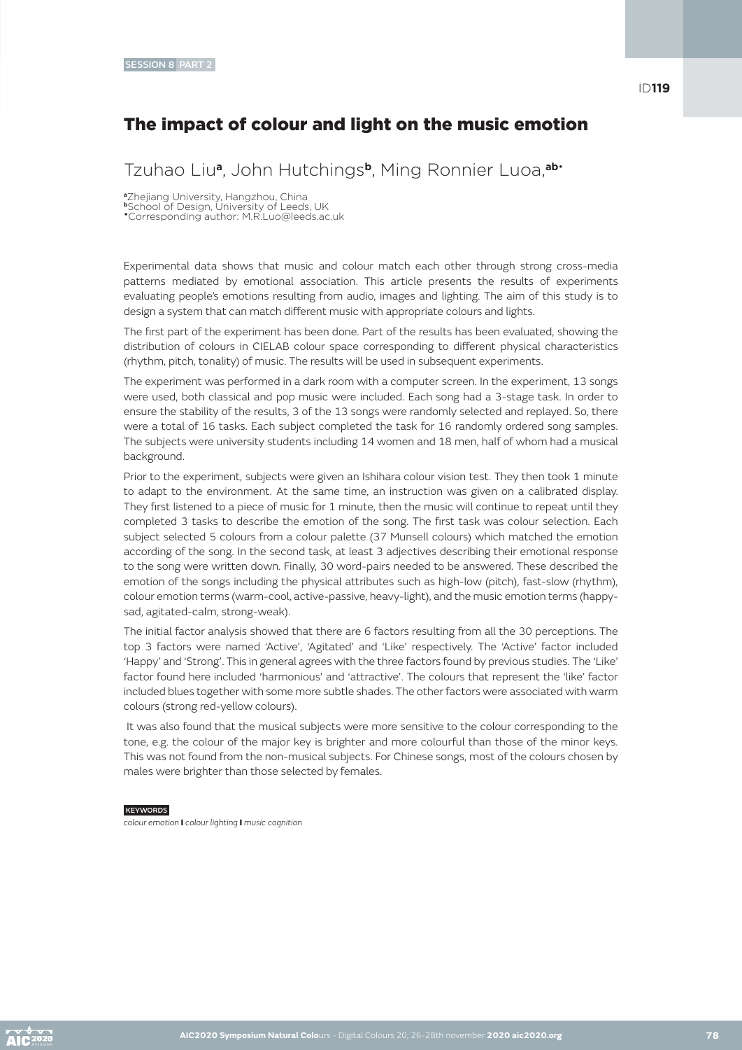SESSION 8 PART 2

ID**119**

# The impact of colour and light on the music emotion

Tzuhao Liu[a], John Hutchings[b], Ming Ronnier Luoa,[ab•]

[a]Zhejiang University, Hangzhou, China
[b]School of Design, University of Leeds, UK
[•]Corresponding author: M.R.Luo@leeds.ac.uk

Experimental data shows that music and colour match each other through strong cross-media patterns mediated by emotional association. This article presents the results of experiments evaluating people's emotions resulting from audio, images and lighting. The aim of this study is to design a system that can match different music with appropriate colours and lights.

The first part of the experiment has been done. Part of the results has been evaluated, showing the distribution of colours in CIELAB colour space corresponding to different physical characteristics (rhythm, pitch, tonality) of music. The results will be used in subsequent experiments.

The experiment was performed in a dark room with a computer screen. In the experiment, 13 songs were used, both classical and pop music were included. Each song had a 3-stage task. In order to ensure the stability of the results, 3 of the 13 songs were randomly selected and replayed. So, there were a total of 16 tasks. Each subject completed the task for 16 randomly ordered song samples. The subjects were university students including 14 women and 18 men, half of whom had a musical background.

Prior to the experiment, subjects were given an Ishihara colour vision test. They then took 1 minute to adapt to the environment. At the same time, an instruction was given on a calibrated display. They first listened to a piece of music for 1 minute, then the music will continue to repeat until they completed 3 tasks to describe the emotion of the song. The first task was colour selection. Each subject selected 5 colours from a colour palette (37 Munsell colours) which matched the emotion according of the song. In the second task, at least 3 adjectives describing their emotional response to the song were written down. Finally, 30 word-pairs needed to be answered. These described the emotion of the songs including the physical attributes such as high-low (pitch), fast-slow (rhythm), colour emotion terms (warm-cool, active-passive, heavy-light), and the music emotion terms (happy-sad, agitated-calm, strong-weak).

The initial factor analysis showed that there are 6 factors resulting from all the 30 perceptions. The top 3 factors were named 'Active', 'Agitated' and 'Like' respectively. The 'Active' factor included 'Happy' and 'Strong'. This in general agrees with the three factors found by previous studies. The 'Like' factor found here included 'harmonious' and 'attractive'. The colours that represent the 'like' factor included blues together with some more subtle shades. The other factors were associated with warm colours (strong red-yellow colours).

It was also found that the musical subjects were more sensitive to the colour corresponding to the tone, e.g. the colour of the major key is brighter and more colourful than those of the minor keys. This was not found from the non-musical subjects. For Chinese songs, most of the colours chosen by males were brighter than those selected by females.

KEYWORDS

*colour emotion* **|** *colour lighting* **|** *music cognition*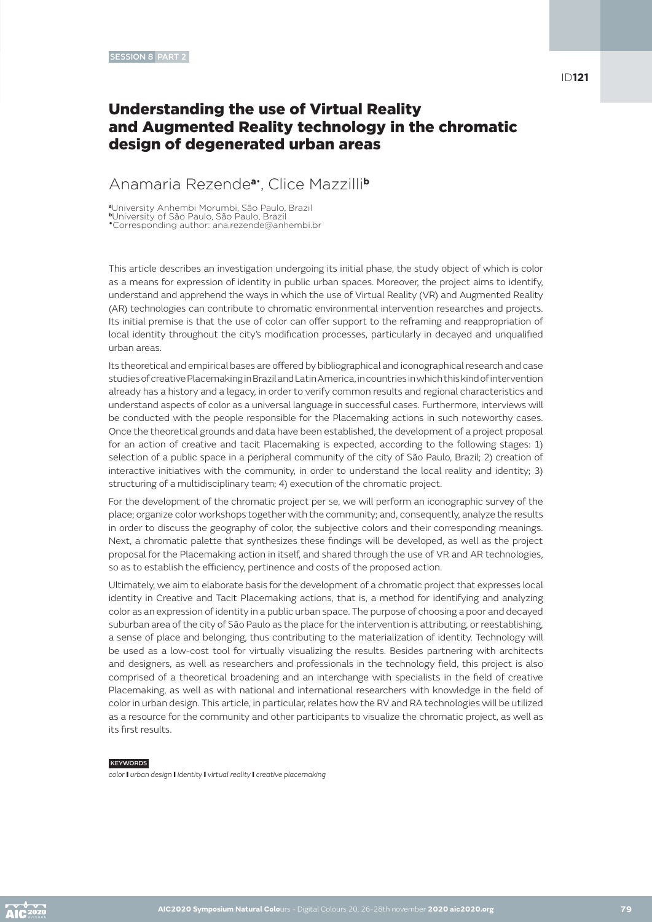# Understanding the use of Virtual Reality and Augmented Reality technology in the chromatic design of degenerated urban areas

Anamaria Rezende[a*], Clice Mazzilli[b]

[a]University Anhembi Morumbi, São Paulo, Brazil
[b]University of São Paulo, São Paulo, Brazil
[*]Corresponding author: ana.rezende@anhembi.br

This article describes an investigation undergoing its initial phase, the study object of which is color as a means for expression of identity in public urban spaces. Moreover, the project aims to identify, understand and apprehend the ways in which the use of Virtual Reality (VR) and Augmented Reality (AR) technologies can contribute to chromatic environmental intervention researches and projects. Its initial premise is that the use of color can offer support to the reframing and reappropriation of local identity throughout the city's modification processes, particularly in decayed and unqualified urban areas.

Its theoretical and empirical bases are offered by bibliographical and iconographical research and case studies of creative Placemaking in Brazil and Latin America, in countries in which this kind of intervention already has a history and a legacy, in order to verify common results and regional characteristics and understand aspects of color as a universal language in successful cases. Furthermore, interviews will be conducted with the people responsible for the Placemaking actions in such noteworthy cases. Once the theoretical grounds and data have been established, the development of a project proposal for an action of creative and tacit Placemaking is expected, according to the following stages: 1) selection of a public space in a peripheral community of the city of São Paulo, Brazil; 2) creation of interactive initiatives with the community, in order to understand the local reality and identity; 3) structuring of a multidisciplinary team; 4) execution of the chromatic project.

For the development of the chromatic project per se, we will perform an iconographic survey of the place; organize color workshops together with the community; and, consequently, analyze the results in order to discuss the geography of color, the subjective colors and their corresponding meanings. Next, a chromatic palette that synthesizes these findings will be developed, as well as the project proposal for the Placemaking action in itself, and shared through the use of VR and AR technologies, so as to establish the efficiency, pertinence and costs of the proposed action.

Ultimately, we aim to elaborate basis for the development of a chromatic project that expresses local identity in Creative and Tacit Placemaking actions, that is, a method for identifying and analyzing color as an expression of identity in a public urban space. The purpose of choosing a poor and decayed suburban area of the city of São Paulo as the place for the intervention is attributing, or reestablishing, a sense of place and belonging, thus contributing to the materialization of identity. Technology will be used as a low-cost tool for virtually visualizing the results. Besides partnering with architects and designers, as well as researchers and professionals in the technology field, this project is also comprised of a theoretical broadening and an interchange with specialists in the field of creative Placemaking, as well as with national and international researchers with knowledge in the field of color in urban design. This article, in particular, relates how the RV and RA technologies will be utilized as a resource for the community and other participants to visualize the chromatic project, as well as its first results.

KEYWORDS

*color* | *urban design* | *identity* | *virtual reality* | *creative placemaking*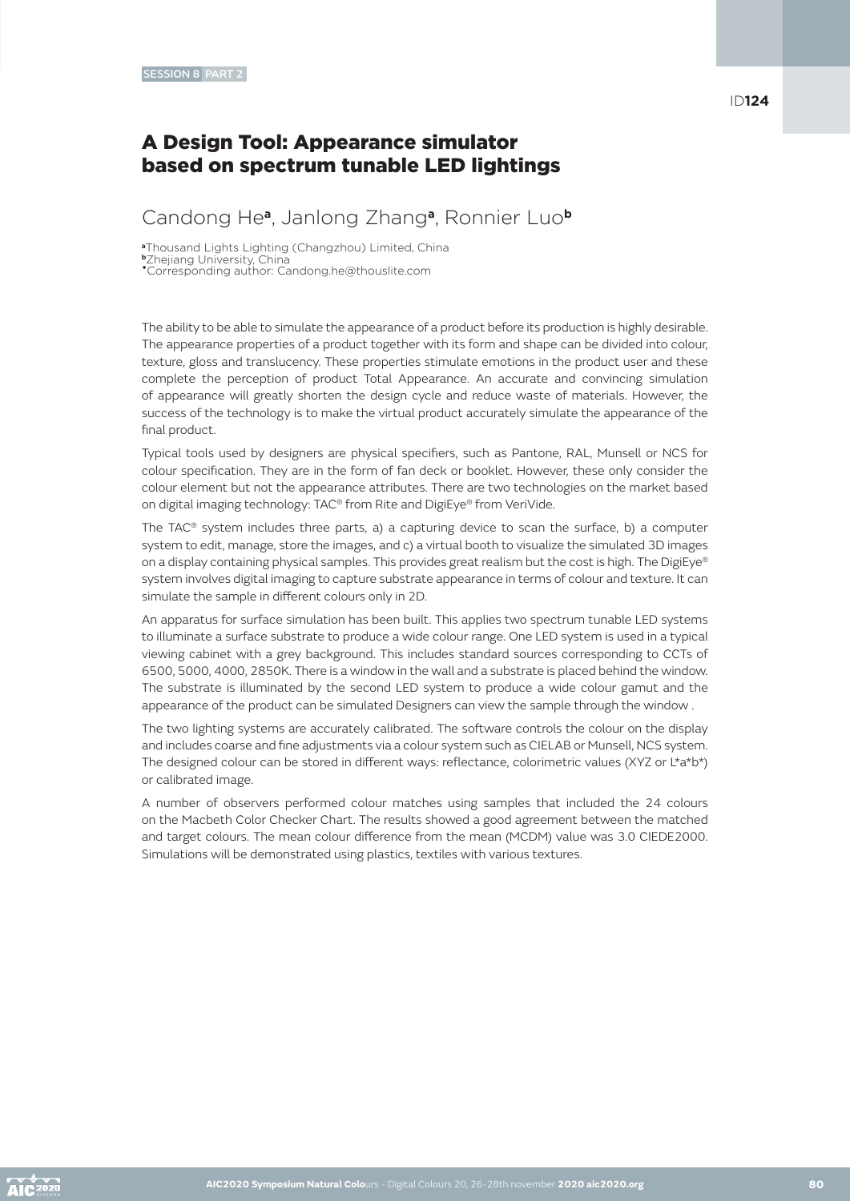SESSION 8 PART 2

ID**124**

# A Design Tool: Appearance simulator based on spectrum tunable LED lightings

## Candong He[a], Janlong Zhang[a], Ronnier Luo[b]

[a]Thousand Lights Lighting (Changzhou) Limited, China
[b]Zhejiang University, China
*Corresponding author: Candong.he@thouslite.com

The ability to be able to simulate the appearance of a product before its production is highly desirable. The appearance properties of a product together with its form and shape can be divided into colour, texture, gloss and translucency. These properties stimulate emotions in the product user and these complete the perception of product Total Appearance. An accurate and convincing simulation of appearance will greatly shorten the design cycle and reduce waste of materials. However, the success of the technology is to make the virtual product accurately simulate the appearance of the final product.

Typical tools used by designers are physical specifiers, such as Pantone, RAL, Munsell or NCS for colour specification. They are in the form of fan deck or booklet. However, these only consider the colour element but not the appearance attributes. There are two technologies on the market based on digital imaging technology: TAC® from Rite and DigiEye® from VeriVide.

The TAC® system includes three parts, a) a capturing device to scan the surface, b) a computer system to edit, manage, store the images, and c) a virtual booth to visualize the simulated 3D images on a display containing physical samples. This provides great realism but the cost is high. The DigiEye® system involves digital imaging to capture substrate appearance in terms of colour and texture. It can simulate the sample in different colours only in 2D.

An apparatus for surface simulation has been built. This applies two spectrum tunable LED systems to illuminate a surface substrate to produce a wide colour range. One LED system is used in a typical viewing cabinet with a grey background. This includes standard sources corresponding to CCTs of 6500, 5000, 4000, 2850K. There is a window in the wall and a substrate is placed behind the window. The substrate is illuminated by the second LED system to produce a wide colour gamut and the appearance of the product can be simulated Designers can view the sample through the window .

The two lighting systems are accurately calibrated. The software controls the colour on the display and includes coarse and fine adjustments via a colour system such as CIELAB or Munsell, NCS system. The designed colour can be stored in different ways: reflectance, colorimetric values (XYZ or L*a*b*) or calibrated image.

A number of observers performed colour matches using samples that included the 24 colours on the Macbeth Color Checker Chart. The results showed a good agreement between the matched and target colours. The mean colour difference from the mean (MCDM) value was 3.0 CIEDE2000. Simulations will be demonstrated using plastics, textiles with various textures.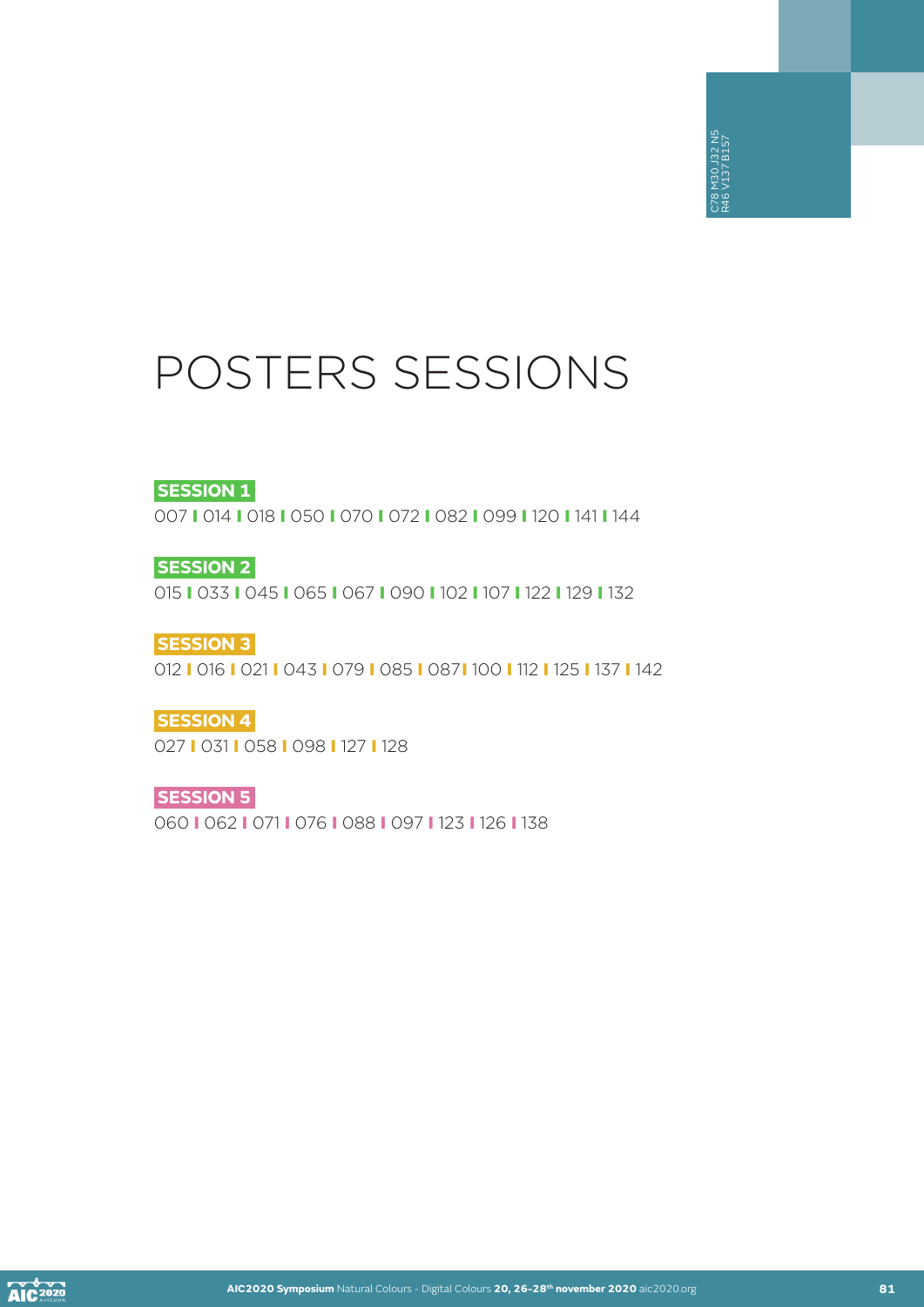# POSTERS SESSIONS

**SESSION 1**

007 | 014 | 018 | 050 | 070 | 072 | 082 | 099 | 120 | 141 | 144

**SESSION 2**

015 | 033 | 045 | 065 | 067 | 090 | 102 | 107 | 122 | 129 | 132

**SESSION 3**

012 | 016 | 021 | 043 | 079 | 085 | 087 | 100 | 112 | 125 | 137 | 142

**SESSION 4**

027 | 031 | 058 | 098 | 127 | 128

**SESSION 5**

060 | 062 | 071 | 076 | 088 | 097 | 123 | 126 | 138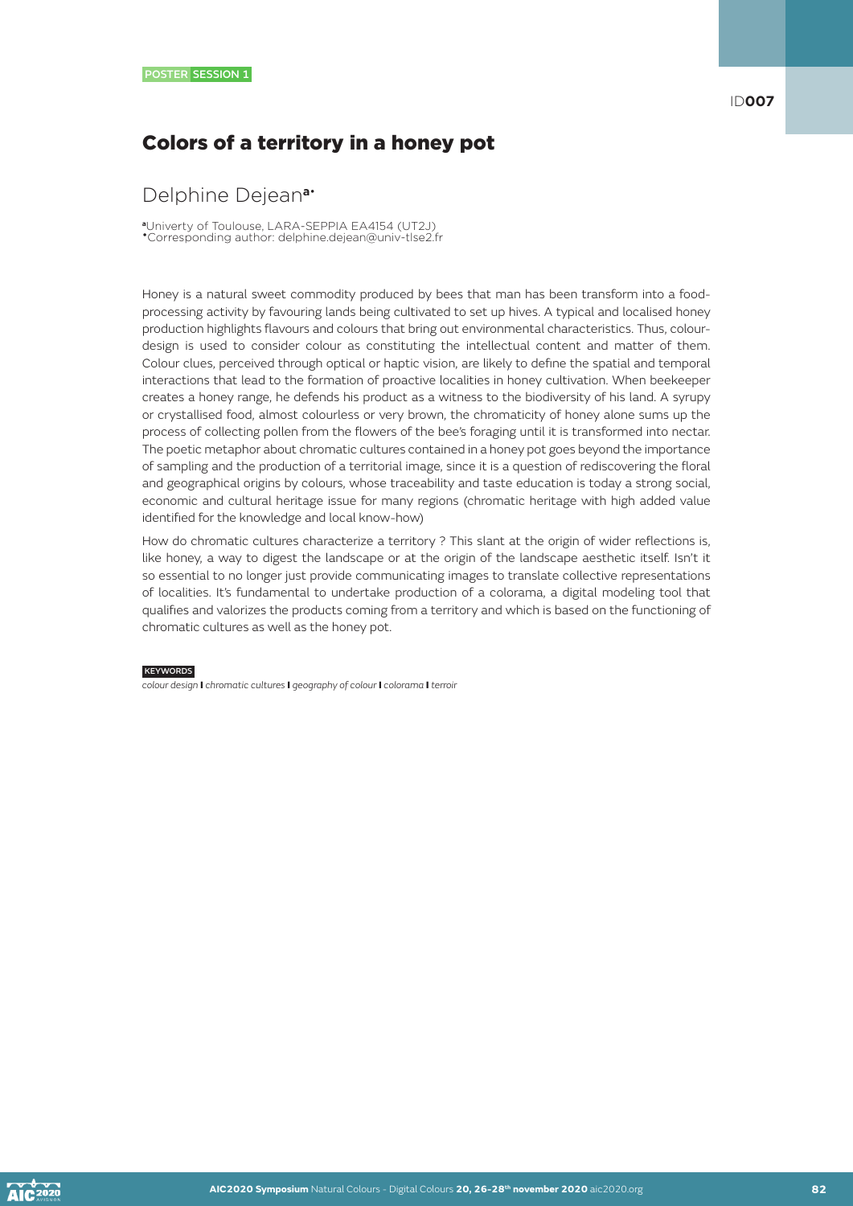POSTER SESSION 1

ID**007**

# Colors of a territory in a honey pot

## Delphine Dejean[a,•]

[a] Univerty of Toulouse, LARA-SEPPIA EA4154 (UT2J)
[•] Corresponding author: delphine.dejean@univ-tlse2.fr

Honey is a natural sweet commodity produced by bees that man has been transform into a food-processing activity by favouring lands being cultivated to set up hives. A typical and localised honey production highlights flavours and colours that bring out environmental characteristics. Thus, colour-design is used to consider colour as constituting the intellectual content and matter of them. Colour clues, perceived through optical or haptic vision, are likely to define the spatial and temporal interactions that lead to the formation of proactive localities in honey cultivation. When beekeeper creates a honey range, he defends his product as a witness to the biodiversity of his land. A syrupy or crystallised food, almost colourless or very brown, the chromaticity of honey alone sums up the process of collecting pollen from the flowers of the bee's foraging until it is transformed into nectar. The poetic metaphor about chromatic cultures contained in a honey pot goes beyond the importance of sampling and the production of a territorial image, since it is a question of rediscovering the floral and geographical origins by colours, whose traceability and taste education is today a strong social, economic and cultural heritage issue for many regions (chromatic heritage with high added value identified for the knowledge and local know-how)

How do chromatic cultures characterize a territory ? This slant at the origin of wider reflections is, like honey, a way to digest the landscape or at the origin of the landscape aesthetic itself. Isn't it so essential to no longer just provide communicating images to translate collective representations of localities. It's fundamental to undertake production of a colorama, a digital modeling tool that qualifies and valorizes the products coming from a territory and which is based on the functioning of chromatic cultures as well as the honey pot.

KEYWORDS

*colour design* | *chromatic cultures* | *geography of colour* | *colorama* | *terroir*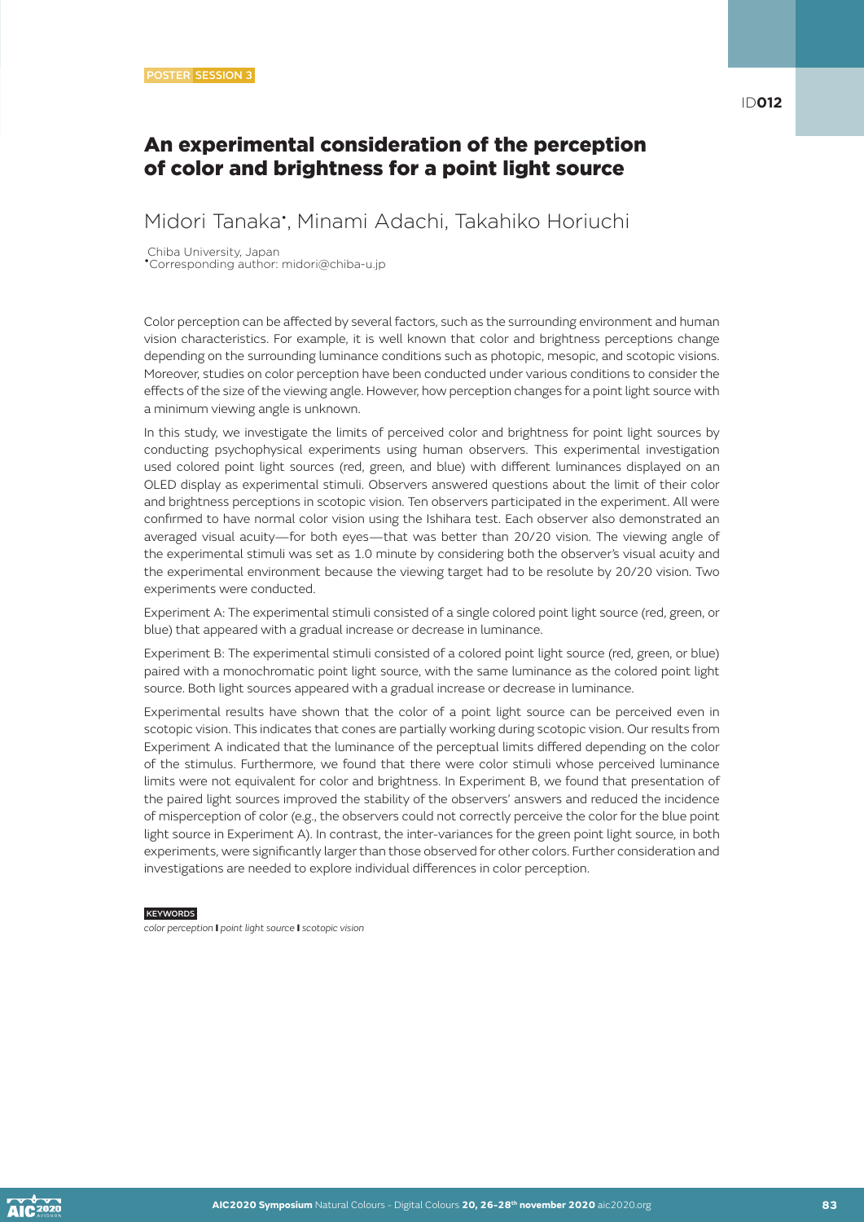POSTER SESSION 3

ID**012**

# An experimental consideration of the perception of color and brightness for a point light source

## Midori Tanaka*, Minami Adachi, Takahiko Horiuchi

Chiba University, Japan
*Corresponding author: midori@chiba-u.jp

Color perception can be affected by several factors, such as the surrounding environment and human vision characteristics. For example, it is well known that color and brightness perceptions change depending on the surrounding luminance conditions such as photopic, mesopic, and scotopic visions. Moreover, studies on color perception have been conducted under various conditions to consider the effects of the size of the viewing angle. However, how perception changes for a point light source with a minimum viewing angle is unknown.

In this study, we investigate the limits of perceived color and brightness for point light sources by conducting psychophysical experiments using human observers. This experimental investigation used colored point light sources (red, green, and blue) with different luminances displayed on an OLED display as experimental stimuli. Observers answered questions about the limit of their color and brightness perceptions in scotopic vision. Ten observers participated in the experiment. All were confirmed to have normal color vision using the Ishihara test. Each observer also demonstrated an averaged visual acuity—for both eyes—that was better than 20/20 vision. The viewing angle of the experimental stimuli was set as 1.0 minute by considering both the observer's visual acuity and the experimental environment because the viewing target had to be resolute by 20/20 vision. Two experiments were conducted.

Experiment A: The experimental stimuli consisted of a single colored point light source (red, green, or blue) that appeared with a gradual increase or decrease in luminance.

Experiment B: The experimental stimuli consisted of a colored point light source (red, green, or blue) paired with a monochromatic point light source, with the same luminance as the colored point light source. Both light sources appeared with a gradual increase or decrease in luminance.

Experimental results have shown that the color of a point light source can be perceived even in scotopic vision. This indicates that cones are partially working during scotopic vision. Our results from Experiment A indicated that the luminance of the perceptual limits differed depending on the color of the stimulus. Furthermore, we found that there were color stimuli whose perceived luminance limits were not equivalent for color and brightness. In Experiment B, we found that presentation of the paired light sources improved the stability of the observers' answers and reduced the incidence of misperception of color (e.g., the observers could not correctly perceive the color for the blue point light source in Experiment A). In contrast, the inter-variances for the green point light source, in both experiments, were significantly larger than those observed for other colors. Further consideration and investigations are needed to explore individual differences in color perception.

KEYWORDS

*color perception* **|** *point light source* **|** *scotopic vision*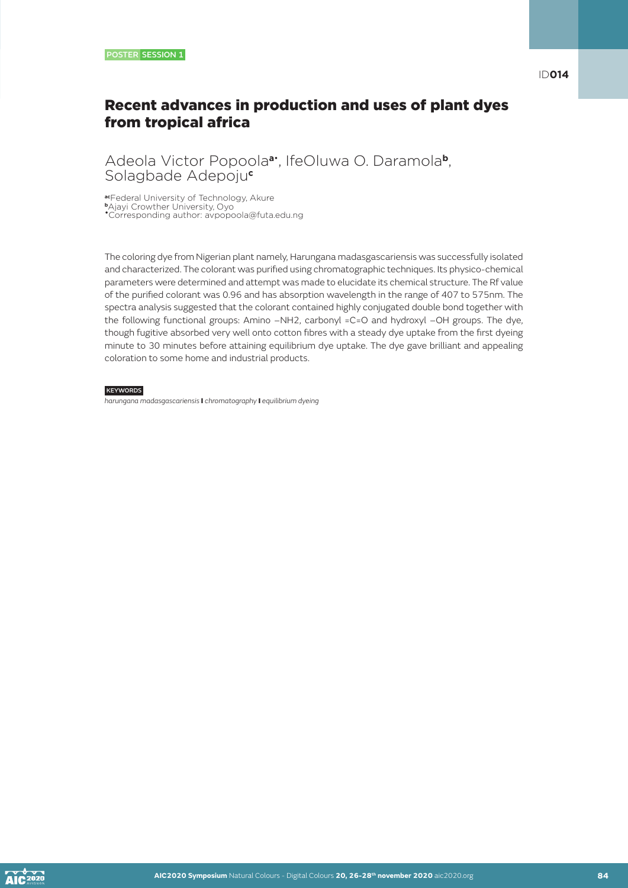POSTER SESSION 1

ID014

# Recent advances in production and uses of plant dyes from tropical africa

Adeola Victor Popoola[a*], IfeOluwa O. Daramola[b], Solagbade Adepoju[c]

[ac]Federal University of Technology, Akure
[b]Ajayi Crowther University, Oyo
[*]Corresponding author: avpopoola@futa.edu.ng

The coloring dye from Nigerian plant namely, Harungana madasgascariensis was successfully isolated and characterized. The colorant was purified using chromatographic techniques. Its physico-chemical parameters were determined and attempt was made to elucidate its chemical structure. The Rf value of the purified colorant was 0.96 and has absorption wavelength in the range of 407 to 575nm. The spectra analysis suggested that the colorant contained highly conjugated double bond together with the following functional groups: Amino –NH2, carbonyl =C=O and hydroxyl –OH groups. The dye, though fugitive absorbed very well onto cotton fibres with a steady dye uptake from the first dyeing minute to 30 minutes before attaining equilibrium dye uptake. The dye gave brilliant and appealing coloration to some home and industrial products.

KEYWORDS

*harungana madasgascariensis* | *chromatography* | *equilibrium dyeing*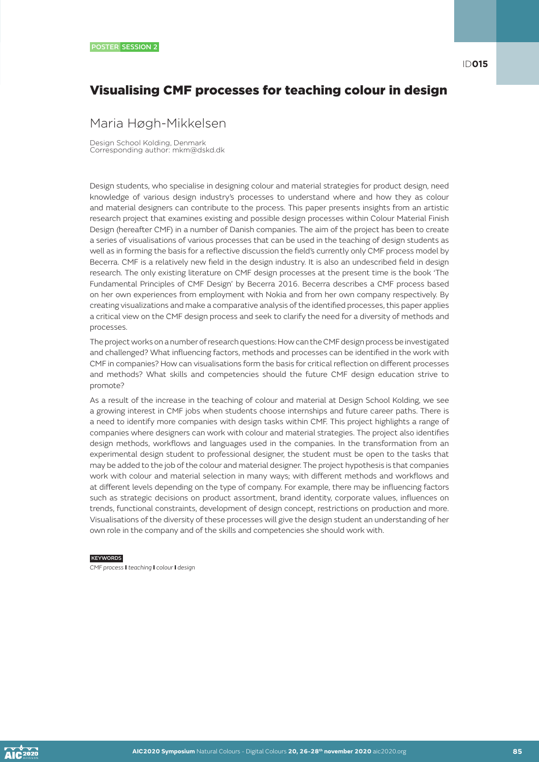POSTER SESSION 2

ID**015**

# Visualising CMF processes for teaching colour in design

## Maria Høgh-Mikkelsen

Design School Kolding, Denmark
Corresponding author: mkm@dskd.dk

Design students, who specialise in designing colour and material strategies for product design, need knowledge of various design industry's processes to understand where and how they as colour and material designers can contribute to the process. This paper presents insights from an artistic research project that examines existing and possible design processes within Colour Material Finish Design (hereafter CMF) in a number of Danish companies. The aim of the project has been to create a series of visualisations of various processes that can be used in the teaching of design students as well as in forming the basis for a reflective discussion the field's currently only CMF process model by Becerra. CMF is a relatively new field in the design industry. It is also an undescribed field in design research. The only existing literature on CMF design processes at the present time is the book 'The Fundamental Principles of CMF Design' by Becerra 2016. Becerra describes a CMF process based on her own experiences from employment with Nokia and from her own company respectively. By creating visualizations and make a comparative analysis of the identified processes, this paper applies a critical view on the CMF design process and seek to clarify the need for a diversity of methods and processes.

The project works on a number of research questions: How can the CMF design process be investigated and challenged? What influencing factors, methods and processes can be identified in the work with CMF in companies? How can visualisations form the basis for critical reflection on different processes and methods? What skills and competencies should the future CMF design education strive to promote?

As a result of the increase in the teaching of colour and material at Design School Kolding, we see a growing interest in CMF jobs when students choose internships and future career paths. There is a need to identify more companies with design tasks within CMF. This project highlights a range of companies where designers can work with colour and material strategies. The project also identifies design methods, workflows and languages used in the companies. In the transformation from an experimental design student to professional designer, the student must be open to the tasks that may be added to the job of the colour and material designer. The project hypothesis is that companies work with colour and material selection in many ways; with different methods and workflows and at different levels depending on the type of company. For example, there may be influencing factors such as strategic decisions on product assortment, brand identity, corporate values, influences on trends, functional constraints, development of design concept, restrictions on production and more. Visualisations of the diversity of these processes will give the design student an understanding of her own role in the company and of the skills and competencies she should work with.

**KEYWORDS**

*CMF process* **I** *teaching* **I** *colour* **I** *design*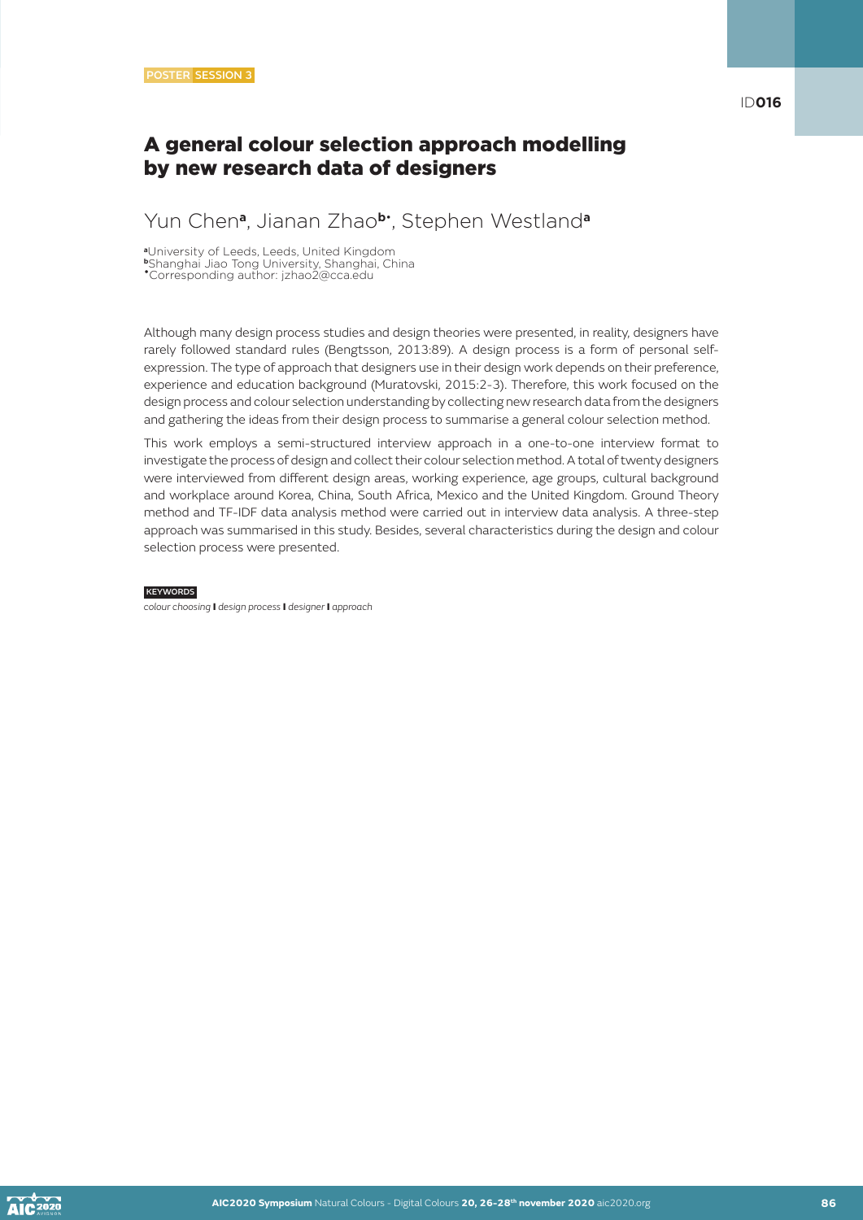POSTER SESSION 3

ID016

# A general colour selection approach modelling by new research data of designers

Yun Chen[a], Jianan Zhao[b•], Stephen Westland[a]

[a]University of Leeds, Leeds, United Kingdom
[b]Shanghai Jiao Tong University, Shanghai, China
•Corresponding author: jzhao2@cca.edu

Although many design process studies and design theories were presented, in reality, designers have rarely followed standard rules (Bengtsson, 2013:89). A design process is a form of personal self-expression. The type of approach that designers use in their design work depends on their preference, experience and education background (Muratovski, 2015:2-3). Therefore, this work focused on the design process and colour selection understanding by collecting new research data from the designers and gathering the ideas from their design process to summarise a general colour selection method.

This work employs a semi-structured interview approach in a one-to-one interview format to investigate the process of design and collect their colour selection method. A total of twenty designers were interviewed from different design areas, working experience, age groups, cultural background and workplace around Korea, China, South Africa, Mexico and the United Kingdom. Ground Theory method and TF-IDF data analysis method were carried out in interview data analysis. A three-step approach was summarised in this study. Besides, several characteristics during the design and colour selection process were presented.

KEYWORDS

*colour choosing* **I** *design process* **I** *designer* **I** *approach*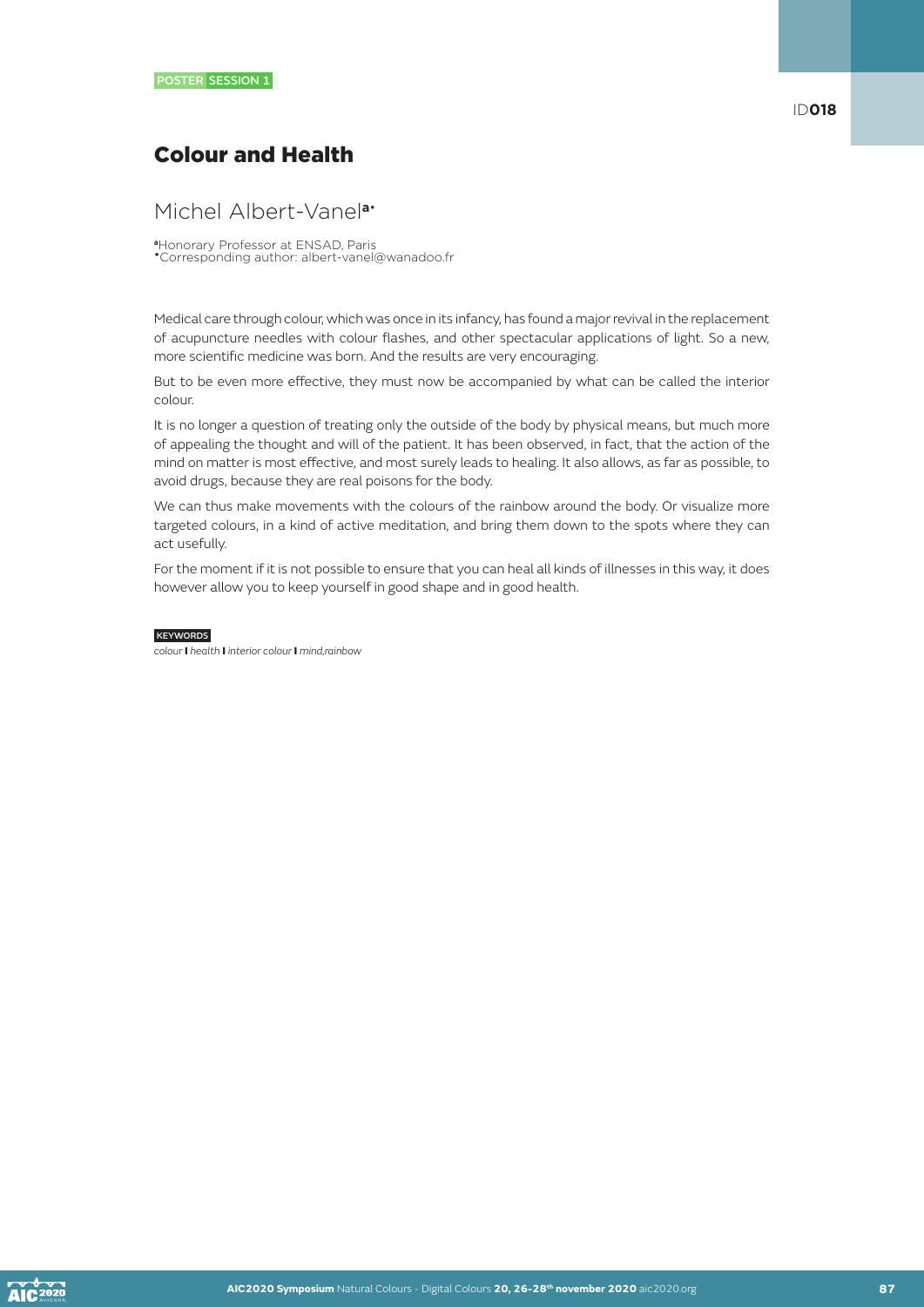POSTER SESSION 1

ID018

# Colour and Health

## Michel Albert-Vanel[a•]

[a]Honorary Professor at ENSAD, Paris
•Corresponding author: albert-vanel@wanadoo.fr

Medical care through colour, which was once in its infancy, has found a major revival in the replacement of acupuncture needles with colour flashes, and other spectacular applications of light. So a new, more scientific medicine was born. And the results are very encouraging.

But to be even more effective, they must now be accompanied by what can be called the interior colour.

It is no longer a question of treating only the outside of the body by physical means, but much more of appealing the thought and will of the patient. It has been observed, in fact, that the action of the mind on matter is most effective, and most surely leads to healing. It also allows, as far as possible, to avoid drugs, because they are real poisons for the body.

We can thus make movements with the colours of the rainbow around the body. Or visualize more targeted colours, in a kind of active meditation, and bring them down to the spots where they can act usefully.

For the moment if it is not possible to ensure that you can heal all kinds of illnesses in this way, it does however allow you to keep yourself in good shape and in good health.

KEYWORDS
*colour* I *health* I *interior colour* I *mind,rainbow*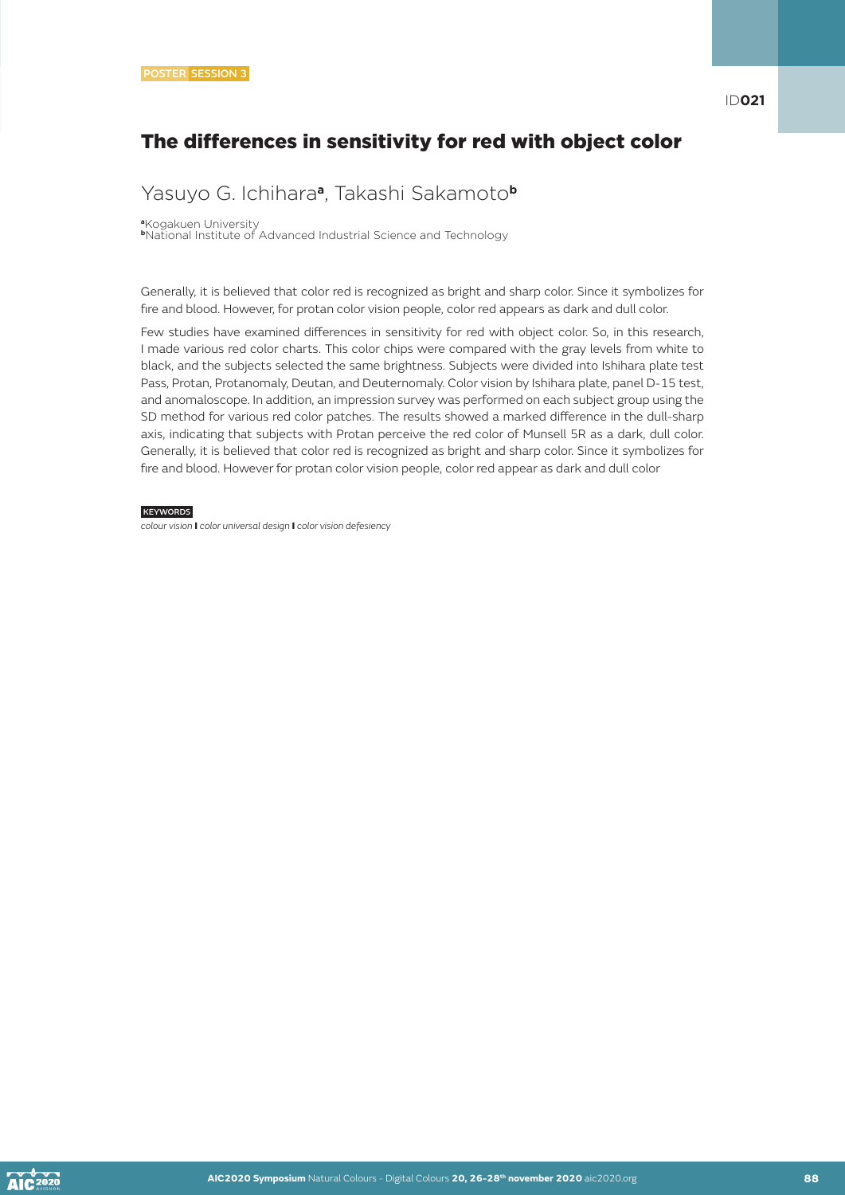POSTER SESSION 3

ID021

# The differences in sensitivity for red with object color

## Yasuyo G. Ichihara[a], Takashi Sakamoto[b]

[a]Kogakuen University
[b]National Institute of Advanced Industrial Science and Technology

Generally, it is believed that color red is recognized as bright and sharp color. Since it symbolizes for fire and blood. However, for protan color vision people, color red appears as dark and dull color.

Few studies have examined differences in sensitivity for red with object color. So, in this research, I made various red color charts. This color chips were compared with the gray levels from white to black, and the subjects selected the same brightness. Subjects were divided into Ishihara plate test Pass, Protan, Protanomaly, Deutan, and Deuternomaly. Color vision by Ishihara plate, panel D-15 test, and anomaloscope. In addition, an impression survey was performed on each subject group using the SD method for various red color patches. The results showed a marked difference in the dull-sharp axis, indicating that subjects with Protan perceive the red color of Munsell 5R as a dark, dull color. Generally, it is believed that color red is recognized as bright and sharp color. Since it symbolizes for fire and blood. However for protan color vision people, color red appear as dark and dull color

KEYWORDS

*colour vision* **I** *color universal design* **I** *color vision defesiency*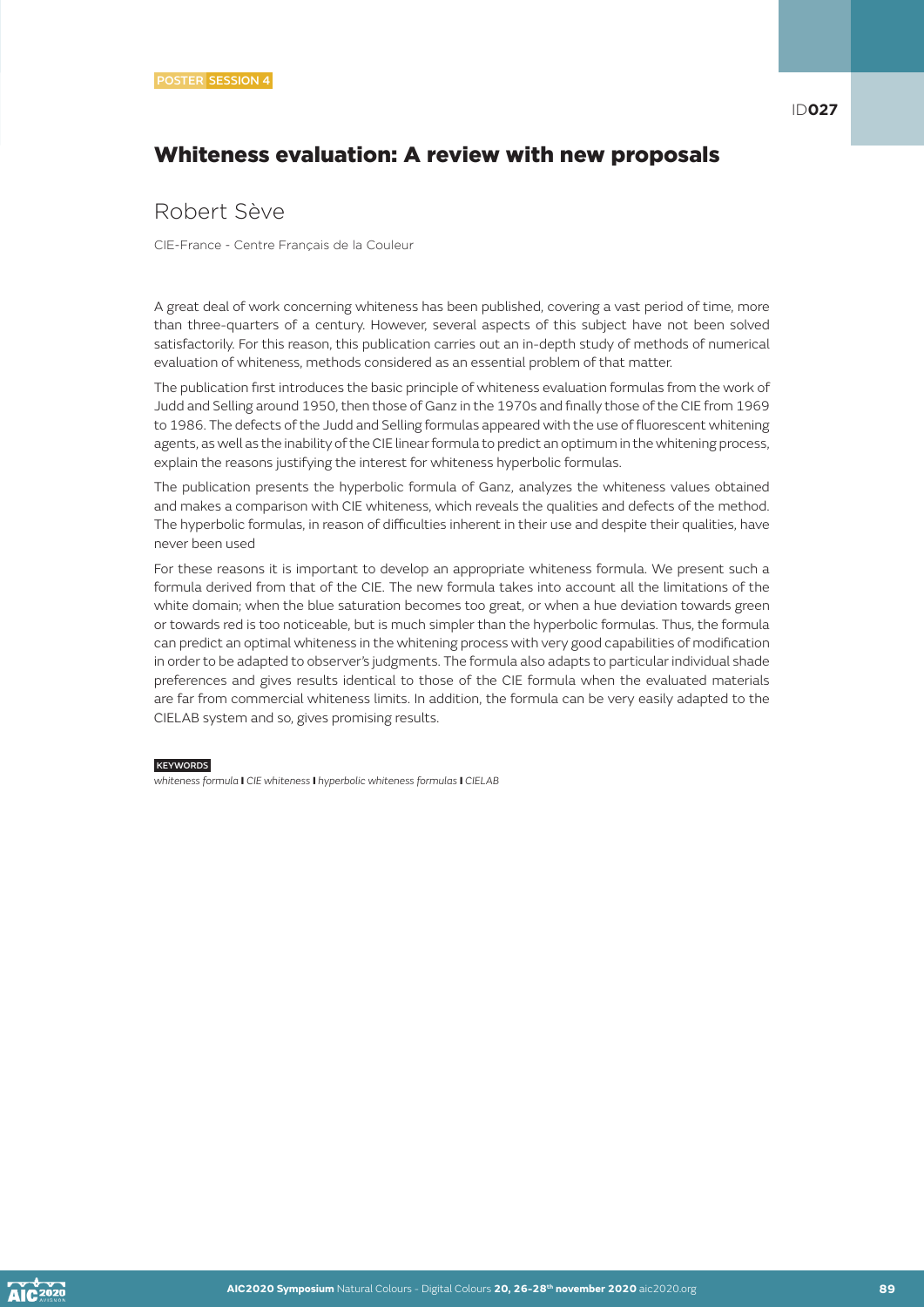POSTER SESSION 4

ID027

# Whiteness evaluation: A review with new proposals

## Robert Sève

CIE-France - Centre Français de la Couleur

A great deal of work concerning whiteness has been published, covering a vast period of time, more than three-quarters of a century. However, several aspects of this subject have not been solved satisfactorily. For this reason, this publication carries out an in-depth study of methods of numerical evaluation of whiteness, methods considered as an essential problem of that matter.

The publication first introduces the basic principle of whiteness evaluation formulas from the work of Judd and Selling around 1950, then those of Ganz in the 1970s and finally those of the CIE from 1969 to 1986. The defects of the Judd and Selling formulas appeared with the use of fluorescent whitening agents, as well as the inability of the CIE linear formula to predict an optimum in the whitening process, explain the reasons justifying the interest for whiteness hyperbolic formulas.

The publication presents the hyperbolic formula of Ganz, analyzes the whiteness values obtained and makes a comparison with CIE whiteness, which reveals the qualities and defects of the method. The hyperbolic formulas, in reason of difficulties inherent in their use and despite their qualities, have never been used

For these reasons it is important to develop an appropriate whiteness formula. We present such a formula derived from that of the CIE. The new formula takes into account all the limitations of the white domain; when the blue saturation becomes too great, or when a hue deviation towards green or towards red is too noticeable, but is much simpler than the hyperbolic formulas. Thus, the formula can predict an optimal whiteness in the whitening process with very good capabilities of modification in order to be adapted to observer's judgments. The formula also adapts to particular individual shade preferences and gives results identical to those of the CIE formula when the evaluated materials are far from commercial whiteness limits. In addition, the formula can be very easily adapted to the CIELAB system and so, gives promising results.

KEYWORDS

*whiteness formula* | *CIE whiteness* | *hyperbolic whiteness formulas* | *CIELAB*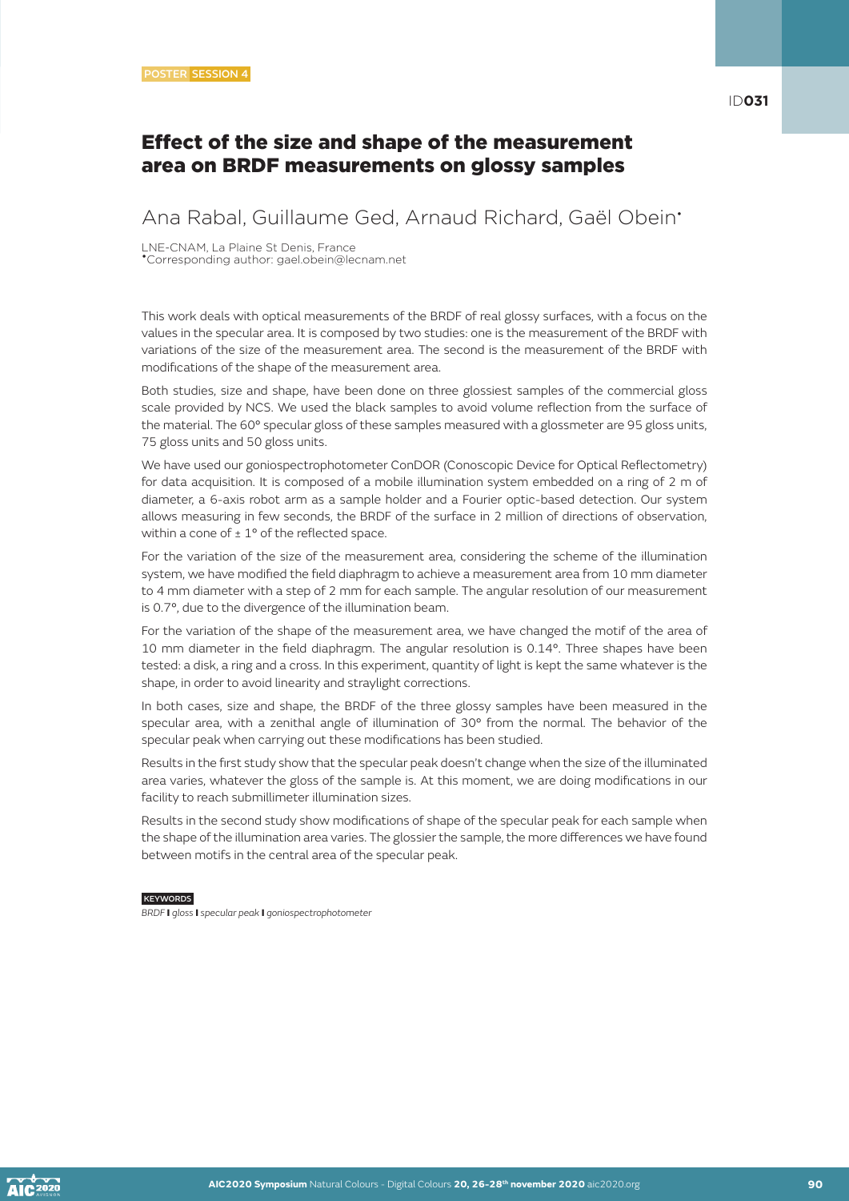POSTER SESSION 4

ID031

# Effect of the size and shape of the measurement area on BRDF measurements on glossy samples

## Ana Rabal, Guillaume Ged, Arnaud Richard, Gaël Obein*

LNE-CNAM, La Plaine St Denis, France
*Corresponding author: gael.obein@lecnam.net

This work deals with optical measurements of the BRDF of real glossy surfaces, with a focus on the values in the specular area. It is composed by two studies: one is the measurement of the BRDF with variations of the size of the measurement area. The second is the measurement of the BRDF with modifications of the shape of the measurement area.

Both studies, size and shape, have been done on three glossiest samples of the commercial gloss scale provided by NCS. We used the black samples to avoid volume reflection from the surface of the material. The 60° specular gloss of these samples measured with a glossmeter are 95 gloss units, 75 gloss units and 50 gloss units.

We have used our goniospectrophotometer ConDOR (Conoscopic Device for Optical Reflectometry) for data acquisition. It is composed of a mobile illumination system embedded on a ring of 2 m of diameter, a 6-axis robot arm as a sample holder and a Fourier optic-based detection. Our system allows measuring in few seconds, the BRDF of the surface in 2 million of directions of observation, within a cone of ± 1° of the reflected space.

For the variation of the size of the measurement area, considering the scheme of the illumination system, we have modified the field diaphragm to achieve a measurement area from 10 mm diameter to 4 mm diameter with a step of 2 mm for each sample. The angular resolution of our measurement is 0.7°, due to the divergence of the illumination beam.

For the variation of the shape of the measurement area, we have changed the motif of the area of 10 mm diameter in the field diaphragm. The angular resolution is 0.14°. Three shapes have been tested: a disk, a ring and a cross. In this experiment, quantity of light is kept the same whatever is the shape, in order to avoid linearity and straylight corrections.

In both cases, size and shape, the BRDF of the three glossy samples have been measured in the specular area, with a zenithal angle of illumination of 30° from the normal. The behavior of the specular peak when carrying out these modifications has been studied.

Results in the first study show that the specular peak doesn't change when the size of the illuminated area varies, whatever the gloss of the sample is. At this moment, we are doing modifications in our facility to reach submillimeter illumination sizes.

Results in the second study show modifications of shape of the specular peak for each sample when the shape of the illumination area varies. The glossier the sample, the more differences we have found between motifs in the central area of the specular peak.

KEYWORDS

*BRDF | gloss | specular peak | goniospectrophotometer*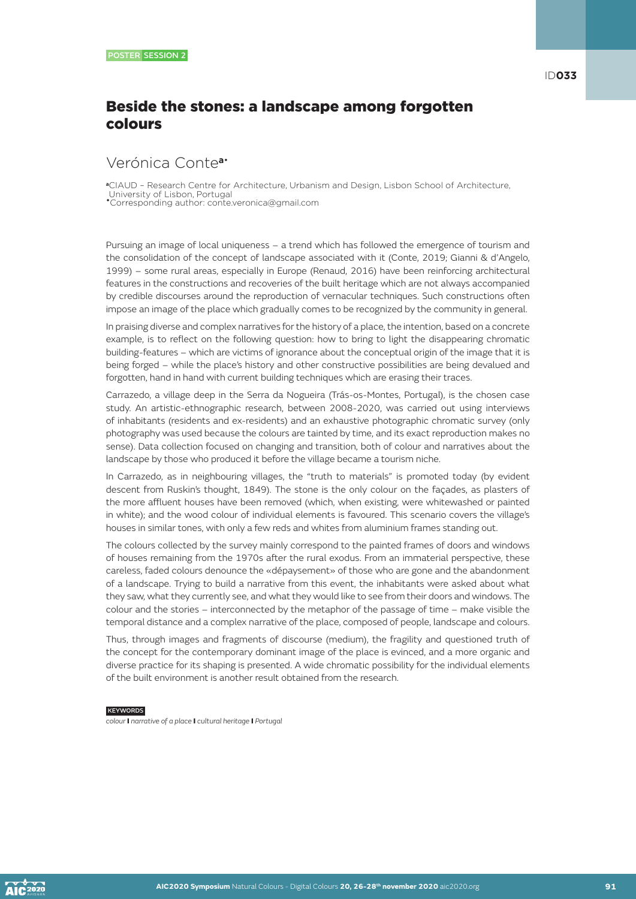POSTER SESSION 2

ID**033**

# Beside the stones: a landscape among forgotten colours

## Verónica Conte[a•]

[a]CIAUD - Research Centre for Architecture, Urbanism and Design, Lisbon School of Architecture, University of Lisbon, Portugal
[•]Corresponding author: conte.veronica@gmail.com

Pursuing an image of local uniqueness – a trend which has followed the emergence of tourism and the consolidation of the concept of landscape associated with it (Conte, 2019; Gianni & d'Angelo, 1999) – some rural areas, especially in Europe (Renaud, 2016) have been reinforcing architectural features in the constructions and recoveries of the built heritage which are not always accompanied by credible discourses around the reproduction of vernacular techniques. Such constructions often impose an image of the place which gradually comes to be recognized by the community in general.

In praising diverse and complex narratives for the history of a place, the intention, based on a concrete example, is to reflect on the following question: how to bring to light the disappearing chromatic building-features – which are victims of ignorance about the conceptual origin of the image that it is being forged – while the place's history and other constructive possibilities are being devalued and forgotten, hand in hand with current building techniques which are erasing their traces.

Carrazedo, a village deep in the Serra da Nogueira (Trás-os-Montes, Portugal), is the chosen case study. An artistic-ethnographic research, between 2008-2020, was carried out using interviews of inhabitants (residents and ex-residents) and an exhaustive photographic chromatic survey (only photography was used because the colours are tainted by time, and its exact reproduction makes no sense). Data collection focused on changing and transition, both of colour and narratives about the landscape by those who produced it before the village became a tourism niche.

In Carrazedo, as in neighbouring villages, the "truth to materials" is promoted today (by evident descent from Ruskin's thought, 1849). The stone is the only colour on the façades, as plasters of the more affluent houses have been removed (which, when existing, were whitewashed or painted in white); and the wood colour of individual elements is favoured. This scenario covers the village's houses in similar tones, with only a few reds and whites from aluminium frames standing out.

The colours collected by the survey mainly correspond to the painted frames of doors and windows of houses remaining from the 1970s after the rural exodus. From an immaterial perspective, these careless, faded colours denounce the «dépaysement» of those who are gone and the abandonment of a landscape. Trying to build a narrative from this event, the inhabitants were asked about what they saw, what they currently see, and what they would like to see from their doors and windows. The colour and the stories – interconnected by the metaphor of the passage of time – make visible the temporal distance and a complex narrative of the place, composed of people, landscape and colours.

Thus, through images and fragments of discourse (medium), the fragility and questioned truth of the concept for the contemporary dominant image of the place is evinced, and a more organic and diverse practice for its shaping is presented. A wide chromatic possibility for the individual elements of the built environment is another result obtained from the research.

KEYWORDS

*colour* **I** *narrative of a place* **I** *cultural heritage* **I** *Portugal*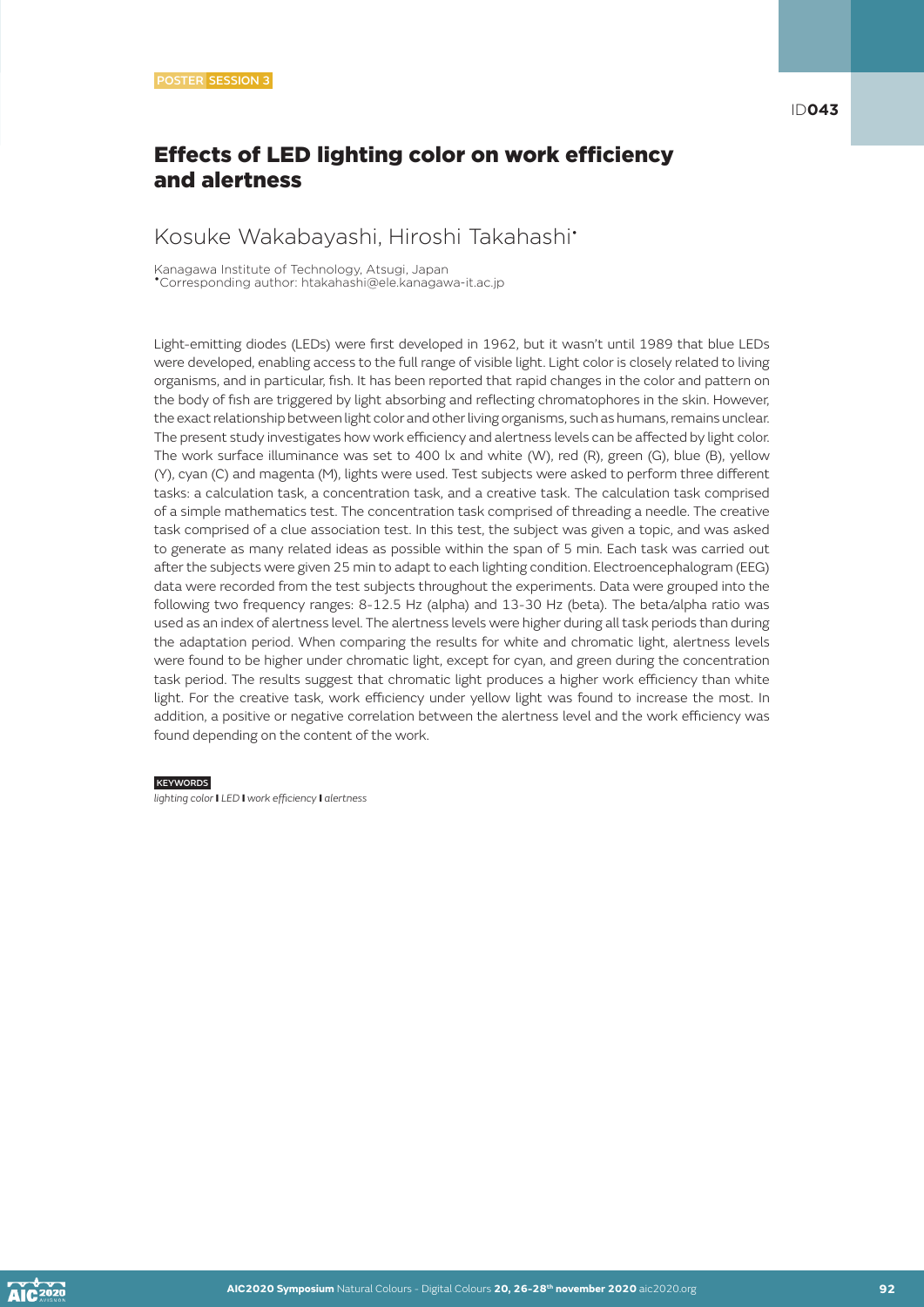POSTER SESSION 3

ID043

# Effects of LED lighting color on work efficiency and alertness

## Kosuke Wakabayashi, Hiroshi Takahashi*

Kanagawa Institute of Technology, Atsugi, Japan
*Corresponding author: htakahashi@ele.kanagawa-it.ac.jp

Light-emitting diodes (LEDs) were first developed in 1962, but it wasn't until 1989 that blue LEDs were developed, enabling access to the full range of visible light. Light color is closely related to living organisms, and in particular, fish. It has been reported that rapid changes in the color and pattern on the body of fish are triggered by light absorbing and reflecting chromatophores in the skin. However, the exact relationship between light color and other living organisms, such as humans, remains unclear. The present study investigates how work efficiency and alertness levels can be affected by light color. The work surface illuminance was set to 400 lx and white (W), red (R), green (G), blue (B), yellow (Y), cyan (C) and magenta (M), lights were used. Test subjects were asked to perform three different tasks: a calculation task, a concentration task, and a creative task. The calculation task comprised of a simple mathematics test. The concentration task comprised of threading a needle. The creative task comprised of a clue association test. In this test, the subject was given a topic, and was asked to generate as many related ideas as possible within the span of 5 min. Each task was carried out after the subjects were given 25 min to adapt to each lighting condition. Electroencephalogram (EEG) data were recorded from the test subjects throughout the experiments. Data were grouped into the following two frequency ranges: 8-12.5 Hz (alpha) and 13-30 Hz (beta). The beta/alpha ratio was used as an index of alertness level. The alertness levels were higher during all task periods than during the adaptation period. When comparing the results for white and chromatic light, alertness levels were found to be higher under chromatic light, except for cyan, and green during the concentration task period. The results suggest that chromatic light produces a higher work efficiency than white light. For the creative task, work efficiency under yellow light was found to increase the most. In addition, a positive or negative correlation between the alertness level and the work efficiency was found depending on the content of the work.

KEYWORDS

*lighting color* I *LED* I *work efficiency* I *alertness*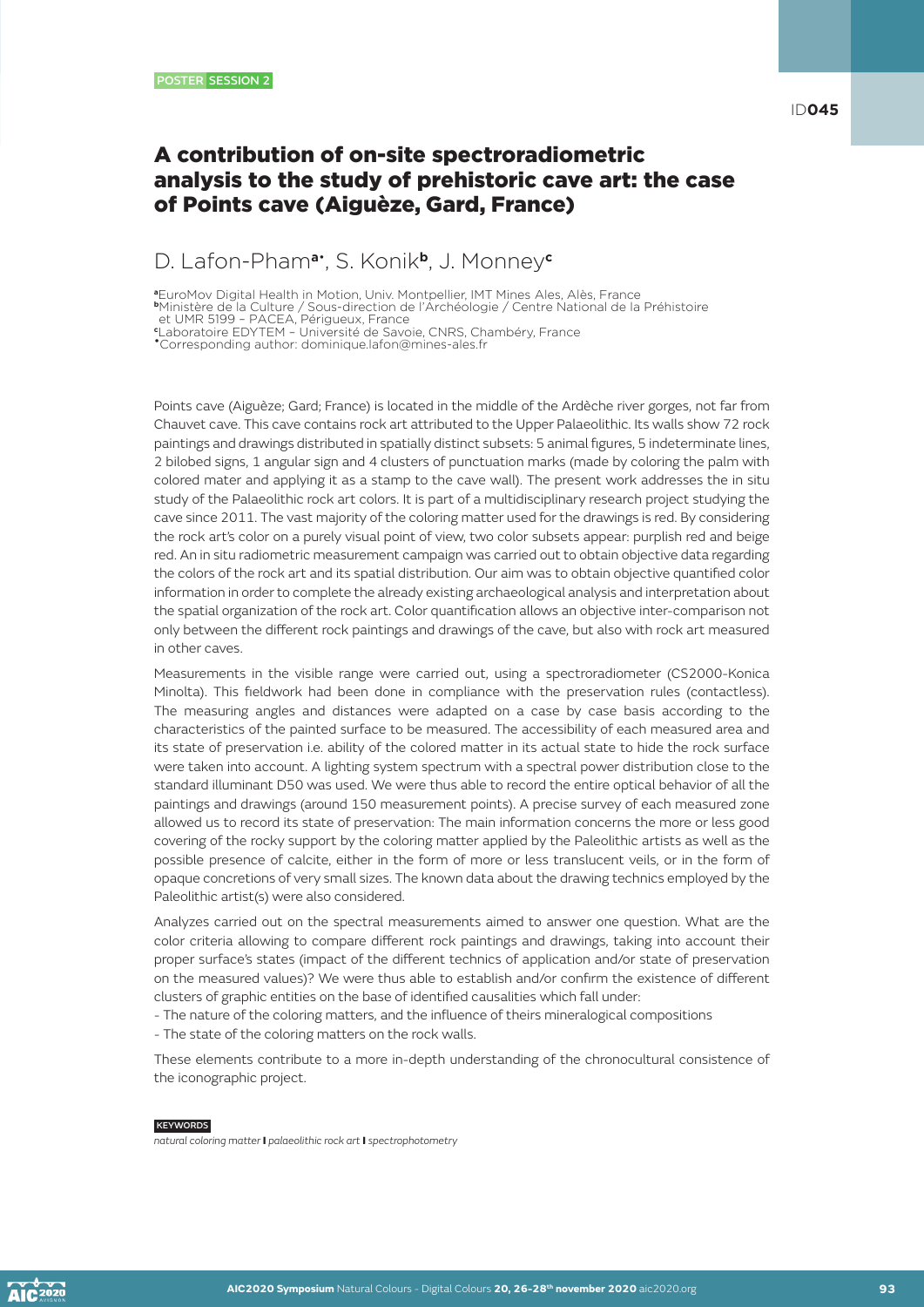POSTER SESSION 2

ID**045**

# A contribution of on-site spectroradiometric analysis to the study of prehistoric cave art: the case of Points cave (Aiguèze, Gard, France)

D. Lafon-Pham[a*], S. Konik[b], J. Monney[c]

[a]EuroMov Digital Health in Motion, Univ. Montpellier, IMT Mines Ales, Alès, France
[b]Ministère de la Culture / Sous-direction de l'Archéologie / Centre National de la Préhistoire et UMR 5199 – PACEA, Périgueux, France
[c]Laboratoire EDYTEM – Université de Savoie, CNRS, Chambéry, France
[*]Corresponding author: dominique.lafon@mines-ales.fr

Points cave (Aiguèze; Gard; France) is located in the middle of the Ardèche river gorges, not far from Chauvet cave. This cave contains rock art attributed to the Upper Palaeolithic. Its walls show 72 rock paintings and drawings distributed in spatially distinct subsets: 5 animal figures, 5 indeterminate lines, 2 bilobed signs, 1 angular sign and 4 clusters of punctuation marks (made by coloring the palm with colored mater and applying it as a stamp to the cave wall). The present work addresses the in situ study of the Palaeolithic rock art colors. It is part of a multidisciplinary research project studying the cave since 2011. The vast majority of the coloring matter used for the drawings is red. By considering the rock art's color on a purely visual point of view, two color subsets appear: purplish red and beige red. An in situ radiometric measurement campaign was carried out to obtain objective data regarding the colors of the rock art and its spatial distribution. Our aim was to obtain objective quantified color information in order to complete the already existing archaeological analysis and interpretation about the spatial organization of the rock art. Color quantification allows an objective inter-comparison not only between the different rock paintings and drawings of the cave, but also with rock art measured in other caves.

Measurements in the visible range were carried out, using a spectroradiometer (CS2000-Konica Minolta). This fieldwork had been done in compliance with the preservation rules (contactless). The measuring angles and distances were adapted on a case by case basis according to the characteristics of the painted surface to be measured. The accessibility of each measured area and its state of preservation i.e. ability of the colored matter in its actual state to hide the rock surface were taken into account. A lighting system spectrum with a spectral power distribution close to the standard illuminant D50 was used. We were thus able to record the entire optical behavior of all the paintings and drawings (around 150 measurement points). A precise survey of each measured zone allowed us to record its state of preservation: The main information concerns the more or less good covering of the rocky support by the coloring matter applied by the Paleolithic artists as well as the possible presence of calcite, either in the form of more or less translucent veils, or in the form of opaque concretions of very small sizes. The known data about the drawing technics employed by the Paleolithic artist(s) were also considered.

Analyzes carried out on the spectral measurements aimed to answer one question. What are the color criteria allowing to compare different rock paintings and drawings, taking into account their proper surface's states (impact of the different technics of application and/or state of preservation on the measured values)? We were thus able to establish and/or confirm the existence of different clusters of graphic entities on the base of identified causalities which fall under:

- The nature of the coloring matters, and the influence of theirs mineralogical compositions
- The state of the coloring matters on the rock walls.

These elements contribute to a more in-depth understanding of the chronocultural consistence of the iconographic project.

KEYWORDS

*natural coloring matter* **I** *palaeolithic rock art* **I** *spectrophotometry*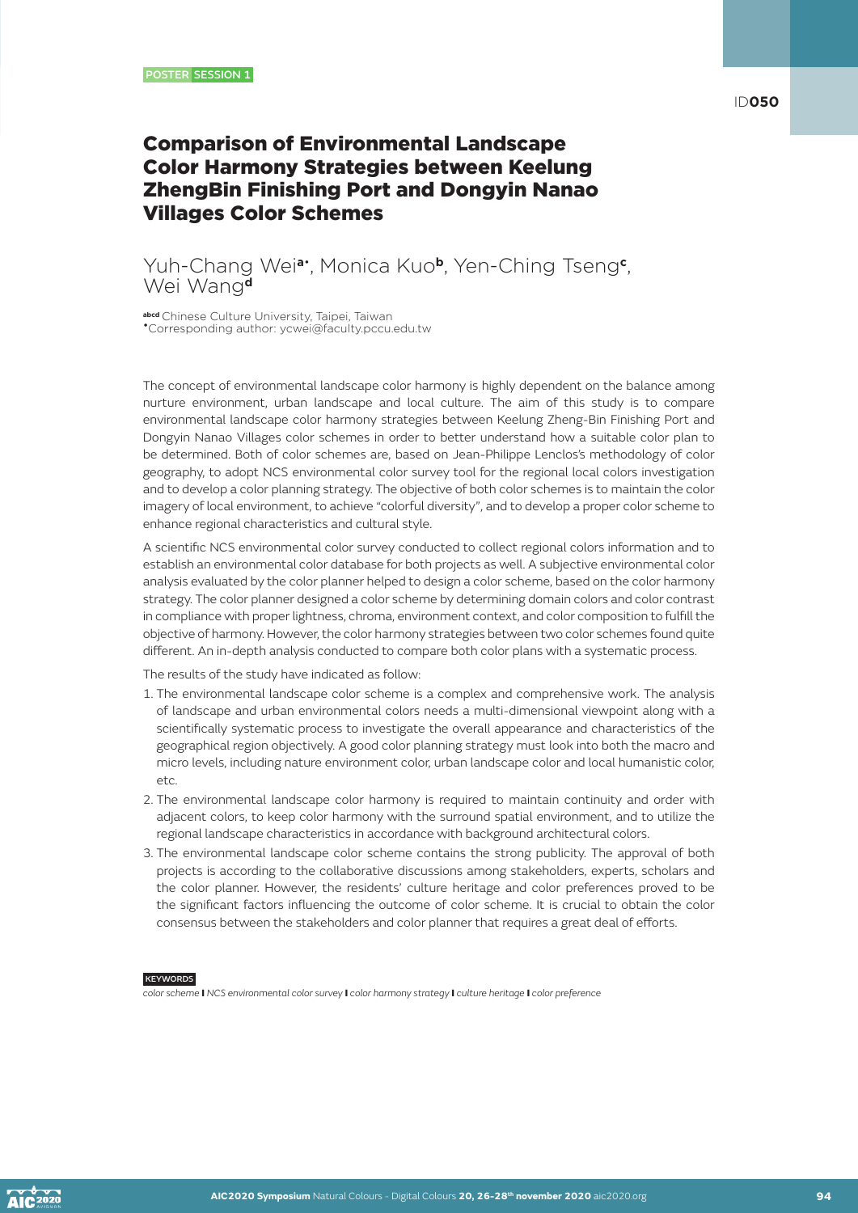POSTER SESSION 1

ID050

# Comparison of Environmental Landscape Color Harmony Strategies between Keelung ZhengBin Finishing Port and Dongyin Nanao Villages Color Schemes

Yuh-Chang Wei[a*], Monica Kuo[b], Yen-Ching Tseng[c], Wei Wang[d]

[abcd] Chinese Culture University, Taipei, Taiwan
[*] Corresponding author: ycwei@faculty.pccu.edu.tw

The concept of environmental landscape color harmony is highly dependent on the balance among nurture environment, urban landscape and local culture. The aim of this study is to compare environmental landscape color harmony strategies between Keelung Zheng-Bin Finishing Port and Dongyin Nanao Villages color schemes in order to better understand how a suitable color plan to be determined. Both of color schemes are, based on Jean-Philippe Lenclos's methodology of color geography, to adopt NCS environmental color survey tool for the regional local colors investigation and to develop a color planning strategy. The objective of both color schemes is to maintain the color imagery of local environment, to achieve "colorful diversity", and to develop a proper color scheme to enhance regional characteristics and cultural style.

A scientific NCS environmental color survey conducted to collect regional colors information and to establish an environmental color database for both projects as well. A subjective environmental color analysis evaluated by the color planner helped to design a color scheme, based on the color harmony strategy. The color planner designed a color scheme by determining domain colors and color contrast in compliance with proper lightness, chroma, environment context, and color composition to fulfill the objective of harmony. However, the color harmony strategies between two color schemes found quite different. An in-depth analysis conducted to compare both color plans with a systematic process.

The results of the study have indicated as follow:

1. The environmental landscape color scheme is a complex and comprehensive work. The analysis of landscape and urban environmental colors needs a multi-dimensional viewpoint along with a scientifically systematic process to investigate the overall appearance and characteristics of the geographical region objectively. A good color planning strategy must look into both the macro and micro levels, including nature environment color, urban landscape color and local humanistic color, etc.
2. The environmental landscape color harmony is required to maintain continuity and order with adjacent colors, to keep color harmony with the surround spatial environment, and to utilize the regional landscape characteristics in accordance with background architectural colors.
3. The environmental landscape color scheme contains the strong publicity. The approval of both projects is according to the collaborative discussions among stakeholders, experts, scholars and the color planner. However, the residents' culture heritage and color preferences proved to be the significant factors influencing the outcome of color scheme. It is crucial to obtain the color consensus between the stakeholders and color planner that requires a great deal of efforts.

KEYWORDS

*color scheme* | *NCS environmental color survey* | *color harmony strategy* | *culture heritage* | *color preference*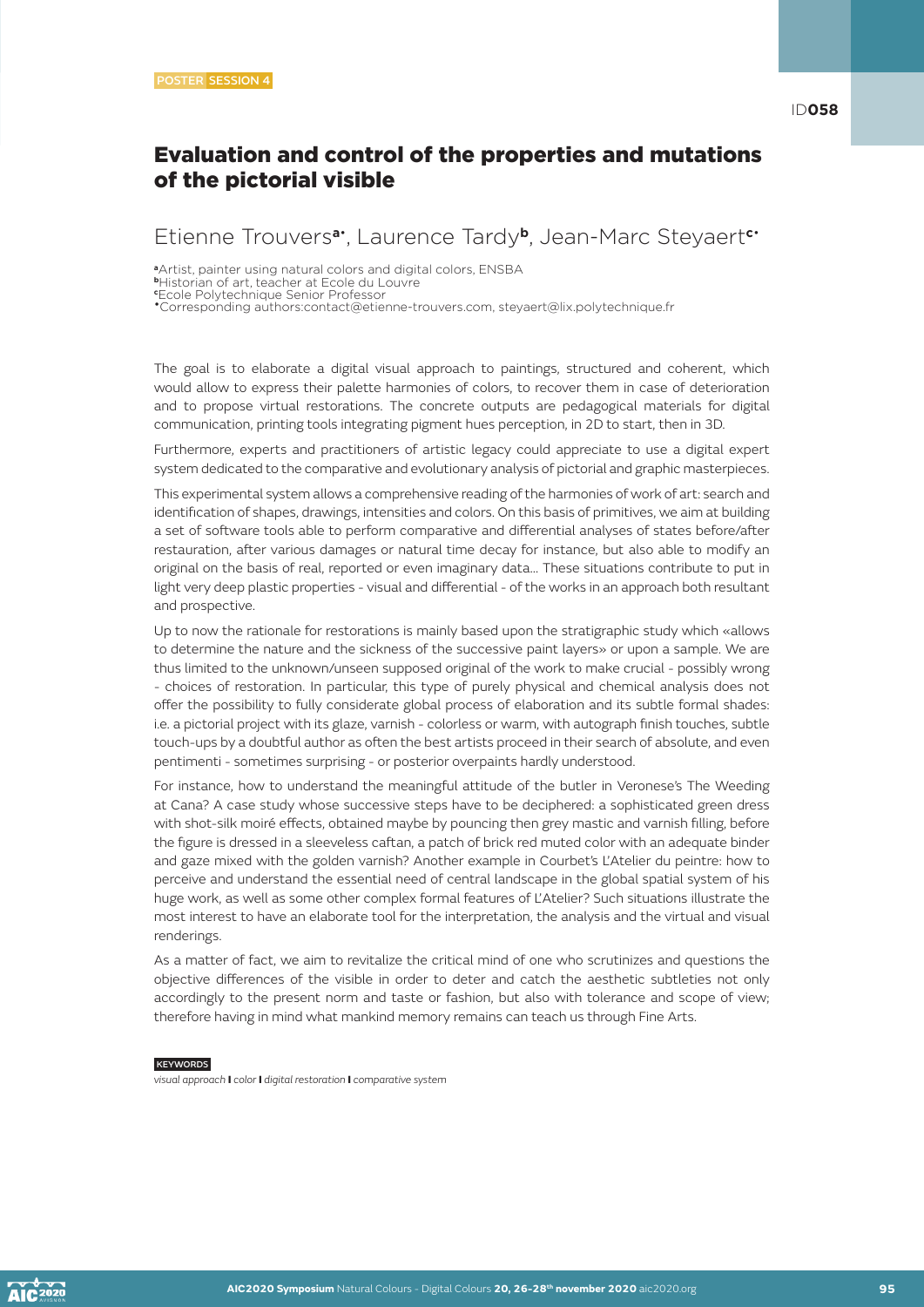POSTER SESSION 4

ID058

# Evaluation and control of the properties and mutations of the pictorial visible

Etienne Trouvers[a•], Laurence Tardy[b], Jean-Marc Steyaert[c•]

[a]Artist, painter using natural colors and digital colors, ENSBA
[b]Historian of art, teacher at Ecole du Louvre
[c]Ecole Polytechnique Senior Professor
[•]Corresponding authors:contact@etienne-trouvers.com, steyaert@lix.polytechnique.fr

The goal is to elaborate a digital visual approach to paintings, structured and coherent, which would allow to express their palette harmonies of colors, to recover them in case of deterioration and to propose virtual restorations. The concrete outputs are pedagogical materials for digital communication, printing tools integrating pigment hues perception, in 2D to start, then in 3D.

Furthermore, experts and practitioners of artistic legacy could appreciate to use a digital expert system dedicated to the comparative and evolutionary analysis of pictorial and graphic masterpieces.

This experimental system allows a comprehensive reading of the harmonies of work of art: search and identification of shapes, drawings, intensities and colors. On this basis of primitives, we aim at building a set of software tools able to perform comparative and differential analyses of states before/after restauration, after various damages or natural time decay for instance, but also able to modify an original on the basis of real, reported or even imaginary data… These situations contribute to put in light very deep plastic properties - visual and differential - of the works in an approach both resultant and prospective.

Up to now the rationale for restorations is mainly based upon the stratigraphic study which «allows to determine the nature and the sickness of the successive paint layers» or upon a sample. We are thus limited to the unknown/unseen supposed original of the work to make crucial - possibly wrong - choices of restoration. In particular, this type of purely physical and chemical analysis does not offer the possibility to fully considerate global process of elaboration and its subtle formal shades: i.e. a pictorial project with its glaze, varnish - colorless or warm, with autograph finish touches, subtle touch-ups by a doubtful author as often the best artists proceed in their search of absolute, and even pentimenti - sometimes surprising - or posterior overpaints hardly understood.

For instance, how to understand the meaningful attitude of the butler in Veronese's The Weeding at Cana? A case study whose successive steps have to be deciphered: a sophisticated green dress with shot-silk moiré effects, obtained maybe by pouncing then grey mastic and varnish filling, before the figure is dressed in a sleeveless caftan, a patch of brick red muted color with an adequate binder and gaze mixed with the golden varnish? Another example in Courbet's L'Atelier du peintre: how to perceive and understand the essential need of central landscape in the global spatial system of his huge work, as well as some other complex formal features of L'Atelier? Such situations illustrate the most interest to have an elaborate tool for the interpretation, the analysis and the virtual and visual renderings.

As a matter of fact, we aim to revitalize the critical mind of one who scrutinizes and questions the objective differences of the visible in order to deter and catch the aesthetic subtleties not only accordingly to the present norm and taste or fashion, but also with tolerance and scope of view; therefore having in mind what mankind memory remains can teach us through Fine Arts.

KEYWORDS

*visual approach* **I** *color* **I** *digital restoration* **I** *comparative system*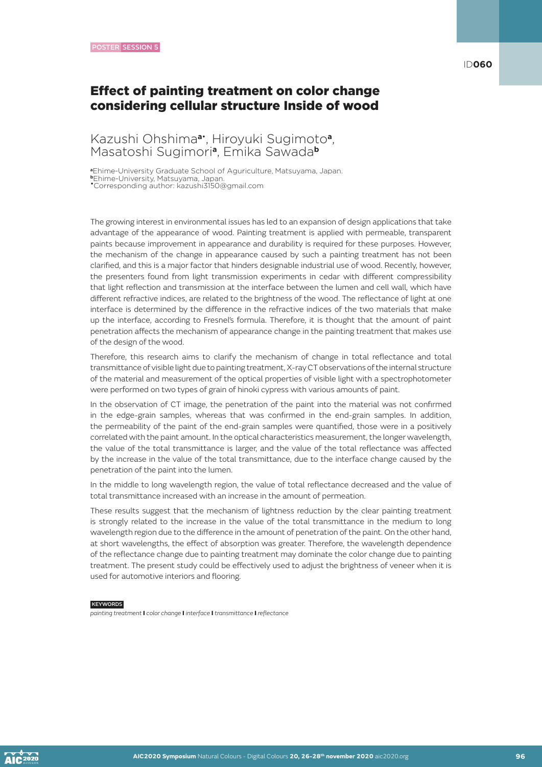POSTER SESSION 5

ID060

# Effect of painting treatment on color change considering cellular structure Inside of wood

## Kazushi Ohshima[a*], Hiroyuki Sugimoto[a], Masatoshi Sugimori[a], Emika Sawada[b]

[a]Ehime-University Graduate School of Aguriculture, Matsuyama, Japan.
[b]Ehime-University, Matsuyama, Japan.
[*]Corresponding author: kazushi3150@gmail.com

The growing interest in environmental issues has led to an expansion of design applications that take advantage of the appearance of wood. Painting treatment is applied with permeable, transparent paints because improvement in appearance and durability is required for these purposes. However, the mechanism of the change in appearance caused by such a painting treatment has not been clarified, and this is a major factor that hinders designable industrial use of wood. Recently, however, the presenters found from light transmission experiments in cedar with different compressibility that light reflection and transmission at the interface between the lumen and cell wall, which have different refractive indices, are related to the brightness of the wood. The reflectance of light at one interface is determined by the difference in the refractive indices of the two materials that make up the interface, according to Fresnel's formula. Therefore, it is thought that the amount of paint penetration affects the mechanism of appearance change in the painting treatment that makes use of the design of the wood.

Therefore, this research aims to clarify the mechanism of change in total reflectance and total transmittance of visible light due to painting treatment, X-ray CT observations of the internal structure of the material and measurement of the optical properties of visible light with a spectrophotometer were performed on two types of grain of hinoki cypress with various amounts of paint.

In the observation of CT image, the penetration of the paint into the material was not confirmed in the edge-grain samples, whereas that was confirmed in the end-grain samples. In addition, the permeability of the paint of the end-grain samples were quantified, those were in a positively correlated with the paint amount. In the optical characteristics measurement, the longer wavelength, the value of the total transmittance is larger, and the value of the total reflectance was affected by the increase in the value of the total transmittance, due to the interface change caused by the penetration of the paint into the lumen.

In the middle to long wavelength region, the value of total reflectance decreased and the value of total transmittance increased with an increase in the amount of permeation.

These results suggest that the mechanism of lightness reduction by the clear painting treatment is strongly related to the increase in the value of the total transmittance in the medium to long wavelength region due to the difference in the amount of penetration of the paint. On the other hand, at short wavelengths, the effect of absorption was greater. Therefore, the wavelength dependence of the reflectance change due to painting treatment may dominate the color change due to painting treatment. The present study could be effectively used to adjust the brightness of veneer when it is used for automotive interiors and flooring.

KEYWORDS

*painting treatment* | *color change* | *interface* | *transmittance* | *reflectance*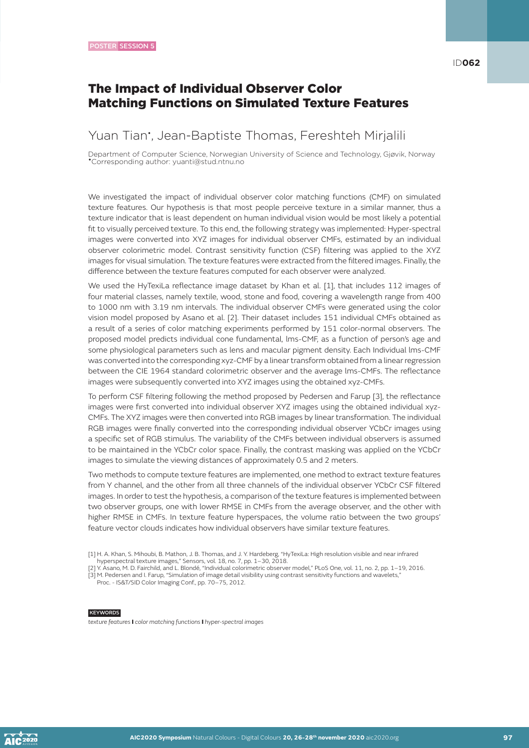POSTER SESSION 5

ID062

# The Impact of Individual Observer Color Matching Functions on Simulated Texture Features

## Yuan Tian*, Jean-Baptiste Thomas, Fereshteh Mirjalili

Department of Computer Science, Norwegian University of Science and Technology, Gjøvik, Norway
*Corresponding author: yuanti@stud.ntnu.no

We investigated the impact of individual observer color matching functions (CMF) on simulated texture features. Our hypothesis is that most people perceive texture in a similar manner, thus a texture indicator that is least dependent on human individual vision would be most likely a potential fit to visually perceived texture. To this end, the following strategy was implemented: Hyper-spectral images were converted into XYZ images for individual observer CMFs, estimated by an individual observer colorimetric model. Contrast sensitivity function (CSF) filtering was applied to the XYZ images for visual simulation. The texture features were extracted from the filtered images. Finally, the difference between the texture features computed for each observer were analyzed.

We used the HyTexiLa reflectance image dataset by Khan et al. [1], that includes 112 images of four material classes, namely textile, wood, stone and food, covering a wavelength range from 400 to 1000 nm with 3.19 nm intervals. The individual observer CMFs were generated using the color vision model proposed by Asano et al. [2]. Their dataset includes 151 individual CMFs obtained as a result of a series of color matching experiments performed by 151 color-normal observers. The proposed model predicts individual cone fundamental, lms-CMF, as a function of person's age and some physiological parameters such as lens and macular pigment density. Each Individual lms-CMF was converted into the corresponding xyz-CMF by a linear transform obtained from a linear regression between the CIE 1964 standard colorimetric observer and the average lms-CMFs. The reflectance images were subsequently converted into XYZ images using the obtained xyz-CMFs.

To perform CSF filtering following the method proposed by Pedersen and Farup [3], the reflectance images were first converted into individual observer XYZ images using the obtained individual xyz-CMFs. The XYZ images were then converted into RGB images by linear transformation. The individual RGB images were finally converted into the corresponding individual observer YCbCr images using a specific set of RGB stimulus. The variability of the CMFs between individual observers is assumed to be maintained in the YCbCr color space. Finally, the contrast masking was applied on the YCbCr images to simulate the viewing distances of approximately 0.5 and 2 meters.

Two methods to compute texture features are implemented, one method to extract texture features from Y channel, and the other from all three channels of the individual observer YCbCr CSF filtered images. In order to test the hypothesis, a comparison of the texture features is implemented between two observer groups, one with lower RMSE in CMFs from the average observer, and the other with higher RMSE in CMFs. In texture feature hyperspaces, the volume ratio between the two groups' feature vector clouds indicates how individual observers have similar texture features.

[1] H. A. Khan, S. Mihoubi, B. Mathon, J. B. Thomas, and J. Y. Hardeberg, "HyTexiLa: High resolution visible and near infrared hyperspectral texture images," Sensors, vol. 18, no. 7, pp. 1–30, 2018.
[2] Y. Asano, M. D. Fairchild, and L. Blondé, "Individual colorimetric observer model," PLoS One, vol. 11, no. 2, pp. 1–19, 2016.
[3] M. Pedersen and I. Farup, "Simulation of image detail visibility using contrast sensitivity functions and wavelets," Proc. - IS&T/SID Color Imaging Conf., pp. 70–75, 2012.

KEYWORDS

*texture features* **I** *color matching functions* **I** *hyper-spectral images*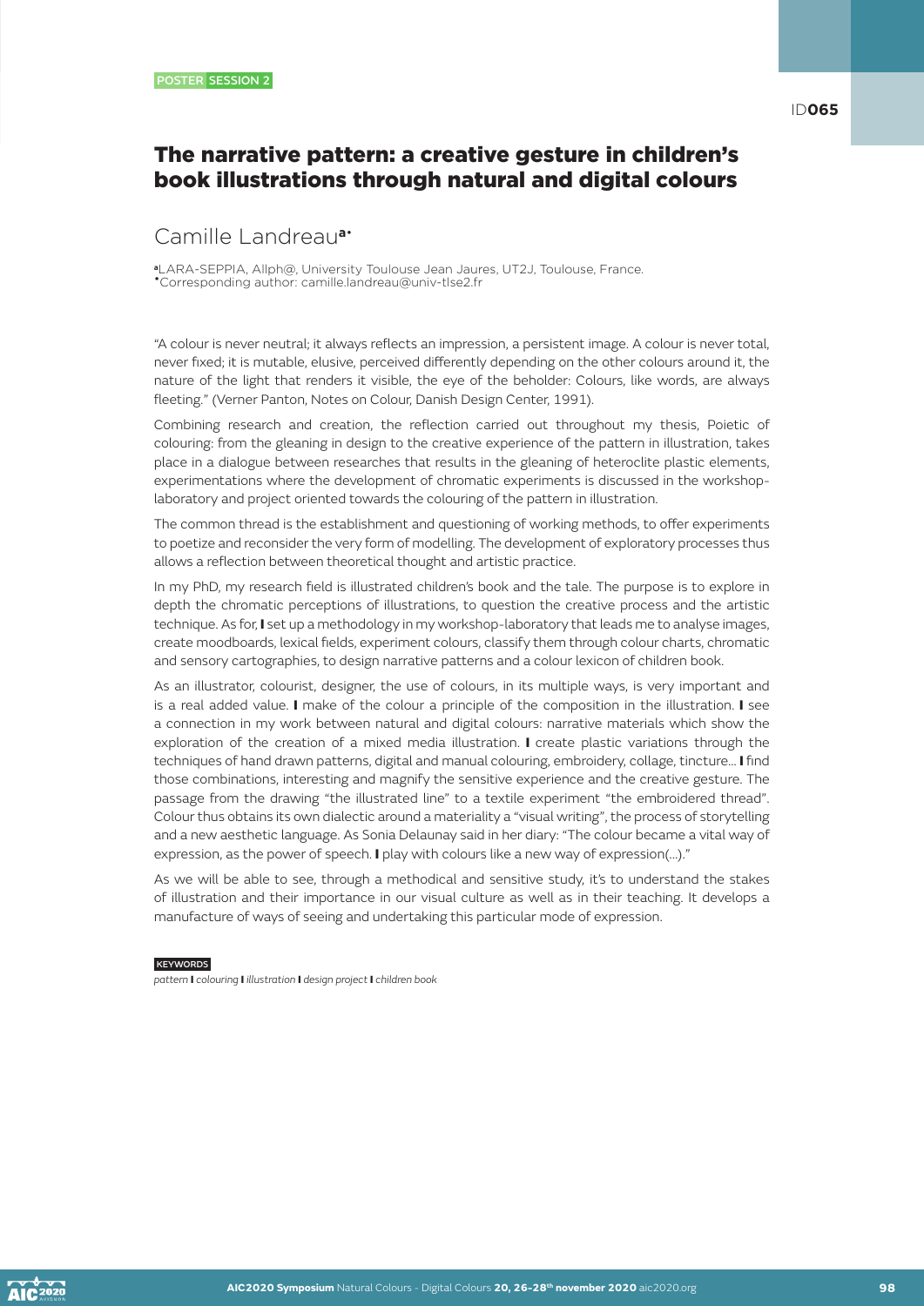POSTER SESSION 2

ID065

# The narrative pattern: a creative gesture in children's book illustrations through natural and digital colours

Camille Landreau[a*]

[a]LARA-SEPPIA, Allph@, University Toulouse Jean Jaures, UT2J, Toulouse, France.
[*]Corresponding author: camille.landreau@univ-tlse2.fr

"A colour is never neutral; it always reflects an impression, a persistent image. A colour is never total, never fixed; it is mutable, elusive, perceived differently depending on the other colours around it, the nature of the light that renders it visible, the eye of the beholder: Colours, like words, are always fleeting." (Verner Panton, Notes on Colour, Danish Design Center, 1991).

Combining research and creation, the reflection carried out throughout my thesis, Poietic of colouring: from the gleaning in design to the creative experience of the pattern in illustration, takes place in a dialogue between researches that results in the gleaning of heteroclite plastic elements, experimentations where the development of chromatic experiments is discussed in the workshop-laboratory and project oriented towards the colouring of the pattern in illustration.

The common thread is the establishment and questioning of working methods, to offer experiments to poetize and reconsider the very form of modelling. The development of exploratory processes thus allows a reflection between theoretical thought and artistic practice.

In my PhD, my research field is illustrated children's book and the tale. The purpose is to explore in depth the chromatic perceptions of illustrations, to question the creative process and the artistic technique. As for, I set up a methodology in my workshop-laboratory that leads me to analyse images, create moodboards, lexical fields, experiment colours, classify them through colour charts, chromatic and sensory cartographies, to design narrative patterns and a colour lexicon of children book.

As an illustrator, colourist, designer, the use of colours, in its multiple ways, is very important and is a real added value. I make of the colour a principle of the composition in the illustration. I see a connection in my work between natural and digital colours: narrative materials which show the exploration of the creation of a mixed media illustration. I create plastic variations through the techniques of hand drawn patterns, digital and manual colouring, embroidery, collage, tincture... I find those combinations, interesting and magnify the sensitive experience and the creative gesture. The passage from the drawing "the illustrated line" to a textile experiment "the embroidered thread". Colour thus obtains its own dialectic around a materiality a "visual writing", the process of storytelling and a new aesthetic language. As Sonia Delaunay said in her diary: "The colour became a vital way of expression, as the power of speech. I play with colours like a new way of expression(...)."

As we will be able to see, through a methodical and sensitive study, it's to understand the stakes of illustration and their importance in our visual culture as well as in their teaching. It develops a manufacture of ways of seeing and undertaking this particular mode of expression.

KEYWORDS

*pattern* I *colouring* I *illustration* I *design project* I *children book*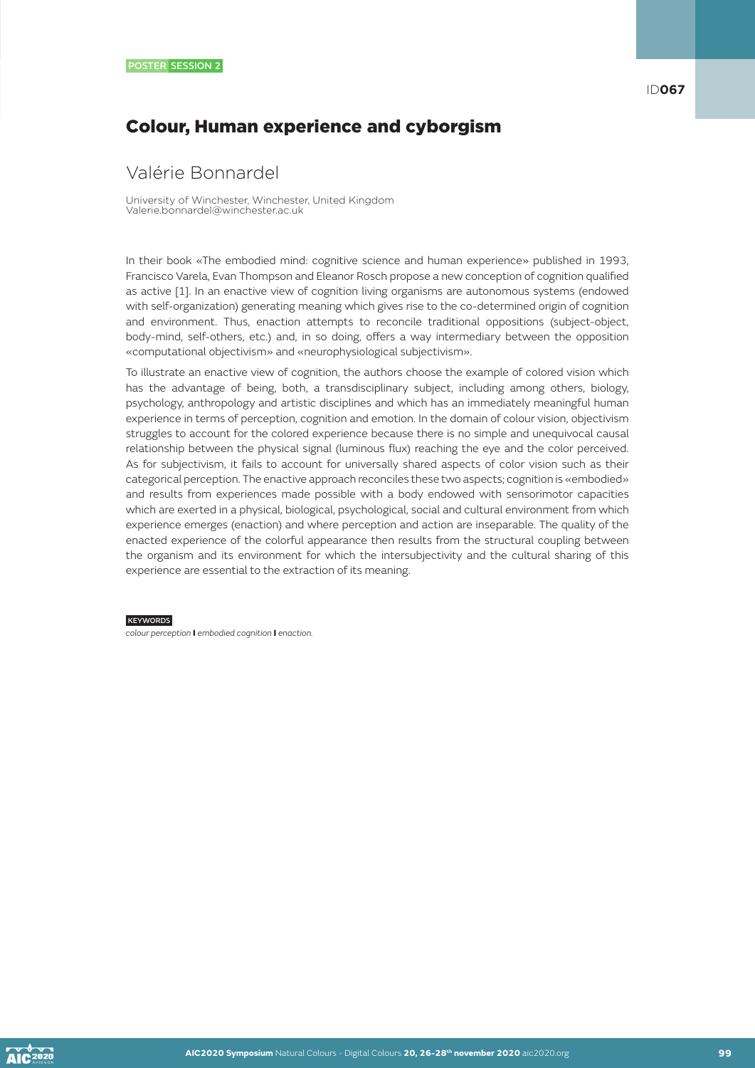POSTER SESSION 2

ID**067**

# Colour, Human experience and cyborgism

## Valérie Bonnardel

University of Winchester, Winchester, United Kingdom
Valerie.bonnardel@winchester.ac.uk

In their book «The embodied mind: cognitive science and human experience» published in 1993, Francisco Varela, Evan Thompson and Eleanor Rosch propose a new conception of cognition qualified as active [1]. In an enactive view of cognition living organisms are autonomous systems (endowed with self-organization) generating meaning which gives rise to the co-determined origin of cognition and environment. Thus, enaction attempts to reconcile traditional oppositions (subject-object, body-mind, self-others, etc.) and, in so doing, offers a way intermediary between the opposition «computational objectivism» and «neurophysiological subjectivism».

To illustrate an enactive view of cognition, the authors choose the example of colored vision which has the advantage of being, both, a transdisciplinary subject, including among others, biology, psychology, anthropology and artistic disciplines and which has an immediately meaningful human experience in terms of perception, cognition and emotion. In the domain of colour vision, objectivism struggles to account for the colored experience because there is no simple and unequivocal causal relationship between the physical signal (luminous flux) reaching the eye and the color perceived. As for subjectivism, it fails to account for universally shared aspects of color vision such as their categorical perception. The enactive approach reconciles these two aspects; cognition is «embodied» and results from experiences made possible with a body endowed with sensorimotor capacities which are exerted in a physical, biological, psychological, social and cultural environment from which experience emerges (enaction) and where perception and action are inseparable. The quality of the enacted experience of the colorful appearance then results from the structural coupling between the organism and its environment for which the intersubjectivity and the cultural sharing of this experience are essential to the extraction of its meaning.

**KEYWORDS**

*colour perception* **I** *embodied cognition* **I** *enaction.*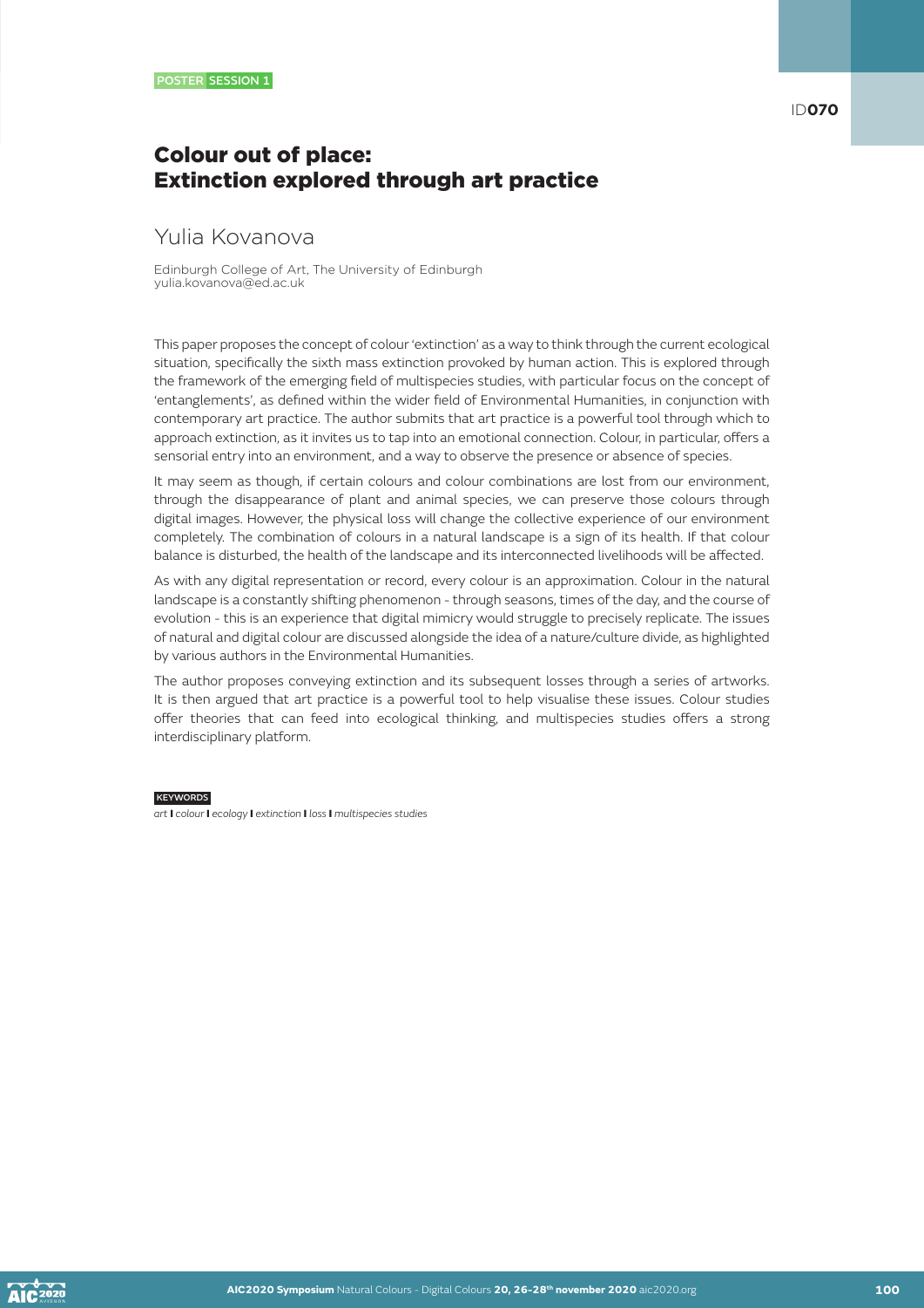POSTER SESSION 1

ID070

# Colour out of place: Extinction explored through art practice

## Yulia Kovanova

Edinburgh College of Art, The University of Edinburgh
yulia.kovanova@ed.ac.uk

This paper proposes the concept of colour 'extinction' as a way to think through the current ecological situation, specifically the sixth mass extinction provoked by human action. This is explored through the framework of the emerging field of multispecies studies, with particular focus on the concept of 'entanglements', as defined within the wider field of Environmental Humanities, in conjunction with contemporary art practice. The author submits that art practice is a powerful tool through which to approach extinction, as it invites us to tap into an emotional connection. Colour, in particular, offers a sensorial entry into an environment, and a way to observe the presence or absence of species.

It may seem as though, if certain colours and colour combinations are lost from our environment, through the disappearance of plant and animal species, we can preserve those colours through digital images. However, the physical loss will change the collective experience of our environment completely. The combination of colours in a natural landscape is a sign of its health. If that colour balance is disturbed, the health of the landscape and its interconnected livelihoods will be affected.

As with any digital representation or record, every colour is an approximation. Colour in the natural landscape is a constantly shifting phenomenon - through seasons, times of the day, and the course of evolution - this is an experience that digital mimicry would struggle to precisely replicate. The issues of natural and digital colour are discussed alongside the idea of a nature/culture divide, as highlighted by various authors in the Environmental Humanities.

The author proposes conveying extinction and its subsequent losses through a series of artworks. It is then argued that art practice is a powerful tool to help visualise these issues. Colour studies offer theories that can feed into ecological thinking, and multispecies studies offers a strong interdisciplinary platform.

**KEYWORDS**

*art* I *colour* I *ecology* I *extinction* I *loss* I *multispecies studies*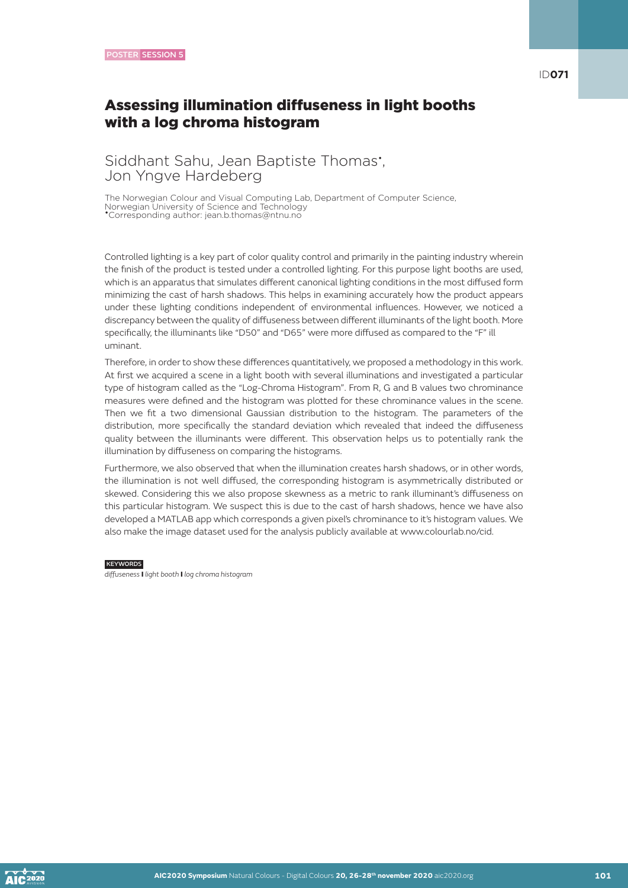POSTER SESSION 5

ID071

# Assessing illumination diffuseness in light booths with a log chroma histogram

Siddhant Sahu, Jean Baptiste Thomas*, Jon Yngve Hardeberg

The Norwegian Colour and Visual Computing Lab, Department of Computer Science, Norwegian University of Science and Technology
*Corresponding author: jean.b.thomas@ntnu.no

Controlled lighting is a key part of color quality control and primarily in the painting industry wherein the finish of the product is tested under a controlled lighting. For this purpose light booths are used, which is an apparatus that simulates different canonical lighting conditions in the most diffused form minimizing the cast of harsh shadows. This helps in examining accurately how the product appears under these lighting conditions independent of environmental influences. However, we noticed a discrepancy between the quality of diffuseness between different illuminants of the light booth. More specifically, the illuminants like "D50" and "D65" were more diffused as compared to the "F" ill uminant.

Therefore, in order to show these differences quantitatively, we proposed a methodology in this work. At first we acquired a scene in a light booth with several illuminations and investigated a particular type of histogram called as the "Log-Chroma Histogram". From R, G and B values two chrominance measures were defined and the histogram was plotted for these chrominance values in the scene. Then we fit a two dimensional Gaussian distribution to the histogram. The parameters of the distribution, more specifically the standard deviation which revealed that indeed the diffuseness quality between the illuminants were different. This observation helps us to potentially rank the illumination by diffuseness on comparing the histograms.

Furthermore, we also observed that when the illumination creates harsh shadows, or in other words, the illumination is not well diffused, the corresponding histogram is asymmetrically distributed or skewed. Considering this we also propose skewness as a metric to rank illuminant's diffuseness on this particular histogram. We suspect this is due to the cast of harsh shadows, hence we have also developed a MATLAB app which corresponds a given pixel's chrominance to it's histogram values. We also make the image dataset used for the analysis publicly available at www.colourlab.no/cid.

KEYWORDS

*diffuseness* **I** *light booth* **I** *log chroma histogram*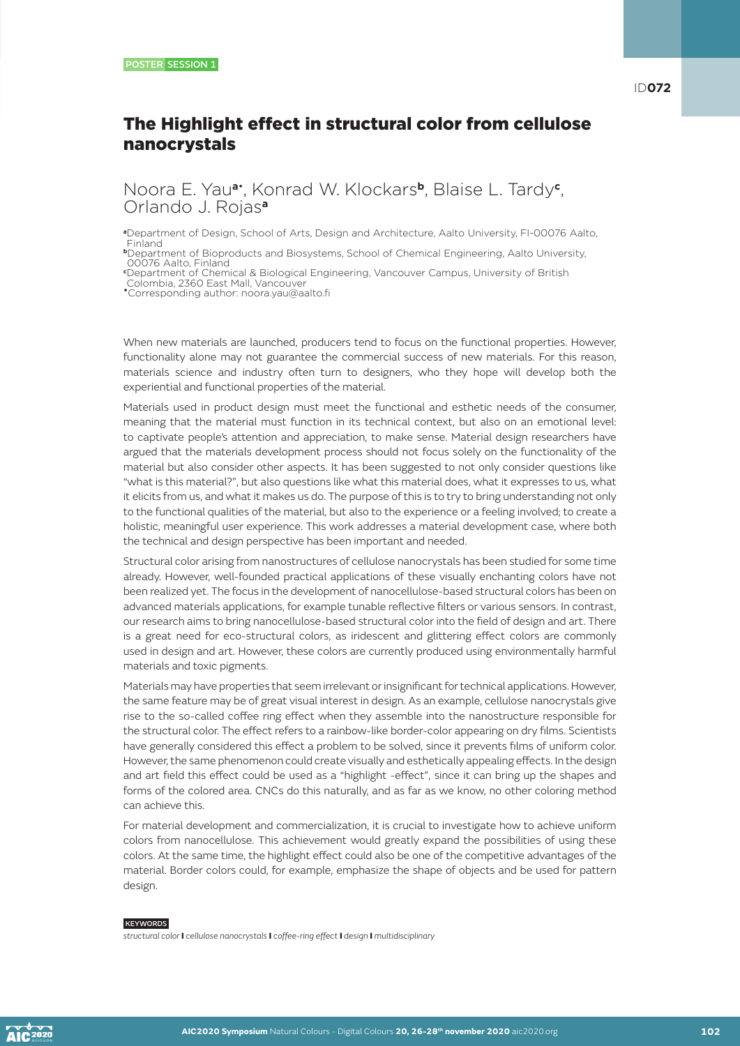POSTER SESSION 1

ID**072**

# The Highlight effect in structural color from cellulose nanocrystals

Noora E. Yau[a*], Konrad W. Klockars[b], Blaise L. Tardy[c], Orlando J. Rojas[a]

[a]Department of Design, School of Arts, Design and Architecture, Aalto University, FI-00076 Aalto, Finland
[b]Department of Bioproducts and Biosystems, School of Chemical Engineering, Aalto University, 00076 Aalto, Finland
[c]Department of Chemical & Biological Engineering, Vancouver Campus, University of British Colombia, 2360 East Mall, Vancouver
[*]Corresponding author: noora.yau@aalto.fi

When new materials are launched, producers tend to focus on the functional properties. However, functionality alone may not guarantee the commercial success of new materials. For this reason, materials science and industry often turn to designers, who they hope will develop both the experiential and functional properties of the material.

Materials used in product design must meet the functional and esthetic needs of the consumer, meaning that the material must function in its technical context, but also on an emotional level: to captivate people's attention and appreciation, to make sense. Material design researchers have argued that the materials development process should not focus solely on the functionality of the material but also consider other aspects. It has been suggested to not only consider questions like "what is this material?", but also questions like what this material does, what it expresses to us, what it elicits from us, and what it makes us do. The purpose of this is to try to bring understanding not only to the functional qualities of the material, but also to the experience or a feeling involved; to create a holistic, meaningful user experience. This work addresses a material development case, where both the technical and design perspective has been important and needed.

Structural color arising from nanostructures of cellulose nanocrystals has been studied for some time already. However, well-founded practical applications of these visually enchanting colors have not been realized yet. The focus in the development of nanocellulose-based structural colors has been on advanced materials applications, for example tunable reflective filters or various sensors. In contrast, our research aims to bring nanocellulose-based structural color into the field of design and art. There is a great need for eco-structural colors, as iridescent and glittering effect colors are commonly used in design and art. However, these colors are currently produced using environmentally harmful materials and toxic pigments.

Materials may have properties that seem irrelevant or insignificant for technical applications. However, the same feature may be of great visual interest in design. As an example, cellulose nanocrystals give rise to the so-called coffee ring effect when they assemble into the nanostructure responsible for the structural color. The effect refers to a rainbow-like border-color appearing on dry films. Scientists have generally considered this effect a problem to be solved, since it prevents films of uniform color. However, the same phenomenon could create visually and esthetically appealing effects. In the design and art field this effect could be used as a "highlight -effect", since it can bring up the shapes and forms of the colored area. CNCs do this naturally, and as far as we know, no other coloring method can achieve this.

For material development and commercialization, it is crucial to investigate how to achieve uniform colors from nanocellulose. This achievement would greatly expand the possibilities of using these colors. At the same time, the highlight effect could also be one of the competitive advantages of the material. Border colors could, for example, emphasize the shape of objects and be used for pattern design.

KEYWORDS

*structural color* **I** *cellulose nanocrystals* **I** *coffee-ring effect* **I** *design* **I** *multidisciplinary*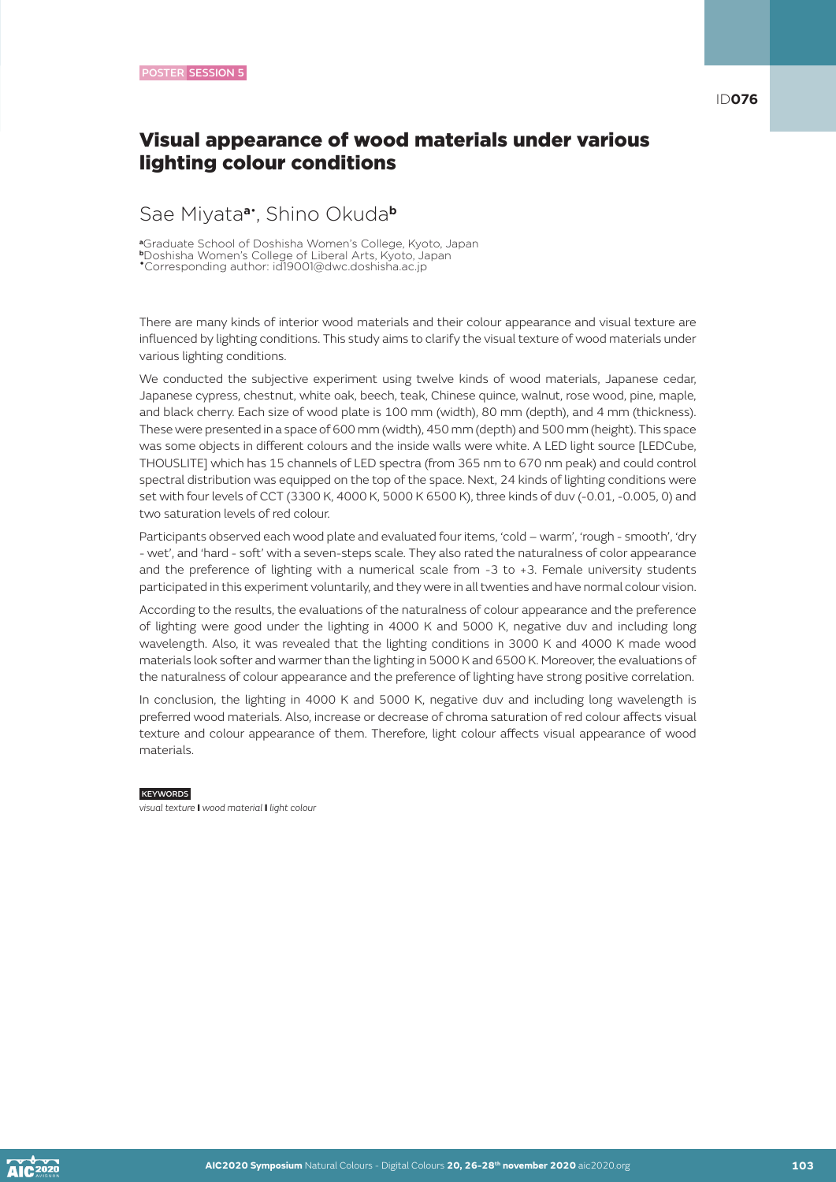POSTER SESSION 5

ID076

# Visual appearance of wood materials under various lighting colour conditions

Sae Miyata[a*], Shino Okuda[b]

[a]Graduate School of Doshisha Women's College, Kyoto, Japan
[b]Doshisha Women's College of Liberal Arts, Kyoto, Japan
[*]Corresponding author: id19001@dwc.doshisha.ac.jp

There are many kinds of interior wood materials and their colour appearance and visual texture are influenced by lighting conditions. This study aims to clarify the visual texture of wood materials under various lighting conditions.

We conducted the subjective experiment using twelve kinds of wood materials, Japanese cedar, Japanese cypress, chestnut, white oak, beech, teak, Chinese quince, walnut, rose wood, pine, maple, and black cherry. Each size of wood plate is 100 mm (width), 80 mm (depth), and 4 mm (thickness). These were presented in a space of 600 mm (width), 450 mm (depth) and 500 mm (height). This space was some objects in different colours and the inside walls were white. A LED light source [LEDCube, THOUSLITE] which has 15 channels of LED spectra (from 365 nm to 670 nm peak) and could control spectral distribution was equipped on the top of the space. Next, 24 kinds of lighting conditions were set with four levels of CCT (3300 K, 4000 K, 5000 K 6500 K), three kinds of duv (-0.01, -0.005, 0) and two saturation levels of red colour.

Participants observed each wood plate and evaluated four items, 'cold – warm', 'rough - smooth', 'dry - wet', and 'hard - soft' with a seven-steps scale. They also rated the naturalness of color appearance and the preference of lighting with a numerical scale from -3 to +3. Female university students participated in this experiment voluntarily, and they were in all twenties and have normal colour vision.

According to the results, the evaluations of the naturalness of colour appearance and the preference of lighting were good under the lighting in 4000 K and 5000 K, negative duv and including long wavelength. Also, it was revealed that the lighting conditions in 3000 K and 4000 K made wood materials look softer and warmer than the lighting in 5000 K and 6500 K. Moreover, the evaluations of the naturalness of colour appearance and the preference of lighting have strong positive correlation.

In conclusion, the lighting in 4000 K and 5000 K, negative duv and including long wavelength is preferred wood materials. Also, increase or decrease of chroma saturation of red colour affects visual texture and colour appearance of them. Therefore, light colour affects visual appearance of wood materials.

KEYWORDS

*visual texture* | *wood material* | *light colour*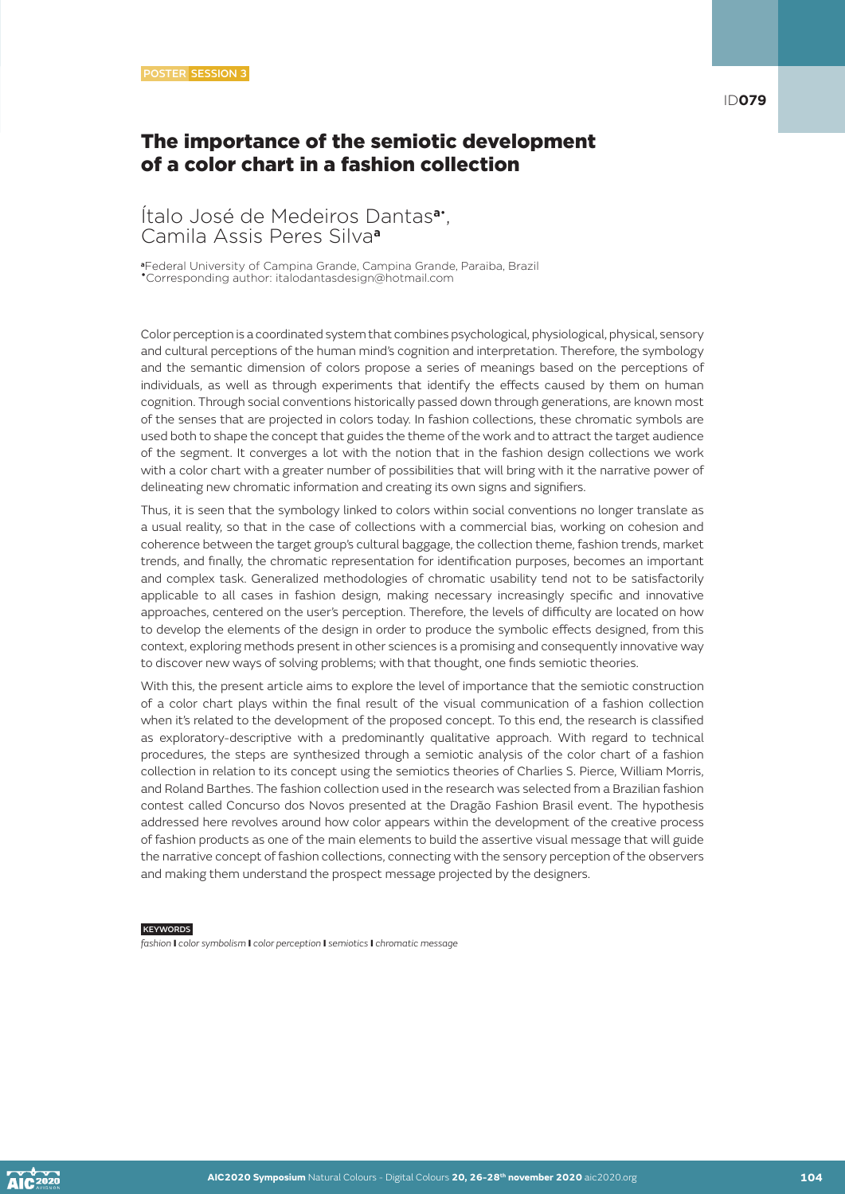POSTER SESSION 3

ID079

# The importance of the semiotic development of a color chart in a fashion collection

Ítalo José de Medeiros Dantas[a*], Camila Assis Peres Silva[a]

[a] Federal University of Campina Grande, Campina Grande, Paraiba, Brazil
[*] Corresponding author: italodantasdesign@hotmail.com

Color perception is a coordinated system that combines psychological, physiological, physical, sensory and cultural perceptions of the human mind's cognition and interpretation. Therefore, the symbology and the semantic dimension of colors propose a series of meanings based on the perceptions of individuals, as well as through experiments that identify the effects caused by them on human cognition. Through social conventions historically passed down through generations, are known most of the senses that are projected in colors today. In fashion collections, these chromatic symbols are used both to shape the concept that guides the theme of the work and to attract the target audience of the segment. It converges a lot with the notion that in the fashion design collections we work with a color chart with a greater number of possibilities that will bring with it the narrative power of delineating new chromatic information and creating its own signs and signifiers.

Thus, it is seen that the symbology linked to colors within social conventions no longer translate as a usual reality, so that in the case of collections with a commercial bias, working on cohesion and coherence between the target group's cultural baggage, the collection theme, fashion trends, market trends, and finally, the chromatic representation for identification purposes, becomes an important and complex task. Generalized methodologies of chromatic usability tend not to be satisfactorily applicable to all cases in fashion design, making necessary increasingly specific and innovative approaches, centered on the user's perception. Therefore, the levels of difficulty are located on how to develop the elements of the design in order to produce the symbolic effects designed, from this context, exploring methods present in other sciences is a promising and consequently innovative way to discover new ways of solving problems; with that thought, one finds semiotic theories.

With this, the present article aims to explore the level of importance that the semiotic construction of a color chart plays within the final result of the visual communication of a fashion collection when it's related to the development of the proposed concept. To this end, the research is classified as exploratory-descriptive with a predominantly qualitative approach. With regard to technical procedures, the steps are synthesized through a semiotic analysis of the color chart of a fashion collection in relation to its concept using the semiotics theories of Charlies S. Pierce, William Morris, and Roland Barthes. The fashion collection used in the research was selected from a Brazilian fashion contest called Concurso dos Novos presented at the Dragão Fashion Brasil event. The hypothesis addressed here revolves around how color appears within the development of the creative process of fashion products as one of the main elements to build the assertive visual message that will guide the narrative concept of fashion collections, connecting with the sensory perception of the observers and making them understand the prospect message projected by the designers.

**KEYWORDS**

*fashion* | *color symbolism* | *color perception* | *semiotics* | *chromatic message*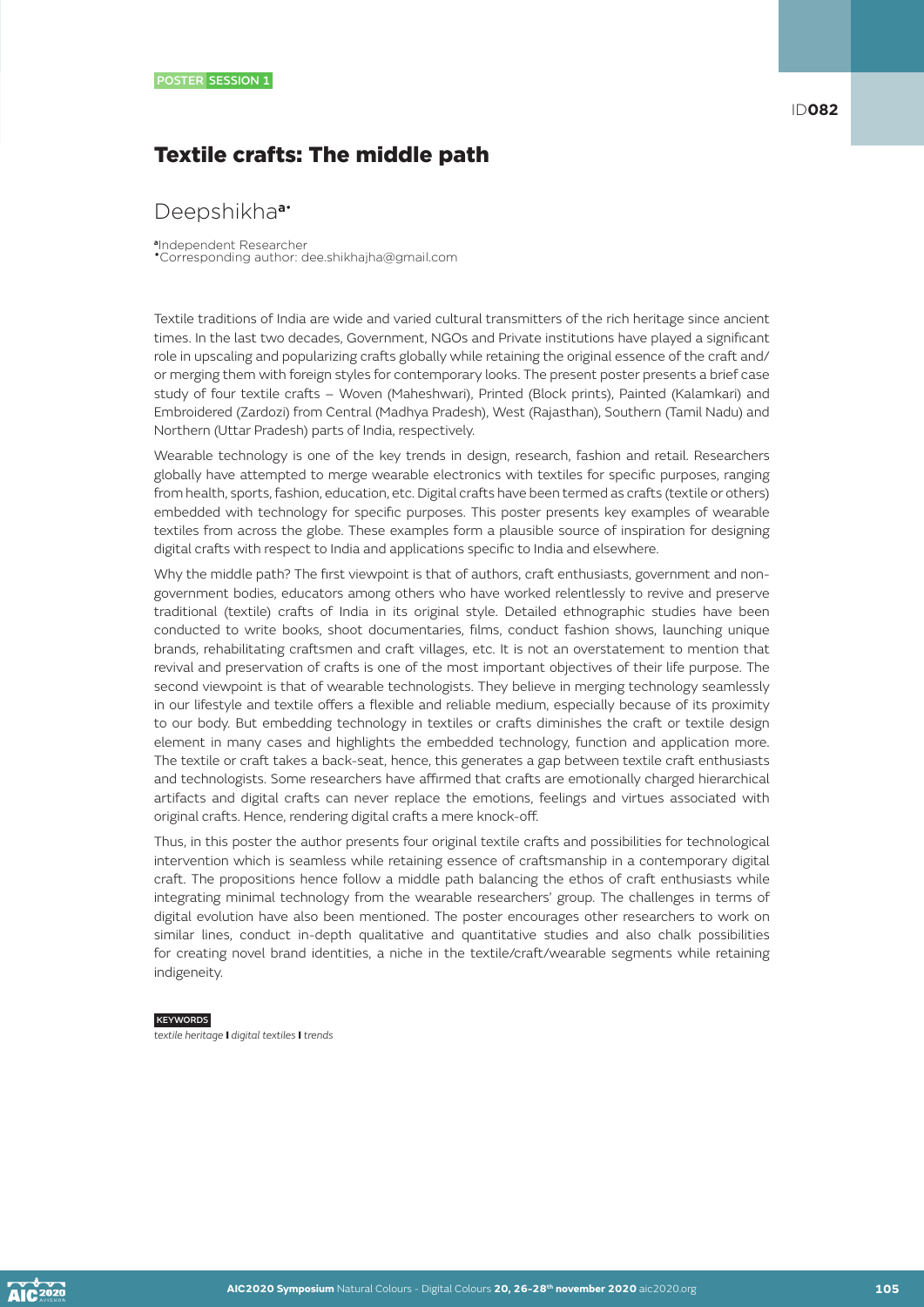POSTER SESSION 1

ID082

# Textile crafts: The middle path

Deepshikha[a•]

[a]Independent Researcher
•Corresponding author: dee.shikhajha@gmail.com

Textile traditions of India are wide and varied cultural transmitters of the rich heritage since ancient times. In the last two decades, Government, NGOs and Private institutions have played a significant role in upscaling and popularizing crafts globally while retaining the original essence of the craft and/or merging them with foreign styles for contemporary looks. The present poster presents a brief case study of four textile crafts – Woven (Maheshwari), Printed (Block prints), Painted (Kalamkari) and Embroidered (Zardozi) from Central (Madhya Pradesh), West (Rajasthan), Southern (Tamil Nadu) and Northern (Uttar Pradesh) parts of India, respectively.

Wearable technology is one of the key trends in design, research, fashion and retail. Researchers globally have attempted to merge wearable electronics with textiles for specific purposes, ranging from health, sports, fashion, education, etc. Digital crafts have been termed as crafts (textile or others) embedded with technology for specific purposes. This poster presents key examples of wearable textiles from across the globe. These examples form a plausible source of inspiration for designing digital crafts with respect to India and applications specific to India and elsewhere.

Why the middle path? The first viewpoint is that of authors, craft enthusiasts, government and non-government bodies, educators among others who have worked relentlessly to revive and preserve traditional (textile) crafts of India in its original style. Detailed ethnographic studies have been conducted to write books, shoot documentaries, films, conduct fashion shows, launching unique brands, rehabilitating craftsmen and craft villages, etc. It is not an overstatement to mention that revival and preservation of crafts is one of the most important objectives of their life purpose. The second viewpoint is that of wearable technologists. They believe in merging technology seamlessly in our lifestyle and textile offers a flexible and reliable medium, especially because of its proximity to our body. But embedding technology in textiles or crafts diminishes the craft or textile design element in many cases and highlights the embedded technology, function and application more. The textile or craft takes a back-seat, hence, this generates a gap between textile craft enthusiasts and technologists. Some researchers have affirmed that crafts are emotionally charged hierarchical artifacts and digital crafts can never replace the emotions, feelings and virtues associated with original crafts. Hence, rendering digital crafts a mere knock-off.

Thus, in this poster the author presents four original textile crafts and possibilities for technological intervention which is seamless while retaining essence of craftsmanship in a contemporary digital craft. The propositions hence follow a middle path balancing the ethos of craft enthusiasts while integrating minimal technology from the wearable researchers' group. The challenges in terms of digital evolution have also been mentioned. The poster encourages other researchers to work on similar lines, conduct in-depth qualitative and quantitative studies and also chalk possibilities for creating novel brand identities, a niche in the textile/craft/wearable segments while retaining indigeneity.

**KEYWORDS**

*textile heritage* I *digital textiles* I *trends*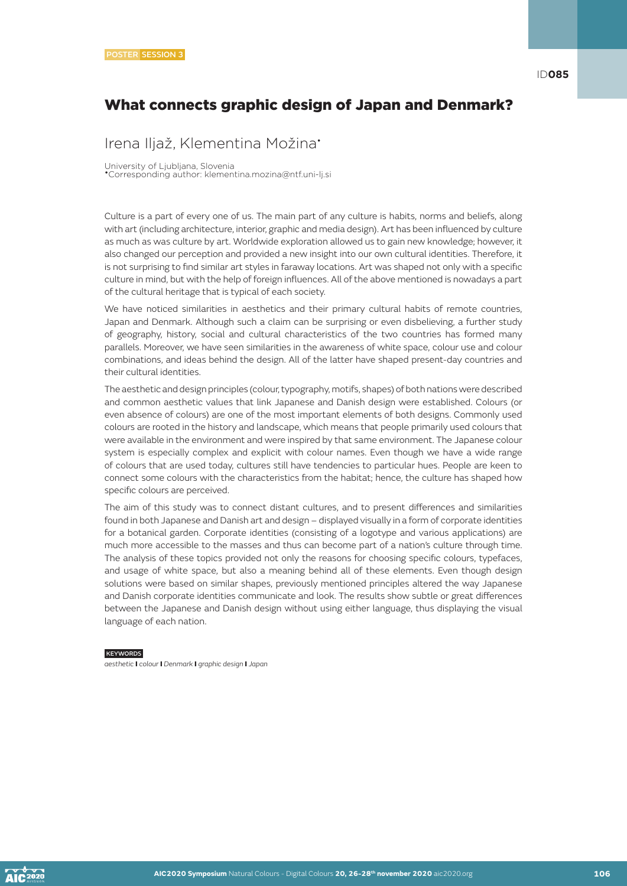POSTER SESSION 3

ID085

# What connects graphic design of Japan and Denmark?

Irena Iljaž, Klementina Možina*

University of Ljubljana, Slovenia
*Corresponding author: klementina.mozina@ntf.uni-lj.si

Culture is a part of every one of us. The main part of any culture is habits, norms and beliefs, along with art (including architecture, interior, graphic and media design). Art has been influenced by culture as much as was culture by art. Worldwide exploration allowed us to gain new knowledge; however, it also changed our perception and provided a new insight into our own cultural identities. Therefore, it is not surprising to find similar art styles in faraway locations. Art was shaped not only with a specific culture in mind, but with the help of foreign influences. All of the above mentioned is nowadays a part of the cultural heritage that is typical of each society.

We have noticed similarities in aesthetics and their primary cultural habits of remote countries, Japan and Denmark. Although such a claim can be surprising or even disbelieving, a further study of geography, history, social and cultural characteristics of the two countries has formed many parallels. Moreover, we have seen similarities in the awareness of white space, colour use and colour combinations, and ideas behind the design. All of the latter have shaped present-day countries and their cultural identities.

The aesthetic and design principles (colour, typography, motifs, shapes) of both nations were described and common aesthetic values that link Japanese and Danish design were established. Colours (or even absence of colours) are one of the most important elements of both designs. Commonly used colours are rooted in the history and landscape, which means that people primarily used colours that were available in the environment and were inspired by that same environment. The Japanese colour system is especially complex and explicit with colour names. Even though we have a wide range of colours that are used today, cultures still have tendencies to particular hues. People are keen to connect some colours with the characteristics from the habitat; hence, the culture has shaped how specific colours are perceived.

The aim of this study was to connect distant cultures, and to present differences and similarities found in both Japanese and Danish art and design – displayed visually in a form of corporate identities for a botanical garden. Corporate identities (consisting of a logotype and various applications) are much more accessible to the masses and thus can become part of a nation's culture through time. The analysis of these topics provided not only the reasons for choosing specific colours, typefaces, and usage of white space, but also a meaning behind all of these elements. Even though design solutions were based on similar shapes, previously mentioned principles altered the way Japanese and Danish corporate identities communicate and look. The results show subtle or great differences between the Japanese and Danish design without using either language, thus displaying the visual language of each nation.

KEYWORDS

*aesthetic* | *colour* | *Denmark* | *graphic design* | *Japan*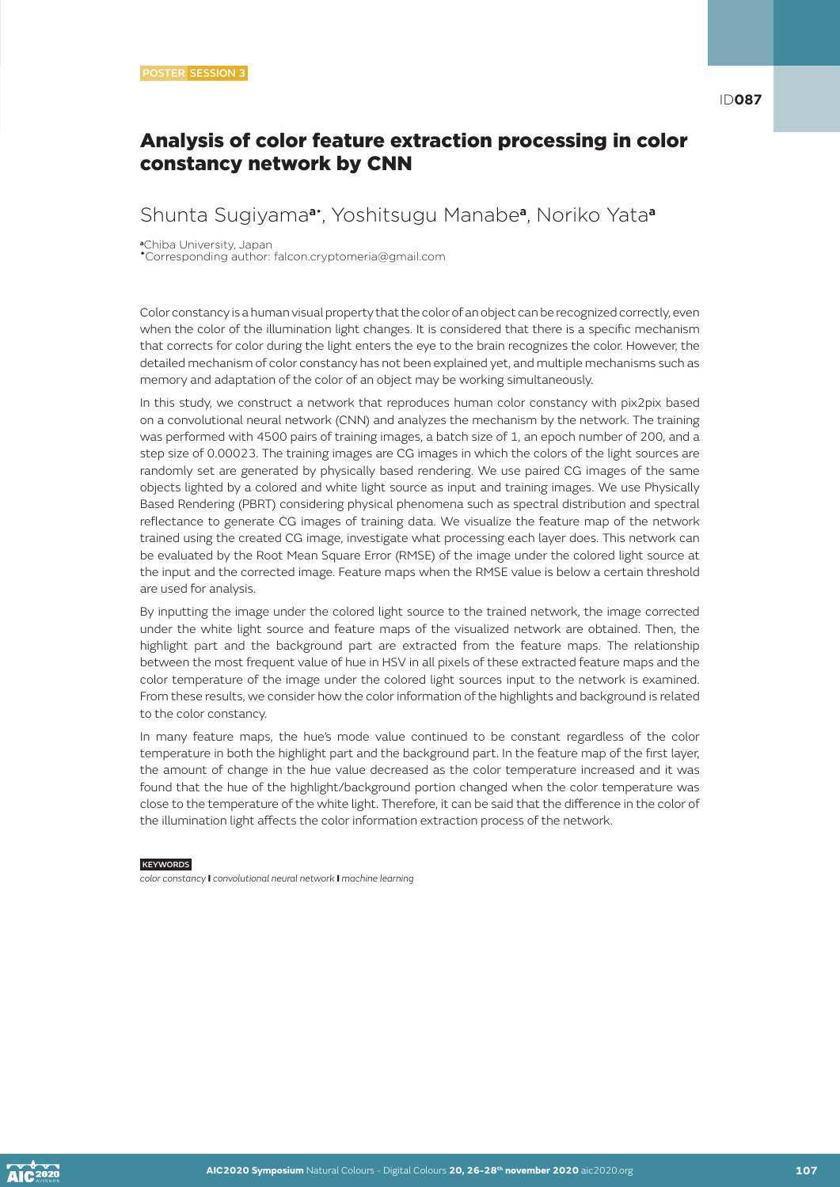POSTER SESSION 3

ID087

# Analysis of color feature extraction processing in color constancy network by CNN

Shunta Sugiyama[a*], Yoshitsugu Manabe[a], Noriko Yata[a]

[a]Chiba University, Japan
[*]Corresponding author: falcon.cryptomeria@gmail.com

Color constancy is a human visual property that the color of an object can be recognized correctly, even when the color of the illumination light changes. It is considered that there is a specific mechanism that corrects for color during the light enters the eye to the brain recognizes the color. However, the detailed mechanism of color constancy has not been explained yet, and multiple mechanisms such as memory and adaptation of the color of an object may be working simultaneously.

In this study, we construct a network that reproduces human color constancy with pix2pix based on a convolutional neural network (CNN) and analyzes the mechanism by the network. The training was performed with 4500 pairs of training images, a batch size of 1, an epoch number of 200, and a step size of 0.00023. The training images are CG images in which the colors of the light sources are randomly set are generated by physically based rendering. We use paired CG images of the same objects lighted by a colored and white light source as input and training images. We use Physically Based Rendering (PBRT) considering physical phenomena such as spectral distribution and spectral reflectance to generate CG images of training data. We visualize the feature map of the network trained using the created CG image, investigate what processing each layer does. This network can be evaluated by the Root Mean Square Error (RMSE) of the image under the colored light source at the input and the corrected image. Feature maps when the RMSE value is below a certain threshold are used for analysis.

By inputting the image under the colored light source to the trained network, the image corrected under the white light source and feature maps of the visualized network are obtained. Then, the highlight part and the background part are extracted from the feature maps. The relationship between the most frequent value of hue in HSV in all pixels of these extracted feature maps and the color temperature of the image under the colored light sources input to the network is examined. From these results, we consider how the color information of the highlights and background is related to the color constancy.

In many feature maps, the hue's mode value continued to be constant regardless of the color temperature in both the highlight part and the background part. In the feature map of the first layer, the amount of change in the hue value decreased as the color temperature increased and it was found that the hue of the highlight/background portion changed when the color temperature was close to the temperature of the white light. Therefore, it can be said that the difference in the color of the illumination light affects the color information extraction process of the network.

KEYWORDS

*color constancy* **|** *convolutional neural network* **|** *machine learning*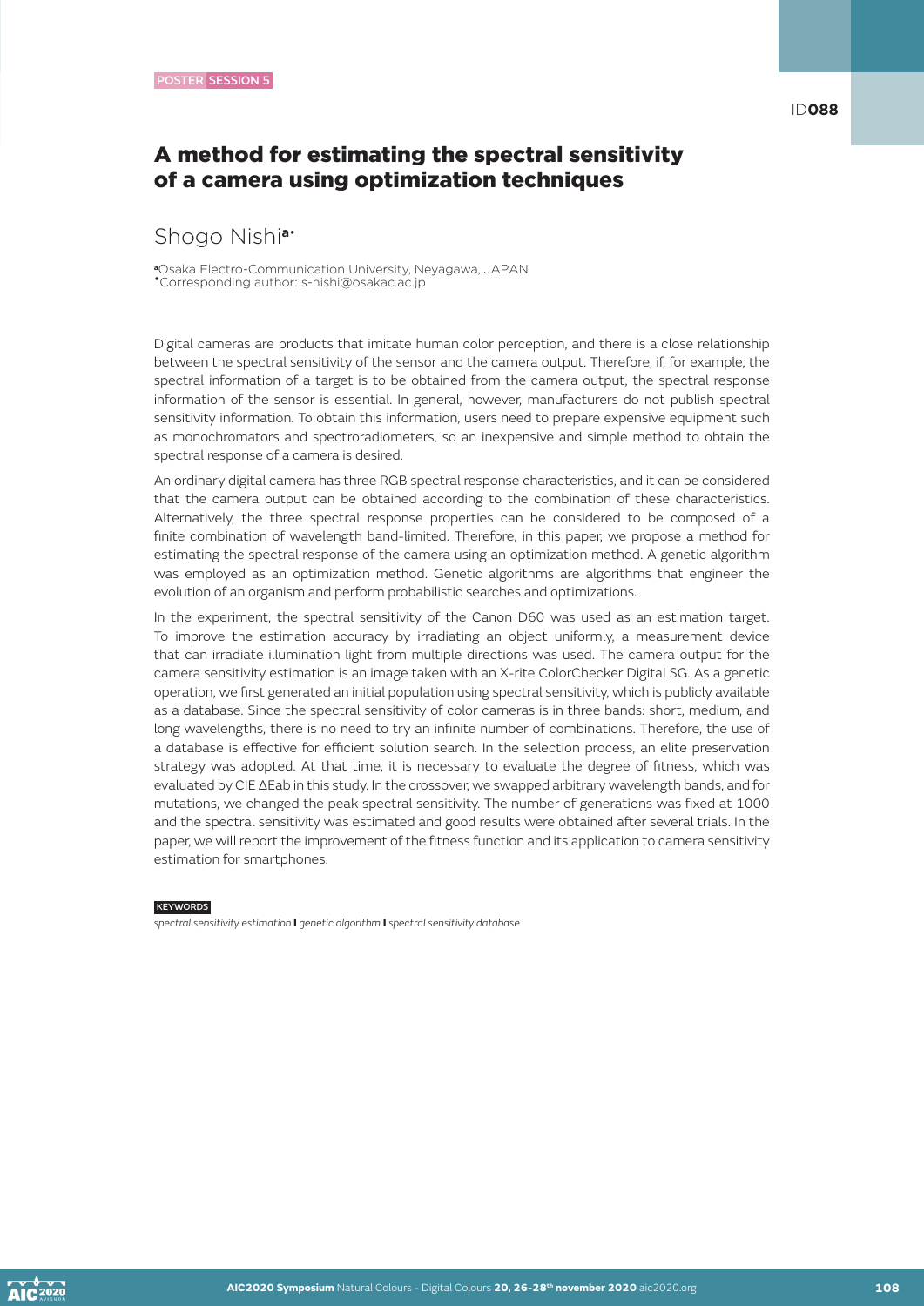POSTER SESSION 5

ID088

# A method for estimating the spectral sensitivity of a camera using optimization techniques

## Shogo Nishi[a•]

[a]Osaka Electro-Communication University, Neyagawa, JAPAN
[•]Corresponding author: s-nishi@osakac.ac.jp

Digital cameras are products that imitate human color perception, and there is a close relationship between the spectral sensitivity of the sensor and the camera output. Therefore, if, for example, the spectral information of a target is to be obtained from the camera output, the spectral response information of the sensor is essential. In general, however, manufacturers do not publish spectral sensitivity information. To obtain this information, users need to prepare expensive equipment such as monochromators and spectroradiometers, so an inexpensive and simple method to obtain the spectral response of a camera is desired.

An ordinary digital camera has three RGB spectral response characteristics, and it can be considered that the camera output can be obtained according to the combination of these characteristics. Alternatively, the three spectral response properties can be considered to be composed of a finite combination of wavelength band-limited. Therefore, in this paper, we propose a method for estimating the spectral response of the camera using an optimization method. A genetic algorithm was employed as an optimization method. Genetic algorithms are algorithms that engineer the evolution of an organism and perform probabilistic searches and optimizations.

In the experiment, the spectral sensitivity of the Canon D60 was used as an estimation target. To improve the estimation accuracy by irradiating an object uniformly, a measurement device that can irradiate illumination light from multiple directions was used. The camera output for the camera sensitivity estimation is an image taken with an X-rite ColorChecker Digital SG. As a genetic operation, we first generated an initial population using spectral sensitivity, which is publicly available as a database. Since the spectral sensitivity of color cameras is in three bands: short, medium, and long wavelengths, there is no need to try an infinite number of combinations. Therefore, the use of a database is effective for efficient solution search. In the selection process, an elite preservation strategy was adopted. At that time, it is necessary to evaluate the degree of fitness, which was evaluated by CIE ΔEab in this study. In the crossover, we swapped arbitrary wavelength bands, and for mutations, we changed the peak spectral sensitivity. The number of generations was fixed at 1000 and the spectral sensitivity was estimated and good results were obtained after several trials. In the paper, we will report the improvement of the fitness function and its application to camera sensitivity estimation for smartphones.

**KEYWORDS**

*spectral sensitivity estimation* **I** *genetic algorithm* **I** *spectral sensitivity database*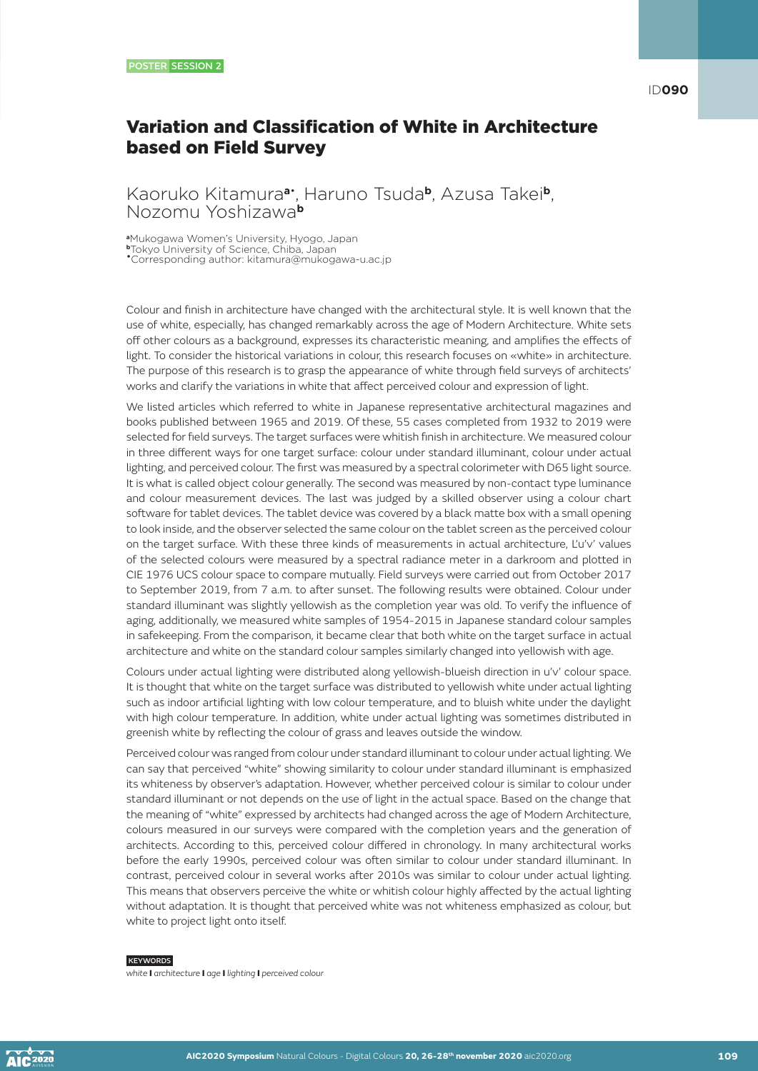POSTER SESSION 2

ID090

# Variation and Classification of White in Architecture based on Field Survey

Kaoruko Kitamura[a*], Haruno Tsuda[b], Azusa Takei[b], Nozomu Yoshizawa[b]

[a]Mukogawa Women's University, Hyogo, Japan
[b]Tokyo University of Science, Chiba, Japan
*Corresponding author: kitamura@mukogawa-u.ac.jp

Colour and finish in architecture have changed with the architectural style. It is well known that the use of white, especially, has changed remarkably across the age of Modern Architecture. White sets off other colours as a background, expresses its characteristic meaning, and amplifies the effects of light. To consider the historical variations in colour, this research focuses on «white» in architecture. The purpose of this research is to grasp the appearance of white through field surveys of architects' works and clarify the variations in white that affect perceived colour and expression of light.

We listed articles which referred to white in Japanese representative architectural magazines and books published between 1965 and 2019. Of these, 55 cases completed from 1932 to 2019 were selected for field surveys. The target surfaces were whitish finish in architecture. We measured colour in three different ways for one target surface: colour under standard illuminant, colour under actual lighting, and perceived colour. The first was measured by a spectral colorimeter with D65 light source. It is what is called object colour generally. The second was measured by non-contact type luminance and colour measurement devices. The last was judged by a skilled observer using a colour chart software for tablet devices. The tablet device was covered by a black matte box with a small opening to look inside, and the observer selected the same colour on the tablet screen as the perceived colour on the target surface. With these three kinds of measurements in actual architecture, L'u'v' values of the selected colours were measured by a spectral radiance meter in a darkroom and plotted in CIE 1976 UCS colour space to compare mutually. Field surveys were carried out from October 2017 to September 2019, from 7 a.m. to after sunset. The following results were obtained. Colour under standard illuminant was slightly yellowish as the completion year was old. To verify the influence of aging, additionally, we measured white samples of 1954-2015 in Japanese standard colour samples in safekeeping. From the comparison, it became clear that both white on the target surface in actual architecture and white on the standard colour samples similarly changed into yellowish with age.

Colours under actual lighting were distributed along yellowish-blueish direction in u'v' colour space. It is thought that white on the target surface was distributed to yellowish white under actual lighting such as indoor artificial lighting with low colour temperature, and to bluish white under the daylight with high colour temperature. In addition, white under actual lighting was sometimes distributed in greenish white by reflecting the colour of grass and leaves outside the window.

Perceived colour was ranged from colour under standard illuminant to colour under actual lighting. We can say that perceived "white" showing similarity to colour under standard illuminant is emphasized its whiteness by observer's adaptation. However, whether perceived colour is similar to colour under standard illuminant or not depends on the use of light in the actual space. Based on the change that the meaning of "white" expressed by architects had changed across the age of Modern Architecture, colours measured in our surveys were compared with the completion years and the generation of architects. According to this, perceived colour differed in chronology. In many architectural works before the early 1990s, perceived colour was often similar to colour under standard illuminant. In contrast, perceived colour in several works after 2010s was similar to colour under actual lighting. This means that observers perceive the white or whitish colour highly affected by the actual lighting without adaptation. It is thought that perceived white was not whiteness emphasized as colour, but white to project light onto itself.

KEYWORDS

*white* I *architecture* I *age* I *lighting* I *perceived colour*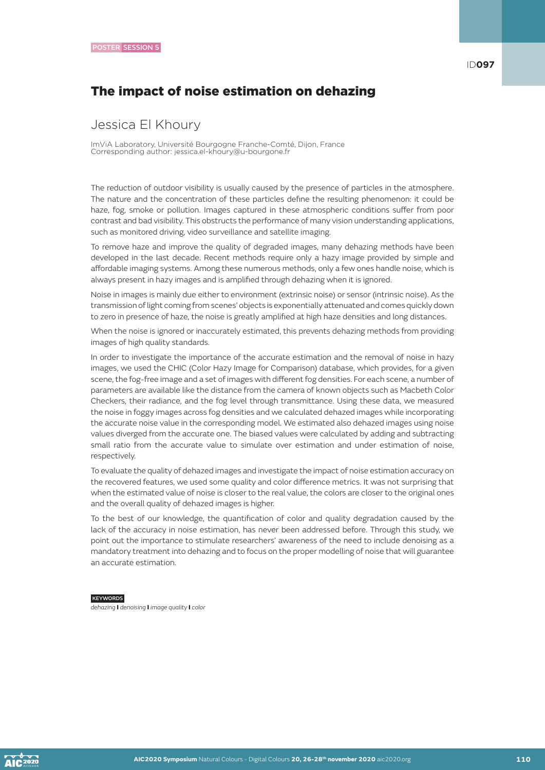POSTER SESSION 5

ID097

# The impact of noise estimation on dehazing

## Jessica El Khoury

ImViA Laboratory, Université Bourgogne Franche-Comté, Dijon, France
Corresponding author: jessica.el-khoury@u-bourgone.fr

The reduction of outdoor visibility is usually caused by the presence of particles in the atmosphere. The nature and the concentration of these particles define the resulting phenomenon: it could be haze, fog, smoke or pollution. Images captured in these atmospheric conditions suffer from poor contrast and bad visibility. This obstructs the performance of many vision understanding applications, such as monitored driving, video surveillance and satellite imaging.

To remove haze and improve the quality of degraded images, many dehazing methods have been developed in the last decade. Recent methods require only a hazy image provided by simple and affordable imaging systems. Among these numerous methods, only a few ones handle noise, which is always present in hazy images and is amplified through dehazing when it is ignored.

Noise in images is mainly due either to environment (extrinsic noise) or sensor (intrinsic noise). As the transmission of light coming from scenes' objects is exponentially attenuated and comes quickly down to zero in presence of haze, the noise is greatly amplified at high haze densities and long distances.

When the noise is ignored or inaccurately estimated, this prevents dehazing methods from providing images of high quality standards.

In order to investigate the importance of the accurate estimation and the removal of noise in hazy images, we used the CHIC (Color Hazy Image for Comparison) database, which provides, for a given scene, the fog-free image and a set of images with different fog densities. For each scene, a number of parameters are available like the distance from the camera of known objects such as Macbeth Color Checkers, their radiance, and the fog level through transmittance. Using these data, we measured the noise in foggy images across fog densities and we calculated dehazed images while incorporating the accurate noise value in the corresponding model. We estimated also dehazed images using noise values diverged from the accurate one. The biased values were calculated by adding and subtracting small ratio from the accurate value to simulate over estimation and under estimation of noise, respectively.

To evaluate the quality of dehazed images and investigate the impact of noise estimation accuracy on the recovered features, we used some quality and color difference metrics. It was not surprising that when the estimated value of noise is closer to the real value, the colors are closer to the original ones and the overall quality of dehazed images is higher.

To the best of our knowledge, the quantification of color and quality degradation caused by the lack of the accuracy in noise estimation, has never been addressed before. Through this study, we point out the importance to stimulate researchers' awareness of the need to include denoising as a mandatory treatment into dehazing and to focus on the proper modelling of noise that will guarantee an accurate estimation.

**KEYWORDS**

*dehazing* **I** *denoising* **I** *image quality* **I** *color*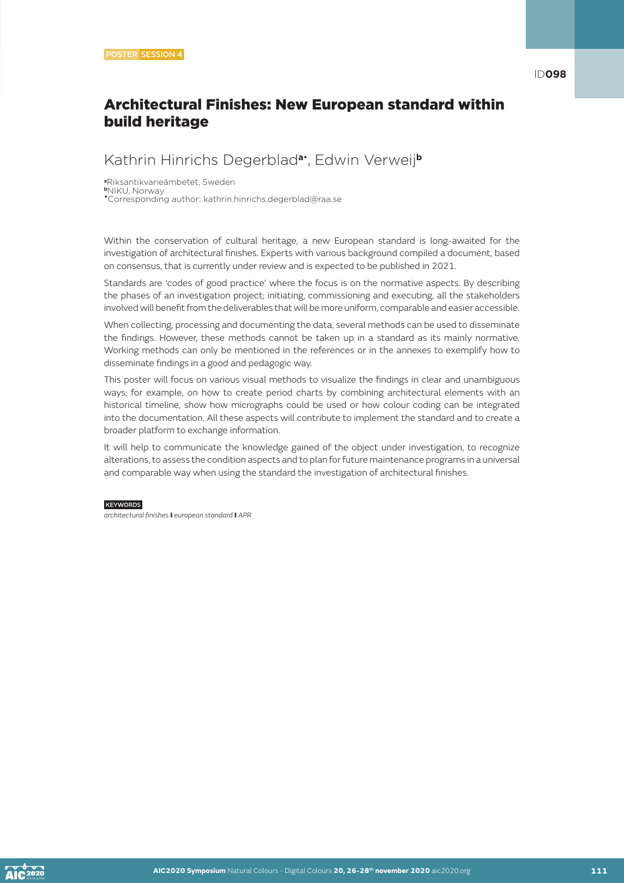POSTER SESSION 4

ID098

# Architectural Finishes: New European standard within build heritage

Kathrin Hinrichs Degerblad[a*], Edwin Verweij[b]

[a]Riksantikvarieämbetet, Sweden
[b]NIKU, Norway
[*]Corresponding author: kathrin.hinrichs.degerblad@raa.se

Within the conservation of cultural heritage, a new European standard is long-awaited for the investigation of architectural finishes. Experts with various background compiled a document, based on consensus, that is currently under review and is expected to be published in 2021.

Standards are 'codes of good practice' where the focus is on the normative aspects. By describing the phases of an investigation project; initiating, commissioning and executing, all the stakeholders involved will benefit from the deliverables that will be more uniform, comparable and easier accessible.

When collecting, processing and documenting the data, several methods can be used to disseminate the findings. However, these methods cannot be taken up in a standard as its mainly normative. Working methods can only be mentioned in the references or in the annexes to exemplify how to disseminate findings in a good and pedagogic way.

This poster will focus on various visual methods to visualize the findings in clear and unambiguous ways; for example, on how to create period charts by combining architectural elements with an historical timeline, show how micrographs could be used or how colour coding can be integrated into the documentation. All these aspects will contribute to implement the standard and to create a broader platform to exchange information.

It will help to communicate the knowledge gained of the object under investigation, to recognize alterations, to assess the condition aspects and to plan for future maintenance programs in a universal and comparable way when using the standard the investigation of architectural finishes.

KEYWORDS

*architectural finishes* | *european standard* | *APR*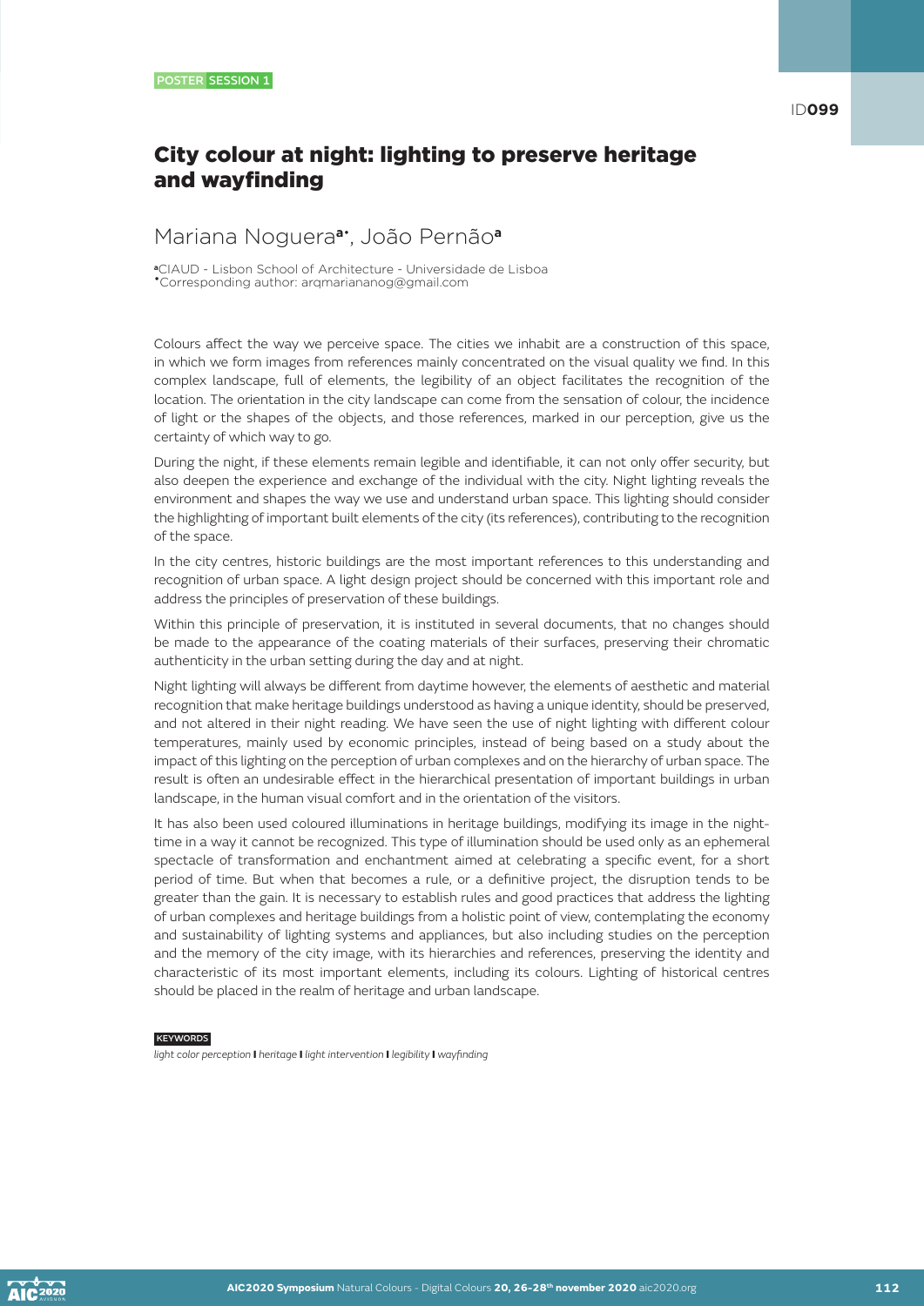POSTER SESSION 1

ID099

# City colour at night: lighting to preserve heritage and wayfinding

## Mariana Noguera[a*], João Pernão[a]

[a]CIAUD - Lisbon School of Architecture - Universidade de Lisboa
[*]Corresponding author: arqmariananog@gmail.com

Colours affect the way we perceive space. The cities we inhabit are a construction of this space, in which we form images from references mainly concentrated on the visual quality we find. In this complex landscape, full of elements, the legibility of an object facilitates the recognition of the location. The orientation in the city landscape can come from the sensation of colour, the incidence of light or the shapes of the objects, and those references, marked in our perception, give us the certainty of which way to go.

During the night, if these elements remain legible and identifiable, it can not only offer security, but also deepen the experience and exchange of the individual with the city. Night lighting reveals the environment and shapes the way we use and understand urban space. This lighting should consider the highlighting of important built elements of the city (its references), contributing to the recognition of the space.

In the city centres, historic buildings are the most important references to this understanding and recognition of urban space. A light design project should be concerned with this important role and address the principles of preservation of these buildings.

Within this principle of preservation, it is instituted in several documents, that no changes should be made to the appearance of the coating materials of their surfaces, preserving their chromatic authenticity in the urban setting during the day and at night.

Night lighting will always be different from daytime however, the elements of aesthetic and material recognition that make heritage buildings understood as having a unique identity, should be preserved, and not altered in their night reading. We have seen the use of night lighting with different colour temperatures, mainly used by economic principles, instead of being based on a study about the impact of this lighting on the perception of urban complexes and on the hierarchy of urban space. The result is often an undesirable effect in the hierarchical presentation of important buildings in urban landscape, in the human visual comfort and in the orientation of the visitors.

It has also been used coloured illuminations in heritage buildings, modifying its image in the night-time in a way it cannot be recognized. This type of illumination should be used only as an ephemeral spectacle of transformation and enchantment aimed at celebrating a specific event, for a short period of time. But when that becomes a rule, or a definitive project, the disruption tends to be greater than the gain. It is necessary to establish rules and good practices that address the lighting of urban complexes and heritage buildings from a holistic point of view, contemplating the economy and sustainability of lighting systems and appliances, but also including studies on the perception and the memory of the city image, with its hierarchies and references, preserving the identity and characteristic of its most important elements, including its colours. Lighting of historical centres should be placed in the realm of heritage and urban landscape.

KEYWORDS

*light color perception* I *heritage* I *light intervention* I *legibility* I *wayfinding*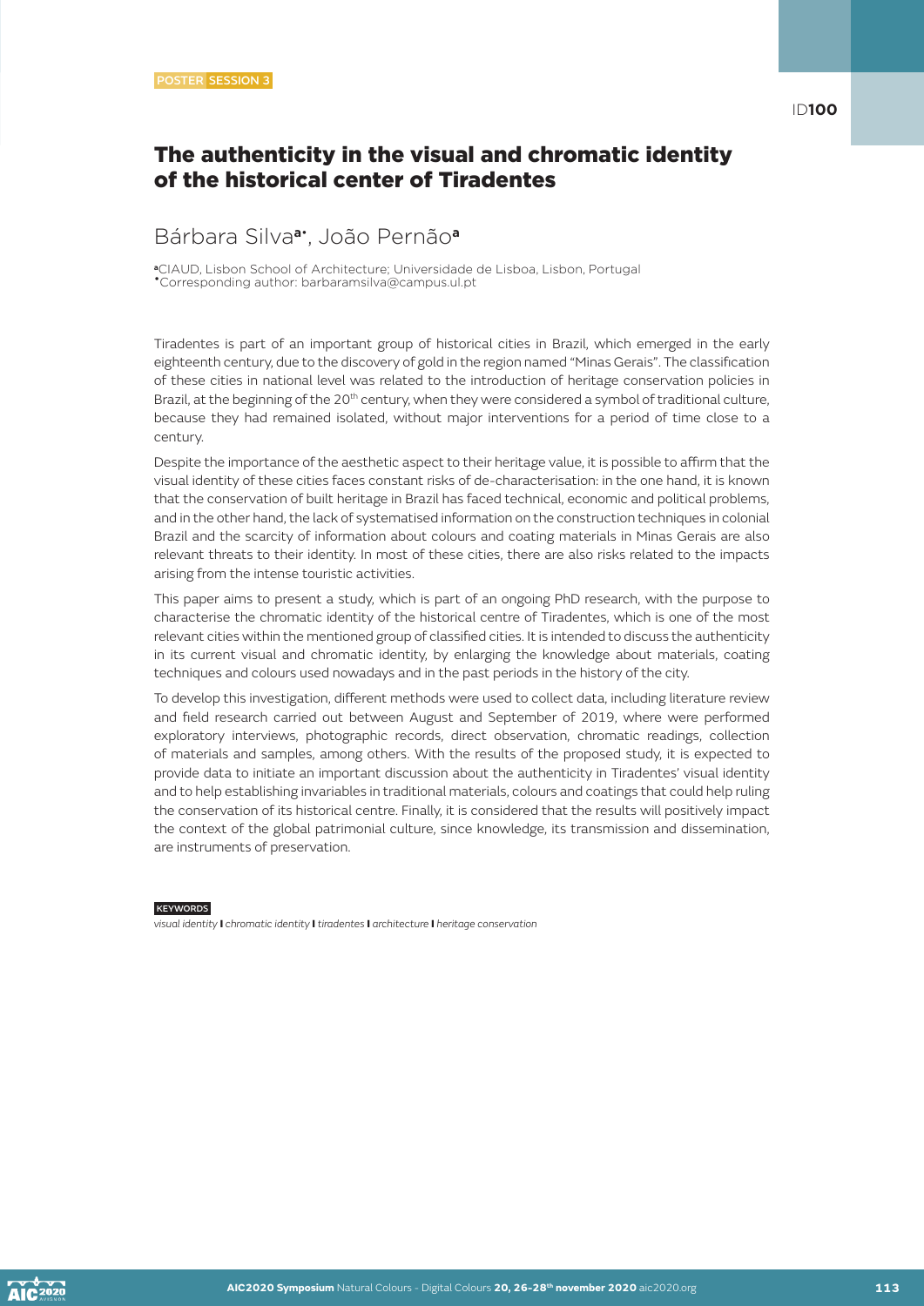POSTER SESSION 3

ID100

# The authenticity in the visual and chromatic identity of the historical center of Tiradentes

Bárbara Silva[a•], João Pernão[a]

[a]CIAUD, Lisbon School of Architecture; Universidade de Lisboa, Lisbon, Portugal
[•]Corresponding author: barbaramsilva@campus.ul.pt

Tiradentes is part of an important group of historical cities in Brazil, which emerged in the early eighteenth century, due to the discovery of gold in the region named "Minas Gerais". The classification of these cities in national level was related to the introduction of heritage conservation policies in Brazil, at the beginning of the 20th century, when they were considered a symbol of traditional culture, because they had remained isolated, without major interventions for a period of time close to a century.

Despite the importance of the aesthetic aspect to their heritage value, it is possible to affirm that the visual identity of these cities faces constant risks of de-characterisation: in the one hand, it is known that the conservation of built heritage in Brazil has faced technical, economic and political problems, and in the other hand, the lack of systematised information on the construction techniques in colonial Brazil and the scarcity of information about colours and coating materials in Minas Gerais are also relevant threats to their identity. In most of these cities, there are also risks related to the impacts arising from the intense touristic activities.

This paper aims to present a study, which is part of an ongoing PhD research, with the purpose to characterise the chromatic identity of the historical centre of Tiradentes, which is one of the most relevant cities within the mentioned group of classified cities. It is intended to discuss the authenticity in its current visual and chromatic identity, by enlarging the knowledge about materials, coating techniques and colours used nowadays and in the past periods in the history of the city.

To develop this investigation, different methods were used to collect data, including literature review and field research carried out between August and September of 2019, where were performed exploratory interviews, photographic records, direct observation, chromatic readings, collection of materials and samples, among others. With the results of the proposed study, it is expected to provide data to initiate an important discussion about the authenticity in Tiradentes' visual identity and to help establishing invariables in traditional materials, colours and coatings that could help ruling the conservation of its historical centre. Finally, it is considered that the results will positively impact the context of the global patrimonial culture, since knowledge, its transmission and dissemination, are instruments of preservation.

**KEYWORDS**

*visual identity* | *chromatic identity* | *tiradentes* | *architecture* | *heritage conservation*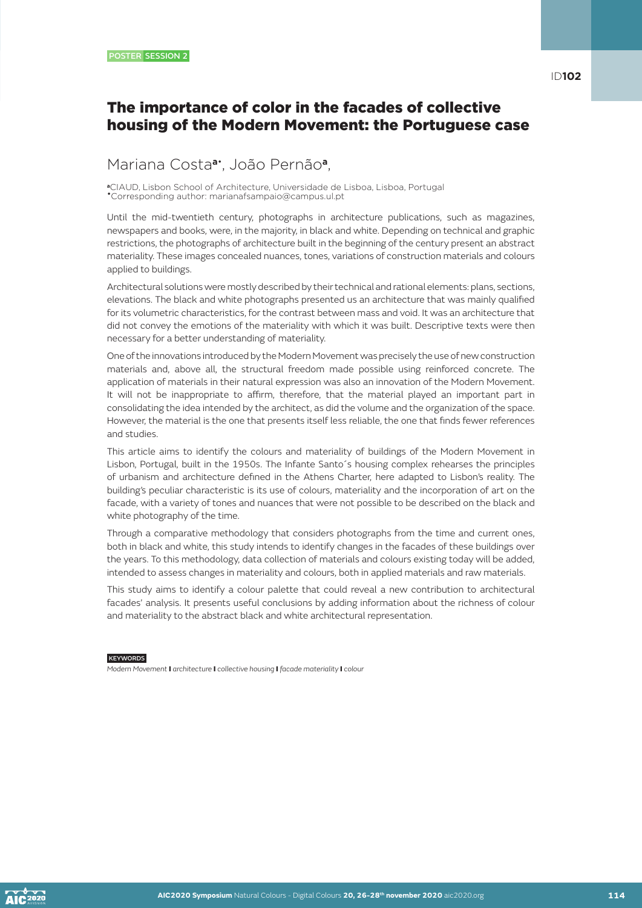POSTER SESSION 2

ID102

# The importance of color in the facades of collective housing of the Modern Movement: the Portuguese case

## Mariana Costa[a*], João Pernão[a],

[a]CIAUD, Lisbon School of Architecture, Universidade de Lisboa, Lisboa, Portugal
[*]Corresponding author: marianafsampaio@campus.ul.pt

Until the mid-twentieth century, photographs in architecture publications, such as magazines, newspapers and books, were, in the majority, in black and white. Depending on technical and graphic restrictions, the photographs of architecture built in the beginning of the century present an abstract materiality. These images concealed nuances, tones, variations of construction materials and colours applied to buildings.

Architectural solutions were mostly described by their technical and rational elements: plans, sections, elevations. The black and white photographs presented us an architecture that was mainly qualified for its volumetric characteristics, for the contrast between mass and void. It was an architecture that did not convey the emotions of the materiality with which it was built. Descriptive texts were then necessary for a better understanding of materiality.

One of the innovations introduced by the Modern Movement was precisely the use of new construction materials and, above all, the structural freedom made possible using reinforced concrete. The application of materials in their natural expression was also an innovation of the Modern Movement. It will not be inappropriate to affirm, therefore, that the material played an important part in consolidating the idea intended by the architect, as did the volume and the organization of the space. However, the material is the one that presents itself less reliable, the one that finds fewer references and studies.

This article aims to identify the colours and materiality of buildings of the Modern Movement in Lisbon, Portugal, built in the 1950s. The Infante Santo´s housing complex rehearses the principles of urbanism and architecture defined in the Athens Charter, here adapted to Lisbon's reality. The building's peculiar characteristic is its use of colours, materiality and the incorporation of art on the facade, with a variety of tones and nuances that were not possible to be described on the black and white photography of the time.

Through a comparative methodology that considers photographs from the time and current ones, both in black and white, this study intends to identify changes in the facades of these buildings over the years. To this methodology, data collection of materials and colours existing today will be added, intended to assess changes in materiality and colours, both in applied materials and raw materials.

This study aims to identify a colour palette that could reveal a new contribution to architectural facades' analysis. It presents useful conclusions by adding information about the richness of colour and materiality to the abstract black and white architectural representation.

**KEYWORDS**

*Modern Movement* **I** *architecture* **I** *collective housing* **I** *facade materiality* **I** *colour*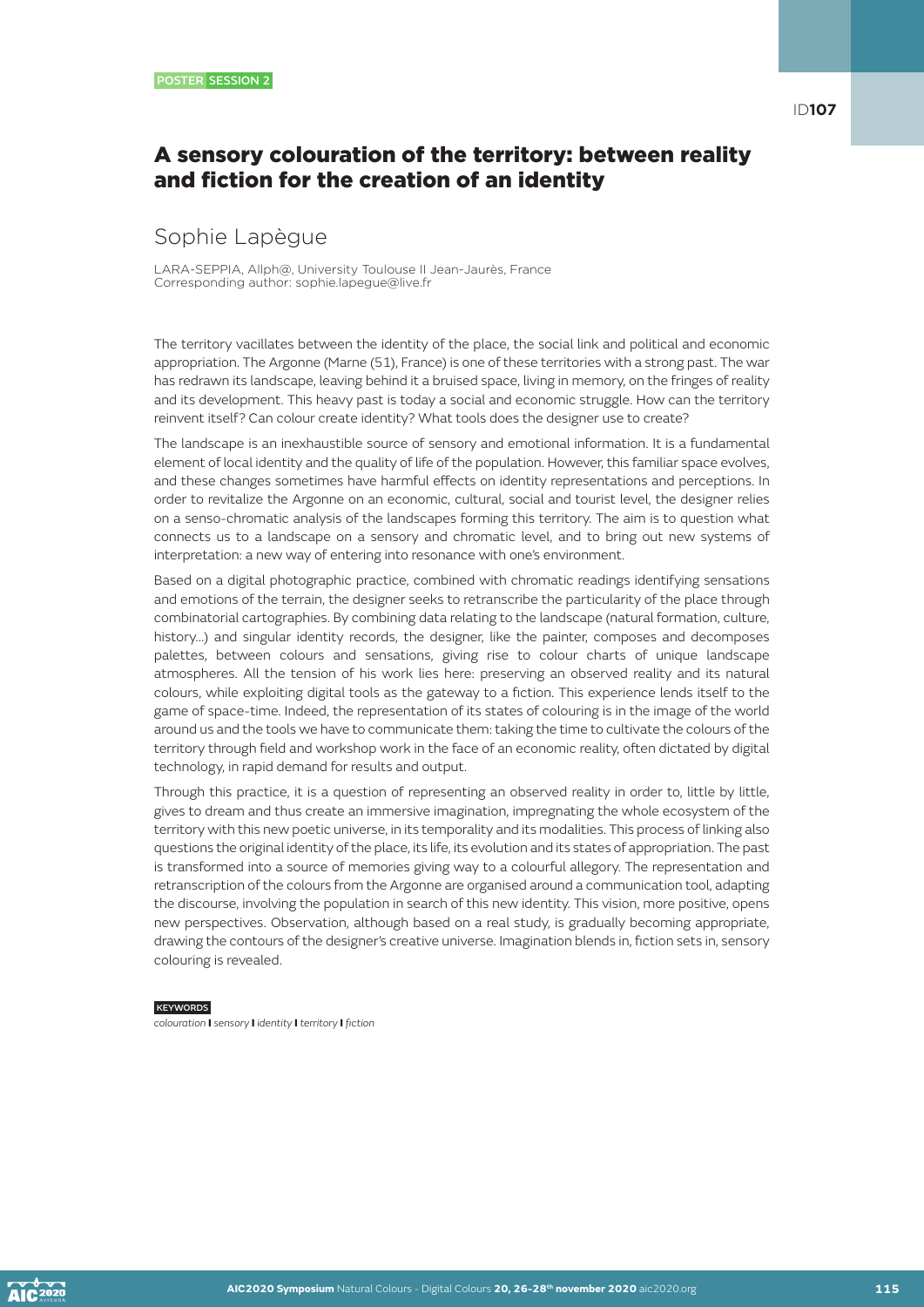POSTER SESSION 2

ID107

# A sensory colouration of the territory: between reality and fiction for the creation of an identity

## Sophie Lapègue

LARA-SEPPIA, Allph@, University Toulouse II Jean-Jaurès, France
Corresponding author: sophie.lapegue@live.fr

The territory vacillates between the identity of the place, the social link and political and economic appropriation. The Argonne (Marne (51), France) is one of these territories with a strong past. The war has redrawn its landscape, leaving behind it a bruised space, living in memory, on the fringes of reality and its development. This heavy past is today a social and economic struggle. How can the territory reinvent itself? Can colour create identity? What tools does the designer use to create?

The landscape is an inexhaustible source of sensory and emotional information. It is a fundamental element of local identity and the quality of life of the population. However, this familiar space evolves, and these changes sometimes have harmful effects on identity representations and perceptions. In order to revitalize the Argonne on an economic, cultural, social and tourist level, the designer relies on a senso-chromatic analysis of the landscapes forming this territory. The aim is to question what connects us to a landscape on a sensory and chromatic level, and to bring out new systems of interpretation: a new way of entering into resonance with one's environment.

Based on a digital photographic practice, combined with chromatic readings identifying sensations and emotions of the terrain, the designer seeks to retranscribe the particularity of the place through combinatorial cartographies. By combining data relating to the landscape (natural formation, culture, history...) and singular identity records, the designer, like the painter, composes and decomposes palettes, between colours and sensations, giving rise to colour charts of unique landscape atmospheres. All the tension of his work lies here: preserving an observed reality and its natural colours, while exploiting digital tools as the gateway to a fiction. This experience lends itself to the game of space-time. Indeed, the representation of its states of colouring is in the image of the world around us and the tools we have to communicate them: taking the time to cultivate the colours of the territory through field and workshop work in the face of an economic reality, often dictated by digital technology, in rapid demand for results and output.

Through this practice, it is a question of representing an observed reality in order to, little by little, gives to dream and thus create an immersive imagination, impregnating the whole ecosystem of the territory with this new poetic universe, in its temporality and its modalities. This process of linking also questions the original identity of the place, its life, its evolution and its states of appropriation. The past is transformed into a source of memories giving way to a colourful allegory. The representation and retranscription of the colours from the Argonne are organised around a communication tool, adapting the discourse, involving the population in search of this new identity. This vision, more positive, opens new perspectives. Observation, although based on a real study, is gradually becoming appropriate, drawing the contours of the designer's creative universe. Imagination blends in, fiction sets in, sensory colouring is revealed.

**KEYWORDS**

*colouration* | *sensory* | *identity* | *territory* | *fiction*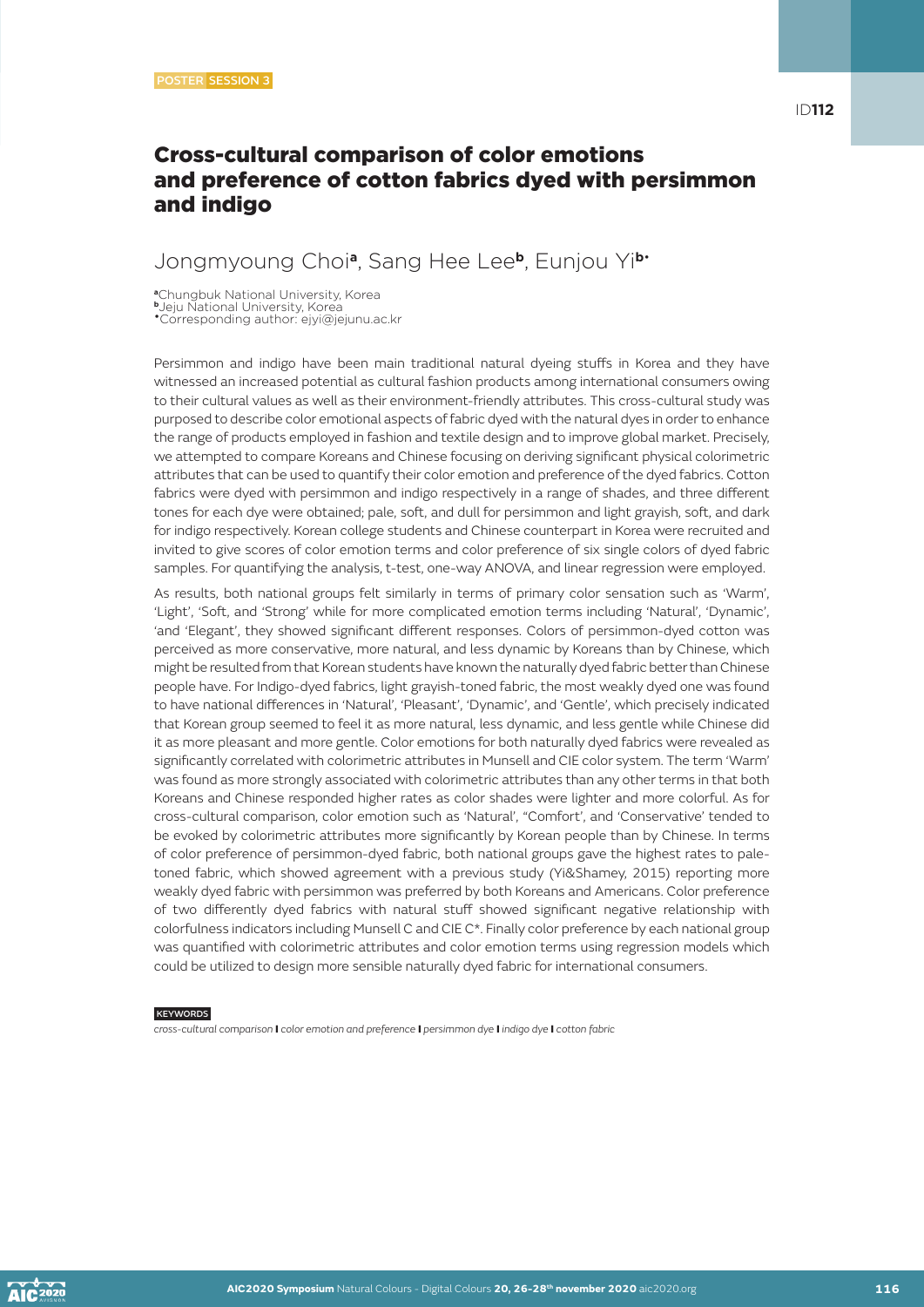POSTER SESSION 3

ID112

# Cross-cultural comparison of color emotions and preference of cotton fabrics dyed with persimmon and indigo

## Jongmyoung Choi[a], Sang Hee Lee[b], Eunjou Yi[b*]

[a]Chungbuk National University, Korea
[b]Jeju National University, Korea
[*]Corresponding author: ejyi@jejunu.ac.kr

Persimmon and indigo have been main traditional natural dyeing stuffs in Korea and they have witnessed an increased potential as cultural fashion products among international consumers owing to their cultural values as well as their environment-friendly attributes. This cross-cultural study was purposed to describe color emotional aspects of fabric dyed with the natural dyes in order to enhance the range of products employed in fashion and textile design and to improve global market. Precisely, we attempted to compare Koreans and Chinese focusing on deriving significant physical colorimetric attributes that can be used to quantify their color emotion and preference of the dyed fabrics. Cotton fabrics were dyed with persimmon and indigo respectively in a range of shades, and three different tones for each dye were obtained; pale, soft, and dull for persimmon and light grayish, soft, and dark for indigo respectively. Korean college students and Chinese counterpart in Korea were recruited and invited to give scores of color emotion terms and color preference of six single colors of dyed fabric samples. For quantifying the analysis, t-test, one-way ANOVA, and linear regression were employed.

As results, both national groups felt similarly in terms of primary color sensation such as 'Warm', 'Light', 'Soft, and 'Strong' while for more complicated emotion terms including 'Natural', 'Dynamic', 'and 'Elegant', they showed significant different responses. Colors of persimmon-dyed cotton was perceived as more conservative, more natural, and less dynamic by Koreans than by Chinese, which might be resulted from that Korean students have known the naturally dyed fabric better than Chinese people have. For Indigo-dyed fabrics, light grayish-toned fabric, the most weakly dyed one was found to have national differences in 'Natural', 'Pleasant', 'Dynamic', and 'Gentle', which precisely indicated that Korean group seemed to feel it as more natural, less dynamic, and less gentle while Chinese did it as more pleasant and more gentle. Color emotions for both naturally dyed fabrics were revealed as significantly correlated with colorimetric attributes in Munsell and CIE color system. The term 'Warm' was found as more strongly associated with colorimetric attributes than any other terms in that both Koreans and Chinese responded higher rates as color shades were lighter and more colorful. As for cross-cultural comparison, color emotion such as 'Natural', "Comfort', and 'Conservative' tended to be evoked by colorimetric attributes more significantly by Korean people than by Chinese. In terms of color preference of persimmon-dyed fabric, both national groups gave the highest rates to pale-toned fabric, which showed agreement with a previous study (Yi&Shamey, 2015) reporting more weakly dyed fabric with persimmon was preferred by both Koreans and Americans. Color preference of two differently dyed fabrics with natural stuff showed significant negative relationship with colorfulness indicators including Munsell C and CIE C*. Finally color preference by each national group was quantified with colorimetric attributes and color emotion terms using regression models which could be utilized to design more sensible naturally dyed fabric for international consumers.

KEYWORDS

*cross-cultural comparison* **I** *color emotion and preference* **I** *persimmon dye* **I** *indigo dye* **I** *cotton fabric*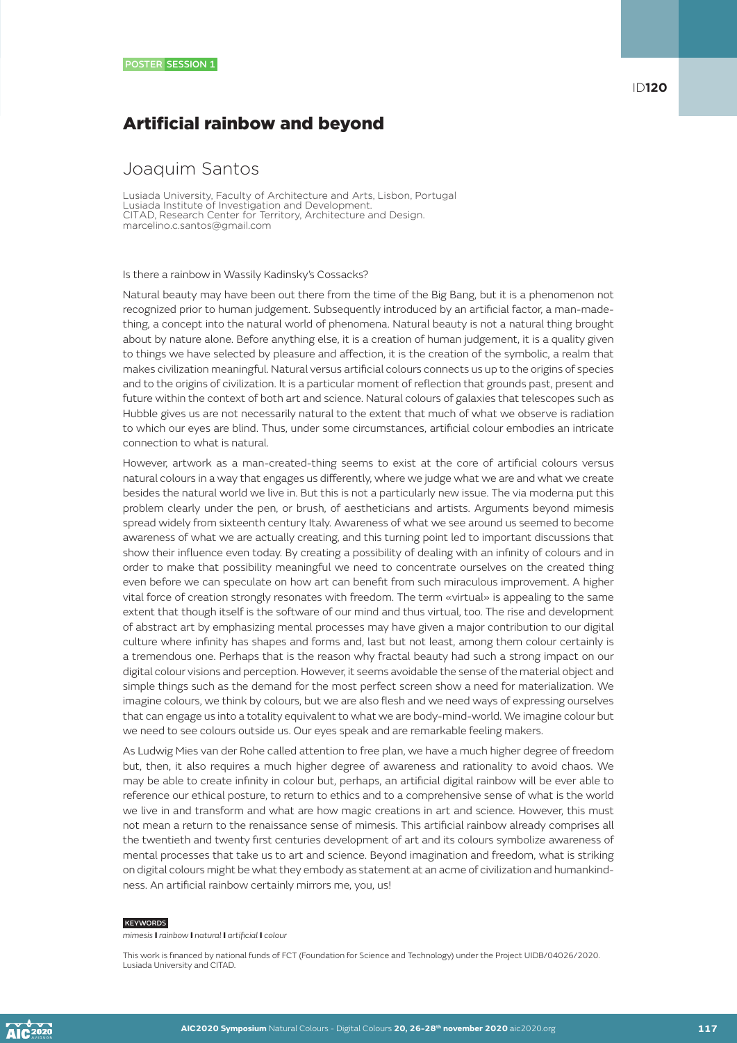POSTER SESSION 1

ID120

# Artificial rainbow and beyond

## Joaquim Santos

Lusiada University, Faculty of Architecture and Arts, Lisbon, Portugal
Lusiada Institute of Investigation and Development.
CITAD, Research Center for Territory, Architecture and Design.
marcelino.c.santos@gmail.com

Is there a rainbow in Wassily Kadinsky's Cossacks?

Natural beauty may have been out there from the time of the Big Bang, but it is a phenomenon not recognized prior to human judgement. Subsequently introduced by an artificial factor, a man-made-thing, a concept into the natural world of phenomena. Natural beauty is not a natural thing brought about by nature alone. Before anything else, it is a creation of human judgement, it is a quality given to things we have selected by pleasure and affection, it is the creation of the symbolic, a realm that makes civilization meaningful. Natural versus artificial colours connects us up to the origins of species and to the origins of civilization. It is a particular moment of reflection that grounds past, present and future within the context of both art and science. Natural colours of galaxies that telescopes such as Hubble gives us are not necessarily natural to the extent that much of what we observe is radiation to which our eyes are blind. Thus, under some circumstances, artificial colour embodies an intricate connection to what is natural.

However, artwork as a man-created-thing seems to exist at the core of artificial colours versus natural colours in a way that engages us differently, where we judge what we are and what we create besides the natural world we live in. But this is not a particularly new issue. The via moderna put this problem clearly under the pen, or brush, of aestheticians and artists. Arguments beyond mimesis spread widely from sixteenth century Italy. Awareness of what we see around us seemed to become awareness of what we are actually creating, and this turning point led to important discussions that show their influence even today. By creating a possibility of dealing with an infinity of colours and in order to make that possibility meaningful we need to concentrate ourselves on the created thing even before we can speculate on how art can benefit from such miraculous improvement. A higher vital force of creation strongly resonates with freedom. The term «virtual» is appealing to the same extent that though itself is the software of our mind and thus virtual, too. The rise and development of abstract art by emphasizing mental processes may have given a major contribution to our digital culture where infinity has shapes and forms and, last but not least, among them colour certainly is a tremendous one. Perhaps that is the reason why fractal beauty had such a strong impact on our digital colour visions and perception. However, it seems avoidable the sense of the material object and simple things such as the demand for the most perfect screen show a need for materialization. We imagine colours, we think by colours, but we are also flesh and we need ways of expressing ourselves that can engage us into a totality equivalent to what we are body-mind-world. We imagine colour but we need to see colours outside us. Our eyes speak and are remarkable feeling makers.

As Ludwig Mies van der Rohe called attention to free plan, we have a much higher degree of freedom but, then, it also requires a much higher degree of awareness and rationality to avoid chaos. We may be able to create infinity in colour but, perhaps, an artificial digital rainbow will be ever able to reference our ethical posture, to return to ethics and to a comprehensive sense of what is the world we live in and transform and what are how magic creations in art and science. However, this must not mean a return to the renaissance sense of mimesis. This artificial rainbow already comprises all the twentieth and twenty first centuries development of art and its colours symbolize awareness of mental processes that take us to art and science. Beyond imagination and freedom, what is striking on digital colours might be what they embody as statement at an acme of civilization and humankindness. An artificial rainbow certainly mirrors me, you, us!

KEYWORDS

*mimesis* | *rainbow* | *natural* | *artificial* | *colour*

This work is financed by national funds of FCT (Foundation for Science and Technology) under the Project UIDB/04026/2020. Lusiada University and CITAD.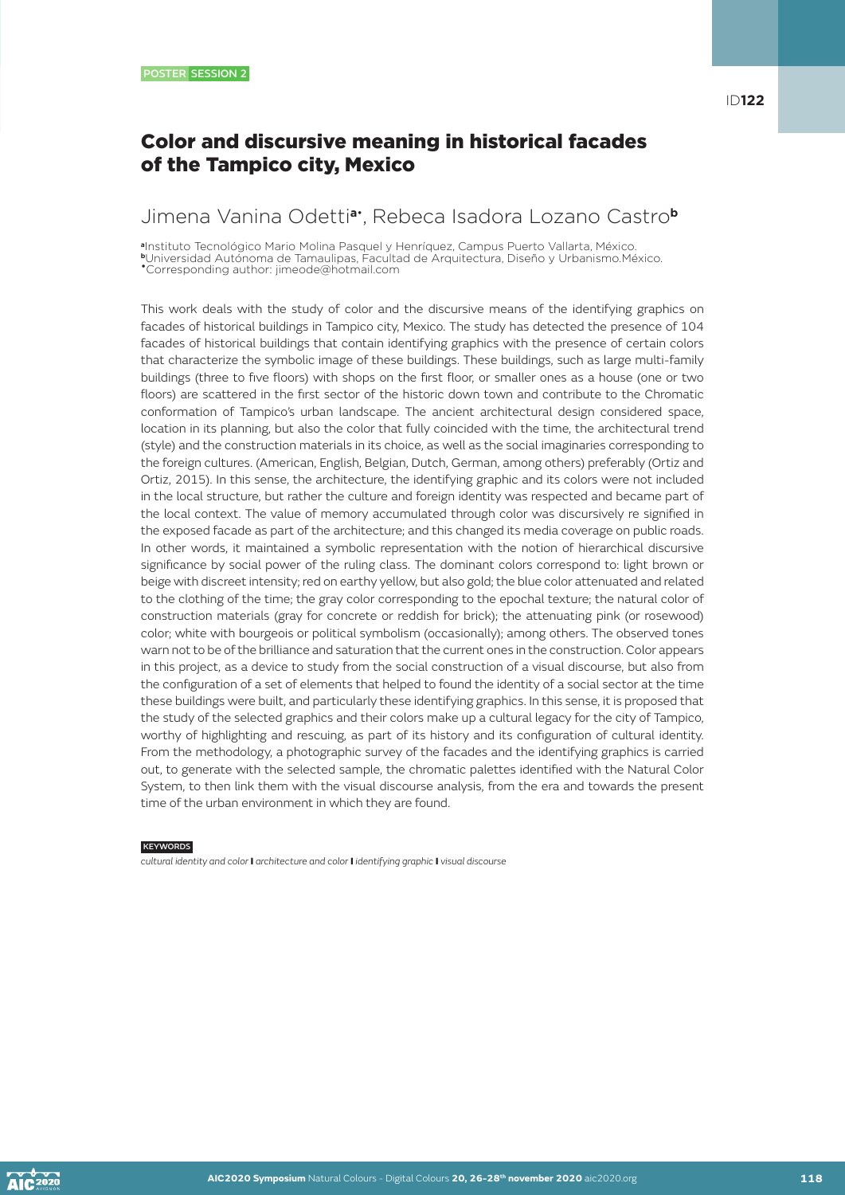POSTER SESSION 2

ID**122**

# Color and discursive meaning in historical facades of the Tampico city, Mexico

## Jimena Vanina Odetti[a*], Rebeca Isadora Lozano Castro[b]

[a]Instituto Tecnológico Mario Molina Pasquel y Henríquez, Campus Puerto Vallarta, México.
[b]Universidad Autónoma de Tamaulipas, Facultad de Arquitectura, Diseño y Urbanismo.México.
[*]Corresponding author: jimeode@hotmail.com

This work deals with the study of color and the discursive means of the identifying graphics on facades of historical buildings in Tampico city, Mexico. The study has detected the presence of 104 facades of historical buildings that contain identifying graphics with the presence of certain colors that characterize the symbolic image of these buildings. These buildings, such as large multi-family buildings (three to five floors) with shops on the first floor, or smaller ones as a house (one or two floors) are scattered in the first sector of the historic down town and contribute to the Chromatic conformation of Tampico's urban landscape. The ancient architectural design considered space, location in its planning, but also the color that fully coincided with the time, the architectural trend (style) and the construction materials in its choice, as well as the social imaginaries corresponding to the foreign cultures. (American, English, Belgian, Dutch, German, among others) preferably (Ortiz and Ortiz, 2015). In this sense, the architecture, the identifying graphic and its colors were not included in the local structure, but rather the culture and foreign identity was respected and became part of the local context. The value of memory accumulated through color was discursively re signified in the exposed facade as part of the architecture; and this changed its media coverage on public roads. In other words, it maintained a symbolic representation with the notion of hierarchical discursive significance by social power of the ruling class. The dominant colors correspond to: light brown or beige with discreet intensity; red on earthy yellow, but also gold; the blue color attenuated and related to the clothing of the time; the gray color corresponding to the epochal texture; the natural color of construction materials (gray for concrete or reddish for brick); the attenuating pink (or rosewood) color; white with bourgeois or political symbolism (occasionally); among others. The observed tones warn not to be of the brilliance and saturation that the current ones in the construction. Color appears in this project, as a device to study from the social construction of a visual discourse, but also from the configuration of a set of elements that helped to found the identity of a social sector at the time these buildings were built, and particularly these identifying graphics. In this sense, it is proposed that the study of the selected graphics and their colors make up a cultural legacy for the city of Tampico, worthy of highlighting and rescuing, as part of its history and its configuration of cultural identity. From the methodology, a photographic survey of the facades and the identifying graphics is carried out, to generate with the selected sample, the chromatic palettes identified with the Natural Color System, to then link them with the visual discourse analysis, from the era and towards the present time of the urban environment in which they are found.

KEYWORDS

*cultural identity and color* **I** *architecture and color* **I** *identifying graphic* **I** *visual discourse*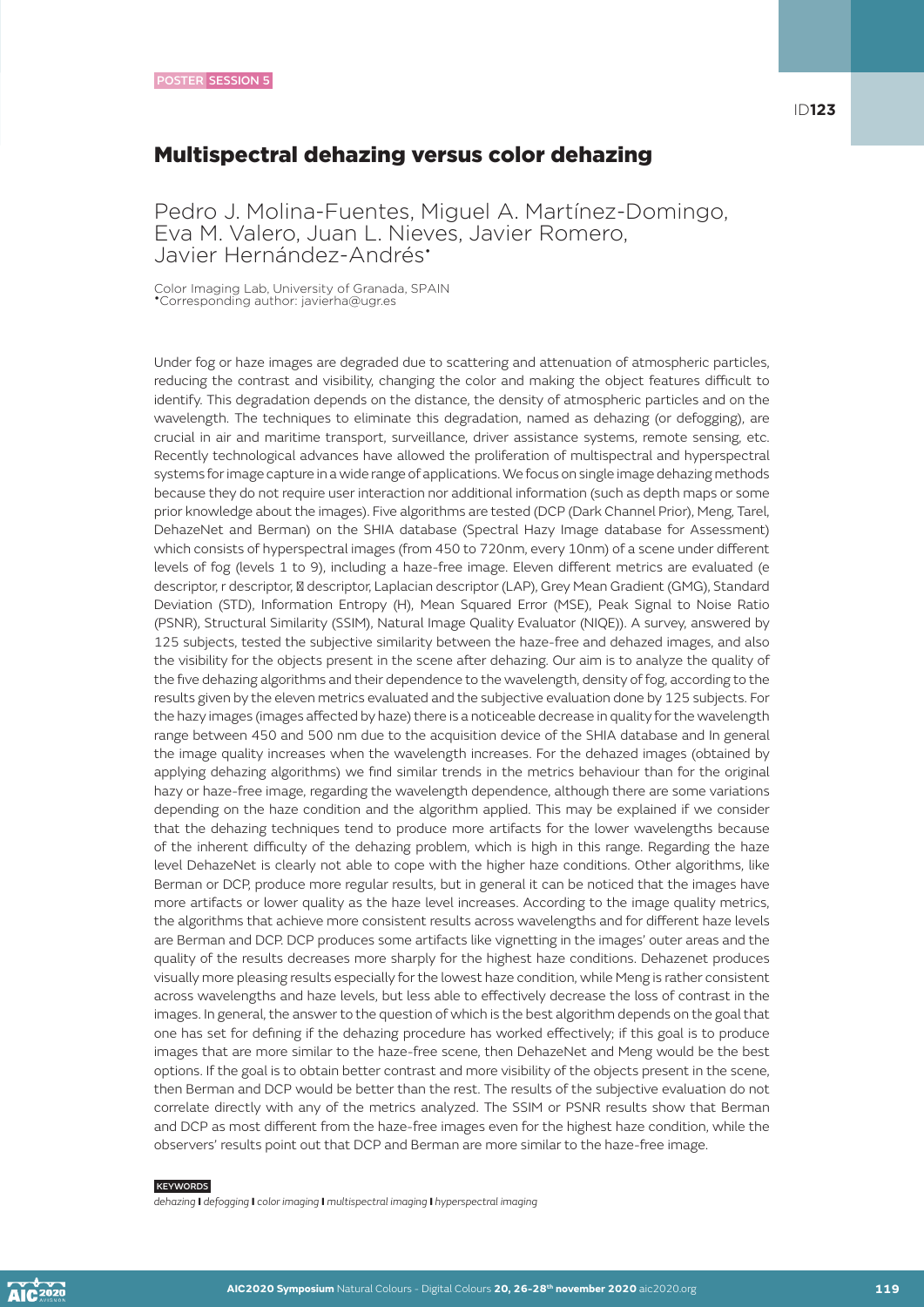POSTER SESSION 5

ID**123**

# Multispectral dehazing versus color dehazing

Pedro J. Molina-Fuentes, Miguel A. Martínez-Domingo, Eva M. Valero, Juan L. Nieves, Javier Romero, Javier Hernández-Andrés*

Color Imaging Lab, University of Granada, SPAIN
*Corresponding author: javierha@ugr.es

Under fog or haze images are degraded due to scattering and attenuation of atmospheric particles, reducing the contrast and visibility, changing the color and making the object features difficult to identify. This degradation depends on the distance, the density of atmospheric particles and on the wavelength. The techniques to eliminate this degradation, named as dehazing (or defogging), are crucial in air and maritime transport, surveillance, driver assistance systems, remote sensing, etc. Recently technological advances have allowed the proliferation of multispectral and hyperspectral systems for image capture in a wide range of applications. We focus on single image dehazing methods because they do not require user interaction nor additional information (such as depth maps or some prior knowledge about the images). Five algorithms are tested (DCP (Dark Channel Prior), Meng, Tarel, DehazeNet and Berman) on the SHIA database (Spectral Hazy Image database for Assessment) which consists of hyperspectral images (from 450 to 720nm, every 10nm) of a scene under different levels of fog (levels 1 to 9), including a haze-free image. Eleven different metrics are evaluated (e descriptor, r descriptor, ⊠ descriptor, Laplacian descriptor (LAP), Grey Mean Gradient (GMG), Standard Deviation (STD), Information Entropy (H), Mean Squared Error (MSE), Peak Signal to Noise Ratio (PSNR), Structural Similarity (SSIM), Natural Image Quality Evaluator (NIQE)). A survey, answered by 125 subjects, tested the subjective similarity between the haze-free and dehazed images, and also the visibility for the objects present in the scene after dehazing. Our aim is to analyze the quality of the five dehazing algorithms and their dependence to the wavelength, density of fog, according to the results given by the eleven metrics evaluated and the subjective evaluation done by 125 subjects. For the hazy images (images affected by haze) there is a noticeable decrease in quality for the wavelength range between 450 and 500 nm due to the acquisition device of the SHIA database and In general the image quality increases when the wavelength increases. For the dehazed images (obtained by applying dehazing algorithms) we find similar trends in the metrics behaviour than for the original hazy or haze-free image, regarding the wavelength dependence, although there are some variations depending on the haze condition and the algorithm applied. This may be explained if we consider that the dehazing techniques tend to produce more artifacts for the lower wavelengths because of the inherent difficulty of the dehazing problem, which is high in this range. Regarding the haze level DehazeNet is clearly not able to cope with the higher haze conditions. Other algorithms, like Berman or DCP, produce more regular results, but in general it can be noticed that the images have more artifacts or lower quality as the haze level increases. According to the image quality metrics, the algorithms that achieve more consistent results across wavelengths and for different haze levels are Berman and DCP. DCP produces some artifacts like vignetting in the images' outer areas and the quality of the results decreases more sharply for the highest haze conditions. Dehazenet produces visually more pleasing results especially for the lowest haze condition, while Meng is rather consistent across wavelengths and haze levels, but less able to effectively decrease the loss of contrast in the images. In general, the answer to the question of which is the best algorithm depends on the goal that one has set for defining if the dehazing procedure has worked effectively; if this goal is to produce images that are more similar to the haze-free scene, then DehazeNet and Meng would be the best options. If the goal is to obtain better contrast and more visibility of the objects present in the scene, then Berman and DCP would be better than the rest. The results of the subjective evaluation do not correlate directly with any of the metrics analyzed. The SSIM or PSNR results show that Berman and DCP as most different from the haze-free images even for the highest haze condition, while the observers' results point out that DCP and Berman are more similar to the haze-free image.

KEYWORDS

*dehazing* **I** *defogging* **I** *color imaging* **I** *multispectral imaging* **I** *hyperspectral imaging*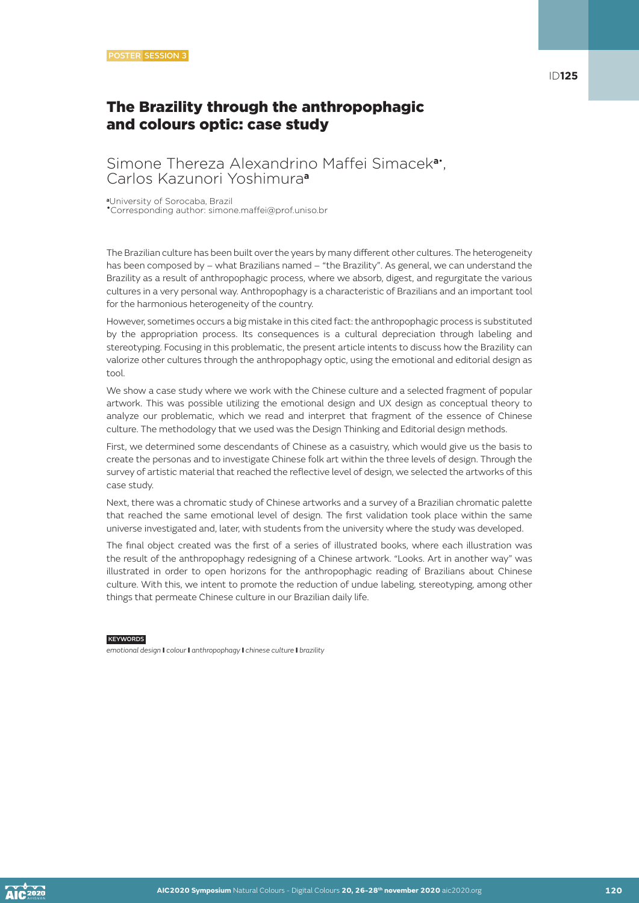POSTER SESSION 3

ID125

# The Brazility through the anthropophagic and colours optic: case study

Simone Thereza Alexandrino Maffei Simacek[a*], Carlos Kazunori Yoshimura[a]

[a]University of Sorocaba, Brazil
[*]Corresponding author: simone.maffei@prof.uniso.br

The Brazilian culture has been built over the years by many different other cultures. The heterogeneity has been composed by – what Brazilians named – "the Brazility". As general, we can understand the Brazility as a result of anthropophagic process, where we absorb, digest, and regurgitate the various cultures in a very personal way. Anthropophagy is a characteristic of Brazilians and an important tool for the harmonious heterogeneity of the country.

However, sometimes occurs a big mistake in this cited fact: the anthropophagic process is substituted by the appropriation process. Its consequences is a cultural depreciation through labeling and stereotyping. Focusing in this problematic, the present article intents to discuss how the Brazility can valorize other cultures through the anthropophagy optic, using the emotional and editorial design as tool.

We show a case study where we work with the Chinese culture and a selected fragment of popular artwork. This was possible utilizing the emotional design and UX design as conceptual theory to analyze our problematic, which we read and interpret that fragment of the essence of Chinese culture. The methodology that we used was the Design Thinking and Editorial design methods.

First, we determined some descendants of Chinese as a casuistry, which would give us the basis to create the personas and to investigate Chinese folk art within the three levels of design. Through the survey of artistic material that reached the reflective level of design, we selected the artworks of this case study.

Next, there was a chromatic study of Chinese artworks and a survey of a Brazilian chromatic palette that reached the same emotional level of design. The first validation took place within the same universe investigated and, later, with students from the university where the study was developed.

The final object created was the first of a series of illustrated books, where each illustration was the result of the anthropophagy redesigning of a Chinese artwork. "Looks. Art in another way" was illustrated in order to open horizons for the anthropophagic reading of Brazilians about Chinese culture. With this, we intent to promote the reduction of undue labeling, stereotyping, among other things that permeate Chinese culture in our Brazilian daily life.

KEYWORDS

*emotional design* **I** *colour* **I** *anthropophagy* **I** *chinese culture* **I** *brazility*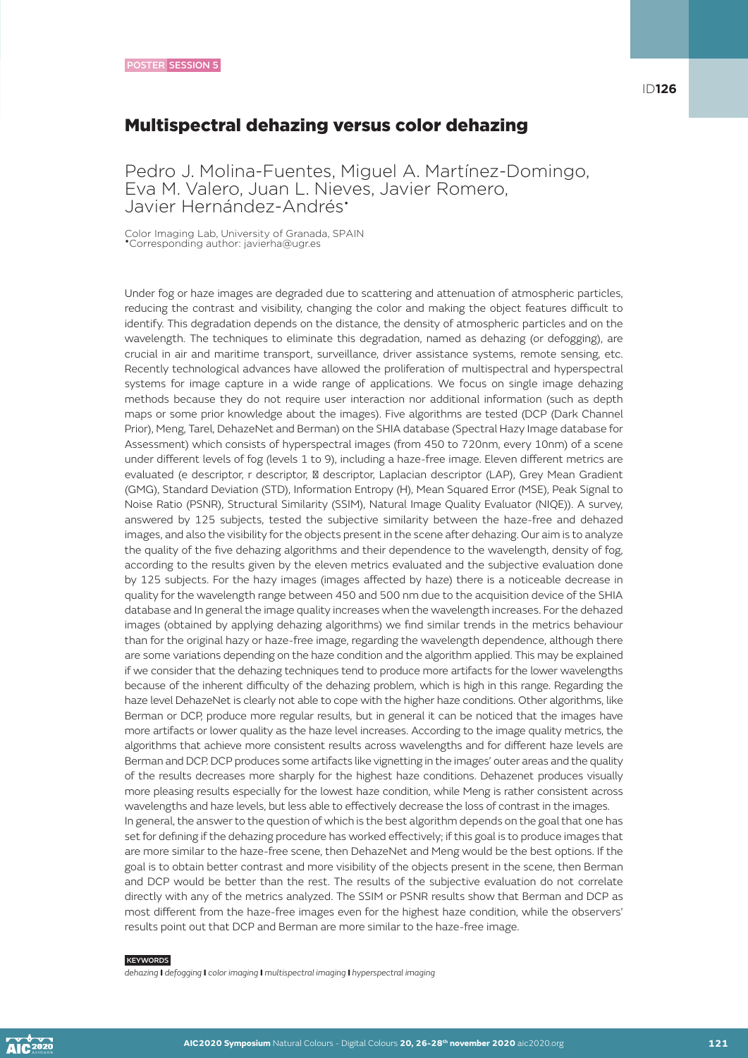POSTER SESSION 5

ID**126**

# Multispectral dehazing versus color dehazing

Pedro J. Molina-Fuentes, Miguel A. Martínez-Domingo, Eva M. Valero, Juan L. Nieves, Javier Romero, Javier Hernández-Andrés•

Color Imaging Lab, University of Granada, SPAIN
•Corresponding author: javierha@ugr.es

Under fog or haze images are degraded due to scattering and attenuation of atmospheric particles, reducing the contrast and visibility, changing the color and making the object features difficult to identify. This degradation depends on the distance, the density of atmospheric particles and on the wavelength. The techniques to eliminate this degradation, named as dehazing (or defogging), are crucial in air and maritime transport, surveillance, driver assistance systems, remote sensing, etc. Recently technological advances have allowed the proliferation of multispectral and hyperspectral systems for image capture in a wide range of applications. We focus on single image dehazing methods because they do not require user interaction nor additional information (such as depth maps or some prior knowledge about the images). Five algorithms are tested (DCP (Dark Channel Prior), Meng, Tarel, DehazeNet and Berman) on the SHIA database (Spectral Hazy Image database for Assessment) which consists of hyperspectral images (from 450 to 720nm, every 10nm) of a scene under different levels of fog (levels 1 to 9), including a haze-free image. Eleven different metrics are evaluated (e descriptor, r descriptor, ⊠ descriptor, Laplacian descriptor (LAP), Grey Mean Gradient (GMG), Standard Deviation (STD), Information Entropy (H), Mean Squared Error (MSE), Peak Signal to Noise Ratio (PSNR), Structural Similarity (SSIM), Natural Image Quality Evaluator (NIQE)). A survey, answered by 125 subjects, tested the subjective similarity between the haze-free and dehazed images, and also the visibility for the objects present in the scene after dehazing. Our aim is to analyze the quality of the five dehazing algorithms and their dependence to the wavelength, density of fog, according to the results given by the eleven metrics evaluated and the subjective evaluation done by 125 subjects. For the hazy images (images affected by haze) there is a noticeable decrease in quality for the wavelength range between 450 and 500 nm due to the acquisition device of the SHIA database and In general the image quality increases when the wavelength increases. For the dehazed images (obtained by applying dehazing algorithms) we find similar trends in the metrics behaviour than for the original hazy or haze-free image, regarding the wavelength dependence, although there are some variations depending on the haze condition and the algorithm applied. This may be explained if we consider that the dehazing techniques tend to produce more artifacts for the lower wavelengths because of the inherent difficulty of the dehazing problem, which is high in this range. Regarding the haze level DehazeNet is clearly not able to cope with the higher haze conditions. Other algorithms, like Berman or DCP, produce more regular results, but in general it can be noticed that the images have more artifacts or lower quality as the haze level increases. According to the image quality metrics, the algorithms that achieve more consistent results across wavelengths and for different haze levels are Berman and DCP. DCP produces some artifacts like vignetting in the images' outer areas and the quality of the results decreases more sharply for the highest haze conditions. Dehazenet produces visually more pleasing results especially for the lowest haze condition, while Meng is rather consistent across wavelengths and haze levels, but less able to effectively decrease the loss of contrast in the images.
In general, the answer to the question of which is the best algorithm depends on the goal that one has set for defining if the dehazing procedure has worked effectively; if this goal is to produce images that are more similar to the haze-free scene, then DehazeNet and Meng would be the best options. If the goal is to obtain better contrast and more visibility of the objects present in the scene, then Berman and DCP would be better than the rest. The results of the subjective evaluation do not correlate directly with any of the metrics analyzed. The SSIM or PSNR results show that Berman and DCP as most different from the haze-free images even for the highest haze condition, while the observers' results point out that DCP and Berman are more similar to the haze-free image.

KEYWORDS
*dehazing* | *defogging* | *color imaging* | *multispectral imaging* | *hyperspectral imaging*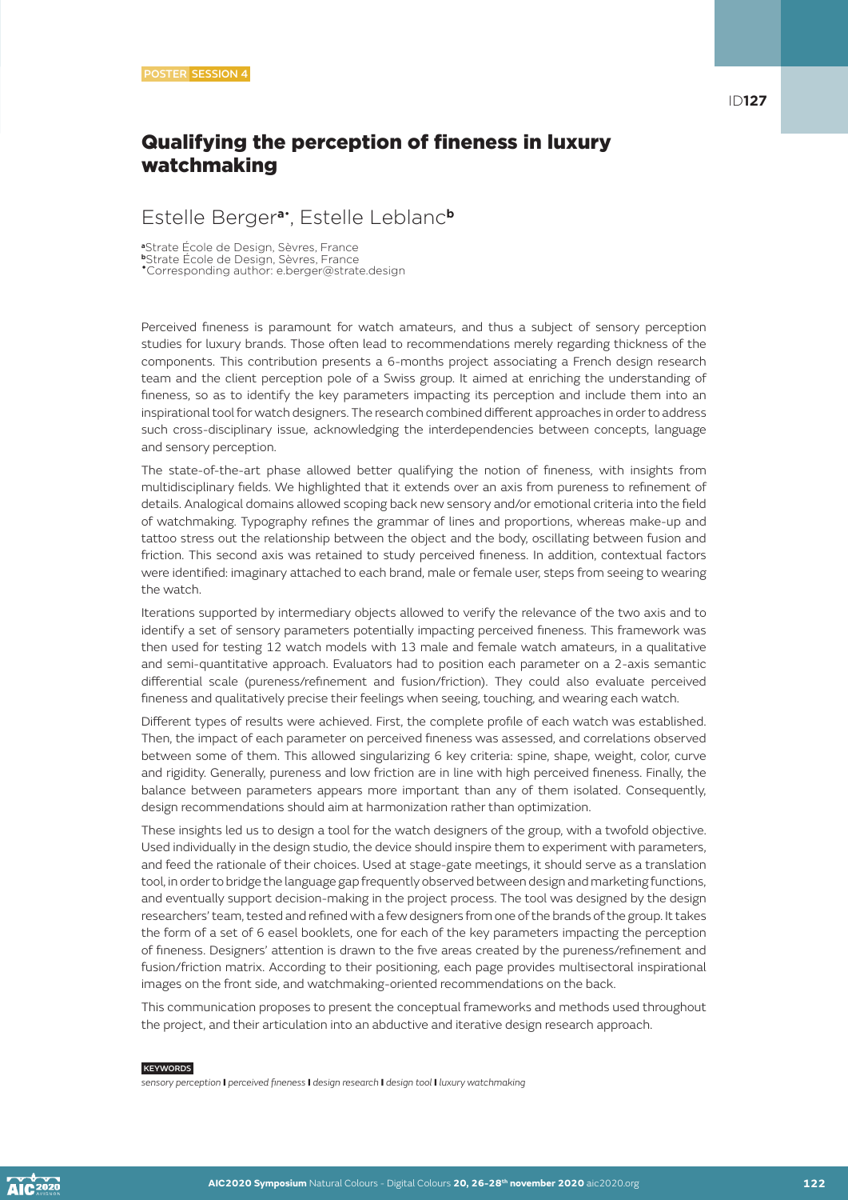POSTER SESSION 4

ID**127**

# Qualifying the perception of fineness in luxury watchmaking

Estelle Berger[a•], Estelle Leblanc[b]

[a]Strate École de Design, Sèvres, France
[b]Strate École de Design, Sèvres, France
[•]Corresponding author: e.berger@strate.design

Perceived fineness is paramount for watch amateurs, and thus a subject of sensory perception studies for luxury brands. Those often lead to recommendations merely regarding thickness of the components. This contribution presents a 6-months project associating a French design research team and the client perception pole of a Swiss group. It aimed at enriching the understanding of fineness, so as to identify the key parameters impacting its perception and include them into an inspirational tool for watch designers. The research combined different approaches in order to address such cross-disciplinary issue, acknowledging the interdependencies between concepts, language and sensory perception.

The state-of-the-art phase allowed better qualifying the notion of fineness, with insights from multidisciplinary fields. We highlighted that it extends over an axis from pureness to refinement of details. Analogical domains allowed scoping back new sensory and/or emotional criteria into the field of watchmaking. Typography refines the grammar of lines and proportions, whereas make-up and tattoo stress out the relationship between the object and the body, oscillating between fusion and friction. This second axis was retained to study perceived fineness. In addition, contextual factors were identified: imaginary attached to each brand, male or female user, steps from seeing to wearing the watch.

Iterations supported by intermediary objects allowed to verify the relevance of the two axis and to identify a set of sensory parameters potentially impacting perceived fineness. This framework was then used for testing 12 watch models with 13 male and female watch amateurs, in a qualitative and semi-quantitative approach. Evaluators had to position each parameter on a 2-axis semantic differential scale (pureness/refinement and fusion/friction). They could also evaluate perceived fineness and qualitatively precise their feelings when seeing, touching, and wearing each watch.

Different types of results were achieved. First, the complete profile of each watch was established. Then, the impact of each parameter on perceived fineness was assessed, and correlations observed between some of them. This allowed singularizing 6 key criteria: spine, shape, weight, color, curve and rigidity. Generally, pureness and low friction are in line with high perceived fineness. Finally, the balance between parameters appears more important than any of them isolated. Consequently, design recommendations should aim at harmonization rather than optimization.

These insights led us to design a tool for the watch designers of the group, with a twofold objective. Used individually in the design studio, the device should inspire them to experiment with parameters, and feed the rationale of their choices. Used at stage-gate meetings, it should serve as a translation tool, in order to bridge the language gap frequently observed between design and marketing functions, and eventually support decision-making in the project process. The tool was designed by the design researchers' team, tested and refined with a few designers from one of the brands of the group. It takes the form of a set of 6 easel booklets, one for each of the key parameters impacting the perception of fineness. Designers' attention is drawn to the five areas created by the pureness/refinement and fusion/friction matrix. According to their positioning, each page provides multisectoral inspirational images on the front side, and watchmaking-oriented recommendations on the back.

This communication proposes to present the conceptual frameworks and methods used throughout the project, and their articulation into an abductive and iterative design research approach.

KEYWORDS

*sensory perception* **I** *perceived fineness* **I** *design research* **I** *design tool* **I** *luxury watchmaking*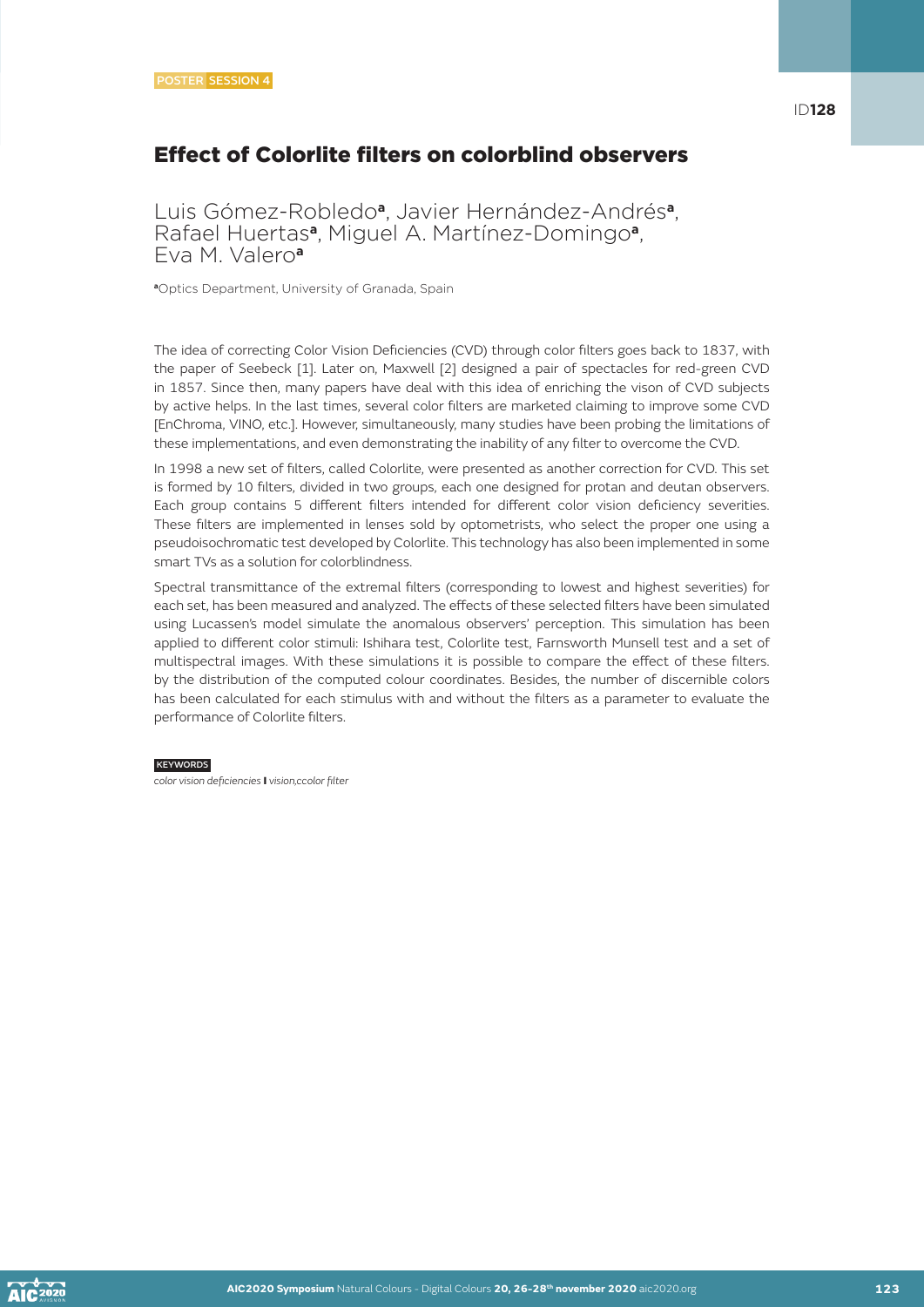POSTER SESSION 4

ID128

# Effect of Colorlite filters on colorblind observers

Luis Gómez-Robledo[a], Javier Hernández-Andrés[a], Rafael Huertas[a], Miguel A. Martínez-Domingo[a], Eva M. Valero[a]

[a]Optics Department, University of Granada, Spain

The idea of correcting Color Vision Deficiencies (CVD) through color filters goes back to 1837, with the paper of Seebeck [1]. Later on, Maxwell [2] designed a pair of spectacles for red-green CVD in 1857. Since then, many papers have deal with this idea of enriching the vison of CVD subjects by active helps. In the last times, several color filters are marketed claiming to improve some CVD [EnChroma, VINO, etc.]. However, simultaneously, many studies have been probing the limitations of these implementations, and even demonstrating the inability of any filter to overcome the CVD.

In 1998 a new set of filters, called Colorlite, were presented as another correction for CVD. This set is formed by 10 filters, divided in two groups, each one designed for protan and deutan observers. Each group contains 5 different filters intended for different color vision deficiency severities. These filters are implemented in lenses sold by optometrists, who select the proper one using a pseudoisochromatic test developed by Colorlite. This technology has also been implemented in some smart TVs as a solution for colorblindness.

Spectral transmittance of the extremal filters (corresponding to lowest and highest severities) for each set, has been measured and analyzed. The effects of these selected filters have been simulated using Lucassen's model simulate the anomalous observers' perception. This simulation has been applied to different color stimuli: Ishihara test, Colorlite test, Farnsworth Munsell test and a set of multispectral images. With these simulations it is possible to compare the effect of these filters. by the distribution of the computed colour coordinates. Besides, the number of discernible colors has been calculated for each stimulus with and without the filters as a parameter to evaluate the performance of Colorlite filters.

KEYWORDS

*color vision deficiencies* **I** *vision,ccolor filter*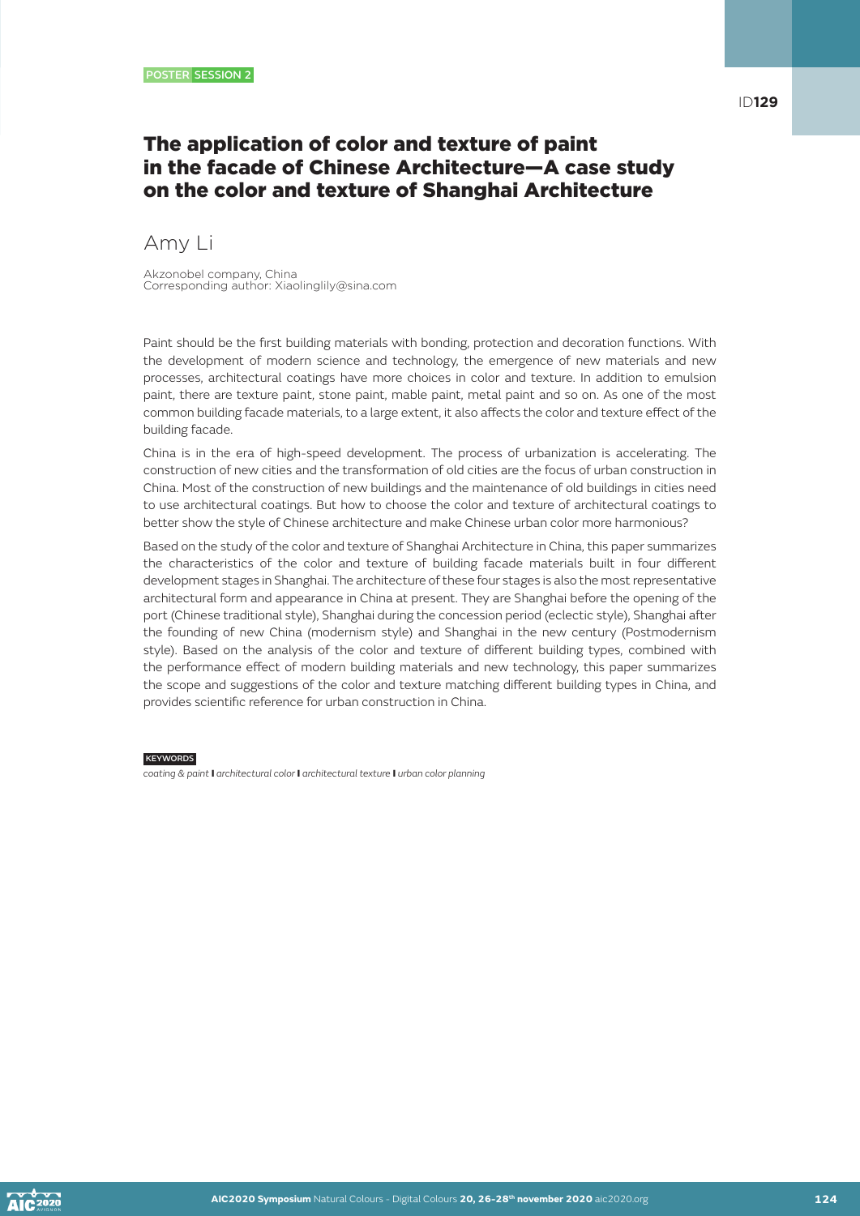POSTER SESSION 2

ID129

# The application of color and texture of paint in the facade of Chinese Architecture—A case study on the color and texture of Shanghai Architecture

## Amy Li

Akzonobel company, China
Corresponding author: Xiaolinglily@sina.com

Paint should be the first building materials with bonding, protection and decoration functions. With the development of modern science and technology, the emergence of new materials and new processes, architectural coatings have more choices in color and texture. In addition to emulsion paint, there are texture paint, stone paint, mable paint, metal paint and so on. As one of the most common building facade materials, to a large extent, it also affects the color and texture effect of the building facade.

China is in the era of high-speed development. The process of urbanization is accelerating. The construction of new cities and the transformation of old cities are the focus of urban construction in China. Most of the construction of new buildings and the maintenance of old buildings in cities need to use architectural coatings. But how to choose the color and texture of architectural coatings to better show the style of Chinese architecture and make Chinese urban color more harmonious?

Based on the study of the color and texture of Shanghai Architecture in China, this paper summarizes the characteristics of the color and texture of building facade materials built in four different development stages in Shanghai. The architecture of these four stages is also the most representative architectural form and appearance in China at present. They are Shanghai before the opening of the port (Chinese traditional style), Shanghai during the concession period (eclectic style), Shanghai after the founding of new China (modernism style) and Shanghai in the new century (Postmodernism style). Based on the analysis of the color and texture of different building types, combined with the performance effect of modern building materials and new technology, this paper summarizes the scope and suggestions of the color and texture matching different building types in China, and provides scientific reference for urban construction in China.

**KEYWORDS**

*coating & paint* | *architectural color* | *architectural texture* | *urban color planning*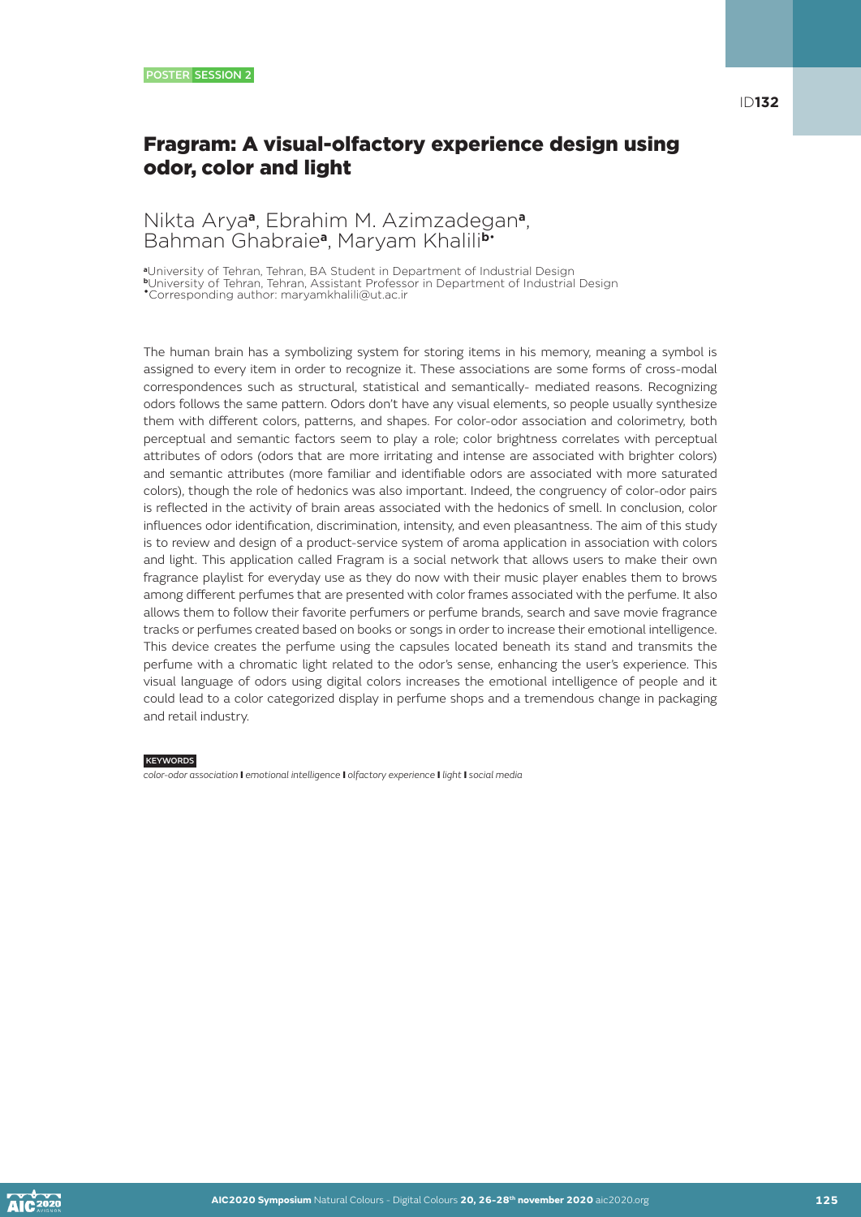POSTER SESSION 2

ID**132**

# Fragram: A visual-olfactory experience design using odor, color and light

Nikta Arya[a], Ebrahim M. Azimzadegan[a], Bahman Ghabraie[a], Maryam Khalili[b•]

[a]University of Tehran, Tehran, BA Student in Department of Industrial Design
[b]University of Tehran, Tehran, Assistant Professor in Department of Industrial Design
•Corresponding author: maryamkhalili@ut.ac.ir

The human brain has a symbolizing system for storing items in his memory, meaning a symbol is assigned to every item in order to recognize it. These associations are some forms of cross-modal correspondences such as structural, statistical and semantically- mediated reasons. Recognizing odors follows the same pattern. Odors don't have any visual elements, so people usually synthesize them with different colors, patterns, and shapes. For color-odor association and colorimetry, both perceptual and semantic factors seem to play a role; color brightness correlates with perceptual attributes of odors (odors that are more irritating and intense are associated with brighter colors) and semantic attributes (more familiar and identifiable odors are associated with more saturated colors), though the role of hedonics was also important. Indeed, the congruency of color-odor pairs is reflected in the activity of brain areas associated with the hedonics of smell. In conclusion, color influences odor identification, discrimination, intensity, and even pleasantness. The aim of this study is to review and design of a product-service system of aroma application in association with colors and light. This application called Fragram is a social network that allows users to make their own fragrance playlist for everyday use as they do now with their music player enables them to brows among different perfumes that are presented with color frames associated with the perfume. It also allows them to follow their favorite perfumers or perfume brands, search and save movie fragrance tracks or perfumes created based on books or songs in order to increase their emotional intelligence. This device creates the perfume using the capsules located beneath its stand and transmits the perfume with a chromatic light related to the odor's sense, enhancing the user's experience. This visual language of odors using digital colors increases the emotional intelligence of people and it could lead to a color categorized display in perfume shops and a tremendous change in packaging and retail industry.

KEYWORDS

*color-odor association* **I** *emotional intelligence* **I** *olfactory experience* **I** *light* **I** *social media*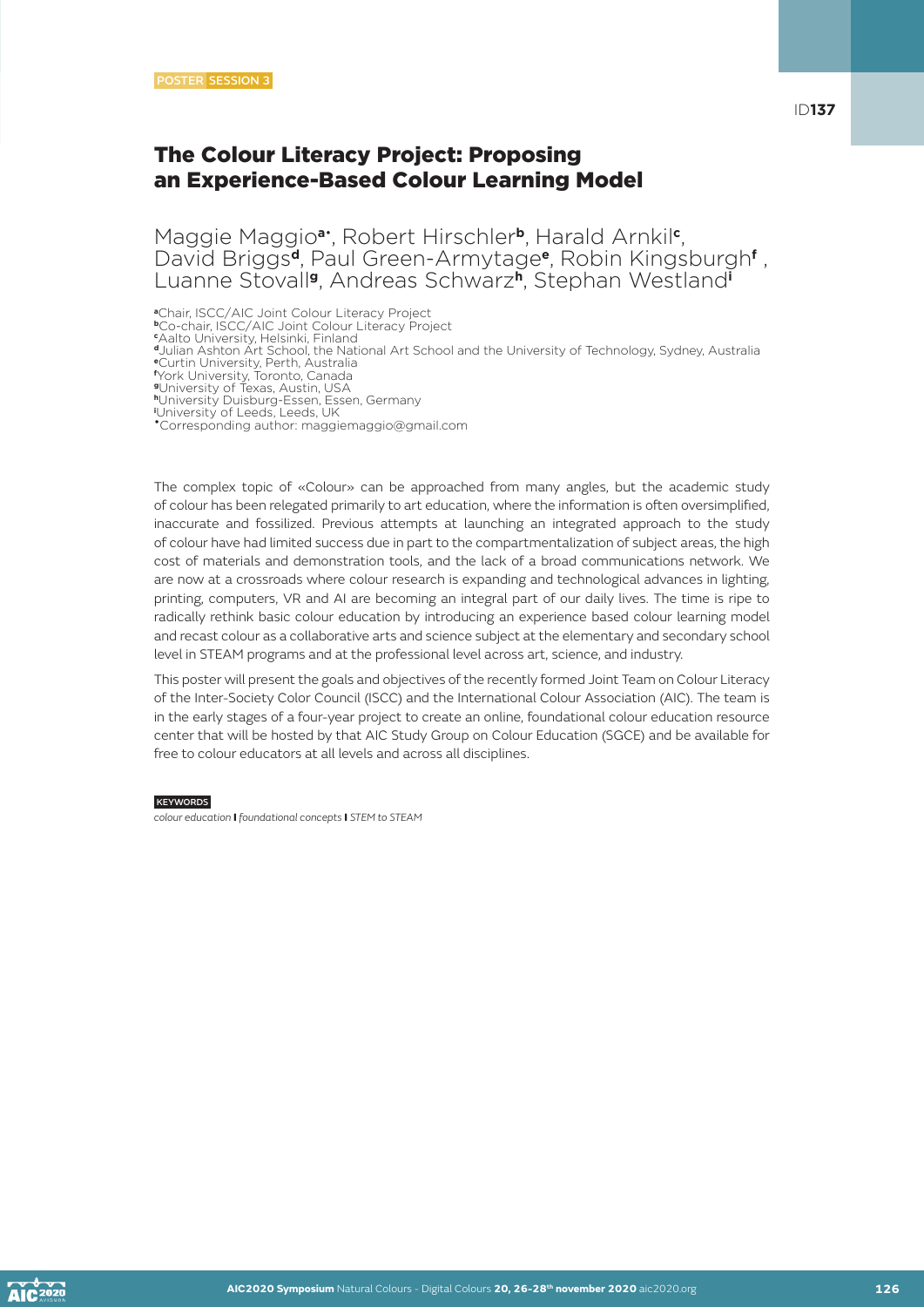POSTER SESSION 3

ID**137**

# The Colour Literacy Project: Proposing an Experience-Based Colour Learning Model

Maggie Maggio[a*], Robert Hirschler[b], Harald Arnkil[c], David Briggs[d], Paul Green-Armytage[e], Robin Kingsburgh[f], Luanne Stovall[g], Andreas Schwarz[h], Stephan Westland[i]

[a] Chair, ISCC/AIC Joint Colour Literacy Project
[b] Co-chair, ISCC/AIC Joint Colour Literacy Project
[c] Aalto University, Helsinki, Finland
[d] Julian Ashton Art School, the National Art School and the University of Technology, Sydney, Australia
[e] Curtin University, Perth, Australia
[f] York University, Toronto, Canada
[g] University of Texas, Austin, USA
[h] University Duisburg-Essen, Essen, Germany
[i] University of Leeds, Leeds, UK
[*] Corresponding author: maggiemaggio@gmail.com

The complex topic of «Colour» can be approached from many angles, but the academic study of colour has been relegated primarily to art education, where the information is often oversimplified, inaccurate and fossilized. Previous attempts at launching an integrated approach to the study of colour have had limited success due in part to the compartmentalization of subject areas, the high cost of materials and demonstration tools, and the lack of a broad communications network. We are now at a crossroads where colour research is expanding and technological advances in lighting, printing, computers, VR and AI are becoming an integral part of our daily lives. The time is ripe to radically rethink basic colour education by introducing an experience based colour learning model and recast colour as a collaborative arts and science subject at the elementary and secondary school level in STEAM programs and at the professional level across art, science, and industry.

This poster will present the goals and objectives of the recently formed Joint Team on Colour Literacy of the Inter-Society Color Council (ISCC) and the International Colour Association (AIC). The team is in the early stages of a four-year project to create an online, foundational colour education resource center that will be hosted by that AIC Study Group on Colour Education (SGCE) and be available for free to colour educators at all levels and across all disciplines.

KEYWORDS

*colour education* **I** *foundational concepts* **I** *STEM to STEAM*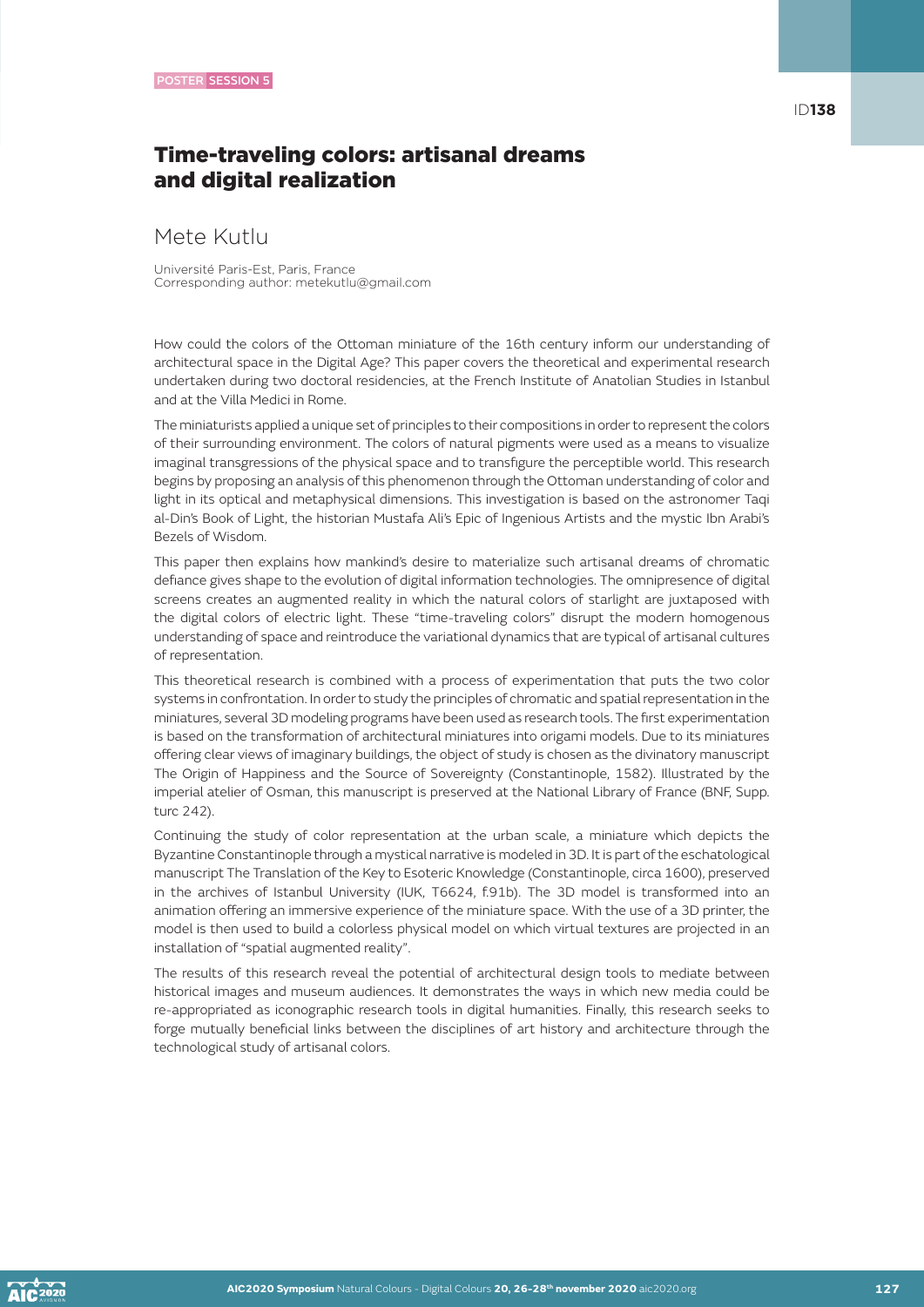POSTER SESSION 5

ID138

# Time-traveling colors: artisanal dreams and digital realization

## Mete Kutlu

Université Paris-Est, Paris, France
Corresponding author: metekutlu@gmail.com

How could the colors of the Ottoman miniature of the 16th century inform our understanding of architectural space in the Digital Age? This paper covers the theoretical and experimental research undertaken during two doctoral residencies, at the French Institute of Anatolian Studies in Istanbul and at the Villa Medici in Rome.

The miniaturists applied a unique set of principles to their compositions in order to represent the colors of their surrounding environment. The colors of natural pigments were used as a means to visualize imaginal transgressions of the physical space and to transfigure the perceptible world. This research begins by proposing an analysis of this phenomenon through the Ottoman understanding of color and light in its optical and metaphysical dimensions. This investigation is based on the astronomer Taqi al-Din's Book of Light, the historian Mustafa Ali's Epic of Ingenious Artists and the mystic Ibn Arabi's Bezels of Wisdom.

This paper then explains how mankind's desire to materialize such artisanal dreams of chromatic defiance gives shape to the evolution of digital information technologies. The omnipresence of digital screens creates an augmented reality in which the natural colors of starlight are juxtaposed with the digital colors of electric light. These "time-traveling colors" disrupt the modern homogenous understanding of space and reintroduce the variational dynamics that are typical of artisanal cultures of representation.

This theoretical research is combined with a process of experimentation that puts the two color systems in confrontation. In order to study the principles of chromatic and spatial representation in the miniatures, several 3D modeling programs have been used as research tools. The first experimentation is based on the transformation of architectural miniatures into origami models. Due to its miniatures offering clear views of imaginary buildings, the object of study is chosen as the divinatory manuscript The Origin of Happiness and the Source of Sovereignty (Constantinople, 1582). Illustrated by the imperial atelier of Osman, this manuscript is preserved at the National Library of France (BNF, Supp. turc 242).

Continuing the study of color representation at the urban scale, a miniature which depicts the Byzantine Constantinople through a mystical narrative is modeled in 3D. It is part of the eschatological manuscript The Translation of the Key to Esoteric Knowledge (Constantinople, circa 1600), preserved in the archives of Istanbul University (IUK, T6624, f.91b). The 3D model is transformed into an animation offering an immersive experience of the miniature space. With the use of a 3D printer, the model is then used to build a colorless physical model on which virtual textures are projected in an installation of "spatial augmented reality".

The results of this research reveal the potential of architectural design tools to mediate between historical images and museum audiences. It demonstrates the ways in which new media could be re-appropriated as iconographic research tools in digital humanities. Finally, this research seeks to forge mutually beneficial links between the disciplines of art history and architecture through the technological study of artisanal colors.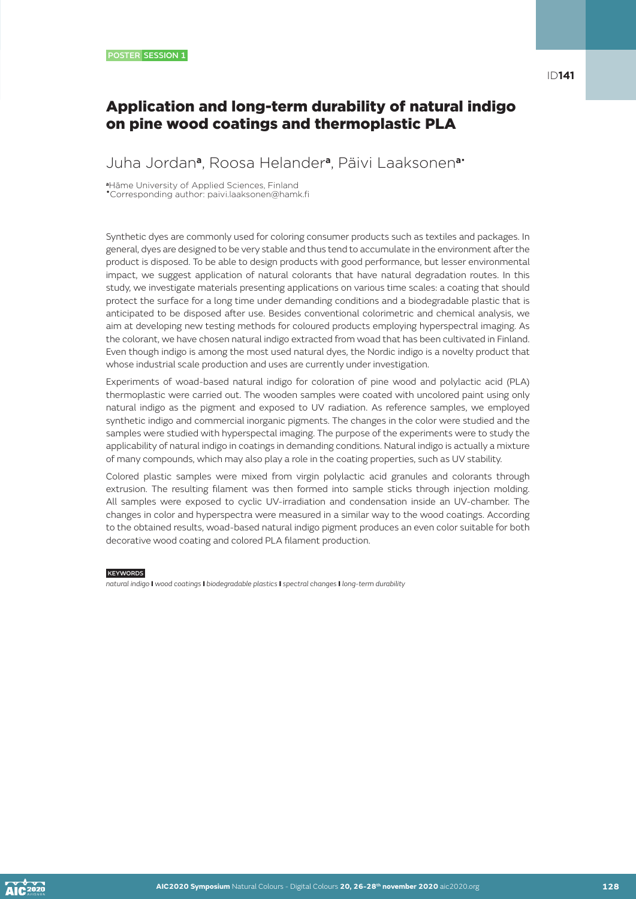POSTER SESSION 1

ID141

# Application and long-term durability of natural indigo on pine wood coatings and thermoplastic PLA

Juha Jordan[a], Roosa Helander[a], Päivi Laaksonen[a*]

[a]Häme University of Applied Sciences, Finland
[*]Corresponding author: paivi.laaksonen@hamk.fi

Synthetic dyes are commonly used for coloring consumer products such as textiles and packages. In general, dyes are designed to be very stable and thus tend to accumulate in the environment after the product is disposed. To be able to design products with good performance, but lesser environmental impact, we suggest application of natural colorants that have natural degradation routes. In this study, we investigate materials presenting applications on various time scales: a coating that should protect the surface for a long time under demanding conditions and a biodegradable plastic that is anticipated to be disposed after use. Besides conventional colorimetric and chemical analysis, we aim at developing new testing methods for coloured products employing hyperspectral imaging. As the colorant, we have chosen natural indigo extracted from woad that has been cultivated in Finland. Even though indigo is among the most used natural dyes, the Nordic indigo is a novelty product that whose industrial scale production and uses are currently under investigation.

Experiments of woad-based natural indigo for coloration of pine wood and polylactic acid (PLA) thermoplastic were carried out. The wooden samples were coated with uncolored paint using only natural indigo as the pigment and exposed to UV radiation. As reference samples, we employed synthetic indigo and commercial inorganic pigments. The changes in the color were studied and the samples were studied with hyperspectal imaging. The purpose of the experiments were to study the applicability of natural indigo in coatings in demanding conditions. Natural indigo is actually a mixture of many compounds, which may also play a role in the coating properties, such as UV stability.

Colored plastic samples were mixed from virgin polylactic acid granules and colorants through extrusion. The resulting filament was then formed into sample sticks through injection molding. All samples were exposed to cyclic UV-irradiation and condensation inside an UV-chamber. The changes in color and hyperspectra were measured in a similar way to the wood coatings. According to the obtained results, woad-based natural indigo pigment produces an even color suitable for both decorative wood coating and colored PLA filament production.

KEYWORDS

*natural indigo* **I** *wood coatings* **I** *biodegradable plastics* **I** *spectral changes* **I** *long-term durability*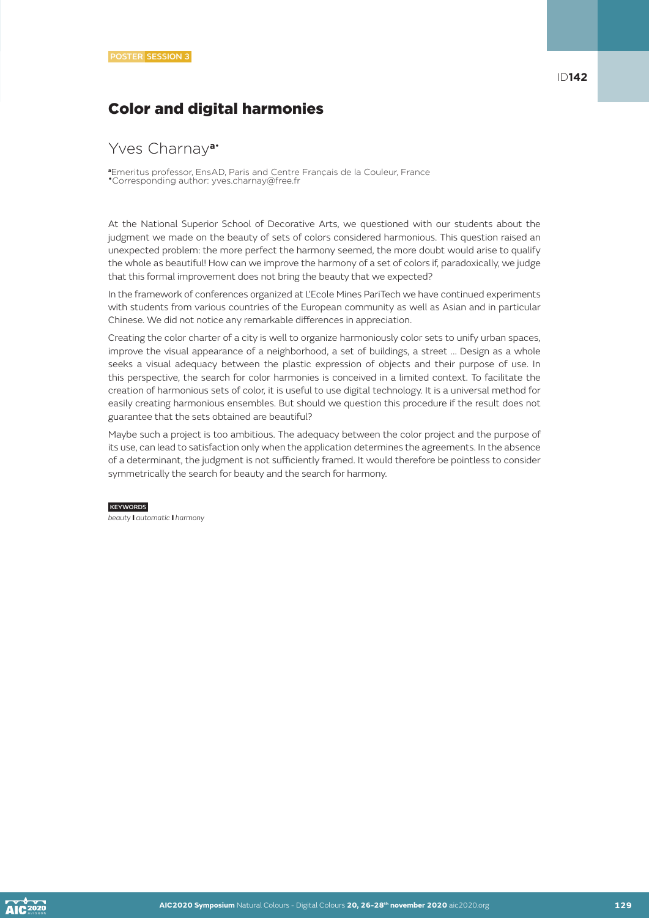POSTER SESSION 3

ID**142**

# Color and digital harmonies

Yves Charnay[a*]

[a]Emeritus professor, EnsAD, Paris and Centre Français de la Couleur, France
*Corresponding author: yves.charnay@free.fr

At the National Superior School of Decorative Arts, we questioned with our students about the judgment we made on the beauty of sets of colors considered harmonious. This question raised an unexpected problem: the more perfect the harmony seemed, the more doubt would arise to qualify the whole as beautiful! How can we improve the harmony of a set of colors if, paradoxically, we judge that this formal improvement does not bring the beauty that we expected?

In the framework of conferences organized at L'Ecole Mines PariTech we have continued experiments with students from various countries of the European community as well as Asian and in particular Chinese. We did not notice any remarkable differences in appreciation.

Creating the color charter of a city is well to organize harmoniously color sets to unify urban spaces, improve the visual appearance of a neighborhood, a set of buildings, a street ... Design as a whole seeks a visual adequacy between the plastic expression of objects and their purpose of use. In this perspective, the search for color harmonies is conceived in a limited context. To facilitate the creation of harmonious sets of color, it is useful to use digital technology. It is a universal method for easily creating harmonious ensembles. But should we question this procedure if the result does not guarantee that the sets obtained are beautiful?

Maybe such a project is too ambitious. The adequacy between the color project and the purpose of its use, can lead to satisfaction only when the application determines the agreements. In the absence of a determinant, the judgment is not sufficiently framed. It would therefore be pointless to consider symmetrically the search for beauty and the search for harmony.

KEYWORDS
*beauty* **I** *automatic* **I** *harmony*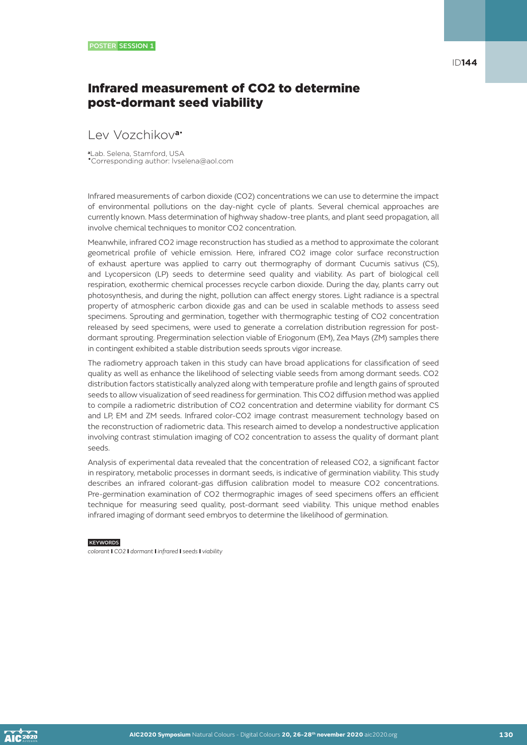POSTER SESSION 1

ID144

# Infrared measurement of CO2 to determine post-dormant seed viability

Lev Vozchikov[a,•]

[a] Lab. Selena, Stamford, USA
[•] Corresponding author: lvselena@aol.com

Infrared measurements of carbon dioxide ($CO_2$) concentrations we can use to determine the impact of environmental pollutions on the day-night cycle of plants. Several chemical approaches are currently known. Mass determination of highway shadow-tree plants, and plant seed propagation, all involve chemical techniques to monitor $CO_2$ concentration.

Meanwhile, infrared $CO_2$ image reconstruction has studied as a method to approximate the colorant geometrical profile of vehicle emission. Here, infrared $CO_2$ image color surface reconstruction of exhaust aperture was applied to carry out thermography of dormant Cucumis sativus (CS), and Lycopersicon (LP) seeds to determine seed quality and viability. As part of biological cell respiration, exothermic chemical processes recycle carbon dioxide. During the day, plants carry out photosynthesis, and during the night, pollution can affect energy stores. Light radiance is a spectral property of atmospheric carbon dioxide gas and can be used in scalable methods to assess seed specimens. Sprouting and germination, together with thermographic testing of $CO_2$ concentration released by seed specimens, were used to generate a correlation distribution regression for post-dormant sprouting. Pregermination selection viable of Eriogonum (EM), Zea Mays (ZM) samples there in contingent exhibited a stable distribution seeds sprouts vigor increase.

The radiometry approach taken in this study can have broad applications for classification of seed quality as well as enhance the likelihood of selecting viable seeds from among dormant seeds. $CO_2$ distribution factors statistically analyzed along with temperature profile and length gains of sprouted seeds to allow visualization of seed readiness for germination. This $CO_2$ diffusion method was applied to compile a radiometric distribution of $CO_2$ concentration and determine viability for dormant CS and LP, EM and ZM seeds. Infrared color-$CO_2$ image contrast measurement technology based on the reconstruction of radiometric data. This research aimed to develop a nondestructive application involving contrast stimulation imaging of $CO_2$ concentration to assess the quality of dormant plant seeds.

Analysis of experimental data revealed that the concentration of released $CO_2$, a significant factor in respiratory, metabolic processes in dormant seeds, is indicative of germination viability. This study describes an infrared colorant-gas diffusion calibration model to measure $CO_2$ concentrations. Pre-germination examination of $CO_2$ thermographic images of seed specimens offers an efficient technique for measuring seed quality, post-dormant seed viability. This unique method enables infrared imaging of dormant seed embryos to determine the likelihood of germination.

**KEYWORDS**

*colorant* | *CO2* | *dormant* | *infrared* | *seeds* | *viability*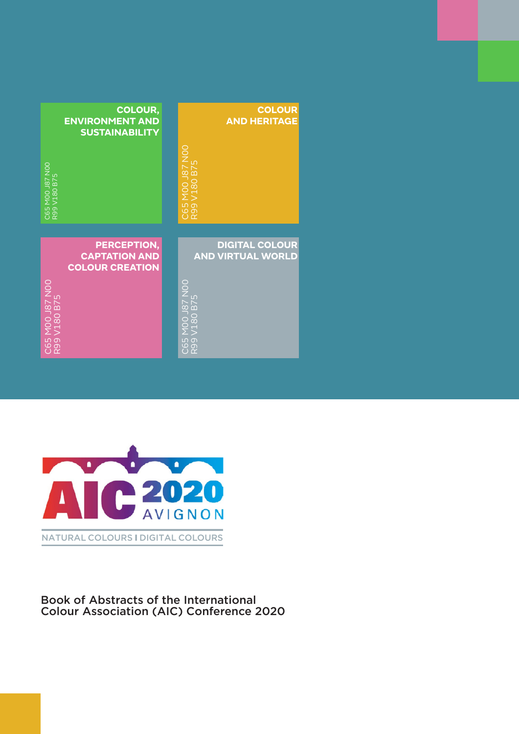COLOUR, ENVIRONMENT AND SUSTAINABILITY

C65 M00 J87 N00
R99 V180 B75

COLOUR AND HERITAGE

C65 M00 J87 N00
R99 V180 B75

PERCEPTION, CAPTATION AND COLOUR CREATION

C65 M00 J87 N00
R99 V180 B75

DIGITAL COLOUR AND VIRTUAL WORLD

C65 M00 J87 N00
R99 V180 B75

AIC 2020 AVIGNON

NATURAL COLOURS I DIGITAL COLOURS

Book of Abstracts of the International Colour Association (AIC) Conference 2020